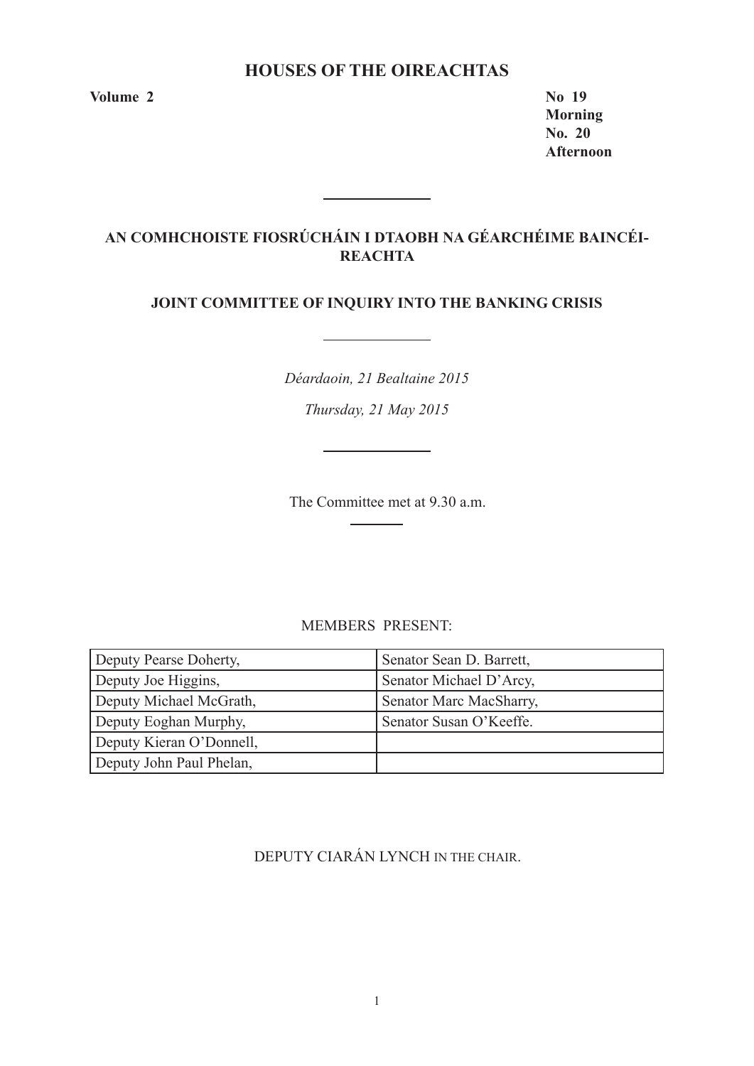# HOUSES OF THE OIREACHTAS

**Volume 2**

**No 19**
**Morning**
**No. 20**
**Afternoon**

---

## AN COMHCHOISTE FIOSRÚCHÁIN I DTAOBH NA GÉARCHÉIME BAINCÉIREACHTA

## JOINT COMMITTEE OF INQUIRY INTO THE BANKING CRISIS

---

*Déardaoin, 21 Bealtaine 2015*

*Thursday, 21 May 2015*

---

The Committee met at 9.30 a.m.

---

MEMBERS PRESENT:

| | |
|---|---|
| Deputy Pearse Doherty, | Senator Sean D. Barrett, |
| Deputy Joe Higgins, | Senator Michael D'Arcy, |
| Deputy Michael McGrath, | Senator Marc MacSharry, |
| Deputy Eoghan Murphy, | Senator Susan O'Keeffe. |
| Deputy Kieran O'Donnell, | |
| Deputy John Paul Phelan, | |

DEPUTY CIARÁN LYNCH IN THE CHAIR.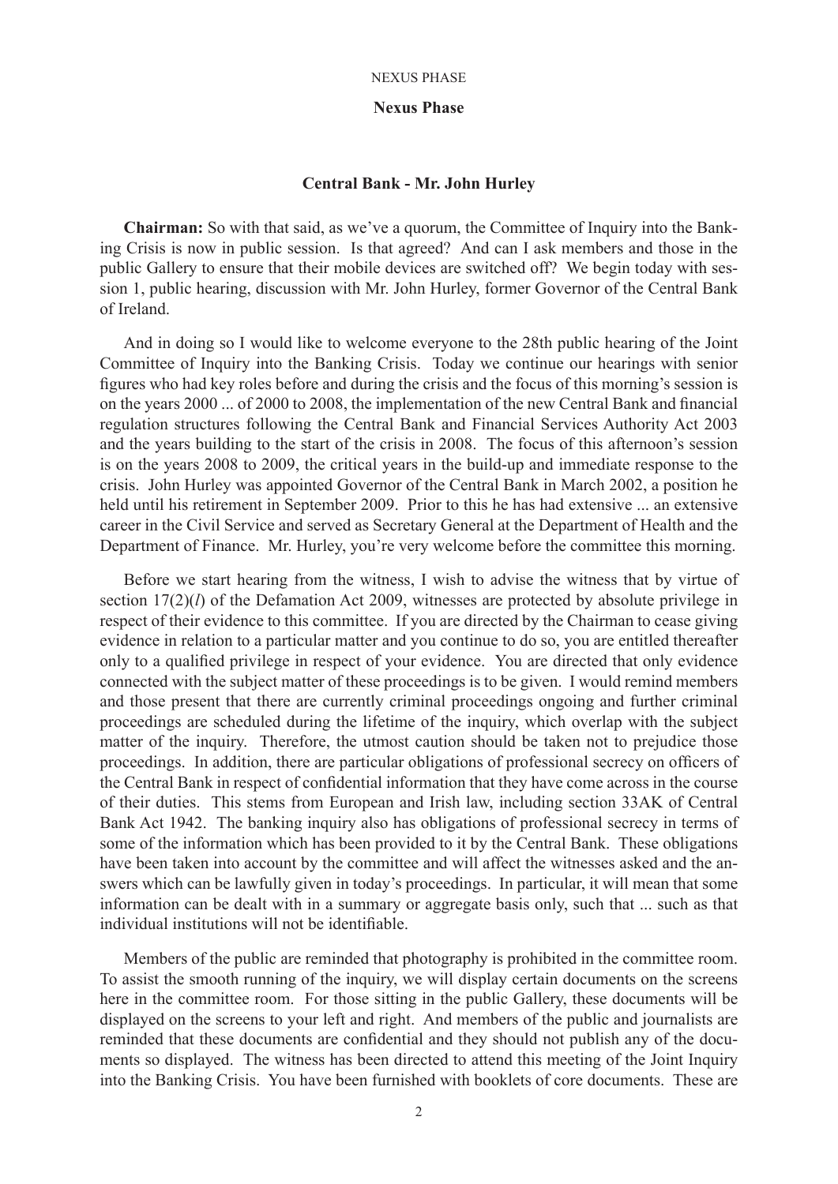**Nexus Phase**

**Central Bank - Mr. John Hurley**

**Chairman:** So with that said, as we've a quorum, the Committee of Inquiry into the Banking Crisis is now in public session. Is that agreed? And can I ask members and those in the public Gallery to ensure that their mobile devices are switched off? We begin today with session 1, public hearing, discussion with Mr. John Hurley, former Governor of the Central Bank of Ireland.

And in doing so I would like to welcome everyone to the 28th public hearing of the Joint Committee of Inquiry into the Banking Crisis. Today we continue our hearings with senior figures who had key roles before and during the crisis and the focus of this morning's session is on the years 2000 ... of 2000 to 2008, the implementation of the new Central Bank and financial regulation structures following the Central Bank and Financial Services Authority Act 2003 and the years building to the start of the crisis in 2008. The focus of this afternoon's session is on the years 2008 to 2009, the critical years in the build-up and immediate response to the crisis. John Hurley was appointed Governor of the Central Bank in March 2002, a position he held until his retirement in September 2009. Prior to this he has had extensive ... an extensive career in the Civil Service and served as Secretary General at the Department of Health and the Department of Finance. Mr. Hurley, you're very welcome before the committee this morning.

Before we start hearing from the witness, I wish to advise the witness that by virtue of section 17(2)(*l*) of the Defamation Act 2009, witnesses are protected by absolute privilege in respect of their evidence to this committee. If you are directed by the Chairman to cease giving evidence in relation to a particular matter and you continue to do so, you are entitled thereafter only to a qualified privilege in respect of your evidence. You are directed that only evidence connected with the subject matter of these proceedings is to be given. I would remind members and those present that there are currently criminal proceedings ongoing and further criminal proceedings are scheduled during the lifetime of the inquiry, which overlap with the subject matter of the inquiry. Therefore, the utmost caution should be taken not to prejudice those proceedings. In addition, there are particular obligations of professional secrecy on officers of the Central Bank in respect of confidential information that they have come across in the course of their duties. This stems from European and Irish law, including section 33AK of Central Bank Act 1942. The banking inquiry also has obligations of professional secrecy in terms of some of the information which has been provided to it by the Central Bank. These obligations have been taken into account by the committee and will affect the witnesses asked and the answers which can be lawfully given in today's proceedings. In particular, it will mean that some information can be dealt with in a summary or aggregate basis only, such that ... such as that individual institutions will not be identifiable.

Members of the public are reminded that photography is prohibited in the committee room. To assist the smooth running of the inquiry, we will display certain documents on the screens here in the committee room. For those sitting in the public Gallery, these documents will be displayed on the screens to your left and right. And members of the public and journalists are reminded that these documents are confidential and they should not publish any of the documents so displayed. The witness has been directed to attend this meeting of the Joint Inquiry into the Banking Crisis. You have been furnished with booklets of core documents. These are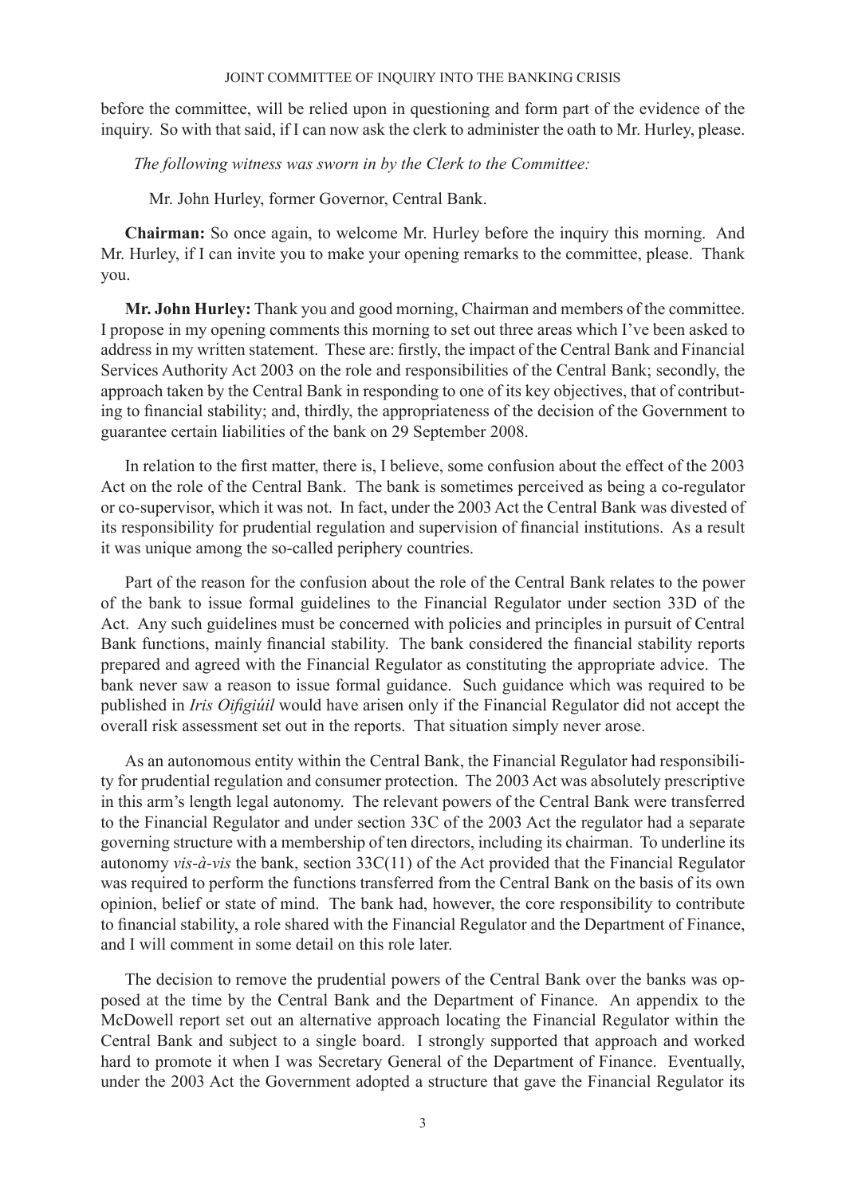before the committee, will be relied upon in questioning and form part of the evidence of the inquiry. So with that said, if I can now ask the clerk to administer the oath to Mr. Hurley, please.

*The following witness was sworn in by the Clerk to the Committee:*

Mr. John Hurley, former Governor, Central Bank.

**Chairman:** So once again, to welcome Mr. Hurley before the inquiry this morning. And Mr. Hurley, if I can invite you to make your opening remarks to the committee, please. Thank you.

**Mr. John Hurley:** Thank you and good morning, Chairman and members of the committee. I propose in my opening comments this morning to set out three areas which I've been asked to address in my written statement. These are: firstly, the impact of the Central Bank and Financial Services Authority Act 2003 on the role and responsibilities of the Central Bank; secondly, the approach taken by the Central Bank in responding to one of its key objectives, that of contributing to financial stability; and, thirdly, the appropriateness of the decision of the Government to guarantee certain liabilities of the bank on 29 September 2008.

In relation to the first matter, there is, I believe, some confusion about the effect of the 2003 Act on the role of the Central Bank. The bank is sometimes perceived as being a co-regulator or co-supervisor, which it was not. In fact, under the 2003 Act the Central Bank was divested of its responsibility for prudential regulation and supervision of financial institutions. As a result it was unique among the so-called periphery countries.

Part of the reason for the confusion about the role of the Central Bank relates to the power of the bank to issue formal guidelines to the Financial Regulator under section 33D of the Act. Any such guidelines must be concerned with policies and principles in pursuit of Central Bank functions, mainly financial stability. The bank considered the financial stability reports prepared and agreed with the Financial Regulator as constituting the appropriate advice. The bank never saw a reason to issue formal guidance. Such guidance which was required to be published in *Iris Oifigiúil* would have arisen only if the Financial Regulator did not accept the overall risk assessment set out in the reports. That situation simply never arose.

As an autonomous entity within the Central Bank, the Financial Regulator had responsibility for prudential regulation and consumer protection. The 2003 Act was absolutely prescriptive in this arm's length legal autonomy. The relevant powers of the Central Bank were transferred to the Financial Regulator and under section 33C of the 2003 Act the regulator had a separate governing structure with a membership of ten directors, including its chairman. To underline its autonomy *vis-à-vis* the bank, section 33C(11) of the Act provided that the Financial Regulator was required to perform the functions transferred from the Central Bank on the basis of its own opinion, belief or state of mind. The bank had, however, the core responsibility to contribute to financial stability, a role shared with the Financial Regulator and the Department of Finance, and I will comment in some detail on this role later.

The decision to remove the prudential powers of the Central Bank over the banks was opposed at the time by the Central Bank and the Department of Finance. An appendix to the McDowell report set out an alternative approach locating the Financial Regulator within the Central Bank and subject to a single board. I strongly supported that approach and worked hard to promote it when I was Secretary General of the Department of Finance. Eventually, under the 2003 Act the Government adopted a structure that gave the Financial Regulator its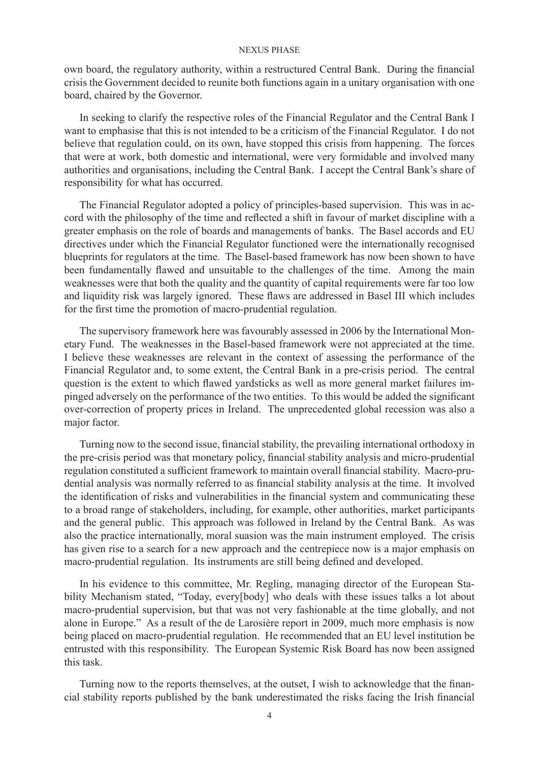own board, the regulatory authority, within a restructured Central Bank. During the financial crisis the Government decided to reunite both functions again in a unitary organisation with one board, chaired by the Governor.

In seeking to clarify the respective roles of the Financial Regulator and the Central Bank I want to emphasise that this is not intended to be a criticism of the Financial Regulator. I do not believe that regulation could, on its own, have stopped this crisis from happening. The forces that were at work, both domestic and international, were very formidable and involved many authorities and organisations, including the Central Bank. I accept the Central Bank's share of responsibility for what has occurred.

The Financial Regulator adopted a policy of principles-based supervision. This was in accord with the philosophy of the time and reflected a shift in favour of market discipline with a greater emphasis on the role of boards and managements of banks. The Basel accords and EU directives under which the Financial Regulator functioned were the internationally recognised blueprints for regulators at the time. The Basel-based framework has now been shown to have been fundamentally flawed and unsuitable to the challenges of the time. Among the main weaknesses were that both the quality and the quantity of capital requirements were far too low and liquidity risk was largely ignored. These flaws are addressed in Basel III which includes for the first time the promotion of macro-prudential regulation.

The supervisory framework here was favourably assessed in 2006 by the International Monetary Fund. The weaknesses in the Basel-based framework were not appreciated at the time. I believe these weaknesses are relevant in the context of assessing the performance of the Financial Regulator and, to some extent, the Central Bank in a pre-crisis period. The central question is the extent to which flawed yardsticks as well as more general market failures impinged adversely on the performance of the two entities. To this would be added the significant over-correction of property prices in Ireland. The unprecedented global recession was also a major factor.

Turning now to the second issue, financial stability, the prevailing international orthodoxy in the pre-crisis period was that monetary policy, financial stability analysis and micro-prudential regulation constituted a sufficient framework to maintain overall financial stability. Macro-prudential analysis was normally referred to as financial stability analysis at the time. It involved the identification of risks and vulnerabilities in the financial system and communicating these to a broad range of stakeholders, including, for example, other authorities, market participants and the general public. This approach was followed in Ireland by the Central Bank. As was also the practice internationally, moral suasion was the main instrument employed. The crisis has given rise to a search for a new approach and the centrepiece now is a major emphasis on macro-prudential regulation. Its instruments are still being defined and developed.

In his evidence to this committee, Mr. Regling, managing director of the European Stability Mechanism stated, "Today, every[body] who deals with these issues talks a lot about macro-prudential supervision, but that was not very fashionable at the time globally, and not alone in Europe." As a result of the de Larosière report in 2009, much more emphasis is now being placed on macro-prudential regulation. He recommended that an EU level institution be entrusted with this responsibility. The European Systemic Risk Board has now been assigned this task.

Turning now to the reports themselves, at the outset, I wish to acknowledge that the financial stability reports published by the bank underestimated the risks facing the Irish financial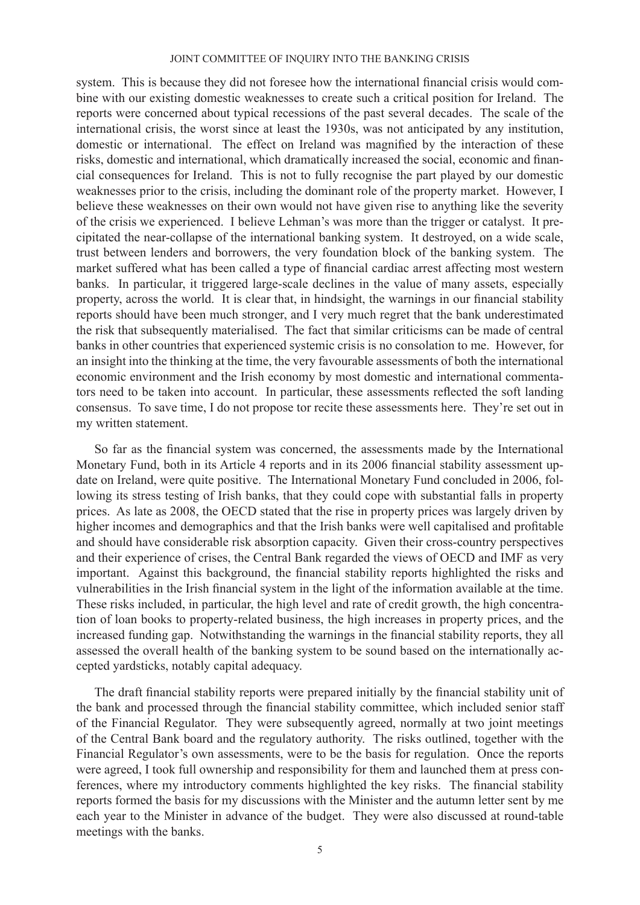system. This is because they did not foresee how the international financial crisis would combine with our existing domestic weaknesses to create such a critical position for Ireland. The reports were concerned about typical recessions of the past several decades. The scale of the international crisis, the worst since at least the 1930s, was not anticipated by any institution, domestic or international. The effect on Ireland was magnified by the interaction of these risks, domestic and international, which dramatically increased the social, economic and financial consequences for Ireland. This is not to fully recognise the part played by our domestic weaknesses prior to the crisis, including the dominant role of the property market. However, I believe these weaknesses on their own would not have given rise to anything like the severity of the crisis we experienced. I believe Lehman's was more than the trigger or catalyst. It precipitated the near-collapse of the international banking system. It destroyed, on a wide scale, trust between lenders and borrowers, the very foundation block of the banking system. The market suffered what has been called a type of financial cardiac arrest affecting most western banks. In particular, it triggered large-scale declines in the value of many assets, especially property, across the world. It is clear that, in hindsight, the warnings in our financial stability reports should have been much stronger, and I very much regret that the bank underestimated the risk that subsequently materialised. The fact that similar criticisms can be made of central banks in other countries that experienced systemic crisis is no consolation to me. However, for an insight into the thinking at the time, the very favourable assessments of both the international economic environment and the Irish economy by most domestic and international commentators need to be taken into account. In particular, these assessments reflected the soft landing consensus. To save time, I do not propose tor recite these assessments here. They're set out in my written statement.

So far as the financial system was concerned, the assessments made by the International Monetary Fund, both in its Article 4 reports and in its 2006 financial stability assessment update on Ireland, were quite positive. The International Monetary Fund concluded in 2006, following its stress testing of Irish banks, that they could cope with substantial falls in property prices. As late as 2008, the OECD stated that the rise in property prices was largely driven by higher incomes and demographics and that the Irish banks were well capitalised and profitable and should have considerable risk absorption capacity. Given their cross-country perspectives and their experience of crises, the Central Bank regarded the views of OECD and IMF as very important. Against this background, the financial stability reports highlighted the risks and vulnerabilities in the Irish financial system in the light of the information available at the time. These risks included, in particular, the high level and rate of credit growth, the high concentration of loan books to property-related business, the high increases in property prices, and the increased funding gap. Notwithstanding the warnings in the financial stability reports, they all assessed the overall health of the banking system to be sound based on the internationally accepted yardsticks, notably capital adequacy.

The draft financial stability reports were prepared initially by the financial stability unit of the bank and processed through the financial stability committee, which included senior staff of the Financial Regulator. They were subsequently agreed, normally at two joint meetings of the Central Bank board and the regulatory authority. The risks outlined, together with the Financial Regulator's own assessments, were to be the basis for regulation. Once the reports were agreed, I took full ownership and responsibility for them and launched them at press conferences, where my introductory comments highlighted the key risks. The financial stability reports formed the basis for my discussions with the Minister and the autumn letter sent by me each year to the Minister in advance of the budget. They were also discussed at round-table meetings with the banks.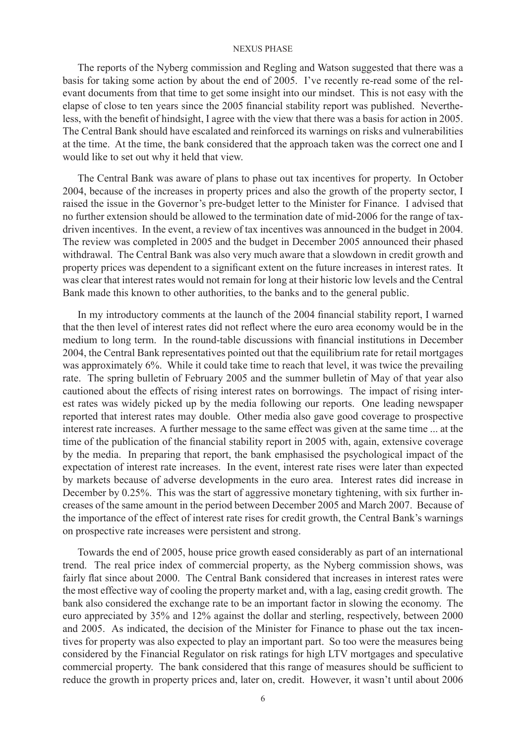The reports of the Nyberg commission and Regling and Watson suggested that there was a basis for taking some action by about the end of 2005. I've recently re-read some of the relevant documents from that time to get some insight into our mindset. This is not easy with the elapse of close to ten years since the 2005 financial stability report was published. Nevertheless, with the benefit of hindsight, I agree with the view that there was a basis for action in 2005. The Central Bank should have escalated and reinforced its warnings on risks and vulnerabilities at the time. At the time, the bank considered that the approach taken was the correct one and I would like to set out why it held that view.

The Central Bank was aware of plans to phase out tax incentives for property. In October 2004, because of the increases in property prices and also the growth of the property sector, I raised the issue in the Governor's pre-budget letter to the Minister for Finance. I advised that no further extension should be allowed to the termination date of mid-2006 for the range of tax-driven incentives. In the event, a review of tax incentives was announced in the budget in 2004. The review was completed in 2005 and the budget in December 2005 announced their phased withdrawal. The Central Bank was also very much aware that a slowdown in credit growth and property prices was dependent to a significant extent on the future increases in interest rates. It was clear that interest rates would not remain for long at their historic low levels and the Central Bank made this known to other authorities, to the banks and to the general public.

In my introductory comments at the launch of the 2004 financial stability report, I warned that the then level of interest rates did not reflect where the euro area economy would be in the medium to long term. In the round-table discussions with financial institutions in December 2004, the Central Bank representatives pointed out that the equilibrium rate for retail mortgages was approximately 6%. While it could take time to reach that level, it was twice the prevailing rate. The spring bulletin of February 2005 and the summer bulletin of May of that year also cautioned about the effects of rising interest rates on borrowings. The impact of rising interest rates was widely picked up by the media following our reports. One leading newspaper reported that interest rates may double. Other media also gave good coverage to prospective interest rate increases. A further message to the same effect was given at the same time ... at the time of the publication of the financial stability report in 2005 with, again, extensive coverage by the media. In preparing that report, the bank emphasised the psychological impact of the expectation of interest rate increases. In the event, interest rate rises were later than expected by markets because of adverse developments in the euro area. Interest rates did increase in December by 0.25%. This was the start of aggressive monetary tightening, with six further increases of the same amount in the period between December 2005 and March 2007. Because of the importance of the effect of interest rate rises for credit growth, the Central Bank's warnings on prospective rate increases were persistent and strong.

Towards the end of 2005, house price growth eased considerably as part of an international trend. The real price index of commercial property, as the Nyberg commission shows, was fairly flat since about 2000. The Central Bank considered that increases in interest rates were the most effective way of cooling the property market and, with a lag, easing credit growth. The bank also considered the exchange rate to be an important factor in slowing the economy. The euro appreciated by 35% and 12% against the dollar and sterling, respectively, between 2000 and 2005. As indicated, the decision of the Minister for Finance to phase out the tax incentives for property was also expected to play an important part. So too were the measures being considered by the Financial Regulator on risk ratings for high LTV mortgages and speculative commercial property. The bank considered that this range of measures should be sufficient to reduce the growth in property prices and, later on, credit. However, it wasn't until about 2006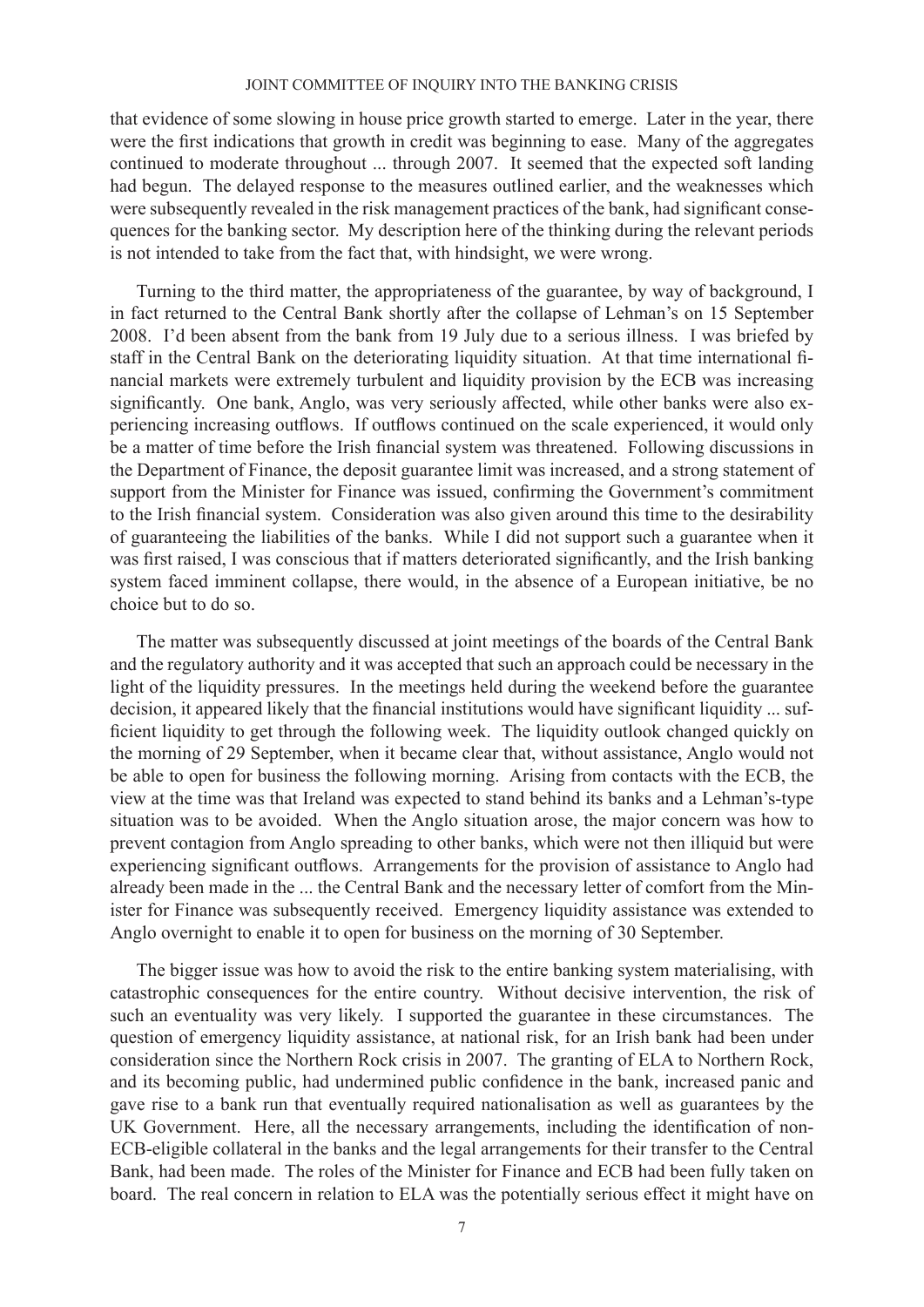that evidence of some slowing in house price growth started to emerge. Later in the year, there were the first indications that growth in credit was beginning to ease. Many of the aggregates continued to moderate throughout ... through 2007. It seemed that the expected soft landing had begun. The delayed response to the measures outlined earlier, and the weaknesses which were subsequently revealed in the risk management practices of the bank, had significant consequences for the banking sector. My description here of the thinking during the relevant periods is not intended to take from the fact that, with hindsight, we were wrong.

Turning to the third matter, the appropriateness of the guarantee, by way of background, I in fact returned to the Central Bank shortly after the collapse of Lehman's on 15 September 2008. I'd been absent from the bank from 19 July due to a serious illness. I was briefed by staff in the Central Bank on the deteriorating liquidity situation. At that time international financial markets were extremely turbulent and liquidity provision by the ECB was increasing significantly. One bank, Anglo, was very seriously affected, while other banks were also experiencing increasing outflows. If outflows continued on the scale experienced, it would only be a matter of time before the Irish financial system was threatened. Following discussions in the Department of Finance, the deposit guarantee limit was increased, and a strong statement of support from the Minister for Finance was issued, confirming the Government's commitment to the Irish financial system. Consideration was also given around this time to the desirability of guaranteeing the liabilities of the banks. While I did not support such a guarantee when it was first raised, I was conscious that if matters deteriorated significantly, and the Irish banking system faced imminent collapse, there would, in the absence of a European initiative, be no choice but to do so.

The matter was subsequently discussed at joint meetings of the boards of the Central Bank and the regulatory authority and it was accepted that such an approach could be necessary in the light of the liquidity pressures. In the meetings held during the weekend before the guarantee decision, it appeared likely that the financial institutions would have significant liquidity ... sufficient liquidity to get through the following week. The liquidity outlook changed quickly on the morning of 29 September, when it became clear that, without assistance, Anglo would not be able to open for business the following morning. Arising from contacts with the ECB, the view at the time was that Ireland was expected to stand behind its banks and a Lehman's-type situation was to be avoided. When the Anglo situation arose, the major concern was how to prevent contagion from Anglo spreading to other banks, which were not then illiquid but were experiencing significant outflows. Arrangements for the provision of assistance to Anglo had already been made in the ... the Central Bank and the necessary letter of comfort from the Minister for Finance was subsequently received. Emergency liquidity assistance was extended to Anglo overnight to enable it to open for business on the morning of 30 September.

The bigger issue was how to avoid the risk to the entire banking system materialising, with catastrophic consequences for the entire country. Without decisive intervention, the risk of such an eventuality was very likely. I supported the guarantee in these circumstances. The question of emergency liquidity assistance, at national risk, for an Irish bank had been under consideration since the Northern Rock crisis in 2007. The granting of ELA to Northern Rock, and its becoming public, had undermined public confidence in the bank, increased panic and gave rise to a bank run that eventually required nationalisation as well as guarantees by the UK Government. Here, all the necessary arrangements, including the identification of non-ECB-eligible collateral in the banks and the legal arrangements for their transfer to the Central Bank, had been made. The roles of the Minister for Finance and ECB had been fully taken on board. The real concern in relation to ELA was the potentially serious effect it might have on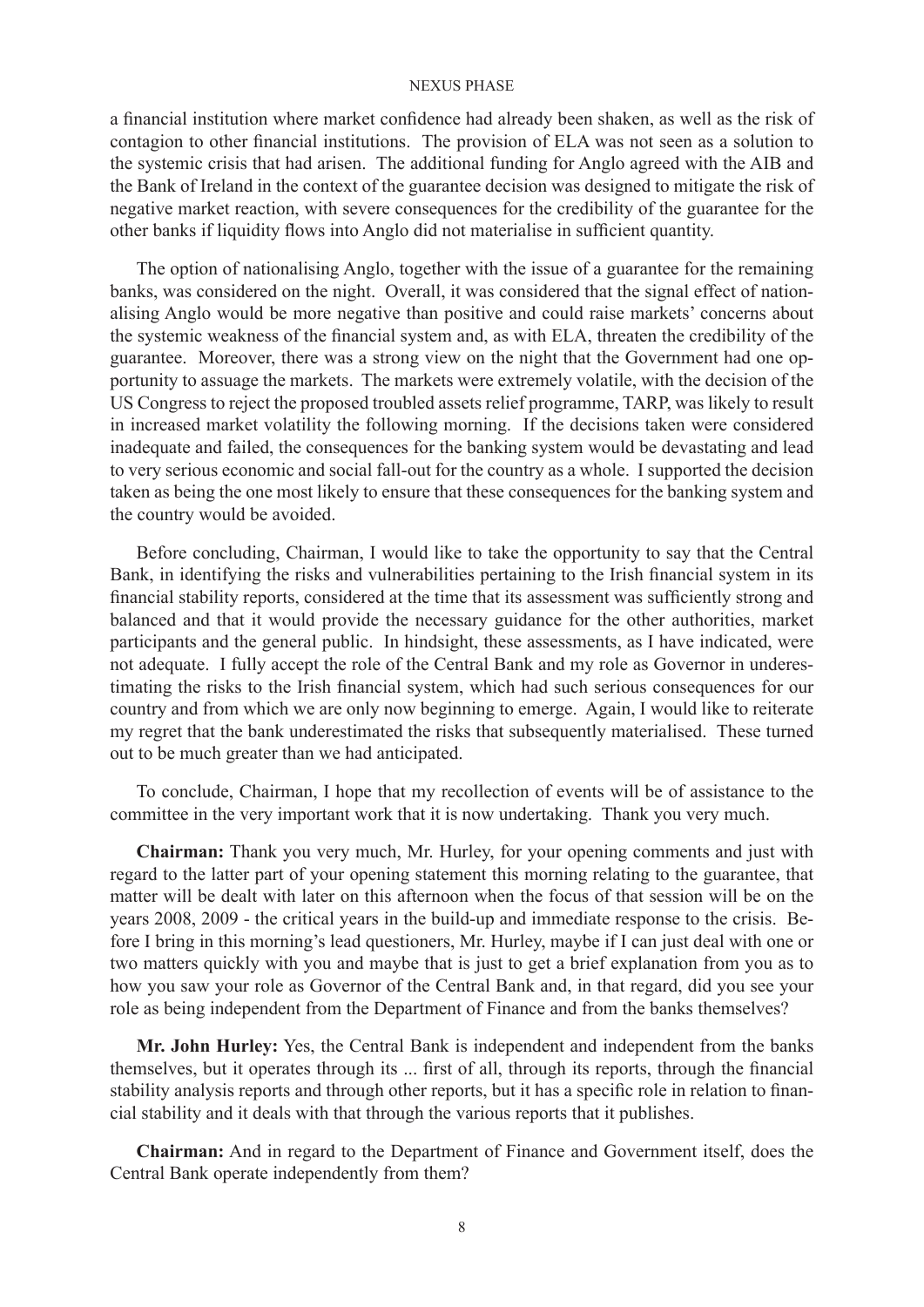a financial institution where market confidence had already been shaken, as well as the risk of contagion to other financial institutions. The provision of ELA was not seen as a solution to the systemic crisis that had arisen. The additional funding for Anglo agreed with the AIB and the Bank of Ireland in the context of the guarantee decision was designed to mitigate the risk of negative market reaction, with severe consequences for the credibility of the guarantee for the other banks if liquidity flows into Anglo did not materialise in sufficient quantity.

The option of nationalising Anglo, together with the issue of a guarantee for the remaining banks, was considered on the night. Overall, it was considered that the signal effect of nationalising Anglo would be more negative than positive and could raise markets' concerns about the systemic weakness of the financial system and, as with ELA, threaten the credibility of the guarantee. Moreover, there was a strong view on the night that the Government had one opportunity to assuage the markets. The markets were extremely volatile, with the decision of the US Congress to reject the proposed troubled assets relief programme, TARP, was likely to result in increased market volatility the following morning. If the decisions taken were considered inadequate and failed, the consequences for the banking system would be devastating and lead to very serious economic and social fall-out for the country as a whole. I supported the decision taken as being the one most likely to ensure that these consequences for the banking system and the country would be avoided.

Before concluding, Chairman, I would like to take the opportunity to say that the Central Bank, in identifying the risks and vulnerabilities pertaining to the Irish financial system in its financial stability reports, considered at the time that its assessment was sufficiently strong and balanced and that it would provide the necessary guidance for the other authorities, market participants and the general public. In hindsight, these assessments, as I have indicated, were not adequate. I fully accept the role of the Central Bank and my role as Governor in underestimating the risks to the Irish financial system, which had such serious consequences for our country and from which we are only now beginning to emerge. Again, I would like to reiterate my regret that the bank underestimated the risks that subsequently materialised. These turned out to be much greater than we had anticipated.

To conclude, Chairman, I hope that my recollection of events will be of assistance to the committee in the very important work that it is now undertaking. Thank you very much.

**Chairman:** Thank you very much, Mr. Hurley, for your opening comments and just with regard to the latter part of your opening statement this morning relating to the guarantee, that matter will be dealt with later on this afternoon when the focus of that session will be on the years 2008, 2009 - the critical years in the build-up and immediate response to the crisis. Before I bring in this morning's lead questioners, Mr. Hurley, maybe if I can just deal with one or two matters quickly with you and maybe that is just to get a brief explanation from you as to how you saw your role as Governor of the Central Bank and, in that regard, did you see your role as being independent from the Department of Finance and from the banks themselves?

**Mr. John Hurley:** Yes, the Central Bank is independent and independent from the banks themselves, but it operates through its ... first of all, through its reports, through the financial stability analysis reports and through other reports, but it has a specific role in relation to financial stability and it deals with that through the various reports that it publishes.

**Chairman:** And in regard to the Department of Finance and Government itself, does the Central Bank operate independently from them?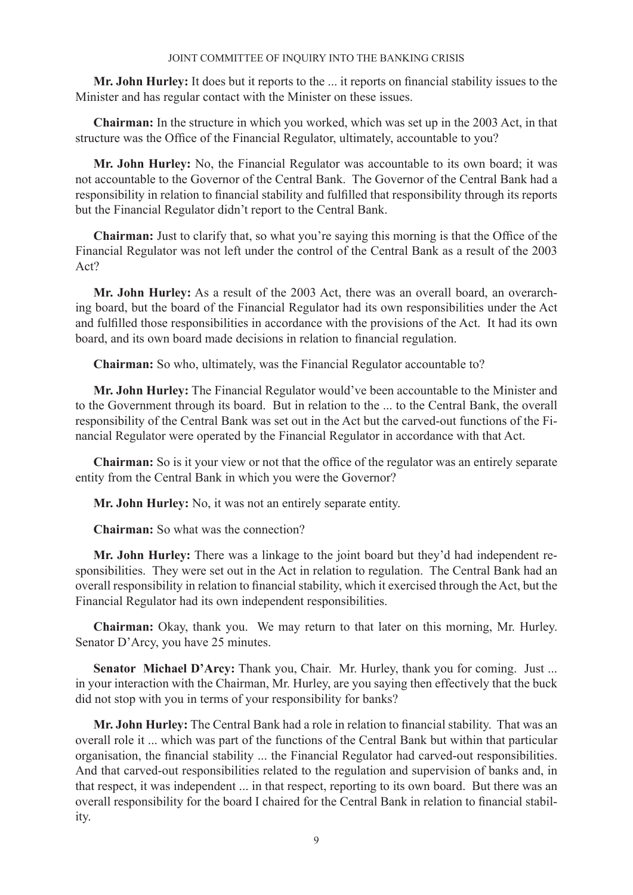**Mr. John Hurley:** It does but it reports to the ... it reports on financial stability issues to the Minister and has regular contact with the Minister on these issues.

**Chairman:** In the structure in which you worked, which was set up in the 2003 Act, in that structure was the Office of the Financial Regulator, ultimately, accountable to you?

**Mr. John Hurley:** No, the Financial Regulator was accountable to its own board; it was not accountable to the Governor of the Central Bank. The Governor of the Central Bank had a responsibility in relation to financial stability and fulfilled that responsibility through its reports but the Financial Regulator didn't report to the Central Bank.

**Chairman:** Just to clarify that, so what you're saying this morning is that the Office of the Financial Regulator was not left under the control of the Central Bank as a result of the 2003 Act?

**Mr. John Hurley:** As a result of the 2003 Act, there was an overall board, an overarching board, but the board of the Financial Regulator had its own responsibilities under the Act and fulfilled those responsibilities in accordance with the provisions of the Act. It had its own board, and its own board made decisions in relation to financial regulation.

**Chairman:** So who, ultimately, was the Financial Regulator accountable to?

**Mr. John Hurley:** The Financial Regulator would've been accountable to the Minister and to the Government through its board. But in relation to the ... to the Central Bank, the overall responsibility of the Central Bank was set out in the Act but the carved-out functions of the Financial Regulator were operated by the Financial Regulator in accordance with that Act.

**Chairman:** So is it your view or not that the office of the regulator was an entirely separate entity from the Central Bank in which you were the Governor?

**Mr. John Hurley:** No, it was not an entirely separate entity.

**Chairman:** So what was the connection?

**Mr. John Hurley:** There was a linkage to the joint board but they'd had independent responsibilities. They were set out in the Act in relation to regulation. The Central Bank had an overall responsibility in relation to financial stability, which it exercised through the Act, but the Financial Regulator had its own independent responsibilities.

**Chairman:** Okay, thank you. We may return to that later on this morning, Mr. Hurley. Senator D'Arcy, you have 25 minutes.

**Senator Michael D'Arcy:** Thank you, Chair. Mr. Hurley, thank you for coming. Just ... in your interaction with the Chairman, Mr. Hurley, are you saying then effectively that the buck did not stop with you in terms of your responsibility for banks?

**Mr. John Hurley:** The Central Bank had a role in relation to financial stability. That was an overall role it ... which was part of the functions of the Central Bank but within that particular organisation, the financial stability ... the Financial Regulator had carved-out responsibilities. And that carved-out responsibilities related to the regulation and supervision of banks and, in that respect, it was independent ... in that respect, reporting to its own board. But there was an overall responsibility for the board I chaired for the Central Bank in relation to financial stability.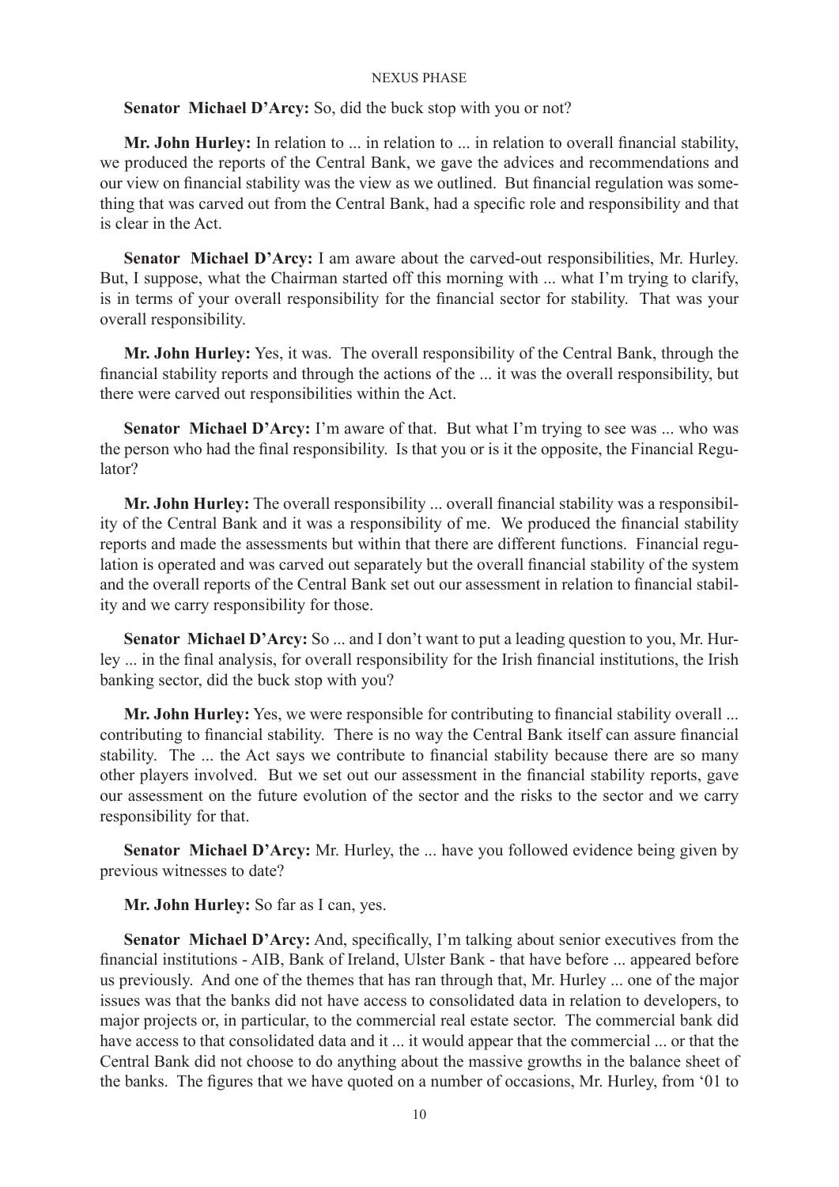**Senator Michael D'Arcy:** So, did the buck stop with you or not?

**Mr. John Hurley:** In relation to ... in relation to ... in relation to overall financial stability, we produced the reports of the Central Bank, we gave the advices and recommendations and our view on financial stability was the view as we outlined. But financial regulation was something that was carved out from the Central Bank, had a specific role and responsibility and that is clear in the Act.

**Senator Michael D'Arcy:** I am aware about the carved-out responsibilities, Mr. Hurley. But, I suppose, what the Chairman started off this morning with ... what I'm trying to clarify, is in terms of your overall responsibility for the financial sector for stability. That was your overall responsibility.

**Mr. John Hurley:** Yes, it was. The overall responsibility of the Central Bank, through the financial stability reports and through the actions of the ... it was the overall responsibility, but there were carved out responsibilities within the Act.

**Senator Michael D'Arcy:** I'm aware of that. But what I'm trying to see was ... who was the person who had the final responsibility. Is that you or is it the opposite, the Financial Regulator?

**Mr. John Hurley:** The overall responsibility ... overall financial stability was a responsibility of the Central Bank and it was a responsibility of me. We produced the financial stability reports and made the assessments but within that there are different functions. Financial regulation is operated and was carved out separately but the overall financial stability of the system and the overall reports of the Central Bank set out our assessment in relation to financial stability and we carry responsibility for those.

**Senator Michael D'Arcy:** So ... and I don't want to put a leading question to you, Mr. Hurley ... in the final analysis, for overall responsibility for the Irish financial institutions, the Irish banking sector, did the buck stop with you?

**Mr. John Hurley:** Yes, we were responsible for contributing to financial stability overall ... contributing to financial stability. There is no way the Central Bank itself can assure financial stability. The ... the Act says we contribute to financial stability because there are so many other players involved. But we set out our assessment in the financial stability reports, gave our assessment on the future evolution of the sector and the risks to the sector and we carry responsibility for that.

**Senator Michael D'Arcy:** Mr. Hurley, the ... have you followed evidence being given by previous witnesses to date?

**Mr. John Hurley:** So far as I can, yes.

**Senator Michael D'Arcy:** And, specifically, I'm talking about senior executives from the financial institutions - AIB, Bank of Ireland, Ulster Bank - that have before ... appeared before us previously. And one of the themes that has ran through that, Mr. Hurley ... one of the major issues was that the banks did not have access to consolidated data in relation to developers, to major projects or, in particular, to the commercial real estate sector. The commercial bank did have access to that consolidated data and it ... it would appear that the commercial ... or that the Central Bank did not choose to do anything about the massive growths in the balance sheet of the banks. The figures that we have quoted on a number of occasions, Mr. Hurley, from '01 to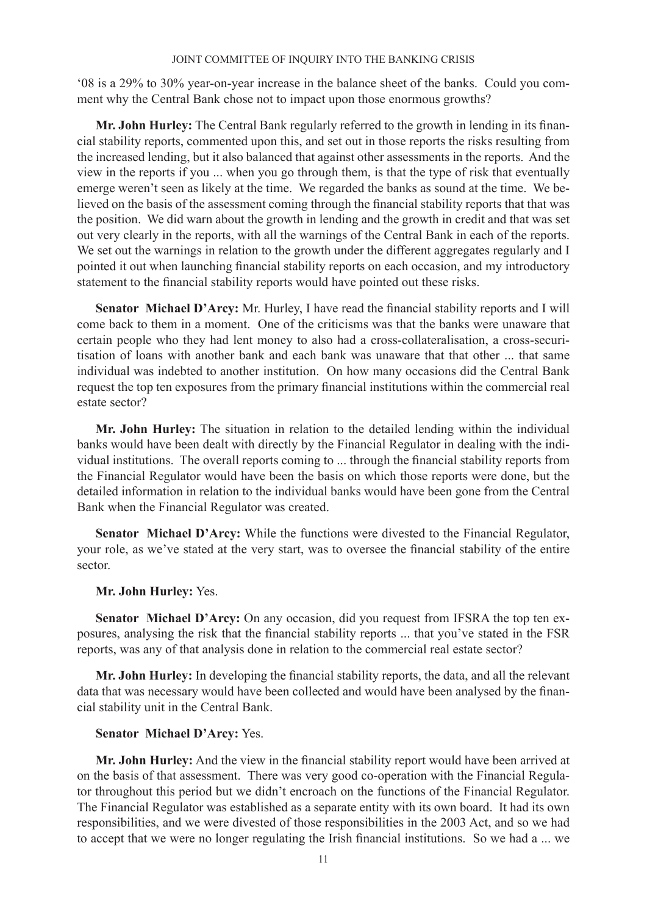'08 is a 29% to 30% year-on-year increase in the balance sheet of the banks. Could you comment why the Central Bank chose not to impact upon those enormous growths?

**Mr. John Hurley:** The Central Bank regularly referred to the growth in lending in its financial stability reports, commented upon this, and set out in those reports the risks resulting from the increased lending, but it also balanced that against other assessments in the reports. And the view in the reports if you ... when you go through them, is that the type of risk that eventually emerge weren't seen as likely at the time. We regarded the banks as sound at the time. We believed on the basis of the assessment coming through the financial stability reports that that was the position. We did warn about the growth in lending and the growth in credit and that was set out very clearly in the reports, with all the warnings of the Central Bank in each of the reports. We set out the warnings in relation to the growth under the different aggregates regularly and I pointed it out when launching financial stability reports on each occasion, and my introductory statement to the financial stability reports would have pointed out these risks.

**Senator Michael D'Arcy:** Mr. Hurley, I have read the financial stability reports and I will come back to them in a moment. One of the criticisms was that the banks were unaware that certain people who they had lent money to also had a cross-collateralisation, a cross-securitisation of loans with another bank and each bank was unaware that that other ... that same individual was indebted to another institution. On how many occasions did the Central Bank request the top ten exposures from the primary financial institutions within the commercial real estate sector?

**Mr. John Hurley:** The situation in relation to the detailed lending within the individual banks would have been dealt with directly by the Financial Regulator in dealing with the individual institutions. The overall reports coming to ... through the financial stability reports from the Financial Regulator would have been the basis on which those reports were done, but the detailed information in relation to the individual banks would have been gone from the Central Bank when the Financial Regulator was created.

**Senator Michael D'Arcy:** While the functions were divested to the Financial Regulator, your role, as we've stated at the very start, was to oversee the financial stability of the entire sector.

**Mr. John Hurley:** Yes.

**Senator Michael D'Arcy:** On any occasion, did you request from IFSRA the top ten exposures, analysing the risk that the financial stability reports ... that you've stated in the FSR reports, was any of that analysis done in relation to the commercial real estate sector?

**Mr. John Hurley:** In developing the financial stability reports, the data, and all the relevant data that was necessary would have been collected and would have been analysed by the financial stability unit in the Central Bank.

**Senator Michael D'Arcy:** Yes.

**Mr. John Hurley:** And the view in the financial stability report would have been arrived at on the basis of that assessment. There was very good co-operation with the Financial Regulator throughout this period but we didn't encroach on the functions of the Financial Regulator. The Financial Regulator was established as a separate entity with its own board. It had its own responsibilities, and we were divested of those responsibilities in the 2003 Act, and so we had to accept that we were no longer regulating the Irish financial institutions. So we had a ... we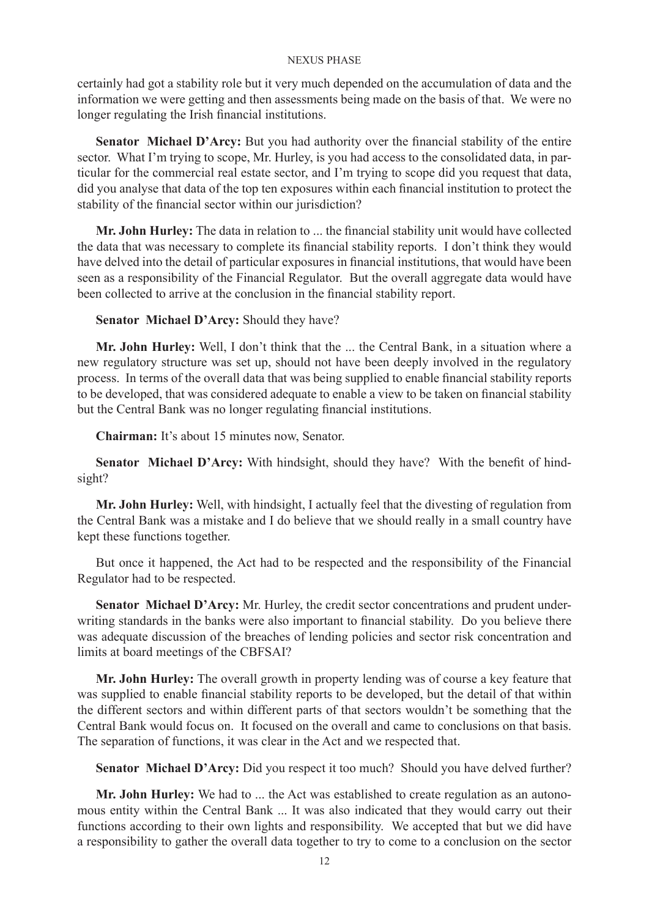certainly had got a stability role but it very much depended on the accumulation of data and the information we were getting and then assessments being made on the basis of that. We were no longer regulating the Irish financial institutions.

**Senator Michael D'Arcy:** But you had authority over the financial stability of the entire sector. What I'm trying to scope, Mr. Hurley, is you had access to the consolidated data, in particular for the commercial real estate sector, and I'm trying to scope did you request that data, did you analyse that data of the top ten exposures within each financial institution to protect the stability of the financial sector within our jurisdiction?

**Mr. John Hurley:** The data in relation to ... the financial stability unit would have collected the data that was necessary to complete its financial stability reports. I don't think they would have delved into the detail of particular exposures in financial institutions, that would have been seen as a responsibility of the Financial Regulator. But the overall aggregate data would have been collected to arrive at the conclusion in the financial stability report.

**Senator Michael D'Arcy:** Should they have?

**Mr. John Hurley:** Well, I don't think that the ... the Central Bank, in a situation where a new regulatory structure was set up, should not have been deeply involved in the regulatory process. In terms of the overall data that was being supplied to enable financial stability reports to be developed, that was considered adequate to enable a view to be taken on financial stability but the Central Bank was no longer regulating financial institutions.

**Chairman:** It's about 15 minutes now, Senator.

**Senator Michael D'Arcy:** With hindsight, should they have? With the benefit of hindsight?

**Mr. John Hurley:** Well, with hindsight, I actually feel that the divesting of regulation from the Central Bank was a mistake and I do believe that we should really in a small country have kept these functions together.

But once it happened, the Act had to be respected and the responsibility of the Financial Regulator had to be respected.

**Senator Michael D'Arcy:** Mr. Hurley, the credit sector concentrations and prudent underwriting standards in the banks were also important to financial stability. Do you believe there was adequate discussion of the breaches of lending policies and sector risk concentration and limits at board meetings of the CBFSAI?

**Mr. John Hurley:** The overall growth in property lending was of course a key feature that was supplied to enable financial stability reports to be developed, but the detail of that within the different sectors and within different parts of that sectors wouldn't be something that the Central Bank would focus on. It focused on the overall and came to conclusions on that basis. The separation of functions, it was clear in the Act and we respected that.

**Senator Michael D'Arcy:** Did you respect it too much? Should you have delved further?

**Mr. John Hurley:** We had to ... the Act was established to create regulation as an autonomous entity within the Central Bank ... It was also indicated that they would carry out their functions according to their own lights and responsibility. We accepted that but we did have a responsibility to gather the overall data together to try to come to a conclusion on the sector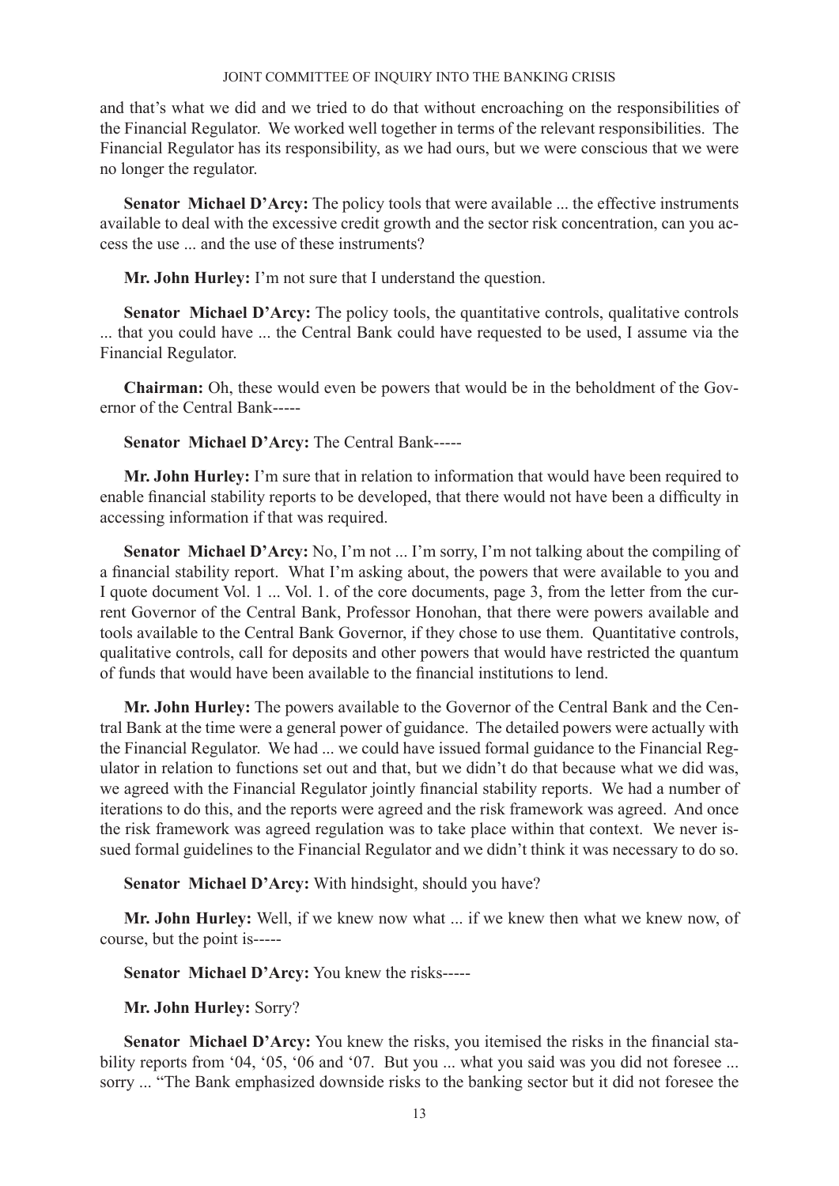and that's what we did and we tried to do that without encroaching on the responsibilities of the Financial Regulator. We worked well together in terms of the relevant responsibilities. The Financial Regulator has its responsibility, as we had ours, but we were conscious that we were no longer the regulator.

**Senator Michael D'Arcy:** The policy tools that were available ... the effective instruments available to deal with the excessive credit growth and the sector risk concentration, can you access the use ... and the use of these instruments?

**Mr. John Hurley:** I'm not sure that I understand the question.

**Senator Michael D'Arcy:** The policy tools, the quantitative controls, qualitative controls ... that you could have ... the Central Bank could have requested to be used, I assume via the Financial Regulator.

**Chairman:** Oh, these would even be powers that would be in the beholdment of the Governor of the Central Bank-----

**Senator Michael D'Arcy:** The Central Bank-----

**Mr. John Hurley:** I'm sure that in relation to information that would have been required to enable financial stability reports to be developed, that there would not have been a difficulty in accessing information if that was required.

**Senator Michael D'Arcy:** No, I'm not ... I'm sorry, I'm not talking about the compiling of a financial stability report. What I'm asking about, the powers that were available to you and I quote document Vol. 1 ... Vol. 1. of the core documents, page 3, from the letter from the current Governor of the Central Bank, Professor Honohan, that there were powers available and tools available to the Central Bank Governor, if they chose to use them. Quantitative controls, qualitative controls, call for deposits and other powers that would have restricted the quantum of funds that would have been available to the financial institutions to lend.

**Mr. John Hurley:** The powers available to the Governor of the Central Bank and the Central Bank at the time were a general power of guidance. The detailed powers were actually with the Financial Regulator. We had ... we could have issued formal guidance to the Financial Regulator in relation to functions set out and that, but we didn't do that because what we did was, we agreed with the Financial Regulator jointly financial stability reports. We had a number of iterations to do this, and the reports were agreed and the risk framework was agreed. And once the risk framework was agreed regulation was to take place within that context. We never issued formal guidelines to the Financial Regulator and we didn't think it was necessary to do so.

**Senator Michael D'Arcy:** With hindsight, should you have?

**Mr. John Hurley:** Well, if we knew now what ... if we knew then what we knew now, of course, but the point is-----

**Senator Michael D'Arcy:** You knew the risks-----

**Mr. John Hurley:** Sorry?

**Senator Michael D'Arcy:** You knew the risks, you itemised the risks in the financial stability reports from '04, '05, '06 and '07. But you ... what you said was you did not foresee ... sorry ... "The Bank emphasized downside risks to the banking sector but it did not foresee the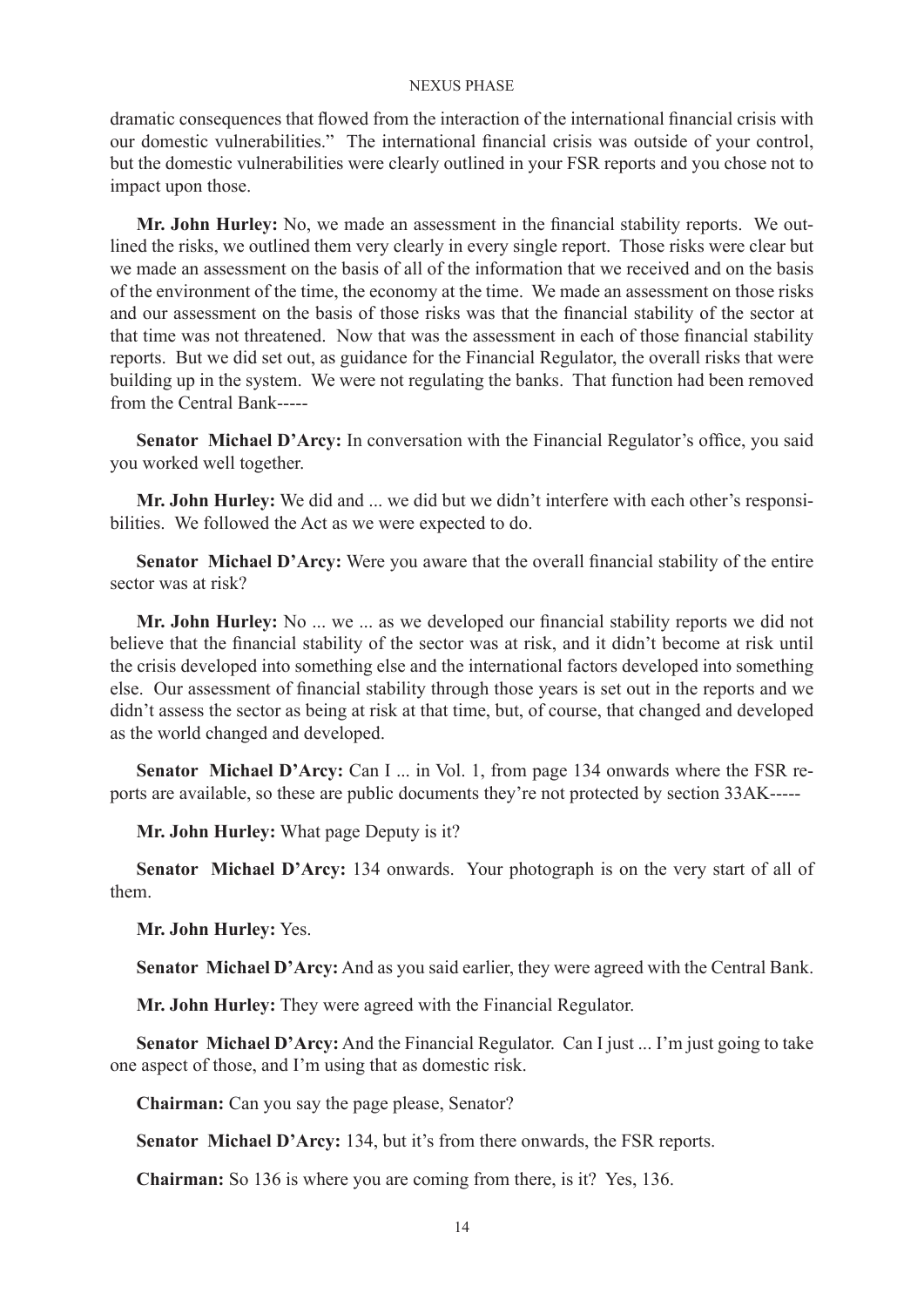dramatic consequences that flowed from the interaction of the international financial crisis with our domestic vulnerabilities." The international financial crisis was outside of your control, but the domestic vulnerabilities were clearly outlined in your FSR reports and you chose not to impact upon those.

**Mr. John Hurley:** No, we made an assessment in the financial stability reports. We outlined the risks, we outlined them very clearly in every single report. Those risks were clear but we made an assessment on the basis of all of the information that we received and on the basis of the environment of the time, the economy at the time. We made an assessment on those risks and our assessment on the basis of those risks was that the financial stability of the sector at that time was not threatened. Now that was the assessment in each of those financial stability reports. But we did set out, as guidance for the Financial Regulator, the overall risks that were building up in the system. We were not regulating the banks. That function had been removed from the Central Bank-----

**Senator Michael D'Arcy:** In conversation with the Financial Regulator's office, you said you worked well together.

**Mr. John Hurley:** We did and ... we did but we didn't interfere with each other's responsibilities. We followed the Act as we were expected to do.

**Senator Michael D'Arcy:** Were you aware that the overall financial stability of the entire sector was at risk?

**Mr. John Hurley:** No ... we ... as we developed our financial stability reports we did not believe that the financial stability of the sector was at risk, and it didn't become at risk until the crisis developed into something else and the international factors developed into something else. Our assessment of financial stability through those years is set out in the reports and we didn't assess the sector as being at risk at that time, but, of course, that changed and developed as the world changed and developed.

**Senator Michael D'Arcy:** Can I ... in Vol. 1, from page 134 onwards where the FSR reports are available, so these are public documents they're not protected by section 33AK-----

**Mr. John Hurley:** What page Deputy is it?

**Senator Michael D'Arcy:** 134 onwards. Your photograph is on the very start of all of them.

**Mr. John Hurley:** Yes.

**Senator Michael D'Arcy:** And as you said earlier, they were agreed with the Central Bank.

**Mr. John Hurley:** They were agreed with the Financial Regulator.

**Senator Michael D'Arcy:** And the Financial Regulator. Can I just ... I'm just going to take one aspect of those, and I'm using that as domestic risk.

**Chairman:** Can you say the page please, Senator?

**Senator Michael D'Arcy:** 134, but it's from there onwards, the FSR reports.

**Chairman:** So 136 is where you are coming from there, is it? Yes, 136.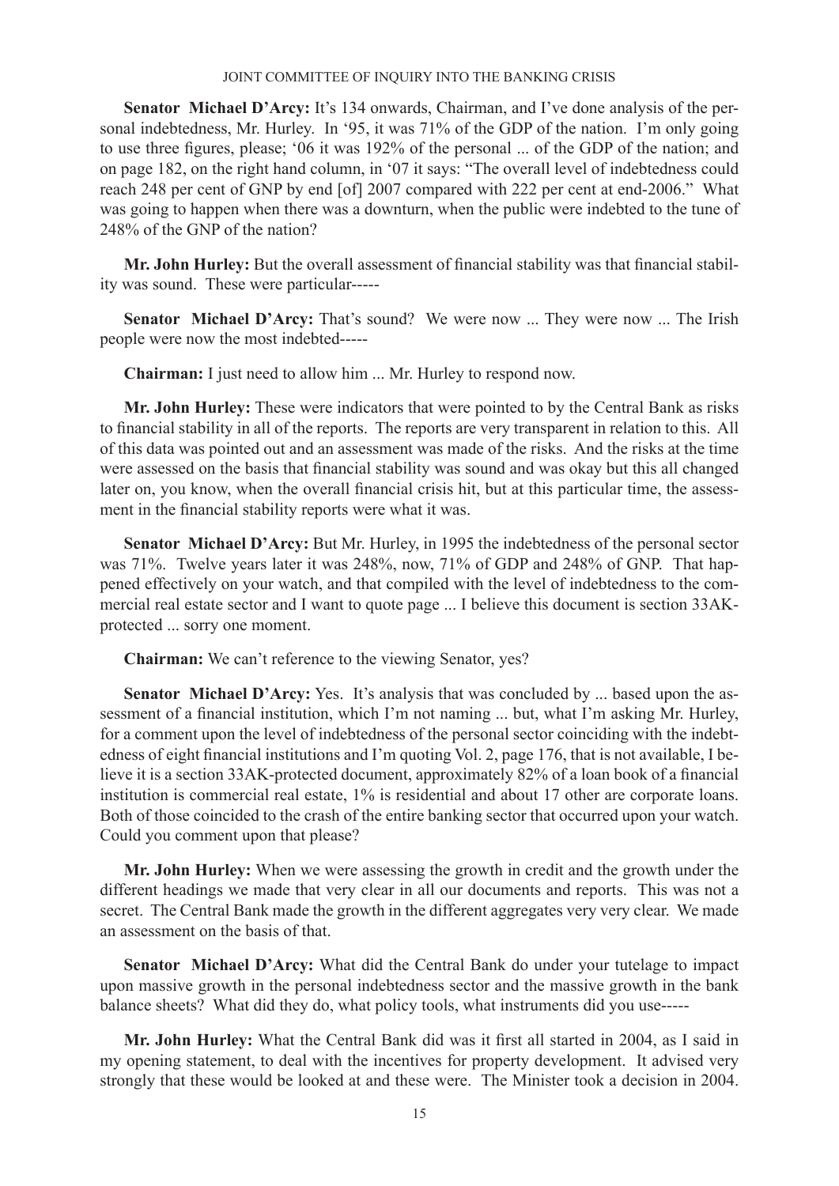**Senator Michael D'Arcy:** It's 134 onwards, Chairman, and I've done analysis of the personal indebtedness, Mr. Hurley. In '95, it was 71% of the GDP of the nation. I'm only going to use three figures, please; '06 it was 192% of the personal ... of the GDP of the nation; and on page 182, on the right hand column, in '07 it says: "The overall level of indebtedness could reach 248 per cent of GNP by end [of] 2007 compared with 222 per cent at end-2006." What was going to happen when there was a downturn, when the public were indebted to the tune of 248% of the GNP of the nation?

**Mr. John Hurley:** But the overall assessment of financial stability was that financial stability was sound. These were particular-----

**Senator Michael D'Arcy:** That's sound? We were now ... They were now ... The Irish people were now the most indebted-----

**Chairman:** I just need to allow him ... Mr. Hurley to respond now.

**Mr. John Hurley:** These were indicators that were pointed to by the Central Bank as risks to financial stability in all of the reports. The reports are very transparent in relation to this. All of this data was pointed out and an assessment was made of the risks. And the risks at the time were assessed on the basis that financial stability was sound and was okay but this all changed later on, you know, when the overall financial crisis hit, but at this particular time, the assessment in the financial stability reports were what it was.

**Senator Michael D'Arcy:** But Mr. Hurley, in 1995 the indebtedness of the personal sector was 71%. Twelve years later it was 248%, now, 71% of GDP and 248% of GNP. That happened effectively on your watch, and that compiled with the level of indebtedness to the commercial real estate sector and I want to quote page ... I believe this document is section 33AK-protected ... sorry one moment.

**Chairman:** We can't reference to the viewing Senator, yes?

**Senator Michael D'Arcy:** Yes. It's analysis that was concluded by ... based upon the assessment of a financial institution, which I'm not naming ... but, what I'm asking Mr. Hurley, for a comment upon the level of indebtedness of the personal sector coinciding with the indebtedness of eight financial institutions and I'm quoting Vol. 2, page 176, that is not available, I believe it is a section 33AK-protected document, approximately 82% of a loan book of a financial institution is commercial real estate, 1% is residential and about 17 other are corporate loans. Both of those coincided to the crash of the entire banking sector that occurred upon your watch. Could you comment upon that please?

**Mr. John Hurley:** When we were assessing the growth in credit and the growth under the different headings we made that very clear in all our documents and reports. This was not a secret. The Central Bank made the growth in the different aggregates very very clear. We made an assessment on the basis of that.

**Senator Michael D'Arcy:** What did the Central Bank do under your tutelage to impact upon massive growth in the personal indebtedness sector and the massive growth in the bank balance sheets? What did they do, what policy tools, what instruments did you use-----

**Mr. John Hurley:** What the Central Bank did was it first all started in 2004, as I said in my opening statement, to deal with the incentives for property development. It advised very strongly that these would be looked at and these were. The Minister took a decision in 2004.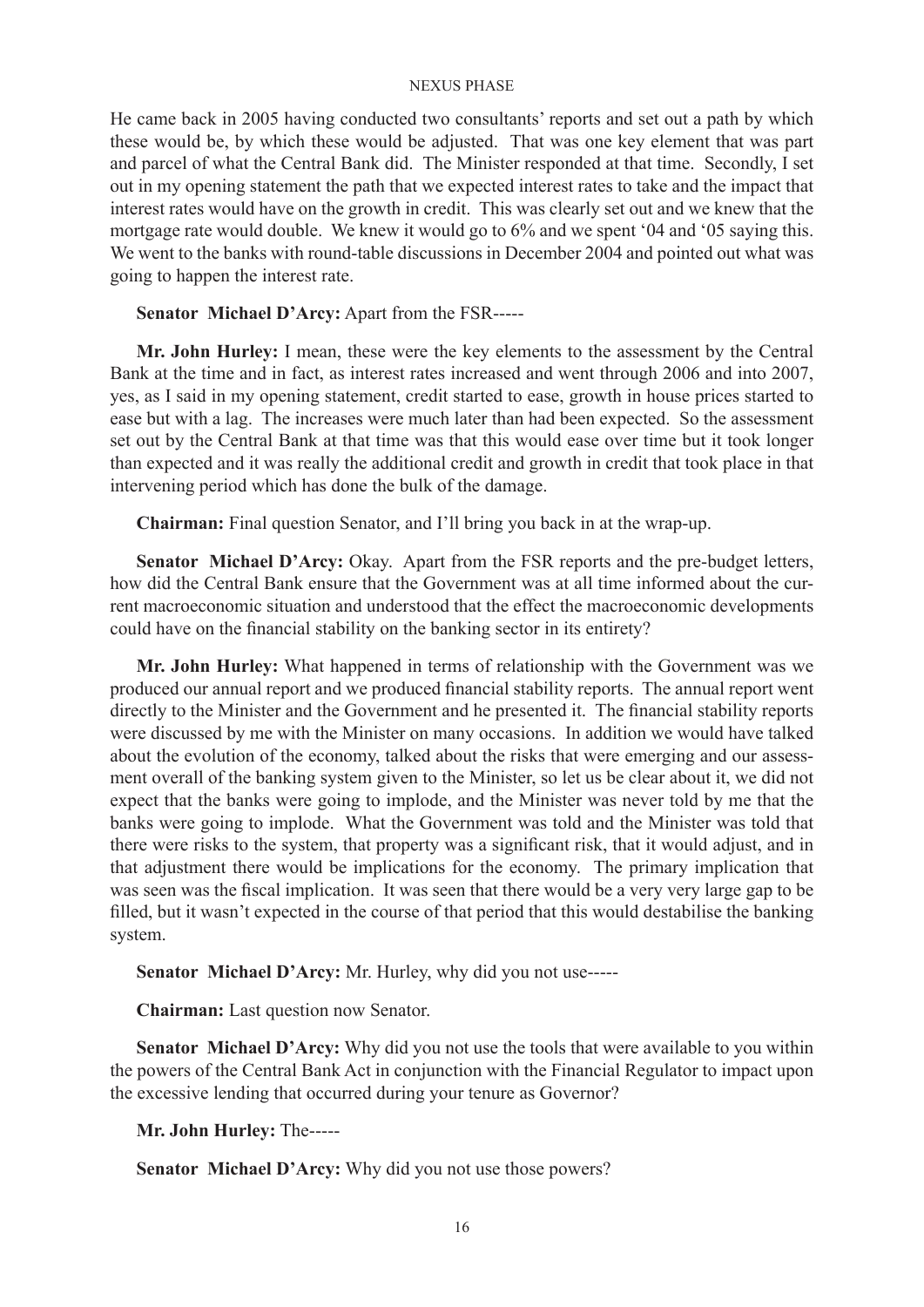He came back in 2005 having conducted two consultants' reports and set out a path by which these would be, by which these would be adjusted. That was one key element that was part and parcel of what the Central Bank did. The Minister responded at that time. Secondly, I set out in my opening statement the path that we expected interest rates to take and the impact that interest rates would have on the growth in credit. This was clearly set out and we knew that the mortgage rate would double. We knew it would go to 6% and we spent '04 and '05 saying this. We went to the banks with round-table discussions in December 2004 and pointed out what was going to happen the interest rate.

**Senator Michael D'Arcy:** Apart from the FSR-----

**Mr. John Hurley:** I mean, these were the key elements to the assessment by the Central Bank at the time and in fact, as interest rates increased and went through 2006 and into 2007, yes, as I said in my opening statement, credit started to ease, growth in house prices started to ease but with a lag. The increases were much later than had been expected. So the assessment set out by the Central Bank at that time was that this would ease over time but it took longer than expected and it was really the additional credit and growth in credit that took place in that intervening period which has done the bulk of the damage.

**Chairman:** Final question Senator, and I'll bring you back in at the wrap-up.

**Senator Michael D'Arcy:** Okay. Apart from the FSR reports and the pre-budget letters, how did the Central Bank ensure that the Government was at all time informed about the current macroeconomic situation and understood that the effect the macroeconomic developments could have on the financial stability on the banking sector in its entirety?

**Mr. John Hurley:** What happened in terms of relationship with the Government was we produced our annual report and we produced financial stability reports. The annual report went directly to the Minister and the Government and he presented it. The financial stability reports were discussed by me with the Minister on many occasions. In addition we would have talked about the evolution of the economy, talked about the risks that were emerging and our assessment overall of the banking system given to the Minister, so let us be clear about it, we did not expect that the banks were going to implode, and the Minister was never told by me that the banks were going to implode. What the Government was told and the Minister was told that there were risks to the system, that property was a significant risk, that it would adjust, and in that adjustment there would be implications for the economy. The primary implication that was seen was the fiscal implication. It was seen that there would be a very very large gap to be filled, but it wasn't expected in the course of that period that this would destabilise the banking system.

**Senator Michael D'Arcy:** Mr. Hurley, why did you not use-----

**Chairman:** Last question now Senator.

**Senator Michael D'Arcy:** Why did you not use the tools that were available to you within the powers of the Central Bank Act in conjunction with the Financial Regulator to impact upon the excessive lending that occurred during your tenure as Governor?

**Mr. John Hurley:** The-----

**Senator Michael D'Arcy:** Why did you not use those powers?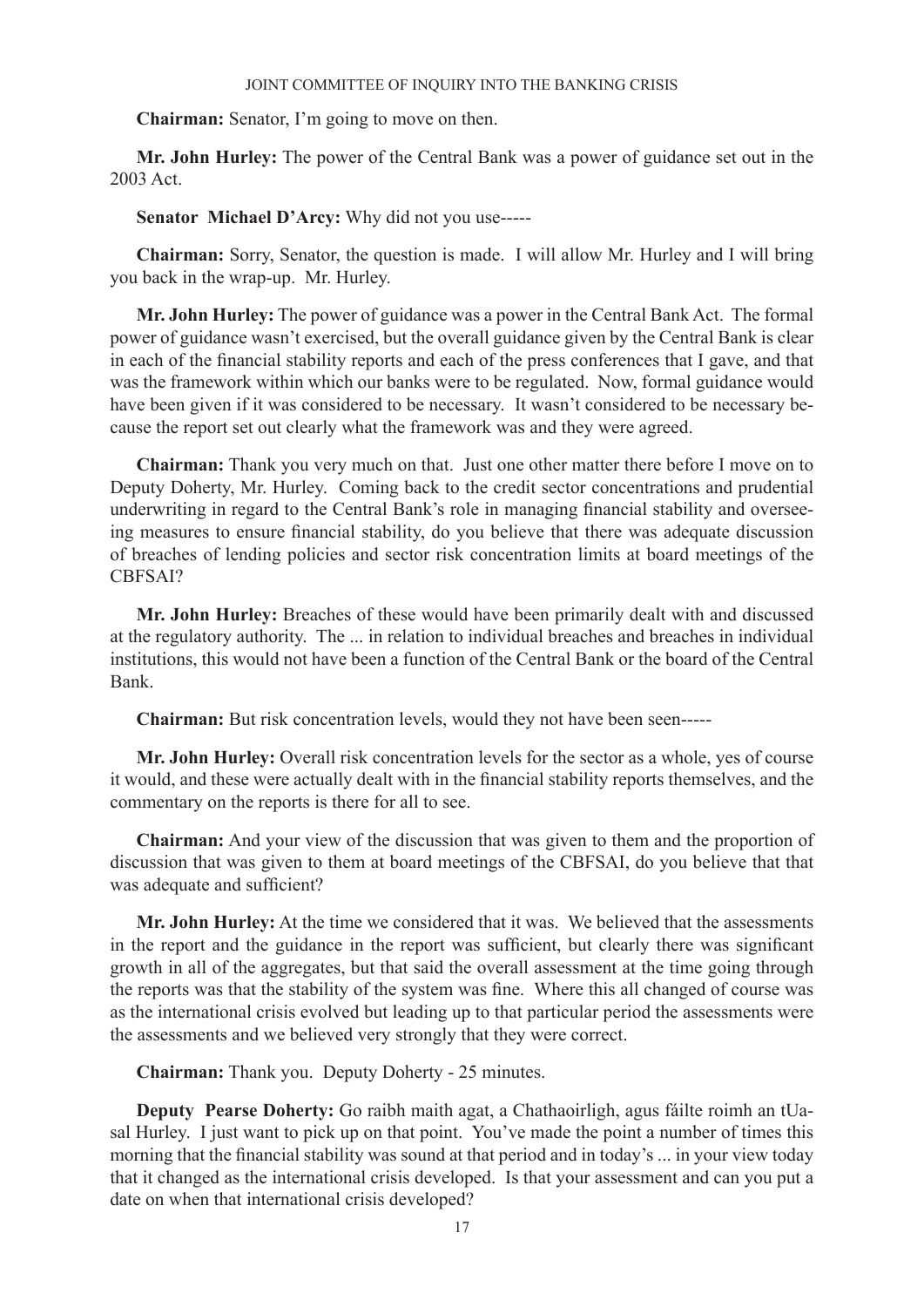**Chairman:** Senator, I'm going to move on then.

**Mr. John Hurley:** The power of the Central Bank was a power of guidance set out in the 2003 Act.

**Senator Michael D'Arcy:** Why did not you use-----

**Chairman:** Sorry, Senator, the question is made. I will allow Mr. Hurley and I will bring you back in the wrap-up. Mr. Hurley.

**Mr. John Hurley:** The power of guidance was a power in the Central Bank Act. The formal power of guidance wasn't exercised, but the overall guidance given by the Central Bank is clear in each of the financial stability reports and each of the press conferences that I gave, and that was the framework within which our banks were to be regulated. Now, formal guidance would have been given if it was considered to be necessary. It wasn't considered to be necessary because the report set out clearly what the framework was and they were agreed.

**Chairman:** Thank you very much on that. Just one other matter there before I move on to Deputy Doherty, Mr. Hurley. Coming back to the credit sector concentrations and prudential underwriting in regard to the Central Bank's role in managing financial stability and overseeing measures to ensure financial stability, do you believe that there was adequate discussion of breaches of lending policies and sector risk concentration limits at board meetings of the CBFSAI?

**Mr. John Hurley:** Breaches of these would have been primarily dealt with and discussed at the regulatory authority. The ... in relation to individual breaches and breaches in individual institutions, this would not have been a function of the Central Bank or the board of the Central Bank.

**Chairman:** But risk concentration levels, would they not have been seen-----

**Mr. John Hurley:** Overall risk concentration levels for the sector as a whole, yes of course it would, and these were actually dealt with in the financial stability reports themselves, and the commentary on the reports is there for all to see.

**Chairman:** And your view of the discussion that was given to them and the proportion of discussion that was given to them at board meetings of the CBFSAI, do you believe that that was adequate and sufficient?

**Mr. John Hurley:** At the time we considered that it was. We believed that the assessments in the report and the guidance in the report was sufficient, but clearly there was significant growth in all of the aggregates, but that said the overall assessment at the time going through the reports was that the stability of the system was fine. Where this all changed of course was as the international crisis evolved but leading up to that particular period the assessments were the assessments and we believed very strongly that they were correct.

**Chairman:** Thank you. Deputy Doherty - 25 minutes.

**Deputy Pearse Doherty:** Go raibh maith agat, a Chathaoirligh, agus fáilte roimh an tUasal Hurley. I just want to pick up on that point. You've made the point a number of times this morning that the financial stability was sound at that period and in today's ... in your view today that it changed as the international crisis developed. Is that your assessment and can you put a date on when that international crisis developed?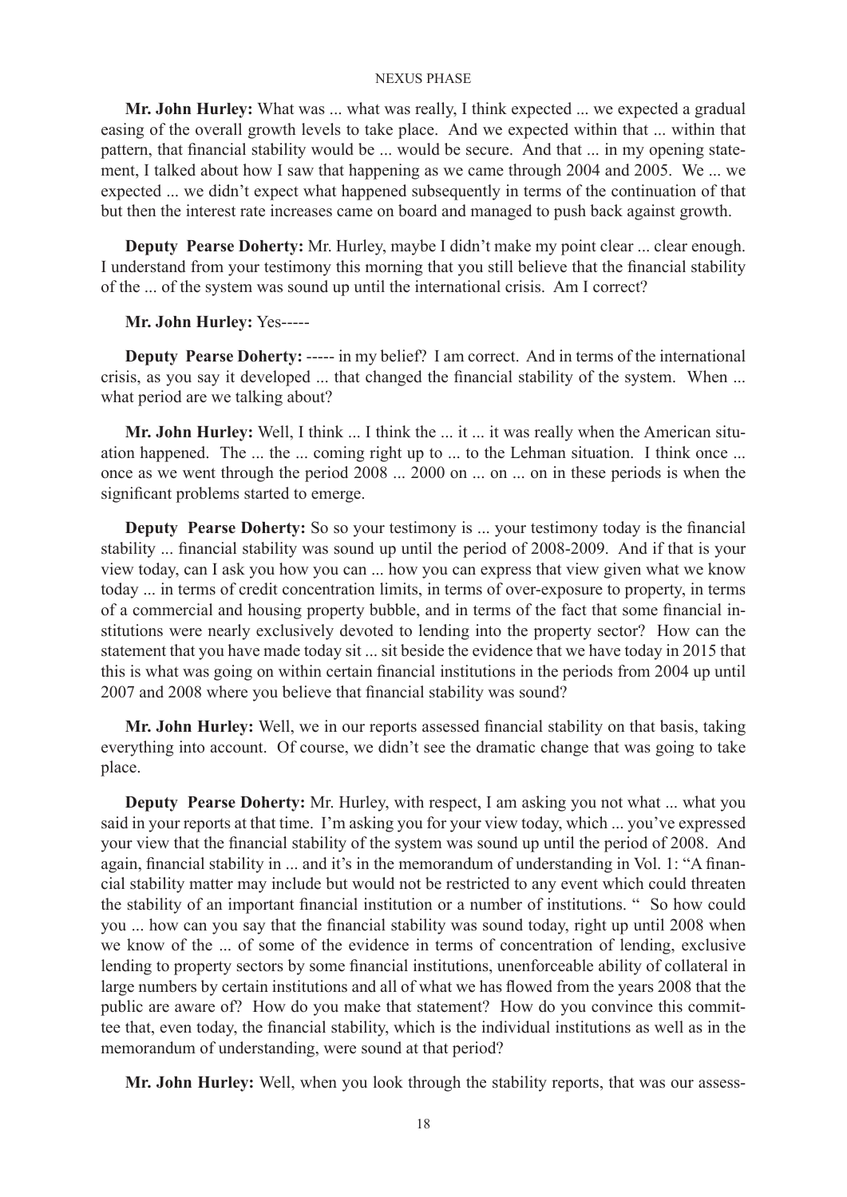**Mr. John Hurley:** What was ... what was really, I think expected ... we expected a gradual easing of the overall growth levels to take place. And we expected within that ... within that pattern, that financial stability would be ... would be secure. And that ... in my opening statement, I talked about how I saw that happening as we came through 2004 and 2005. We ... we expected ... we didn't expect what happened subsequently in terms of the continuation of that but then the interest rate increases came on board and managed to push back against growth.

**Deputy Pearse Doherty:** Mr. Hurley, maybe I didn't make my point clear ... clear enough. I understand from your testimony this morning that you still believe that the financial stability of the ... of the system was sound up until the international crisis. Am I correct?

**Mr. John Hurley:** Yes-----

**Deputy Pearse Doherty:** ----- in my belief? I am correct. And in terms of the international crisis, as you say it developed ... that changed the financial stability of the system. When ... what period are we talking about?

**Mr. John Hurley:** Well, I think ... I think the ... it ... it was really when the American situation happened. The ... the ... coming right up to ... to the Lehman situation. I think once ... once as we went through the period 2008 ... 2000 on ... on ... on in these periods is when the significant problems started to emerge.

**Deputy Pearse Doherty:** So so your testimony is ... your testimony today is the financial stability ... financial stability was sound up until the period of 2008-2009. And if that is your view today, can I ask you how you can ... how you can express that view given what we know today ... in terms of credit concentration limits, in terms of over-exposure to property, in terms of a commercial and housing property bubble, and in terms of the fact that some financial institutions were nearly exclusively devoted to lending into the property sector? How can the statement that you have made today sit ... sit beside the evidence that we have today in 2015 that this is what was going on within certain financial institutions in the periods from 2004 up until 2007 and 2008 where you believe that financial stability was sound?

**Mr. John Hurley:** Well, we in our reports assessed financial stability on that basis, taking everything into account. Of course, we didn't see the dramatic change that was going to take place.

**Deputy Pearse Doherty:** Mr. Hurley, with respect, I am asking you not what ... what you said in your reports at that time. I'm asking you for your view today, which ... you've expressed your view that the financial stability of the system was sound up until the period of 2008. And again, financial stability in ... and it's in the memorandum of understanding in Vol. 1: "A financial stability matter may include but would not be restricted to any event which could threaten the stability of an important financial institution or a number of institutions. " So how could you ... how can you say that the financial stability was sound today, right up until 2008 when we know of the ... of some of the evidence in terms of concentration of lending, exclusive lending to property sectors by some financial institutions, unenforceable ability of collateral in large numbers by certain institutions and all of what we has flowed from the years 2008 that the public are aware of? How do you make that statement? How do you convince this committee that, even today, the financial stability, which is the individual institutions as well as in the memorandum of understanding, were sound at that period?

**Mr. John Hurley:** Well, when you look through the stability reports, that was our assess-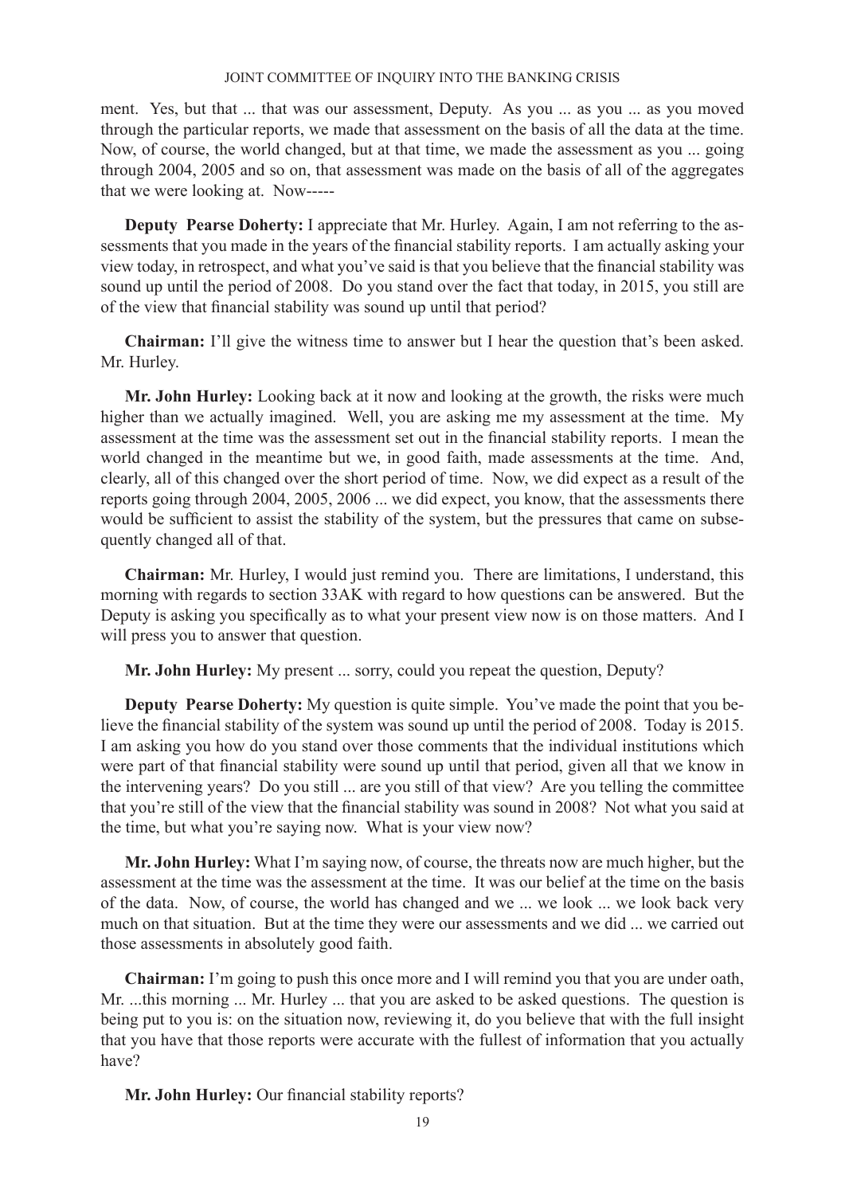ment. Yes, but that ... that was our assessment, Deputy. As you ... as you ... as you moved through the particular reports, we made that assessment on the basis of all the data at the time. Now, of course, the world changed, but at that time, we made the assessment as you ... going through 2004, 2005 and so on, that assessment was made on the basis of all of the aggregates that we were looking at. Now-----

**Deputy Pearse Doherty:** I appreciate that Mr. Hurley. Again, I am not referring to the assessments that you made in the years of the financial stability reports. I am actually asking your view today, in retrospect, and what you've said is that you believe that the financial stability was sound up until the period of 2008. Do you stand over the fact that today, in 2015, you still are of the view that financial stability was sound up until that period?

**Chairman:** I'll give the witness time to answer but I hear the question that's been asked. Mr. Hurley.

**Mr. John Hurley:** Looking back at it now and looking at the growth, the risks were much higher than we actually imagined. Well, you are asking me my assessment at the time. My assessment at the time was the assessment set out in the financial stability reports. I mean the world changed in the meantime but we, in good faith, made assessments at the time. And, clearly, all of this changed over the short period of time. Now, we did expect as a result of the reports going through 2004, 2005, 2006 ... we did expect, you know, that the assessments there would be sufficient to assist the stability of the system, but the pressures that came on subsequently changed all of that.

**Chairman:** Mr. Hurley, I would just remind you. There are limitations, I understand, this morning with regards to section 33AK with regard to how questions can be answered. But the Deputy is asking you specifically as to what your present view now is on those matters. And I will press you to answer that question.

**Mr. John Hurley:** My present ... sorry, could you repeat the question, Deputy?

**Deputy Pearse Doherty:** My question is quite simple. You've made the point that you believe the financial stability of the system was sound up until the period of 2008. Today is 2015. I am asking you how do you stand over those comments that the individual institutions which were part of that financial stability were sound up until that period, given all that we know in the intervening years? Do you still ... are you still of that view? Are you telling the committee that you're still of the view that the financial stability was sound in 2008? Not what you said at the time, but what you're saying now. What is your view now?

**Mr. John Hurley:** What I'm saying now, of course, the threats now are much higher, but the assessment at the time was the assessment at the time. It was our belief at the time on the basis of the data. Now, of course, the world has changed and we ... we look ... we look back very much on that situation. But at the time they were our assessments and we did ... we carried out those assessments in absolutely good faith.

**Chairman:** I'm going to push this once more and I will remind you that you are under oath, Mr. ...this morning ... Mr. Hurley ... that you are asked to be asked questions. The question is being put to you is: on the situation now, reviewing it, do you believe that with the full insight that you have that those reports were accurate with the fullest of information that you actually have?

**Mr. John Hurley:** Our financial stability reports?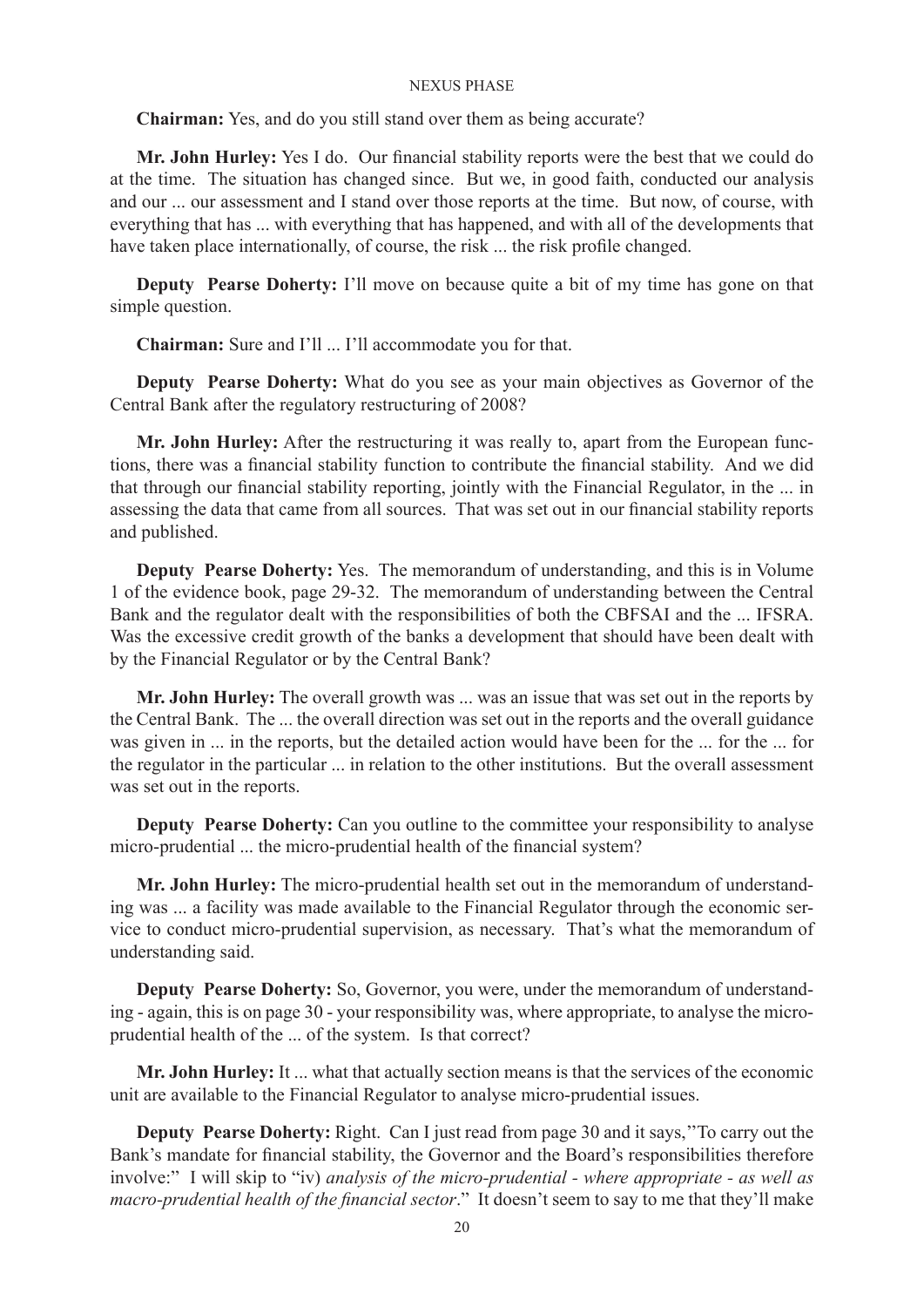**Chairman:** Yes, and do you still stand over them as being accurate?

**Mr. John Hurley:** Yes I do. Our financial stability reports were the best that we could do at the time. The situation has changed since. But we, in good faith, conducted our analysis and our ... our assessment and I stand over those reports at the time. But now, of course, with everything that has ... with everything that has happened, and with all of the developments that have taken place internationally, of course, the risk ... the risk profile changed.

**Deputy Pearse Doherty:** I'll move on because quite a bit of my time has gone on that simple question.

**Chairman:** Sure and I'll ... I'll accommodate you for that.

**Deputy Pearse Doherty:** What do you see as your main objectives as Governor of the Central Bank after the regulatory restructuring of 2008?

**Mr. John Hurley:** After the restructuring it was really to, apart from the European functions, there was a financial stability function to contribute the financial stability. And we did that through our financial stability reporting, jointly with the Financial Regulator, in the ... in assessing the data that came from all sources. That was set out in our financial stability reports and published.

**Deputy Pearse Doherty:** Yes. The memorandum of understanding, and this is in Volume 1 of the evidence book, page 29-32. The memorandum of understanding between the Central Bank and the regulator dealt with the responsibilities of both the CBFSAI and the ... IFSRA. Was the excessive credit growth of the banks a development that should have been dealt with by the Financial Regulator or by the Central Bank?

**Mr. John Hurley:** The overall growth was ... was an issue that was set out in the reports by the Central Bank. The ... the overall direction was set out in the reports and the overall guidance was given in ... in the reports, but the detailed action would have been for the ... for the ... for the regulator in the particular ... in relation to the other institutions. But the overall assessment was set out in the reports.

**Deputy Pearse Doherty:** Can you outline to the committee your responsibility to analyse micro-prudential ... the micro-prudential health of the financial system?

**Mr. John Hurley:** The micro-prudential health set out in the memorandum of understanding was ... a facility was made available to the Financial Regulator through the economic service to conduct micro-prudential supervision, as necessary. That's what the memorandum of understanding said.

**Deputy Pearse Doherty:** So, Governor, you were, under the memorandum of understanding - again, this is on page 30 - your responsibility was, where appropriate, to analyse the micro-prudential health of the ... of the system. Is that correct?

**Mr. John Hurley:** It ... what that actually section means is that the services of the economic unit are available to the Financial Regulator to analyse micro-prudential issues.

**Deputy Pearse Doherty:** Right. Can I just read from page 30 and it says,''To carry out the Bank's mandate for financial stability, the Governor and the Board's responsibilities therefore involve:" I will skip to "iv) *analysis of the micro-prudential - where appropriate - as well as macro-prudential health of the financial sector*." It doesn't seem to say to me that they'll make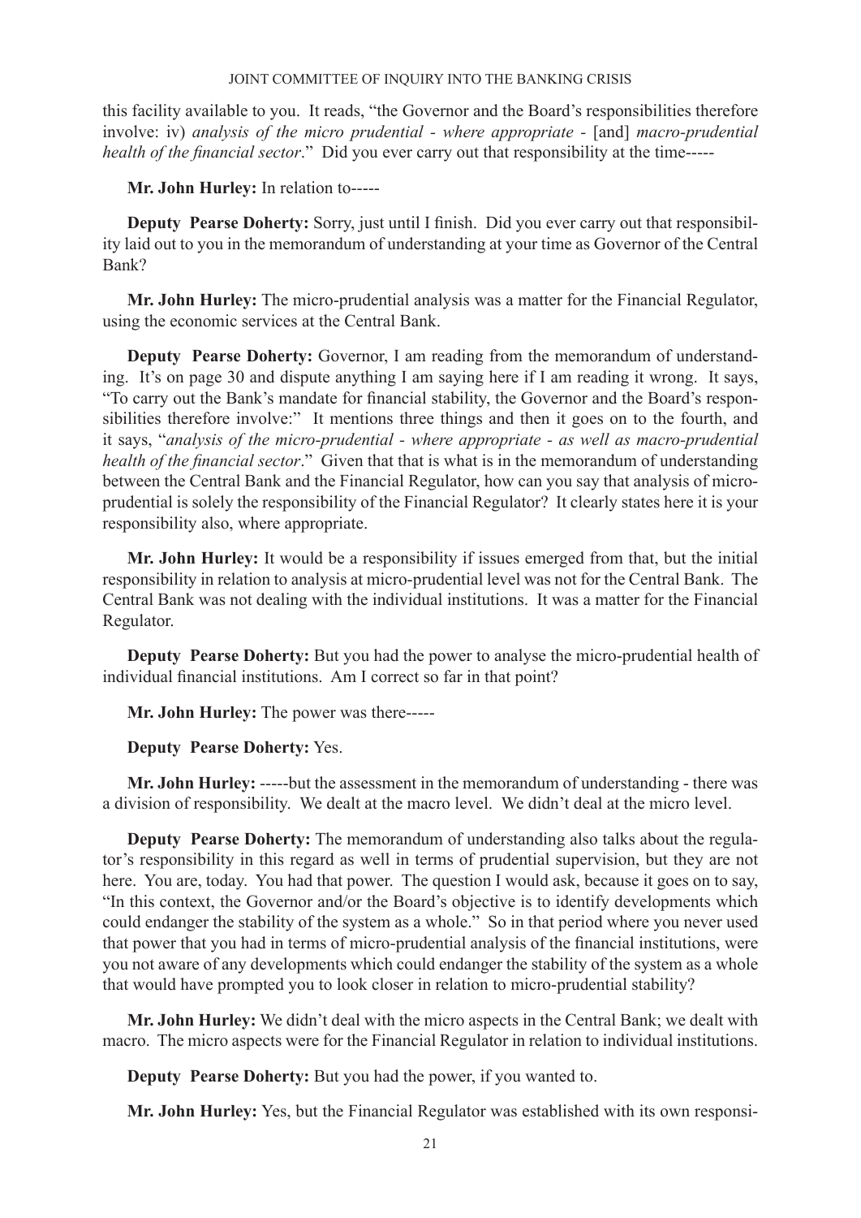this facility available to you. It reads, "the Governor and the Board's responsibilities therefore involve: iv) *analysis of the micro prudential - where appropriate -* [and] *macro-prudential health of the financial sector*." Did you ever carry out that responsibility at the time-----

**Mr. John Hurley:** In relation to-----

**Deputy Pearse Doherty:** Sorry, just until I finish. Did you ever carry out that responsibility laid out to you in the memorandum of understanding at your time as Governor of the Central Bank?

**Mr. John Hurley:** The micro-prudential analysis was a matter for the Financial Regulator, using the economic services at the Central Bank.

**Deputy Pearse Doherty:** Governor, I am reading from the memorandum of understanding. It's on page 30 and dispute anything I am saying here if I am reading it wrong. It says, "To carry out the Bank's mandate for financial stability, the Governor and the Board's responsibilities therefore involve:" It mentions three things and then it goes on to the fourth, and it says, "*analysis of the micro-prudential - where appropriate - as well as macro-prudential health of the financial sector*." Given that that is what is in the memorandum of understanding between the Central Bank and the Financial Regulator, how can you say that analysis of micro-prudential is solely the responsibility of the Financial Regulator? It clearly states here it is your responsibility also, where appropriate.

**Mr. John Hurley:** It would be a responsibility if issues emerged from that, but the initial responsibility in relation to analysis at micro-prudential level was not for the Central Bank. The Central Bank was not dealing with the individual institutions. It was a matter for the Financial Regulator.

**Deputy Pearse Doherty:** But you had the power to analyse the micro-prudential health of individual financial institutions. Am I correct so far in that point?

**Mr. John Hurley:** The power was there-----

**Deputy Pearse Doherty:** Yes.

**Mr. John Hurley:** -----but the assessment in the memorandum of understanding - there was a division of responsibility. We dealt at the macro level. We didn't deal at the micro level.

**Deputy Pearse Doherty:** The memorandum of understanding also talks about the regulator's responsibility in this regard as well in terms of prudential supervision, but they are not here. You are, today. You had that power. The question I would ask, because it goes on to say, "In this context, the Governor and/or the Board's objective is to identify developments which could endanger the stability of the system as a whole." So in that period where you never used that power that you had in terms of micro-prudential analysis of the financial institutions, were you not aware of any developments which could endanger the stability of the system as a whole that would have prompted you to look closer in relation to micro-prudential stability?

**Mr. John Hurley:** We didn't deal with the micro aspects in the Central Bank; we dealt with macro. The micro aspects were for the Financial Regulator in relation to individual institutions.

**Deputy Pearse Doherty:** But you had the power, if you wanted to.

**Mr. John Hurley:** Yes, but the Financial Regulator was established with its own responsi-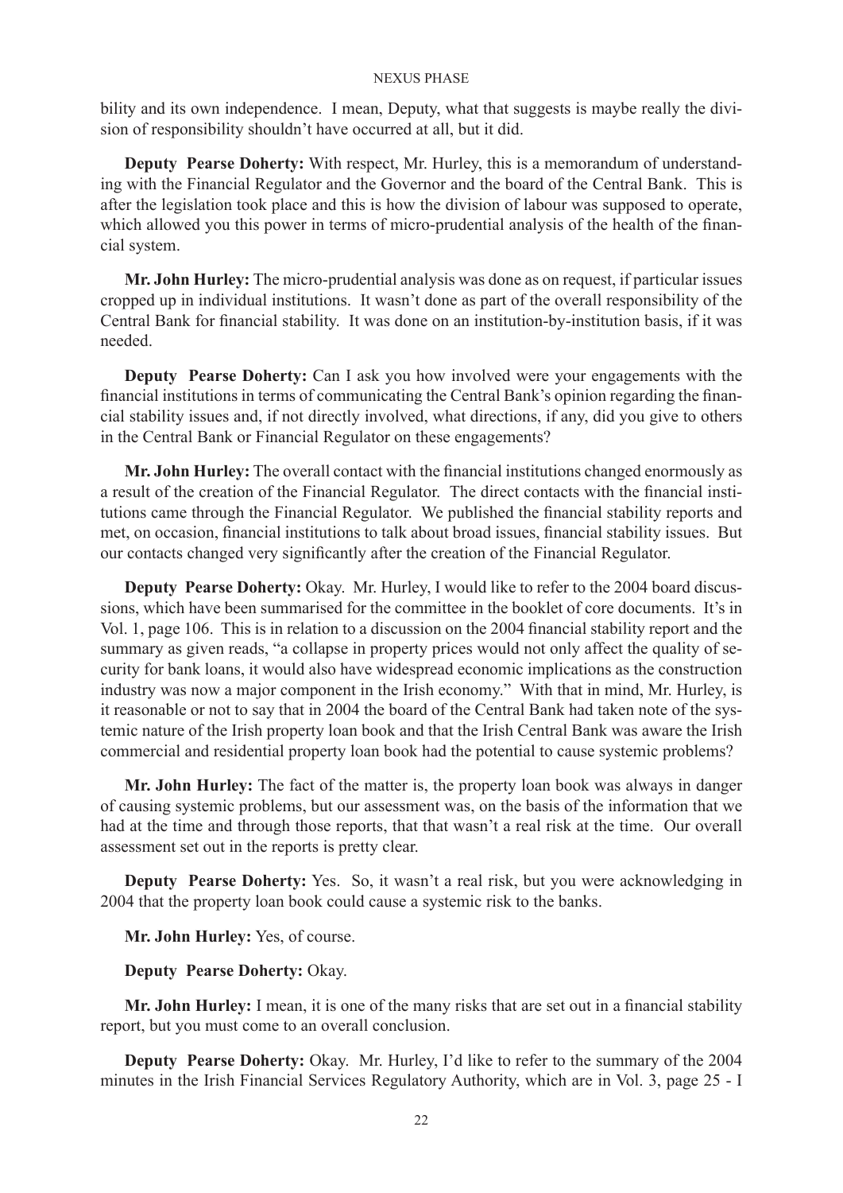bility and its own independence. I mean, Deputy, what that suggests is maybe really the division of responsibility shouldn't have occurred at all, but it did.

**Deputy Pearse Doherty:** With respect, Mr. Hurley, this is a memorandum of understanding with the Financial Regulator and the Governor and the board of the Central Bank. This is after the legislation took place and this is how the division of labour was supposed to operate, which allowed you this power in terms of micro-prudential analysis of the health of the financial system.

**Mr. John Hurley:** The micro-prudential analysis was done as on request, if particular issues cropped up in individual institutions. It wasn't done as part of the overall responsibility of the Central Bank for financial stability. It was done on an institution-by-institution basis, if it was needed.

**Deputy Pearse Doherty:** Can I ask you how involved were your engagements with the financial institutions in terms of communicating the Central Bank's opinion regarding the financial stability issues and, if not directly involved, what directions, if any, did you give to others in the Central Bank or Financial Regulator on these engagements?

**Mr. John Hurley:** The overall contact with the financial institutions changed enormously as a result of the creation of the Financial Regulator. The direct contacts with the financial institutions came through the Financial Regulator. We published the financial stability reports and met, on occasion, financial institutions to talk about broad issues, financial stability issues. But our contacts changed very significantly after the creation of the Financial Regulator.

**Deputy Pearse Doherty:** Okay. Mr. Hurley, I would like to refer to the 2004 board discussions, which have been summarised for the committee in the booklet of core documents. It's in Vol. 1, page 106. This is in relation to a discussion on the 2004 financial stability report and the summary as given reads, "a collapse in property prices would not only affect the quality of security for bank loans, it would also have widespread economic implications as the construction industry was now a major component in the Irish economy." With that in mind, Mr. Hurley, is it reasonable or not to say that in 2004 the board of the Central Bank had taken note of the systemic nature of the Irish property loan book and that the Irish Central Bank was aware the Irish commercial and residential property loan book had the potential to cause systemic problems?

**Mr. John Hurley:** The fact of the matter is, the property loan book was always in danger of causing systemic problems, but our assessment was, on the basis of the information that we had at the time and through those reports, that that wasn't a real risk at the time. Our overall assessment set out in the reports is pretty clear.

**Deputy Pearse Doherty:** Yes. So, it wasn't a real risk, but you were acknowledging in 2004 that the property loan book could cause a systemic risk to the banks.

**Mr. John Hurley:** Yes, of course.

**Deputy Pearse Doherty:** Okay.

**Mr. John Hurley:** I mean, it is one of the many risks that are set out in a financial stability report, but you must come to an overall conclusion.

**Deputy Pearse Doherty:** Okay. Mr. Hurley, I'd like to refer to the summary of the 2004 minutes in the Irish Financial Services Regulatory Authority, which are in Vol. 3, page 25 - I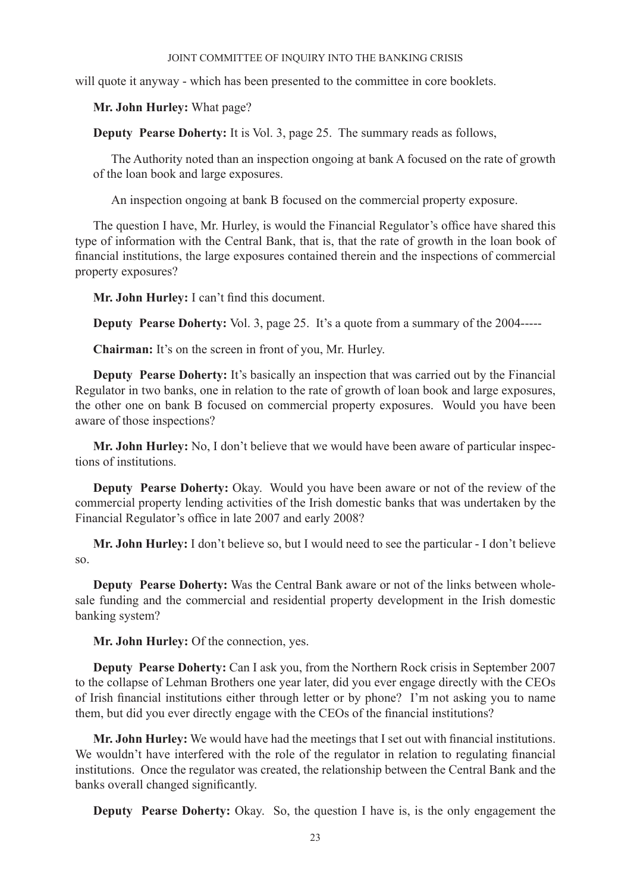will quote it anyway - which has been presented to the committee in core booklets.

**Mr. John Hurley:** What page?

**Deputy Pearse Doherty:** It is Vol. 3, page 25. The summary reads as follows,

> The Authority noted than an inspection ongoing at bank A focused on the rate of growth of the loan book and large exposures.
>
> An inspection ongoing at bank B focused on the commercial property exposure.

The question I have, Mr. Hurley, is would the Financial Regulator's office have shared this type of information with the Central Bank, that is, that the rate of growth in the loan book of financial institutions, the large exposures contained therein and the inspections of commercial property exposures?

**Mr. John Hurley:** I can't find this document.

**Deputy Pearse Doherty:** Vol. 3, page 25. It's a quote from a summary of the 2004-----

**Chairman:** It's on the screen in front of you, Mr. Hurley.

**Deputy Pearse Doherty:** It's basically an inspection that was carried out by the Financial Regulator in two banks, one in relation to the rate of growth of loan book and large exposures, the other one on bank B focused on commercial property exposures. Would you have been aware of those inspections?

**Mr. John Hurley:** No, I don't believe that we would have been aware of particular inspections of institutions.

**Deputy Pearse Doherty:** Okay. Would you have been aware or not of the review of the commercial property lending activities of the Irish domestic banks that was undertaken by the Financial Regulator's office in late 2007 and early 2008?

**Mr. John Hurley:** I don't believe so, but I would need to see the particular - I don't believe so.

**Deputy Pearse Doherty:** Was the Central Bank aware or not of the links between wholesale funding and the commercial and residential property development in the Irish domestic banking system?

**Mr. John Hurley:** Of the connection, yes.

**Deputy Pearse Doherty:** Can I ask you, from the Northern Rock crisis in September 2007 to the collapse of Lehman Brothers one year later, did you ever engage directly with the CEOs of Irish financial institutions either through letter or by phone? I'm not asking you to name them, but did you ever directly engage with the CEOs of the financial institutions?

**Mr. John Hurley:** We would have had the meetings that I set out with financial institutions. We wouldn't have interfered with the role of the regulator in relation to regulating financial institutions. Once the regulator was created, the relationship between the Central Bank and the banks overall changed significantly.

**Deputy Pearse Doherty:** Okay. So, the question I have is, is the only engagement the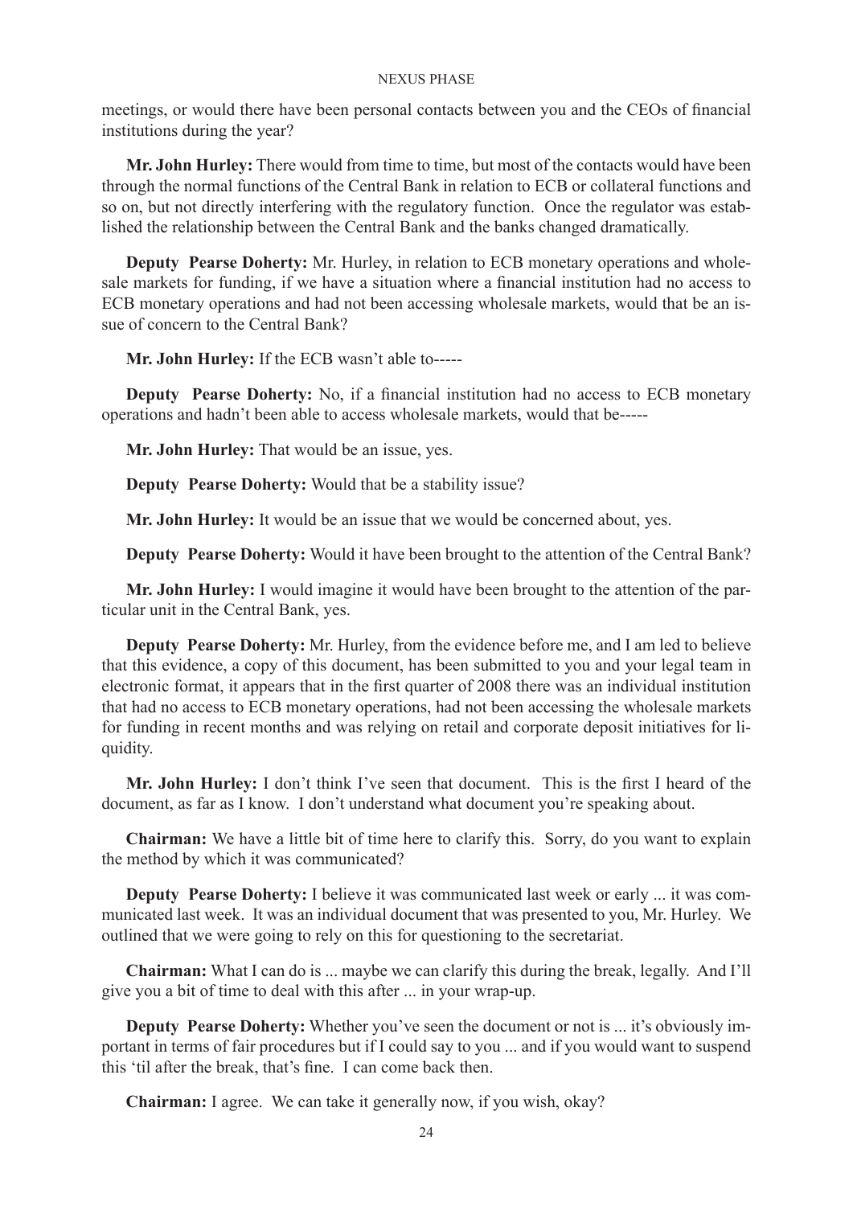meetings, or would there have been personal contacts between you and the CEOs of financial institutions during the year?

**Mr. John Hurley:** There would from time to time, but most of the contacts would have been through the normal functions of the Central Bank in relation to ECB or collateral functions and so on, but not directly interfering with the regulatory function. Once the regulator was established the relationship between the Central Bank and the banks changed dramatically.

**Deputy Pearse Doherty:** Mr. Hurley, in relation to ECB monetary operations and wholesale markets for funding, if we have a situation where a financial institution had no access to ECB monetary operations and had not been accessing wholesale markets, would that be an issue of concern to the Central Bank?

**Mr. John Hurley:** If the ECB wasn't able to-----

**Deputy Pearse Doherty:** No, if a financial institution had no access to ECB monetary operations and hadn't been able to access wholesale markets, would that be-----

**Mr. John Hurley:** That would be an issue, yes.

**Deputy Pearse Doherty:** Would that be a stability issue?

**Mr. John Hurley:** It would be an issue that we would be concerned about, yes.

**Deputy Pearse Doherty:** Would it have been brought to the attention of the Central Bank?

**Mr. John Hurley:** I would imagine it would have been brought to the attention of the particular unit in the Central Bank, yes.

**Deputy Pearse Doherty:** Mr. Hurley, from the evidence before me, and I am led to believe that this evidence, a copy of this document, has been submitted to you and your legal team in electronic format, it appears that in the first quarter of 2008 there was an individual institution that had no access to ECB monetary operations, had not been accessing the wholesale markets for funding in recent months and was relying on retail and corporate deposit initiatives for liquidity.

**Mr. John Hurley:** I don't think I've seen that document. This is the first I heard of the document, as far as I know. I don't understand what document you're speaking about.

**Chairman:** We have a little bit of time here to clarify this. Sorry, do you want to explain the method by which it was communicated?

**Deputy Pearse Doherty:** I believe it was communicated last week or early ... it was communicated last week. It was an individual document that was presented to you, Mr. Hurley. We outlined that we were going to rely on this for questioning to the secretariat.

**Chairman:** What I can do is ... maybe we can clarify this during the break, legally. And I'll give you a bit of time to deal with this after ... in your wrap-up.

**Deputy Pearse Doherty:** Whether you've seen the document or not is ... it's obviously important in terms of fair procedures but if I could say to you ... and if you would want to suspend this 'til after the break, that's fine. I can come back then.

**Chairman:** I agree. We can take it generally now, if you wish, okay?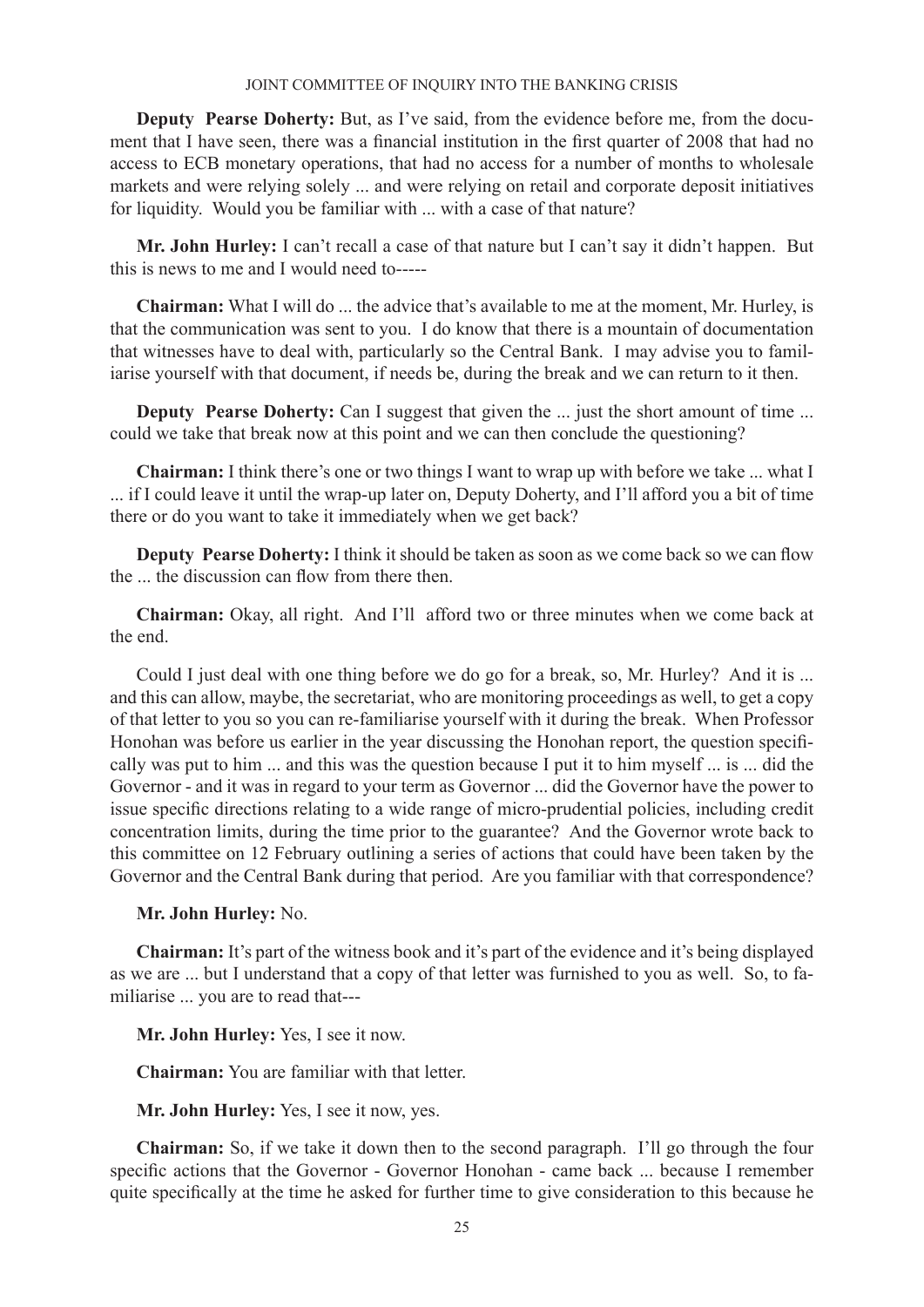**Deputy Pearse Doherty:** But, as I've said, from the evidence before me, from the document that I have seen, there was a financial institution in the first quarter of 2008 that had no access to ECB monetary operations, that had no access for a number of months to wholesale markets and were relying solely ... and were relying on retail and corporate deposit initiatives for liquidity. Would you be familiar with ... with a case of that nature?

**Mr. John Hurley:** I can't recall a case of that nature but I can't say it didn't happen. But this is news to me and I would need to-----

**Chairman:** What I will do ... the advice that's available to me at the moment, Mr. Hurley, is that the communication was sent to you. I do know that there is a mountain of documentation that witnesses have to deal with, particularly so the Central Bank. I may advise you to familiarise yourself with that document, if needs be, during the break and we can return to it then.

**Deputy Pearse Doherty:** Can I suggest that given the ... just the short amount of time ... could we take that break now at this point and we can then conclude the questioning?

**Chairman:** I think there's one or two things I want to wrap up with before we take ... what I ... if I could leave it until the wrap-up later on, Deputy Doherty, and I'll afford you a bit of time there or do you want to take it immediately when we get back?

**Deputy Pearse Doherty:** I think it should be taken as soon as we come back so we can flow the ... the discussion can flow from there then.

**Chairman:** Okay, all right. And I'll afford two or three minutes when we come back at the end.

Could I just deal with one thing before we do go for a break, so, Mr. Hurley? And it is ... and this can allow, maybe, the secretariat, who are monitoring proceedings as well, to get a copy of that letter to you so you can re-familiarise yourself with it during the break. When Professor Honohan was before us earlier in the year discussing the Honohan report, the question specifically was put to him ... and this was the question because I put it to him myself ... is ... did the Governor - and it was in regard to your term as Governor ... did the Governor have the power to issue specific directions relating to a wide range of micro-prudential policies, including credit concentration limits, during the time prior to the guarantee? And the Governor wrote back to this committee on 12 February outlining a series of actions that could have been taken by the Governor and the Central Bank during that period. Are you familiar with that correspondence?

**Mr. John Hurley:** No.

**Chairman:** It's part of the witness book and it's part of the evidence and it's being displayed as we are ... but I understand that a copy of that letter was furnished to you as well. So, to familiarise ... you are to read that---

**Mr. John Hurley:** Yes, I see it now.

**Chairman:** You are familiar with that letter.

**Mr. John Hurley:** Yes, I see it now, yes.

**Chairman:** So, if we take it down then to the second paragraph. I'll go through the four specific actions that the Governor - Governor Honohan - came back ... because I remember quite specifically at the time he asked for further time to give consideration to this because he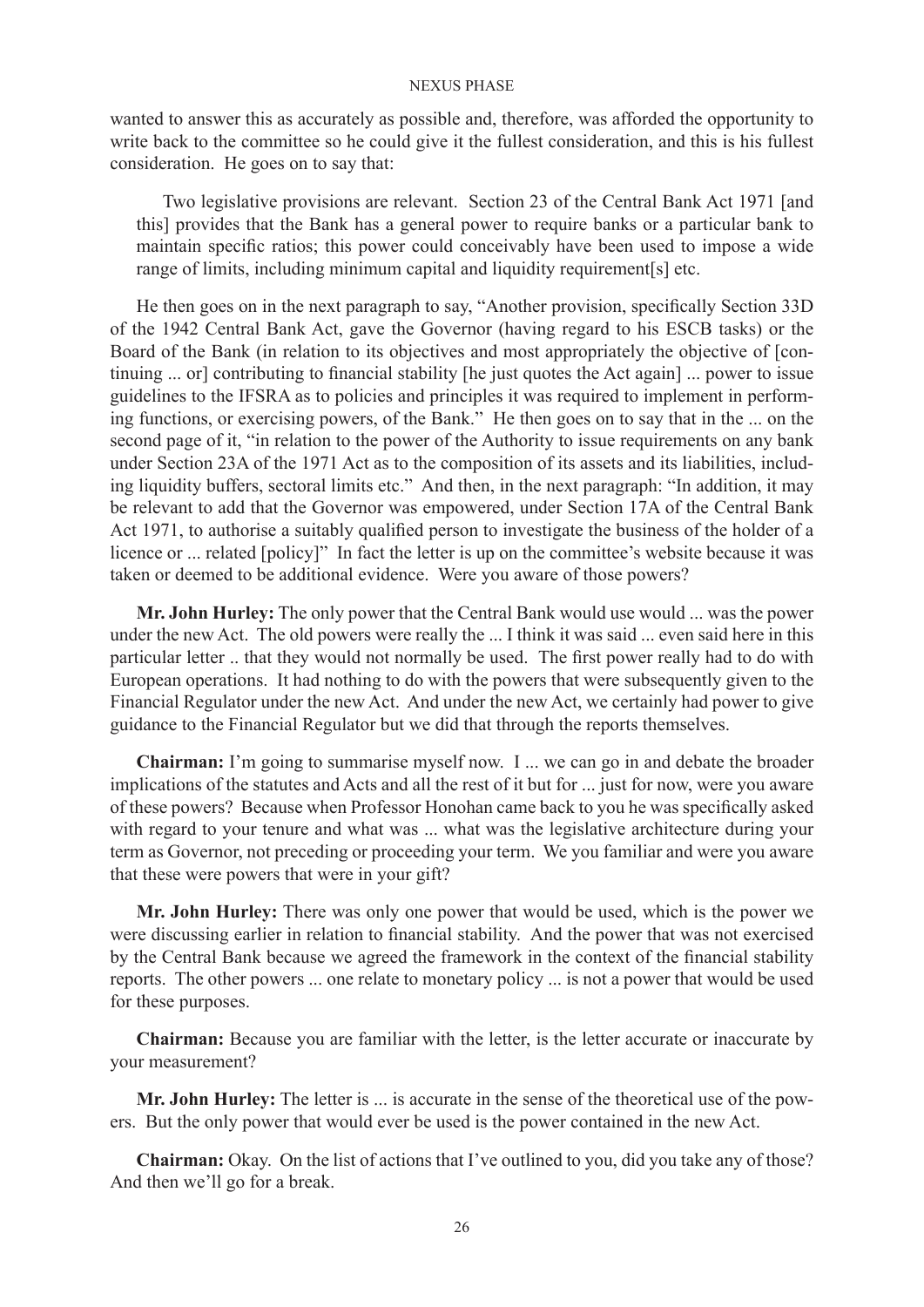wanted to answer this as accurately as possible and, therefore, was afforded the opportunity to write back to the committee so he could give it the fullest consideration, and this is his fullest consideration. He goes on to say that:

> Two legislative provisions are relevant. Section 23 of the Central Bank Act 1971 [and this] provides that the Bank has a general power to require banks or a particular bank to maintain specific ratios; this power could conceivably have been used to impose a wide range of limits, including minimum capital and liquidity requirement[s] etc.

He then goes on in the next paragraph to say, "Another provision, specifically Section 33D of the 1942 Central Bank Act, gave the Governor (having regard to his ESCB tasks) or the Board of the Bank (in relation to its objectives and most appropriately the objective of [continuing ... or] contributing to financial stability [he just quotes the Act again] ... power to issue guidelines to the IFSRA as to policies and principles it was required to implement in performing functions, or exercising powers, of the Bank." He then goes on to say that in the ... on the second page of it, "in relation to the power of the Authority to issue requirements on any bank under Section 23A of the 1971 Act as to the composition of its assets and its liabilities, including liquidity buffers, sectoral limits etc." And then, in the next paragraph: "In addition, it may be relevant to add that the Governor was empowered, under Section 17A of the Central Bank Act 1971, to authorise a suitably qualified person to investigate the business of the holder of a licence or ... related [policy]" In fact the letter is up on the committee's website because it was taken or deemed to be additional evidence. Were you aware of those powers?

**Mr. John Hurley:** The only power that the Central Bank would use would ... was the power under the new Act. The old powers were really the ... I think it was said ... even said here in this particular letter .. that they would not normally be used. The first power really had to do with European operations. It had nothing to do with the powers that were subsequently given to the Financial Regulator under the new Act. And under the new Act, we certainly had power to give guidance to the Financial Regulator but we did that through the reports themselves.

**Chairman:** I'm going to summarise myself now. I ... we can go in and debate the broader implications of the statutes and Acts and all the rest of it but for ... just for now, were you aware of these powers? Because when Professor Honohan came back to you he was specifically asked with regard to your tenure and what was ... what was the legislative architecture during your term as Governor, not preceding or proceeding your term. We you familiar and were you aware that these were powers that were in your gift?

**Mr. John Hurley:** There was only one power that would be used, which is the power we were discussing earlier in relation to financial stability. And the power that was not exercised by the Central Bank because we agreed the framework in the context of the financial stability reports. The other powers ... one relate to monetary policy ... is not a power that would be used for these purposes.

**Chairman:** Because you are familiar with the letter, is the letter accurate or inaccurate by your measurement?

**Mr. John Hurley:** The letter is ... is accurate in the sense of the theoretical use of the powers. But the only power that would ever be used is the power contained in the new Act.

**Chairman:** Okay. On the list of actions that I've outlined to you, did you take any of those? And then we'll go for a break.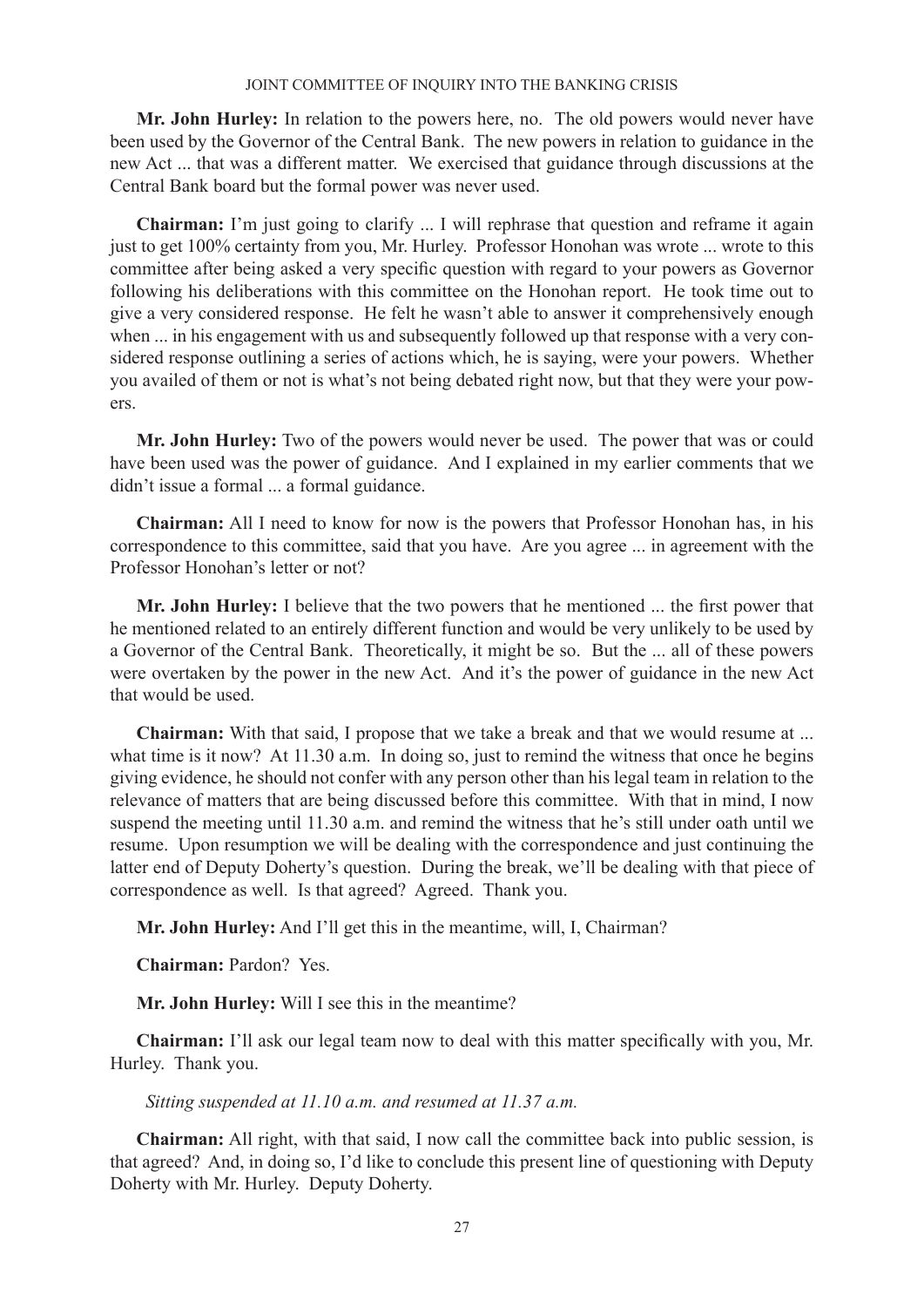**Mr. John Hurley:** In relation to the powers here, no. The old powers would never have been used by the Governor of the Central Bank. The new powers in relation to guidance in the new Act ... that was a different matter. We exercised that guidance through discussions at the Central Bank board but the formal power was never used.

**Chairman:** I'm just going to clarify ... I will rephrase that question and reframe it again just to get 100% certainty from you, Mr. Hurley. Professor Honohan was wrote ... wrote to this committee after being asked a very specific question with regard to your powers as Governor following his deliberations with this committee on the Honohan report. He took time out to give a very considered response. He felt he wasn't able to answer it comprehensively enough when ... in his engagement with us and subsequently followed up that response with a very considered response outlining a series of actions which, he is saying, were your powers. Whether you availed of them or not is what's not being debated right now, but that they were your powers.

**Mr. John Hurley:** Two of the powers would never be used. The power that was or could have been used was the power of guidance. And I explained in my earlier comments that we didn't issue a formal ... a formal guidance.

**Chairman:** All I need to know for now is the powers that Professor Honohan has, in his correspondence to this committee, said that you have. Are you agree ... in agreement with the Professor Honohan's letter or not?

**Mr. John Hurley:** I believe that the two powers that he mentioned ... the first power that he mentioned related to an entirely different function and would be very unlikely to be used by a Governor of the Central Bank. Theoretically, it might be so. But the ... all of these powers were overtaken by the power in the new Act. And it's the power of guidance in the new Act that would be used.

**Chairman:** With that said, I propose that we take a break and that we would resume at ... what time is it now? At 11.30 a.m. In doing so, just to remind the witness that once he begins giving evidence, he should not confer with any person other than his legal team in relation to the relevance of matters that are being discussed before this committee. With that in mind, I now suspend the meeting until 11.30 a.m. and remind the witness that he's still under oath until we resume. Upon resumption we will be dealing with the correspondence and just continuing the latter end of Deputy Doherty's question. During the break, we'll be dealing with that piece of correspondence as well. Is that agreed? Agreed. Thank you.

**Mr. John Hurley:** And I'll get this in the meantime, will, I, Chairman?

**Chairman:** Pardon? Yes.

**Mr. John Hurley:** Will I see this in the meantime?

**Chairman:** I'll ask our legal team now to deal with this matter specifically with you, Mr. Hurley. Thank you.

*Sitting suspended at 11.10 a.m. and resumed at 11.37 a.m.*

**Chairman:** All right, with that said, I now call the committee back into public session, is that agreed? And, in doing so, I'd like to conclude this present line of questioning with Deputy Doherty with Mr. Hurley. Deputy Doherty.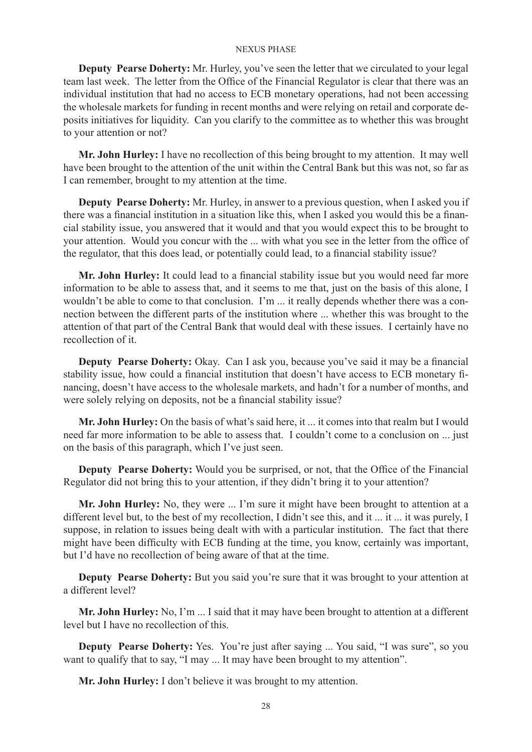**Deputy Pearse Doherty:** Mr. Hurley, you've seen the letter that we circulated to your legal team last week. The letter from the Office of the Financial Regulator is clear that there was an individual institution that had no access to ECB monetary operations, had not been accessing the wholesale markets for funding in recent months and were relying on retail and corporate deposits initiatives for liquidity. Can you clarify to the committee as to whether this was brought to your attention or not?

**Mr. John Hurley:** I have no recollection of this being brought to my attention. It may well have been brought to the attention of the unit within the Central Bank but this was not, so far as I can remember, brought to my attention at the time.

**Deputy Pearse Doherty:** Mr. Hurley, in answer to a previous question, when I asked you if there was a financial institution in a situation like this, when I asked you would this be a financial stability issue, you answered that it would and that you would expect this to be brought to your attention. Would you concur with the ... with what you see in the letter from the office of the regulator, that this does lead, or potentially could lead, to a financial stability issue?

**Mr. John Hurley:** It could lead to a financial stability issue but you would need far more information to be able to assess that, and it seems to me that, just on the basis of this alone, I wouldn't be able to come to that conclusion. I'm ... it really depends whether there was a connection between the different parts of the institution where ... whether this was brought to the attention of that part of the Central Bank that would deal with these issues. I certainly have no recollection of it.

**Deputy Pearse Doherty:** Okay. Can I ask you, because you've said it may be a financial stability issue, how could a financial institution that doesn't have access to ECB monetary financing, doesn't have access to the wholesale markets, and hadn't for a number of months, and were solely relying on deposits, not be a financial stability issue?

**Mr. John Hurley:** On the basis of what's said here, it ... it comes into that realm but I would need far more information to be able to assess that. I couldn't come to a conclusion on ... just on the basis of this paragraph, which I've just seen.

**Deputy Pearse Doherty:** Would you be surprised, or not, that the Office of the Financial Regulator did not bring this to your attention, if they didn't bring it to your attention?

**Mr. John Hurley:** No, they were ... I'm sure it might have been brought to attention at a different level but, to the best of my recollection, I didn't see this, and it ... it ... it was purely, I suppose, in relation to issues being dealt with with a particular institution. The fact that there might have been difficulty with ECB funding at the time, you know, certainly was important, but I'd have no recollection of being aware of that at the time.

**Deputy Pearse Doherty:** But you said you're sure that it was brought to your attention at a different level?

**Mr. John Hurley:** No, I'm ... I said that it may have been brought to attention at a different level but I have no recollection of this.

**Deputy Pearse Doherty:** Yes. You're just after saying ... You said, "I was sure", so you want to qualify that to say, "I may ... It may have been brought to my attention".

**Mr. John Hurley:** I don't believe it was brought to my attention.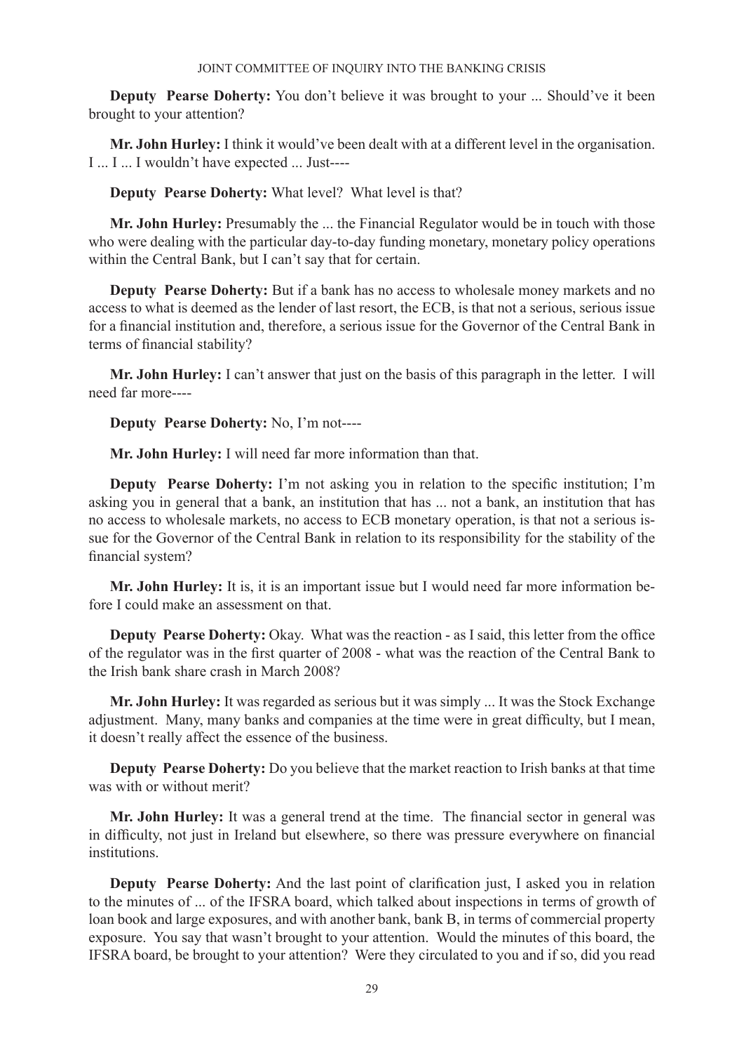**Deputy Pearse Doherty:** You don't believe it was brought to your ... Should've it been brought to your attention?

**Mr. John Hurley:** I think it would've been dealt with at a different level in the organisation. I ... I ... I wouldn't have expected ... Just----

**Deputy Pearse Doherty:** What level? What level is that?

**Mr. John Hurley:** Presumably the ... the Financial Regulator would be in touch with those who were dealing with the particular day-to-day funding monetary, monetary policy operations within the Central Bank, but I can't say that for certain.

**Deputy Pearse Doherty:** But if a bank has no access to wholesale money markets and no access to what is deemed as the lender of last resort, the ECB, is that not a serious, serious issue for a financial institution and, therefore, a serious issue for the Governor of the Central Bank in terms of financial stability?

**Mr. John Hurley:** I can't answer that just on the basis of this paragraph in the letter. I will need far more----

**Deputy Pearse Doherty:** No, I'm not----

**Mr. John Hurley:** I will need far more information than that.

**Deputy Pearse Doherty:** I'm not asking you in relation to the specific institution; I'm asking you in general that a bank, an institution that has ... not a bank, an institution that has no access to wholesale markets, no access to ECB monetary operation, is that not a serious issue for the Governor of the Central Bank in relation to its responsibility for the stability of the financial system?

**Mr. John Hurley:** It is, it is an important issue but I would need far more information before I could make an assessment on that.

**Deputy Pearse Doherty:** Okay. What was the reaction - as I said, this letter from the office of the regulator was in the first quarter of 2008 - what was the reaction of the Central Bank to the Irish bank share crash in March 2008?

**Mr. John Hurley:** It was regarded as serious but it was simply ... It was the Stock Exchange adjustment. Many, many banks and companies at the time were in great difficulty, but I mean, it doesn't really affect the essence of the business.

**Deputy Pearse Doherty:** Do you believe that the market reaction to Irish banks at that time was with or without merit?

**Mr. John Hurley:** It was a general trend at the time. The financial sector in general was in difficulty, not just in Ireland but elsewhere, so there was pressure everywhere on financial institutions.

**Deputy Pearse Doherty:** And the last point of clarification just, I asked you in relation to the minutes of ... of the IFSRA board, which talked about inspections in terms of growth of loan book and large exposures, and with another bank, bank B, in terms of commercial property exposure. You say that wasn't brought to your attention. Would the minutes of this board, the IFSRA board, be brought to your attention? Were they circulated to you and if so, did you read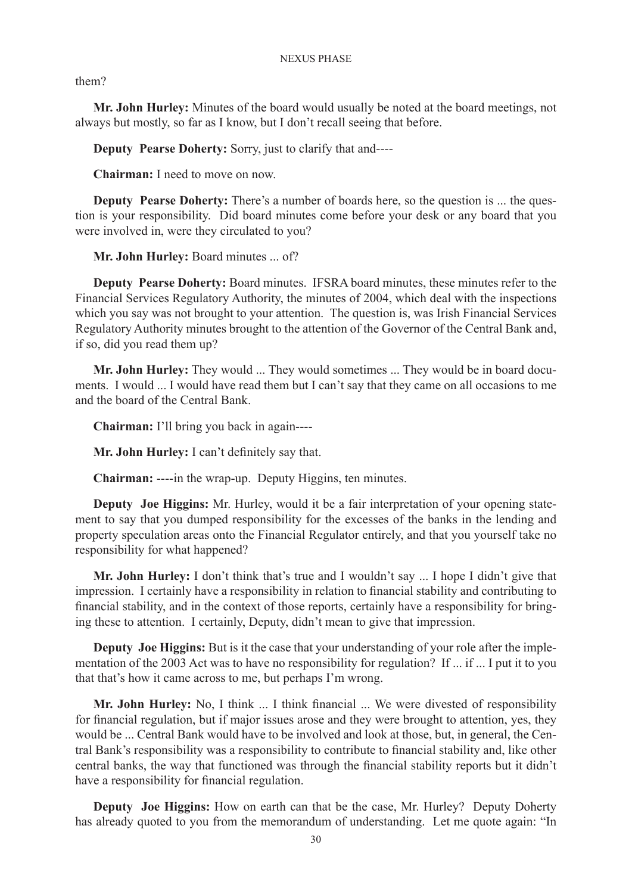them?

**Mr. John Hurley:** Minutes of the board would usually be noted at the board meetings, not always but mostly, so far as I know, but I don't recall seeing that before.

**Deputy Pearse Doherty:** Sorry, just to clarify that and----

**Chairman:** I need to move on now.

**Deputy Pearse Doherty:** There's a number of boards here, so the question is ... the question is your responsibility. Did board minutes come before your desk or any board that you were involved in, were they circulated to you?

**Mr. John Hurley:** Board minutes ... of?

**Deputy Pearse Doherty:** Board minutes. IFSRA board minutes, these minutes refer to the Financial Services Regulatory Authority, the minutes of 2004, which deal with the inspections which you say was not brought to your attention. The question is, was Irish Financial Services Regulatory Authority minutes brought to the attention of the Governor of the Central Bank and, if so, did you read them up?

**Mr. John Hurley:** They would ... They would sometimes ... They would be in board documents. I would ... I would have read them but I can't say that they came on all occasions to me and the board of the Central Bank.

**Chairman:** I'll bring you back in again----

**Mr. John Hurley:** I can't definitely say that.

**Chairman:** ----in the wrap-up. Deputy Higgins, ten minutes.

**Deputy Joe Higgins:** Mr. Hurley, would it be a fair interpretation of your opening statement to say that you dumped responsibility for the excesses of the banks in the lending and property speculation areas onto the Financial Regulator entirely, and that you yourself take no responsibility for what happened?

**Mr. John Hurley:** I don't think that's true and I wouldn't say ... I hope I didn't give that impression. I certainly have a responsibility in relation to financial stability and contributing to financial stability, and in the context of those reports, certainly have a responsibility for bringing these to attention. I certainly, Deputy, didn't mean to give that impression.

**Deputy Joe Higgins:** But is it the case that your understanding of your role after the implementation of the 2003 Act was to have no responsibility for regulation? If ... if ... I put it to you that that's how it came across to me, but perhaps I'm wrong.

**Mr. John Hurley:** No, I think ... I think financial ... We were divested of responsibility for financial regulation, but if major issues arose and they were brought to attention, yes, they would be ... Central Bank would have to be involved and look at those, but, in general, the Central Bank's responsibility was a responsibility to contribute to financial stability and, like other central banks, the way that functioned was through the financial stability reports but it didn't have a responsibility for financial regulation.

**Deputy Joe Higgins:** How on earth can that be the case, Mr. Hurley? Deputy Doherty has already quoted to you from the memorandum of understanding. Let me quote again: "In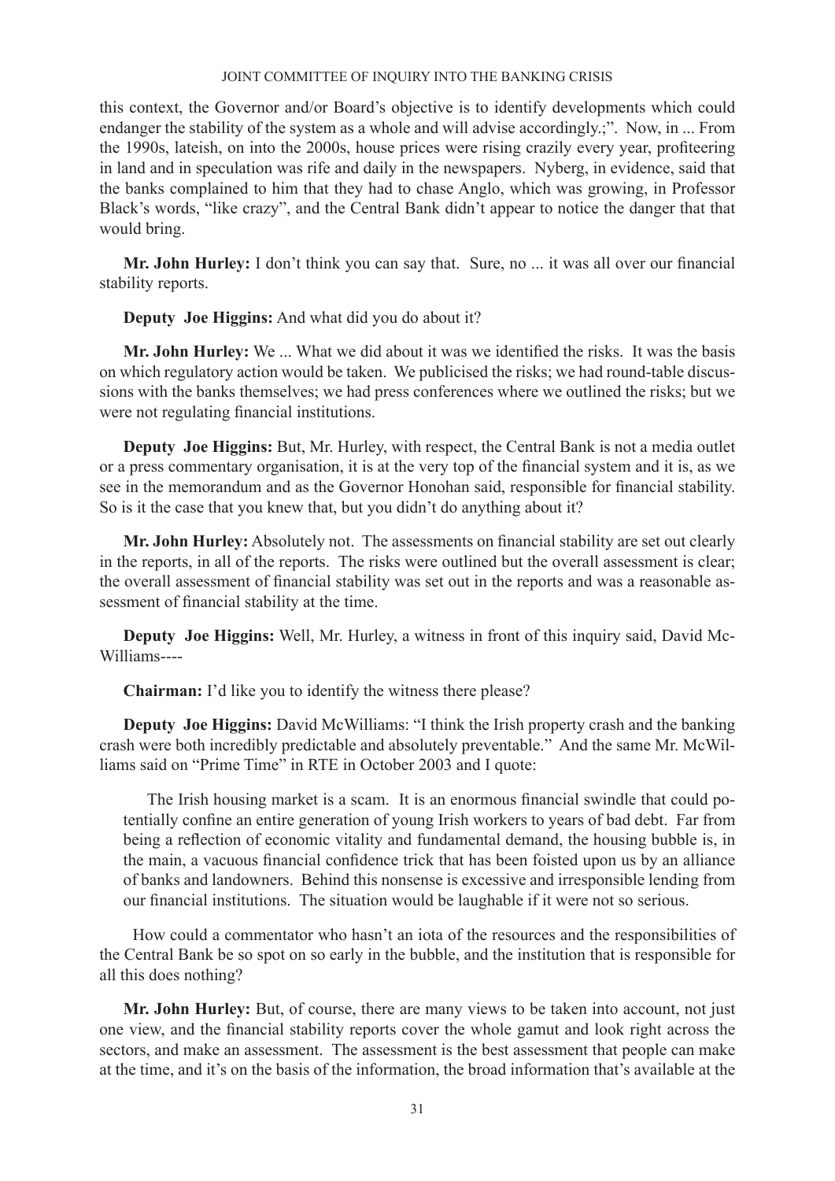this context, the Governor and/or Board's objective is to identify developments which could endanger the stability of the system as a whole and will advise accordingly.;". Now, in ... From the 1990s, lateish, on into the 2000s, house prices were rising crazily every year, profiteering in land and in speculation was rife and daily in the newspapers. Nyberg, in evidence, said that the banks complained to him that they had to chase Anglo, which was growing, in Professor Black's words, "like crazy", and the Central Bank didn't appear to notice the danger that that would bring.

**Mr. John Hurley:** I don't think you can say that. Sure, no ... it was all over our financial stability reports.

**Deputy Joe Higgins:** And what did you do about it?

**Mr. John Hurley:** We ... What we did about it was we identified the risks. It was the basis on which regulatory action would be taken. We publicised the risks; we had round-table discussions with the banks themselves; we had press conferences where we outlined the risks; but we were not regulating financial institutions.

**Deputy Joe Higgins:** But, Mr. Hurley, with respect, the Central Bank is not a media outlet or a press commentary organisation, it is at the very top of the financial system and it is, as we see in the memorandum and as the Governor Honohan said, responsible for financial stability. So is it the case that you knew that, but you didn't do anything about it?

**Mr. John Hurley:** Absolutely not. The assessments on financial stability are set out clearly in the reports, in all of the reports. The risks were outlined but the overall assessment is clear; the overall assessment of financial stability was set out in the reports and was a reasonable assessment of financial stability at the time.

**Deputy Joe Higgins:** Well, Mr. Hurley, a witness in front of this inquiry said, David McWilliams----

**Chairman:** I'd like you to identify the witness there please?

**Deputy Joe Higgins:** David McWilliams: "I think the Irish property crash and the banking crash were both incredibly predictable and absolutely preventable." And the same Mr. McWilliams said on "Prime Time" in RTE in October 2003 and I quote:

> The Irish housing market is a scam. It is an enormous financial swindle that could potentially confine an entire generation of young Irish workers to years of bad debt. Far from being a reflection of economic vitality and fundamental demand, the housing bubble is, in the main, a vacuous financial confidence trick that has been foisted upon us by an alliance of banks and landowners. Behind this nonsense is excessive and irresponsible lending from our financial institutions. The situation would be laughable if it were not so serious.

How could a commentator who hasn't an iota of the resources and the responsibilities of the Central Bank be so spot on so early in the bubble, and the institution that is responsible for all this does nothing?

**Mr. John Hurley:** But, of course, there are many views to be taken into account, not just one view, and the financial stability reports cover the whole gamut and look right across the sectors, and make an assessment. The assessment is the best assessment that people can make at the time, and it's on the basis of the information, the broad information that's available at the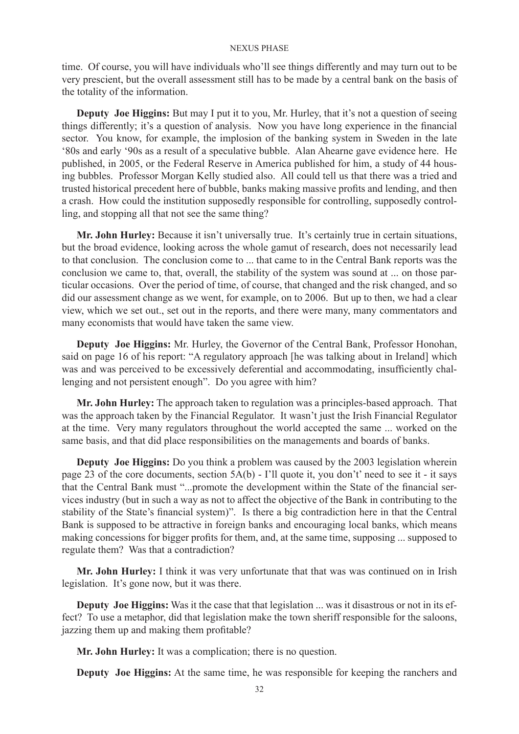time. Of course, you will have individuals who'll see things differently and may turn out to be very prescient, but the overall assessment still has to be made by a central bank on the basis of the totality of the information.

**Deputy Joe Higgins:** But may I put it to you, Mr. Hurley, that it's not a question of seeing things differently; it's a question of analysis. Now you have long experience in the financial sector. You know, for example, the implosion of the banking system in Sweden in the late '80s and early '90s as a result of a speculative bubble. Alan Ahearne gave evidence here. He published, in 2005, or the Federal Reserve in America published for him, a study of 44 housing bubbles. Professor Morgan Kelly studied also. All could tell us that there was a tried and trusted historical precedent here of bubble, banks making massive profits and lending, and then a crash. How could the institution supposedly responsible for controlling, supposedly controlling, and stopping all that not see the same thing?

**Mr. John Hurley:** Because it isn't universally true. It's certainly true in certain situations, but the broad evidence, looking across the whole gamut of research, does not necessarily lead to that conclusion. The conclusion come to ... that came to in the Central Bank reports was the conclusion we came to, that, overall, the stability of the system was sound at ... on those particular occasions. Over the period of time, of course, that changed and the risk changed, and so did our assessment change as we went, for example, on to 2006. But up to then, we had a clear view, which we set out., set out in the reports, and there were many, many commentators and many economists that would have taken the same view.

**Deputy Joe Higgins:** Mr. Hurley, the Governor of the Central Bank, Professor Honohan, said on page 16 of his report: "A regulatory approach [he was talking about in Ireland] which was and was perceived to be excessively deferential and accommodating, insufficiently challenging and not persistent enough". Do you agree with him?

**Mr. John Hurley:** The approach taken to regulation was a principles-based approach. That was the approach taken by the Financial Regulator. It wasn't just the Irish Financial Regulator at the time. Very many regulators throughout the world accepted the same ... worked on the same basis, and that did place responsibilities on the managements and boards of banks.

**Deputy Joe Higgins:** Do you think a problem was caused by the 2003 legislation wherein page 23 of the core documents, section 5A(b) - I'll quote it, you don't' need to see it - it says that the Central Bank must "...promote the development within the State of the financial services industry (but in such a way as not to affect the objective of the Bank in contributing to the stability of the State's financial system)". Is there a big contradiction here in that the Central Bank is supposed to be attractive in foreign banks and encouraging local banks, which means making concessions for bigger profits for them, and, at the same time, supposing ... supposed to regulate them? Was that a contradiction?

**Mr. John Hurley:** I think it was very unfortunate that that was was continued on in Irish legislation. It's gone now, but it was there.

**Deputy Joe Higgins:** Was it the case that that legislation ... was it disastrous or not in its effect? To use a metaphor, did that legislation make the town sheriff responsible for the saloons, jazzing them up and making them profitable?

**Mr. John Hurley:** It was a complication; there is no question.

**Deputy Joe Higgins:** At the same time, he was responsible for keeping the ranchers and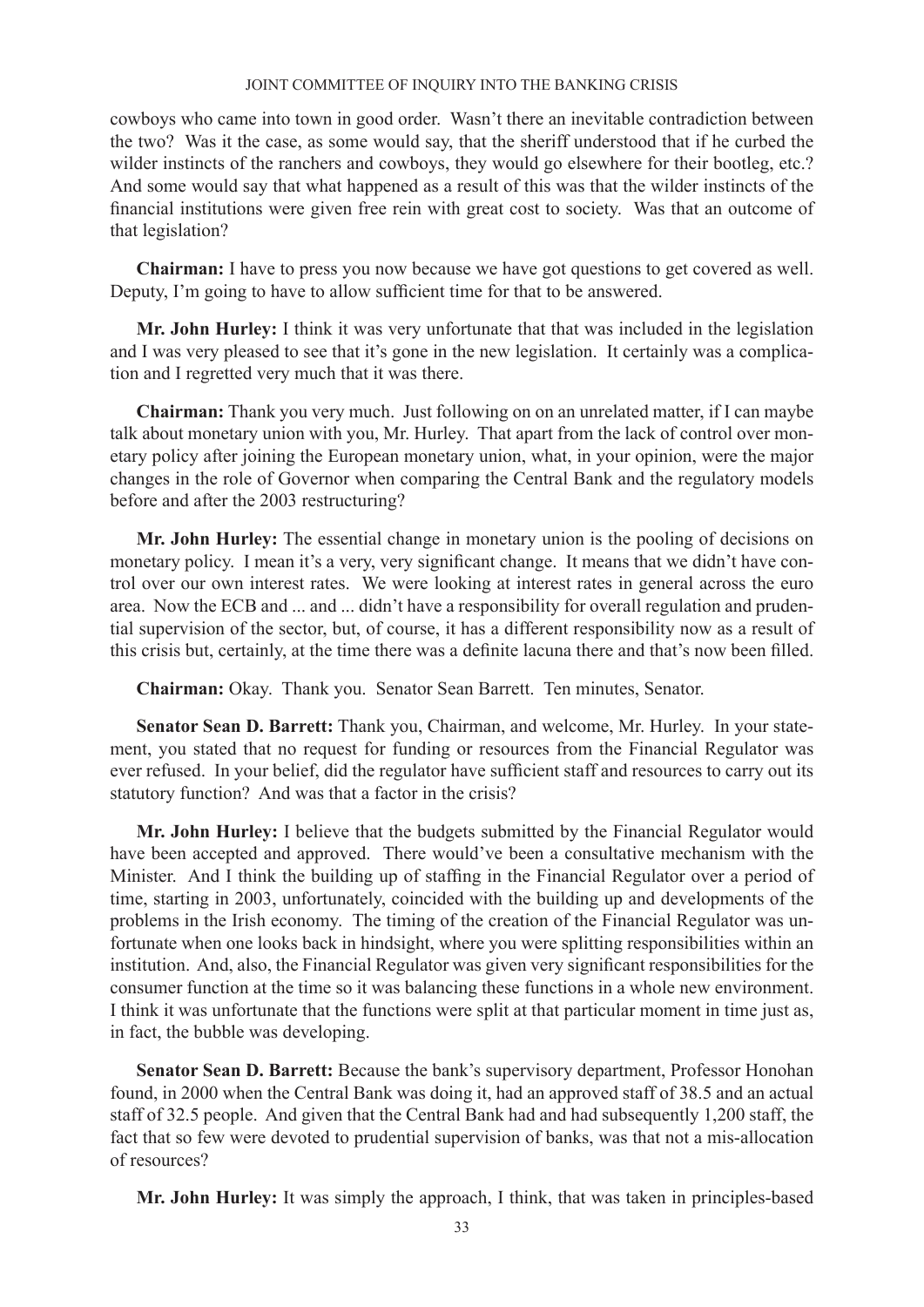cowboys who came into town in good order. Wasn't there an inevitable contradiction between the two? Was it the case, as some would say, that the sheriff understood that if he curbed the wilder instincts of the ranchers and cowboys, they would go elsewhere for their bootleg, etc.? And some would say that what happened as a result of this was that the wilder instincts of the financial institutions were given free rein with great cost to society. Was that an outcome of that legislation?

**Chairman:** I have to press you now because we have got questions to get covered as well. Deputy, I'm going to have to allow sufficient time for that to be answered.

**Mr. John Hurley:** I think it was very unfortunate that that was included in the legislation and I was very pleased to see that it's gone in the new legislation. It certainly was a complication and I regretted very much that it was there.

**Chairman:** Thank you very much. Just following on on an unrelated matter, if I can maybe talk about monetary union with you, Mr. Hurley. That apart from the lack of control over monetary policy after joining the European monetary union, what, in your opinion, were the major changes in the role of Governor when comparing the Central Bank and the regulatory models before and after the 2003 restructuring?

**Mr. John Hurley:** The essential change in monetary union is the pooling of decisions on monetary policy. I mean it's a very, very significant change. It means that we didn't have control over our own interest rates. We were looking at interest rates in general across the euro area. Now the ECB and ... and ... didn't have a responsibility for overall regulation and prudential supervision of the sector, but, of course, it has a different responsibility now as a result of this crisis but, certainly, at the time there was a definite lacuna there and that's now been filled.

**Chairman:** Okay. Thank you. Senator Sean Barrett. Ten minutes, Senator.

**Senator Sean D. Barrett:** Thank you, Chairman, and welcome, Mr. Hurley. In your statement, you stated that no request for funding or resources from the Financial Regulator was ever refused. In your belief, did the regulator have sufficient staff and resources to carry out its statutory function? And was that a factor in the crisis?

**Mr. John Hurley:** I believe that the budgets submitted by the Financial Regulator would have been accepted and approved. There would've been a consultative mechanism with the Minister. And I think the building up of staffing in the Financial Regulator over a period of time, starting in 2003, unfortunately, coincided with the building up and developments of the problems in the Irish economy. The timing of the creation of the Financial Regulator was unfortunate when one looks back in hindsight, where you were splitting responsibilities within an institution. And, also, the Financial Regulator was given very significant responsibilities for the consumer function at the time so it was balancing these functions in a whole new environment. I think it was unfortunate that the functions were split at that particular moment in time just as, in fact, the bubble was developing.

**Senator Sean D. Barrett:** Because the bank's supervisory department, Professor Honohan found, in 2000 when the Central Bank was doing it, had an approved staff of 38.5 and an actual staff of 32.5 people. And given that the Central Bank had and had subsequently 1,200 staff, the fact that so few were devoted to prudential supervision of banks, was that not a mis-allocation of resources?

**Mr. John Hurley:** It was simply the approach, I think, that was taken in principles-based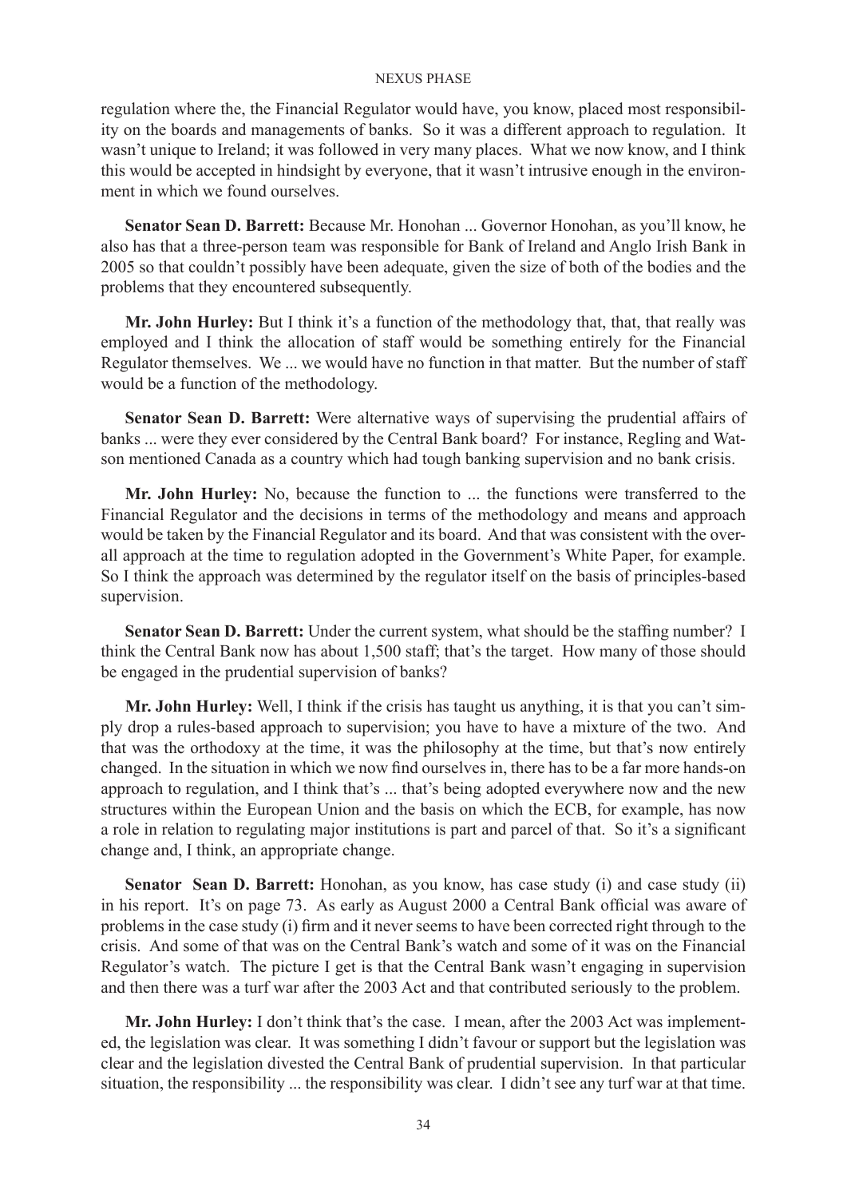regulation where the, the Financial Regulator would have, you know, placed most responsibility on the boards and managements of banks. So it was a different approach to regulation. It wasn't unique to Ireland; it was followed in very many places. What we now know, and I think this would be accepted in hindsight by everyone, that it wasn't intrusive enough in the environment in which we found ourselves.

**Senator Sean D. Barrett:** Because Mr. Honohan ... Governor Honohan, as you'll know, he also has that a three-person team was responsible for Bank of Ireland and Anglo Irish Bank in 2005 so that couldn't possibly have been adequate, given the size of both of the bodies and the problems that they encountered subsequently.

**Mr. John Hurley:** But I think it's a function of the methodology that, that, that really was employed and I think the allocation of staff would be something entirely for the Financial Regulator themselves. We ... we would have no function in that matter. But the number of staff would be a function of the methodology.

**Senator Sean D. Barrett:** Were alternative ways of supervising the prudential affairs of banks ... were they ever considered by the Central Bank board? For instance, Regling and Watson mentioned Canada as a country which had tough banking supervision and no bank crisis.

**Mr. John Hurley:** No, because the function to ... the functions were transferred to the Financial Regulator and the decisions in terms of the methodology and means and approach would be taken by the Financial Regulator and its board. And that was consistent with the overall approach at the time to regulation adopted in the Government's White Paper, for example. So I think the approach was determined by the regulator itself on the basis of principles-based supervision.

**Senator Sean D. Barrett:** Under the current system, what should be the staffing number? I think the Central Bank now has about 1,500 staff; that's the target. How many of those should be engaged in the prudential supervision of banks?

**Mr. John Hurley:** Well, I think if the crisis has taught us anything, it is that you can't simply drop a rules-based approach to supervision; you have to have a mixture of the two. And that was the orthodoxy at the time, it was the philosophy at the time, but that's now entirely changed. In the situation in which we now find ourselves in, there has to be a far more hands-on approach to regulation, and I think that's ... that's being adopted everywhere now and the new structures within the European Union and the basis on which the ECB, for example, has now a role in relation to regulating major institutions is part and parcel of that. So it's a significant change and, I think, an appropriate change.

**Senator Sean D. Barrett:** Honohan, as you know, has case study (i) and case study (ii) in his report. It's on page 73. As early as August 2000 a Central Bank official was aware of problems in the case study (i) firm and it never seems to have been corrected right through to the crisis. And some of that was on the Central Bank's watch and some of it was on the Financial Regulator's watch. The picture I get is that the Central Bank wasn't engaging in supervision and then there was a turf war after the 2003 Act and that contributed seriously to the problem.

**Mr. John Hurley:** I don't think that's the case. I mean, after the 2003 Act was implemented, the legislation was clear. It was something I didn't favour or support but the legislation was clear and the legislation divested the Central Bank of prudential supervision. In that particular situation, the responsibility ... the responsibility was clear. I didn't see any turf war at that time.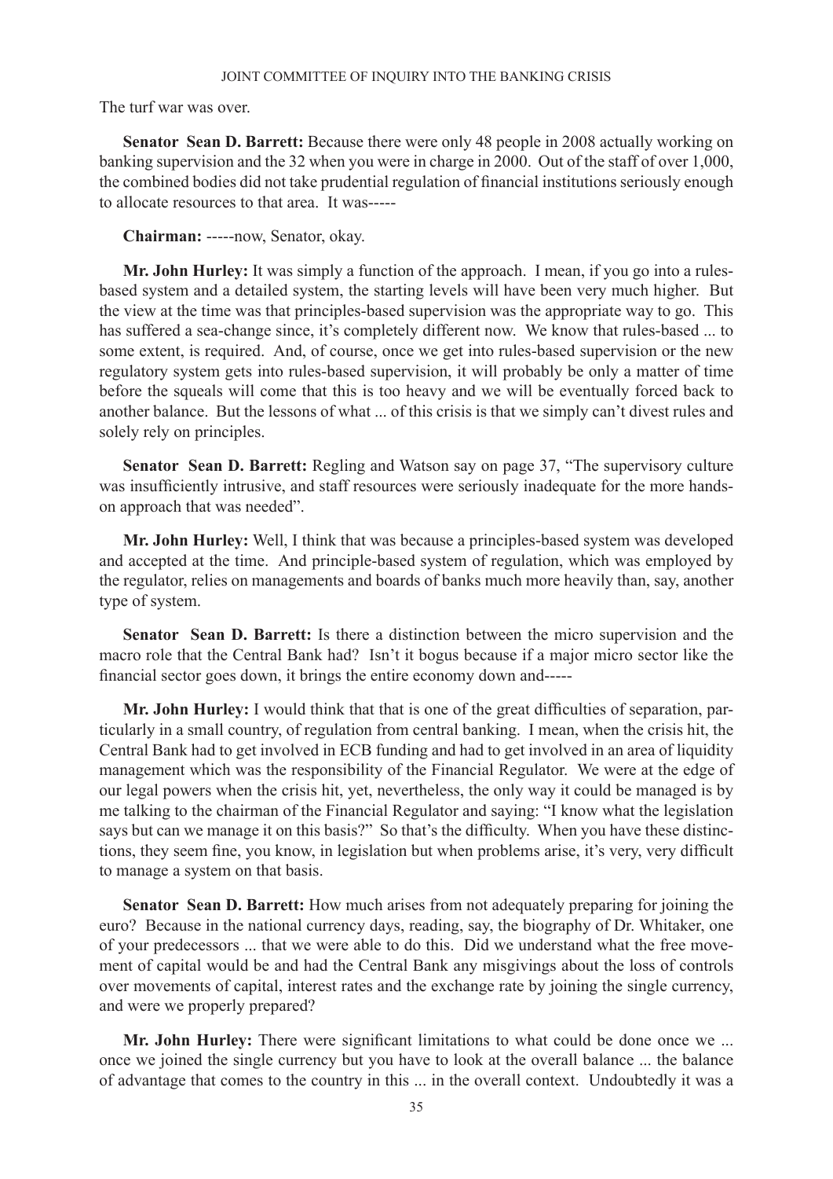The turf war was over.

**Senator Sean D. Barrett:** Because there were only 48 people in 2008 actually working on banking supervision and the 32 when you were in charge in 2000. Out of the staff of over 1,000, the combined bodies did not take prudential regulation of financial institutions seriously enough to allocate resources to that area. It was-----

**Chairman:** -----now, Senator, okay.

**Mr. John Hurley:** It was simply a function of the approach. I mean, if you go into a rules-based system and a detailed system, the starting levels will have been very much higher. But the view at the time was that principles-based supervision was the appropriate way to go. This has suffered a sea-change since, it's completely different now. We know that rules-based ... to some extent, is required. And, of course, once we get into rules-based supervision or the new regulatory system gets into rules-based supervision, it will probably be only a matter of time before the squeals will come that this is too heavy and we will be eventually forced back to another balance. But the lessons of what ... of this crisis is that we simply can't divest rules and solely rely on principles.

**Senator Sean D. Barrett:** Regling and Watson say on page 37, "The supervisory culture was insufficiently intrusive, and staff resources were seriously inadequate for the more hands-on approach that was needed".

**Mr. John Hurley:** Well, I think that was because a principles-based system was developed and accepted at the time. And principle-based system of regulation, which was employed by the regulator, relies on managements and boards of banks much more heavily than, say, another type of system.

**Senator Sean D. Barrett:** Is there a distinction between the micro supervision and the macro role that the Central Bank had? Isn't it bogus because if a major micro sector like the financial sector goes down, it brings the entire economy down and-----

**Mr. John Hurley:** I would think that that is one of the great difficulties of separation, particularly in a small country, of regulation from central banking. I mean, when the crisis hit, the Central Bank had to get involved in ECB funding and had to get involved in an area of liquidity management which was the responsibility of the Financial Regulator. We were at the edge of our legal powers when the crisis hit, yet, nevertheless, the only way it could be managed is by me talking to the chairman of the Financial Regulator and saying: "I know what the legislation says but can we manage it on this basis?" So that's the difficulty. When you have these distinctions, they seem fine, you know, in legislation but when problems arise, it's very, very difficult to manage a system on that basis.

**Senator Sean D. Barrett:** How much arises from not adequately preparing for joining the euro? Because in the national currency days, reading, say, the biography of Dr. Whitaker, one of your predecessors ... that we were able to do this. Did we understand what the free movement of capital would be and had the Central Bank any misgivings about the loss of controls over movements of capital, interest rates and the exchange rate by joining the single currency, and were we properly prepared?

**Mr. John Hurley:** There were significant limitations to what could be done once we ... once we joined the single currency but you have to look at the overall balance ... the balance of advantage that comes to the country in this ... in the overall context. Undoubtedly it was a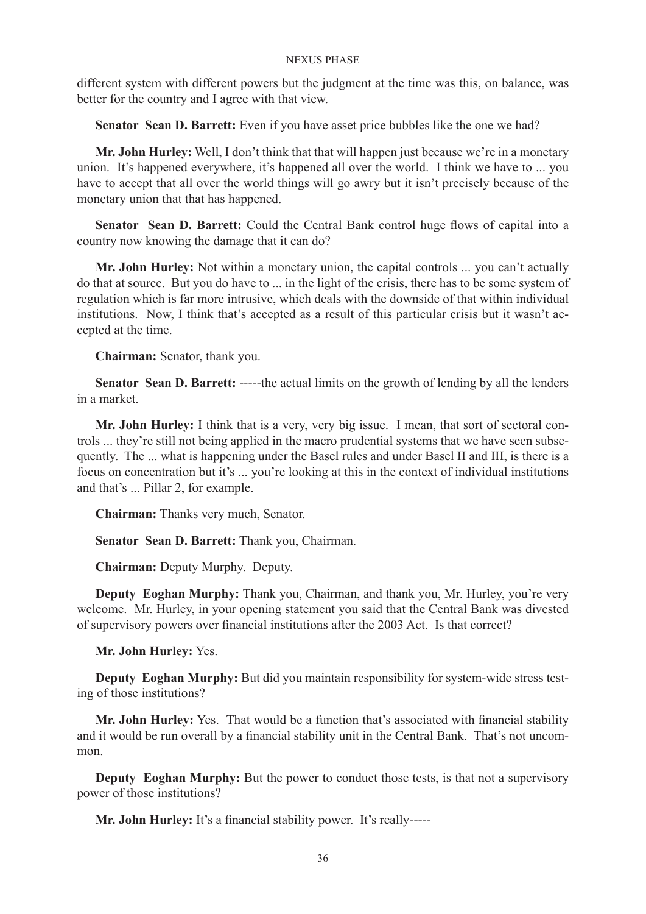different system with different powers but the judgment at the time was this, on balance, was better for the country and I agree with that view.

**Senator Sean D. Barrett:** Even if you have asset price bubbles like the one we had?

**Mr. John Hurley:** Well, I don't think that that will happen just because we're in a monetary union. It's happened everywhere, it's happened all over the world. I think we have to ... you have to accept that all over the world things will go awry but it isn't precisely because of the monetary union that that has happened.

**Senator Sean D. Barrett:** Could the Central Bank control huge flows of capital into a country now knowing the damage that it can do?

**Mr. John Hurley:** Not within a monetary union, the capital controls ... you can't actually do that at source. But you do have to ... in the light of the crisis, there has to be some system of regulation which is far more intrusive, which deals with the downside of that within individual institutions. Now, I think that's accepted as a result of this particular crisis but it wasn't accepted at the time.

**Chairman:** Senator, thank you.

**Senator Sean D. Barrett:** -----the actual limits on the growth of lending by all the lenders in a market.

**Mr. John Hurley:** I think that is a very, very big issue. I mean, that sort of sectoral controls ... they're still not being applied in the macro prudential systems that we have seen subsequently. The ... what is happening under the Basel rules and under Basel II and III, is there is a focus on concentration but it's ... you're looking at this in the context of individual institutions and that's ... Pillar 2, for example.

**Chairman:** Thanks very much, Senator.

**Senator Sean D. Barrett:** Thank you, Chairman.

**Chairman:** Deputy Murphy. Deputy.

**Deputy Eoghan Murphy:** Thank you, Chairman, and thank you, Mr. Hurley, you're very welcome. Mr. Hurley, in your opening statement you said that the Central Bank was divested of supervisory powers over financial institutions after the 2003 Act. Is that correct?

**Mr. John Hurley:** Yes.

**Deputy Eoghan Murphy:** But did you maintain responsibility for system-wide stress testing of those institutions?

**Mr. John Hurley:** Yes. That would be a function that's associated with financial stability and it would be run overall by a financial stability unit in the Central Bank. That's not uncommon.

**Deputy Eoghan Murphy:** But the power to conduct those tests, is that not a supervisory power of those institutions?

**Mr. John Hurley:** It's a financial stability power. It's really-----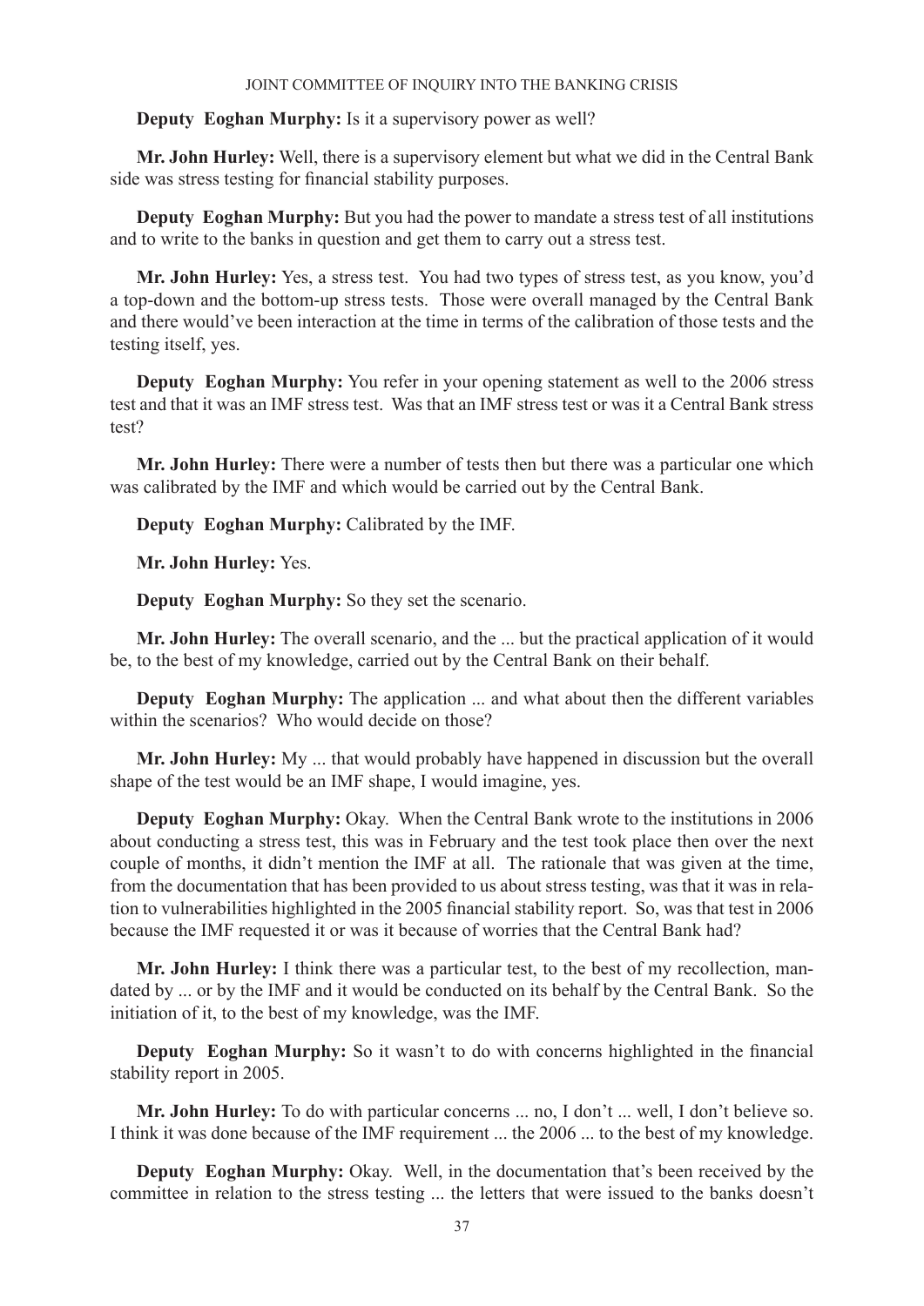**Deputy Eoghan Murphy:** Is it a supervisory power as well?

**Mr. John Hurley:** Well, there is a supervisory element but what we did in the Central Bank side was stress testing for financial stability purposes.

**Deputy Eoghan Murphy:** But you had the power to mandate a stress test of all institutions and to write to the banks in question and get them to carry out a stress test.

**Mr. John Hurley:** Yes, a stress test. You had two types of stress test, as you know, you'd a top-down and the bottom-up stress tests. Those were overall managed by the Central Bank and there would've been interaction at the time in terms of the calibration of those tests and the testing itself, yes.

**Deputy Eoghan Murphy:** You refer in your opening statement as well to the 2006 stress test and that it was an IMF stress test. Was that an IMF stress test or was it a Central Bank stress test?

**Mr. John Hurley:** There were a number of tests then but there was a particular one which was calibrated by the IMF and which would be carried out by the Central Bank.

**Deputy Eoghan Murphy:** Calibrated by the IMF.

**Mr. John Hurley:** Yes.

**Deputy Eoghan Murphy:** So they set the scenario.

**Mr. John Hurley:** The overall scenario, and the ... but the practical application of it would be, to the best of my knowledge, carried out by the Central Bank on their behalf.

**Deputy Eoghan Murphy:** The application ... and what about then the different variables within the scenarios? Who would decide on those?

**Mr. John Hurley:** My ... that would probably have happened in discussion but the overall shape of the test would be an IMF shape, I would imagine, yes.

**Deputy Eoghan Murphy:** Okay. When the Central Bank wrote to the institutions in 2006 about conducting a stress test, this was in February and the test took place then over the next couple of months, it didn't mention the IMF at all. The rationale that was given at the time, from the documentation that has been provided to us about stress testing, was that it was in relation to vulnerabilities highlighted in the 2005 financial stability report. So, was that test in 2006 because the IMF requested it or was it because of worries that the Central Bank had?

**Mr. John Hurley:** I think there was a particular test, to the best of my recollection, mandated by ... or by the IMF and it would be conducted on its behalf by the Central Bank. So the initiation of it, to the best of my knowledge, was the IMF.

**Deputy Eoghan Murphy:** So it wasn't to do with concerns highlighted in the financial stability report in 2005.

**Mr. John Hurley:** To do with particular concerns ... no, I don't ... well, I don't believe so. I think it was done because of the IMF requirement ... the 2006 ... to the best of my knowledge.

**Deputy Eoghan Murphy:** Okay. Well, in the documentation that's been received by the committee in relation to the stress testing ... the letters that were issued to the banks doesn't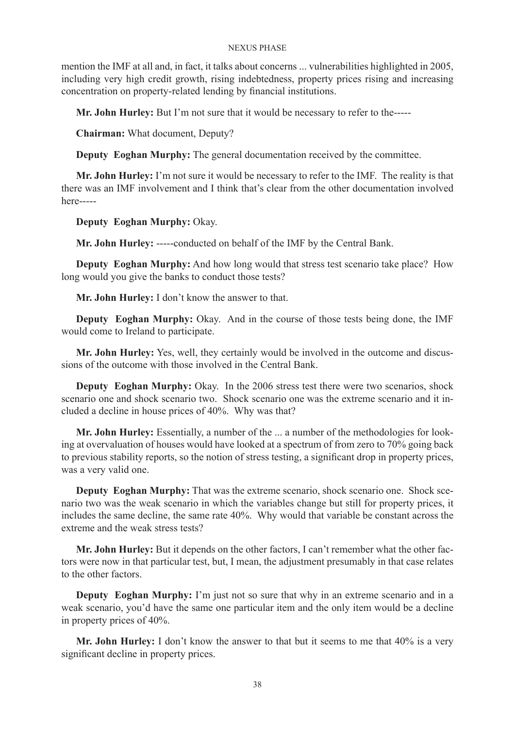mention the IMF at all and, in fact, it talks about concerns ... vulnerabilities highlighted in 2005, including very high credit growth, rising indebtedness, property prices rising and increasing concentration on property-related lending by financial institutions.

**Mr. John Hurley:** But I'm not sure that it would be necessary to refer to the-----

**Chairman:** What document, Deputy?

**Deputy Eoghan Murphy:** The general documentation received by the committee.

**Mr. John Hurley:** I'm not sure it would be necessary to refer to the IMF. The reality is that there was an IMF involvement and I think that's clear from the other documentation involved here-----

**Deputy Eoghan Murphy:** Okay.

**Mr. John Hurley:** -----conducted on behalf of the IMF by the Central Bank.

**Deputy Eoghan Murphy:** And how long would that stress test scenario take place? How long would you give the banks to conduct those tests?

**Mr. John Hurley:** I don't know the answer to that.

**Deputy Eoghan Murphy:** Okay. And in the course of those tests being done, the IMF would come to Ireland to participate.

**Mr. John Hurley:** Yes, well, they certainly would be involved in the outcome and discussions of the outcome with those involved in the Central Bank.

**Deputy Eoghan Murphy:** Okay. In the 2006 stress test there were two scenarios, shock scenario one and shock scenario two. Shock scenario one was the extreme scenario and it included a decline in house prices of 40%. Why was that?

**Mr. John Hurley:** Essentially, a number of the ... a number of the methodologies for looking at overvaluation of houses would have looked at a spectrum of from zero to 70% going back to previous stability reports, so the notion of stress testing, a significant drop in property prices, was a very valid one.

**Deputy Eoghan Murphy:** That was the extreme scenario, shock scenario one. Shock scenario two was the weak scenario in which the variables change but still for property prices, it includes the same decline, the same rate 40%. Why would that variable be constant across the extreme and the weak stress tests?

**Mr. John Hurley:** But it depends on the other factors, I can't remember what the other factors were now in that particular test, but, I mean, the adjustment presumably in that case relates to the other factors.

**Deputy Eoghan Murphy:** I'm just not so sure that why in an extreme scenario and in a weak scenario, you'd have the same one particular item and the only item would be a decline in property prices of 40%.

**Mr. John Hurley:** I don't know the answer to that but it seems to me that 40% is a very significant decline in property prices.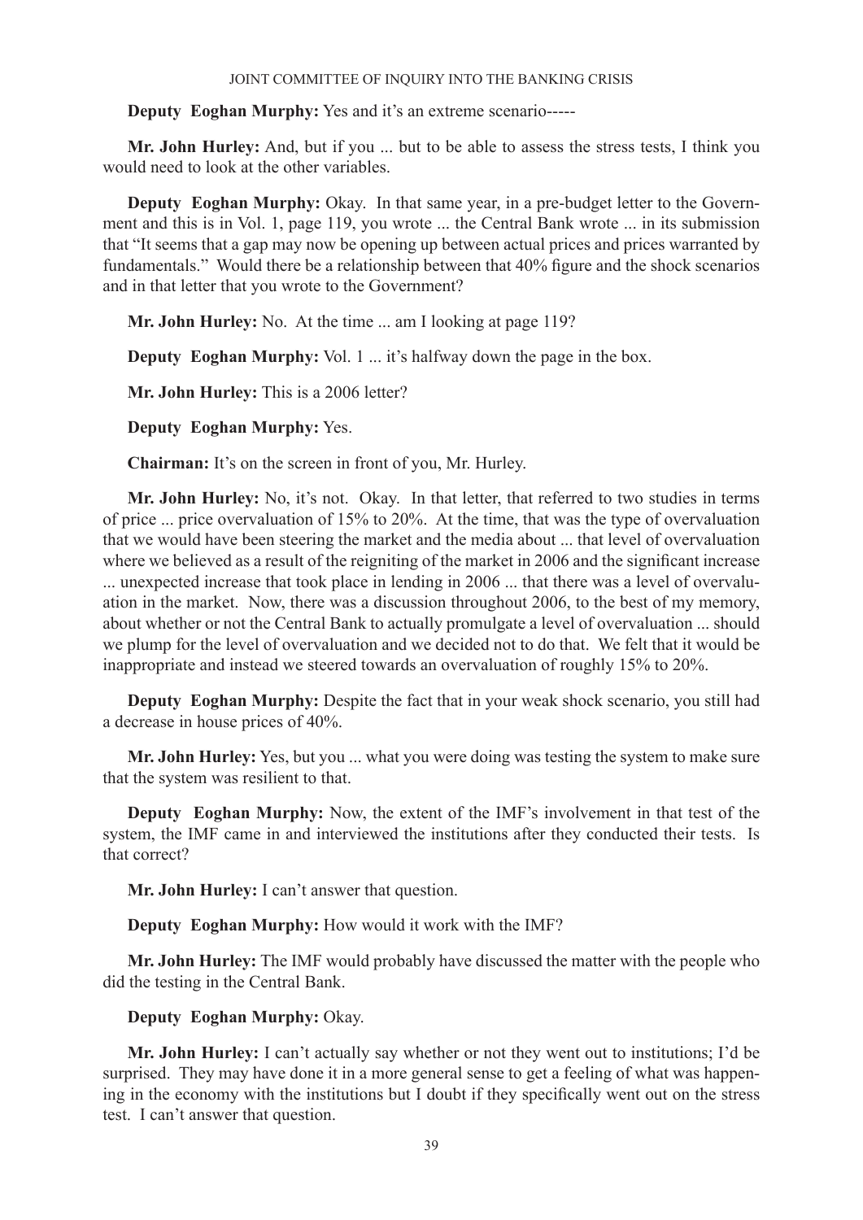**Deputy Eoghan Murphy:** Yes and it's an extreme scenario-----

**Mr. John Hurley:** And, but if you ... but to be able to assess the stress tests, I think you would need to look at the other variables.

**Deputy Eoghan Murphy:** Okay. In that same year, in a pre-budget letter to the Government and this is in Vol. 1, page 119, you wrote ... the Central Bank wrote ... in its submission that "It seems that a gap may now be opening up between actual prices and prices warranted by fundamentals." Would there be a relationship between that 40% figure and the shock scenarios and in that letter that you wrote to the Government?

**Mr. John Hurley:** No. At the time ... am I looking at page 119?

**Deputy Eoghan Murphy:** Vol. 1 ... it's halfway down the page in the box.

**Mr. John Hurley:** This is a 2006 letter?

**Deputy Eoghan Murphy:** Yes.

**Chairman:** It's on the screen in front of you, Mr. Hurley.

**Mr. John Hurley:** No, it's not. Okay. In that letter, that referred to two studies in terms of price ... price overvaluation of 15% to 20%. At the time, that was the type of overvaluation that we would have been steering the market and the media about ... that level of overvaluation where we believed as a result of the reigniting of the market in 2006 and the significant increase ... unexpected increase that took place in lending in 2006 ... that there was a level of overvaluation in the market. Now, there was a discussion throughout 2006, to the best of my memory, about whether or not the Central Bank to actually promulgate a level of overvaluation ... should we plump for the level of overvaluation and we decided not to do that. We felt that it would be inappropriate and instead we steered towards an overvaluation of roughly 15% to 20%.

**Deputy Eoghan Murphy:** Despite the fact that in your weak shock scenario, you still had a decrease in house prices of 40%.

**Mr. John Hurley:** Yes, but you ... what you were doing was testing the system to make sure that the system was resilient to that.

**Deputy Eoghan Murphy:** Now, the extent of the IMF's involvement in that test of the system, the IMF came in and interviewed the institutions after they conducted their tests. Is that correct?

**Mr. John Hurley:** I can't answer that question.

**Deputy Eoghan Murphy:** How would it work with the IMF?

**Mr. John Hurley:** The IMF would probably have discussed the matter with the people who did the testing in the Central Bank.

**Deputy Eoghan Murphy:** Okay.

**Mr. John Hurley:** I can't actually say whether or not they went out to institutions; I'd be surprised. They may have done it in a more general sense to get a feeling of what was happening in the economy with the institutions but I doubt if they specifically went out on the stress test. I can't answer that question.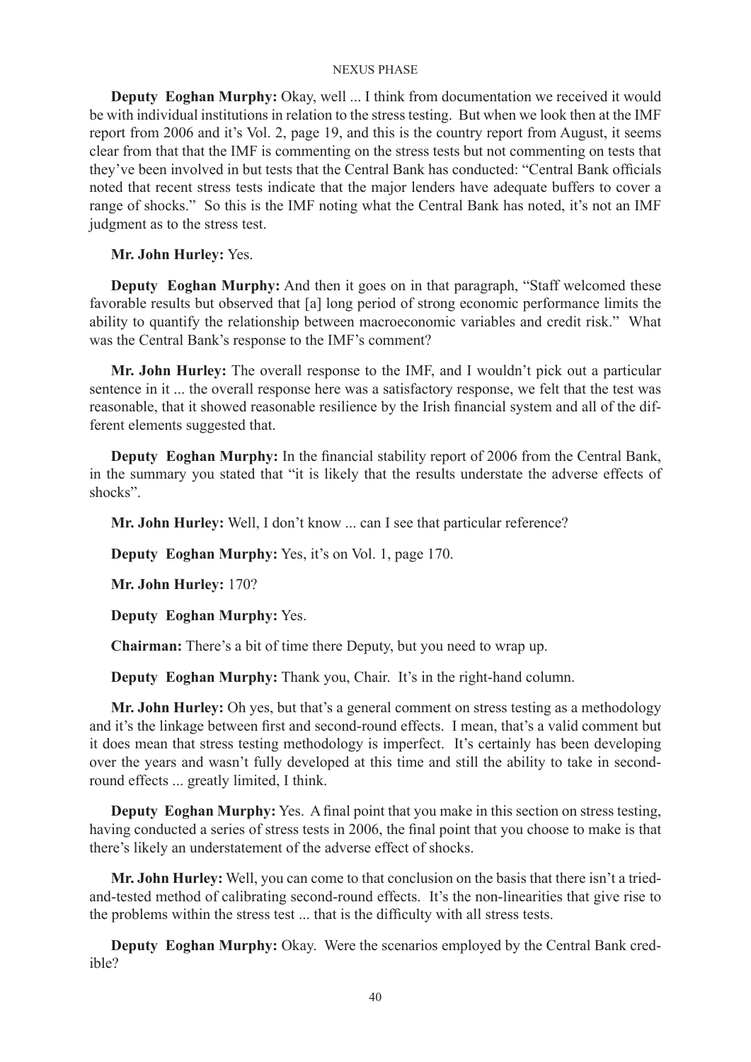**Deputy Eoghan Murphy:** Okay, well ... I think from documentation we received it would be with individual institutions in relation to the stress testing. But when we look then at the IMF report from 2006 and it's Vol. 2, page 19, and this is the country report from August, it seems clear from that that the IMF is commenting on the stress tests but not commenting on tests that they've been involved in but tests that the Central Bank has conducted: "Central Bank officials noted that recent stress tests indicate that the major lenders have adequate buffers to cover a range of shocks." So this is the IMF noting what the Central Bank has noted, it's not an IMF judgment as to the stress test.

**Mr. John Hurley:** Yes.

**Deputy Eoghan Murphy:** And then it goes on in that paragraph, "Staff welcomed these favorable results but observed that [a] long period of strong economic performance limits the ability to quantify the relationship between macroeconomic variables and credit risk." What was the Central Bank's response to the IMF's comment?

**Mr. John Hurley:** The overall response to the IMF, and I wouldn't pick out a particular sentence in it ... the overall response here was a satisfactory response, we felt that the test was reasonable, that it showed reasonable resilience by the Irish financial system and all of the different elements suggested that.

**Deputy Eoghan Murphy:** In the financial stability report of 2006 from the Central Bank, in the summary you stated that "it is likely that the results understate the adverse effects of shocks".

**Mr. John Hurley:** Well, I don't know ... can I see that particular reference?

**Deputy Eoghan Murphy:** Yes, it's on Vol. 1, page 170.

**Mr. John Hurley:** 170?

**Deputy Eoghan Murphy:** Yes.

**Chairman:** There's a bit of time there Deputy, but you need to wrap up.

**Deputy Eoghan Murphy:** Thank you, Chair. It's in the right-hand column.

**Mr. John Hurley:** Oh yes, but that's a general comment on stress testing as a methodology and it's the linkage between first and second-round effects. I mean, that's a valid comment but it does mean that stress testing methodology is imperfect. It's certainly has been developing over the years and wasn't fully developed at this time and still the ability to take in second-round effects ... greatly limited, I think.

**Deputy Eoghan Murphy:** Yes. A final point that you make in this section on stress testing, having conducted a series of stress tests in 2006, the final point that you choose to make is that there's likely an understatement of the adverse effect of shocks.

**Mr. John Hurley:** Well, you can come to that conclusion on the basis that there isn't a tried-and-tested method of calibrating second-round effects. It's the non-linearities that give rise to the problems within the stress test ... that is the difficulty with all stress tests.

**Deputy Eoghan Murphy:** Okay. Were the scenarios employed by the Central Bank credible?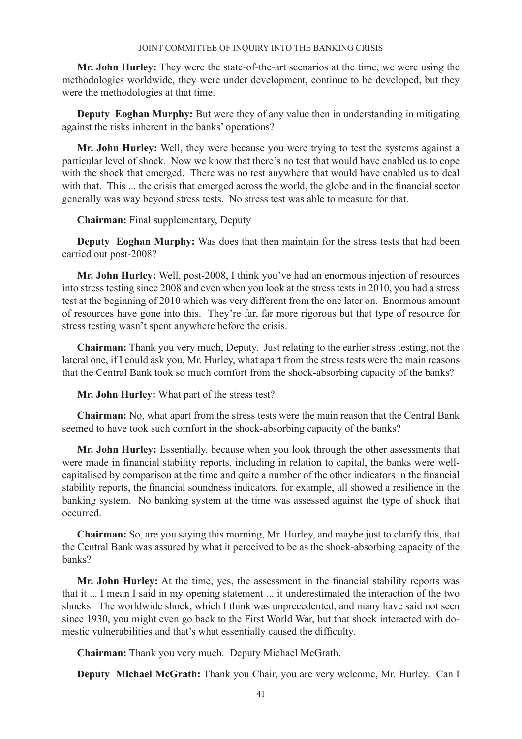**Mr. John Hurley:** They were the state-of-the-art scenarios at the time, we were using the methodologies worldwide, they were under development, continue to be developed, but they were the methodologies at that time.

**Deputy Eoghan Murphy:** But were they of any value then in understanding in mitigating against the risks inherent in the banks' operations?

**Mr. John Hurley:** Well, they were because you were trying to test the systems against a particular level of shock. Now we know that there's no test that would have enabled us to cope with the shock that emerged. There was no test anywhere that would have enabled us to deal with that. This ... the crisis that emerged across the world, the globe and in the financial sector generally was way beyond stress tests. No stress test was able to measure for that.

**Chairman:** Final supplementary, Deputy

**Deputy Eoghan Murphy:** Was does that then maintain for the stress tests that had been carried out post-2008?

**Mr. John Hurley:** Well, post-2008, I think you've had an enormous injection of resources into stress testing since 2008 and even when you look at the stress tests in 2010, you had a stress test at the beginning of 2010 which was very different from the one later on. Enormous amount of resources have gone into this. They're far, far more rigorous but that type of resource for stress testing wasn't spent anywhere before the crisis.

**Chairman:** Thank you very much, Deputy. Just relating to the earlier stress testing, not the lateral one, if I could ask you, Mr. Hurley, what apart from the stress tests were the main reasons that the Central Bank took so much comfort from the shock-absorbing capacity of the banks?

**Mr. John Hurley:** What part of the stress test?

**Chairman:** No, what apart from the stress tests were the main reason that the Central Bank seemed to have took such comfort in the shock-absorbing capacity of the banks?

**Mr. John Hurley:** Essentially, because when you look through the other assessments that were made in financial stability reports, including in relation to capital, the banks were well-capitalised by comparison at the time and quite a number of the other indicators in the financial stability reports, the financial soundness indicators, for example, all showed a resilience in the banking system. No banking system at the time was assessed against the type of shock that occurred.

**Chairman:** So, are you saying this morning, Mr. Hurley, and maybe just to clarify this, that the Central Bank was assured by what it perceived to be as the shock-absorbing capacity of the banks?

**Mr. John Hurley:** At the time, yes, the assessment in the financial stability reports was that it ... I mean I said in my opening statement ... it underestimated the interaction of the two shocks. The worldwide shock, which I think was unprecedented, and many have said not seen since 1930, you might even go back to the First World War, but that shock interacted with domestic vulnerabilities and that's what essentially caused the difficulty.

**Chairman:** Thank you very much. Deputy Michael McGrath.

**Deputy Michael McGrath:** Thank you Chair, you are very welcome, Mr. Hurley. Can I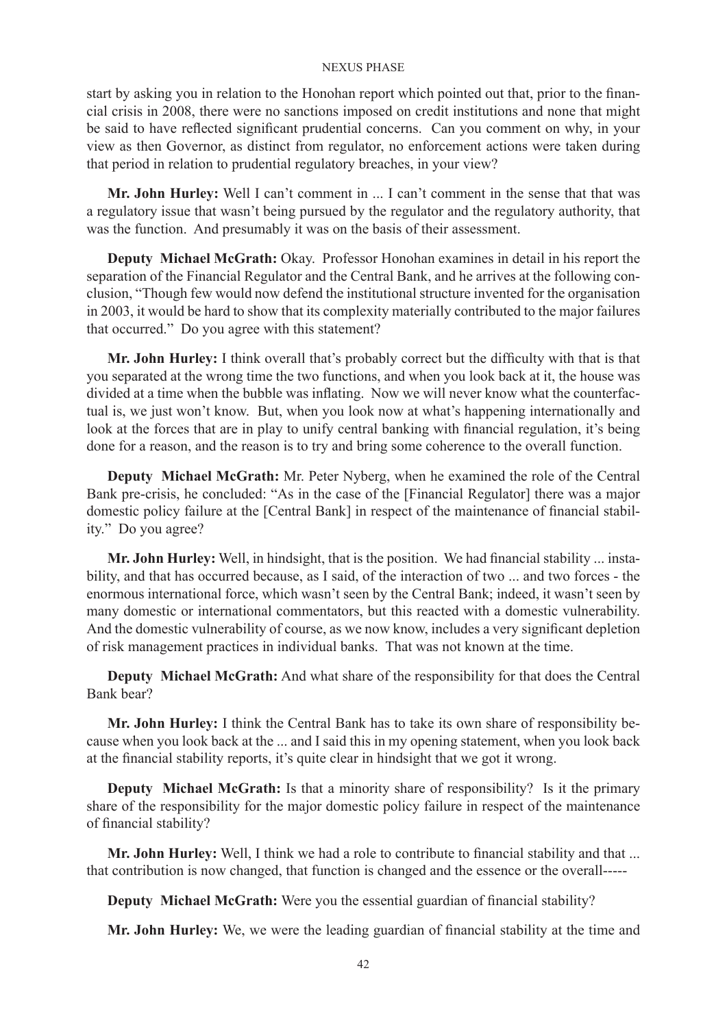start by asking you in relation to the Honohan report which pointed out that, prior to the financial crisis in 2008, there were no sanctions imposed on credit institutions and none that might be said to have reflected significant prudential concerns. Can you comment on why, in your view as then Governor, as distinct from regulator, no enforcement actions were taken during that period in relation to prudential regulatory breaches, in your view?

**Mr. John Hurley:** Well I can't comment in ... I can't comment in the sense that that was a regulatory issue that wasn't being pursued by the regulator and the regulatory authority, that was the function. And presumably it was on the basis of their assessment.

**Deputy Michael McGrath:** Okay. Professor Honohan examines in detail in his report the separation of the Financial Regulator and the Central Bank, and he arrives at the following conclusion, "Though few would now defend the institutional structure invented for the organisation in 2003, it would be hard to show that its complexity materially contributed to the major failures that occurred." Do you agree with this statement?

**Mr. John Hurley:** I think overall that's probably correct but the difficulty with that is that you separated at the wrong time the two functions, and when you look back at it, the house was divided at a time when the bubble was inflating. Now we will never know what the counterfactual is, we just won't know. But, when you look now at what's happening internationally and look at the forces that are in play to unify central banking with financial regulation, it's being done for a reason, and the reason is to try and bring some coherence to the overall function.

**Deputy Michael McGrath:** Mr. Peter Nyberg, when he examined the role of the Central Bank pre-crisis, he concluded: "As in the case of the [Financial Regulator] there was a major domestic policy failure at the [Central Bank] in respect of the maintenance of financial stability." Do you agree?

**Mr. John Hurley:** Well, in hindsight, that is the position. We had financial stability ... instability, and that has occurred because, as I said, of the interaction of two ... and two forces - the enormous international force, which wasn't seen by the Central Bank; indeed, it wasn't seen by many domestic or international commentators, but this reacted with a domestic vulnerability. And the domestic vulnerability of course, as we now know, includes a very significant depletion of risk management practices in individual banks. That was not known at the time.

**Deputy Michael McGrath:** And what share of the responsibility for that does the Central Bank bear?

**Mr. John Hurley:** I think the Central Bank has to take its own share of responsibility because when you look back at the ... and I said this in my opening statement, when you look back at the financial stability reports, it's quite clear in hindsight that we got it wrong.

**Deputy Michael McGrath:** Is that a minority share of responsibility? Is it the primary share of the responsibility for the major domestic policy failure in respect of the maintenance of financial stability?

**Mr. John Hurley:** Well, I think we had a role to contribute to financial stability and that ... that contribution is now changed, that function is changed and the essence or the overall-----

**Deputy Michael McGrath:** Were you the essential guardian of financial stability?

**Mr. John Hurley:** We, we were the leading guardian of financial stability at the time and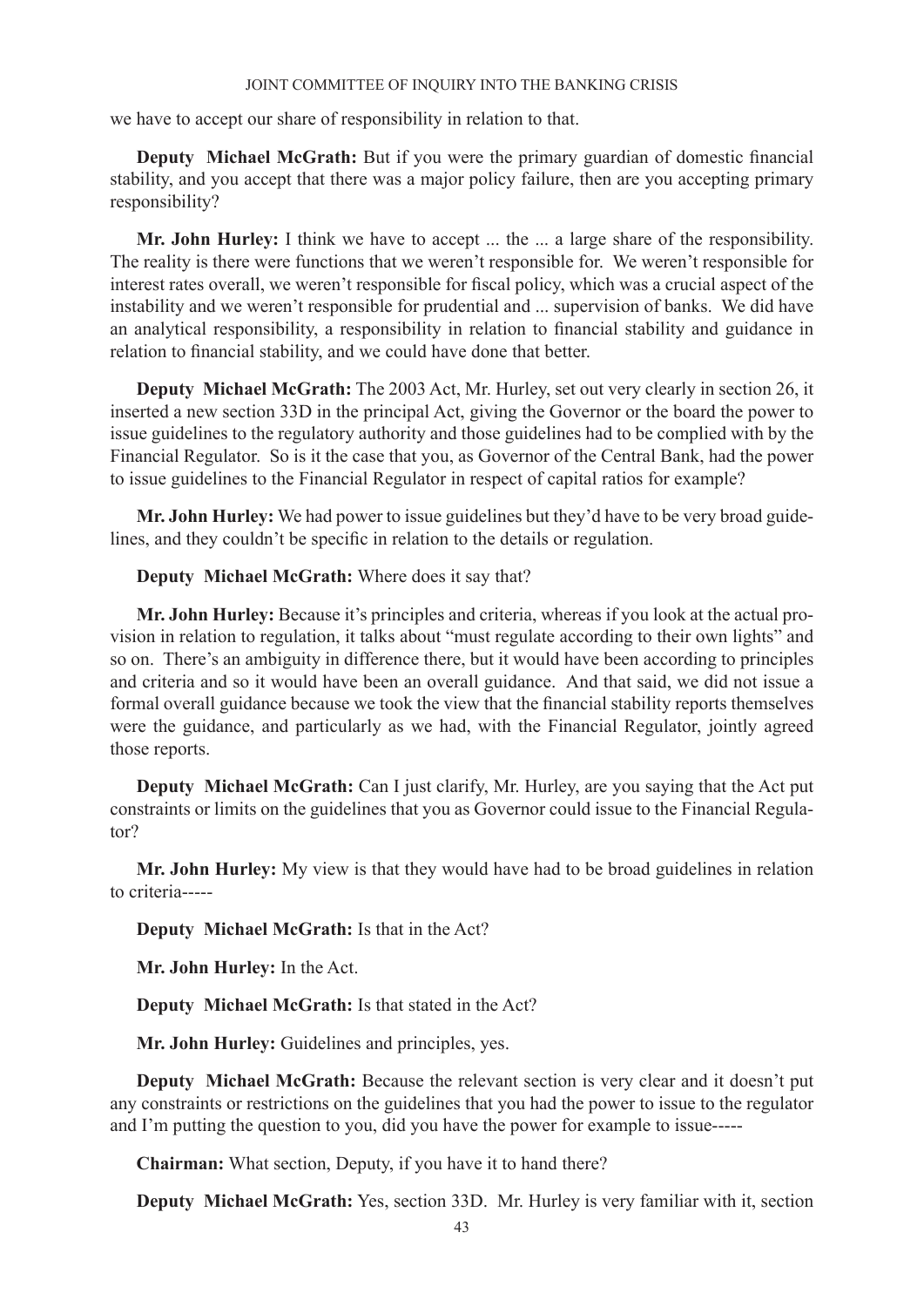we have to accept our share of responsibility in relation to that.

**Deputy Michael McGrath:** But if you were the primary guardian of domestic financial stability, and you accept that there was a major policy failure, then are you accepting primary responsibility?

**Mr. John Hurley:** I think we have to accept ... the ... a large share of the responsibility. The reality is there were functions that we weren't responsible for. We weren't responsible for interest rates overall, we weren't responsible for fiscal policy, which was a crucial aspect of the instability and we weren't responsible for prudential and ... supervision of banks. We did have an analytical responsibility, a responsibility in relation to financial stability and guidance in relation to financial stability, and we could have done that better.

**Deputy Michael McGrath:** The 2003 Act, Mr. Hurley, set out very clearly in section 26, it inserted a new section 33D in the principal Act, giving the Governor or the board the power to issue guidelines to the regulatory authority and those guidelines had to be complied with by the Financial Regulator. So is it the case that you, as Governor of the Central Bank, had the power to issue guidelines to the Financial Regulator in respect of capital ratios for example?

**Mr. John Hurley:** We had power to issue guidelines but they'd have to be very broad guidelines, and they couldn't be specific in relation to the details or regulation.

**Deputy Michael McGrath:** Where does it say that?

**Mr. John Hurley:** Because it's principles and criteria, whereas if you look at the actual provision in relation to regulation, it talks about "must regulate according to their own lights" and so on. There's an ambiguity in difference there, but it would have been according to principles and criteria and so it would have been an overall guidance. And that said, we did not issue a formal overall guidance because we took the view that the financial stability reports themselves were the guidance, and particularly as we had, with the Financial Regulator, jointly agreed those reports.

**Deputy Michael McGrath:** Can I just clarify, Mr. Hurley, are you saying that the Act put constraints or limits on the guidelines that you as Governor could issue to the Financial Regulator?

**Mr. John Hurley:** My view is that they would have had to be broad guidelines in relation to criteria-----

**Deputy Michael McGrath:** Is that in the Act?

**Mr. John Hurley:** In the Act.

**Deputy Michael McGrath:** Is that stated in the Act?

**Mr. John Hurley:** Guidelines and principles, yes.

**Deputy Michael McGrath:** Because the relevant section is very clear and it doesn't put any constraints or restrictions on the guidelines that you had the power to issue to the regulator and I'm putting the question to you, did you have the power for example to issue-----

**Chairman:** What section, Deputy, if you have it to hand there?

**Deputy Michael McGrath:** Yes, section 33D. Mr. Hurley is very familiar with it, section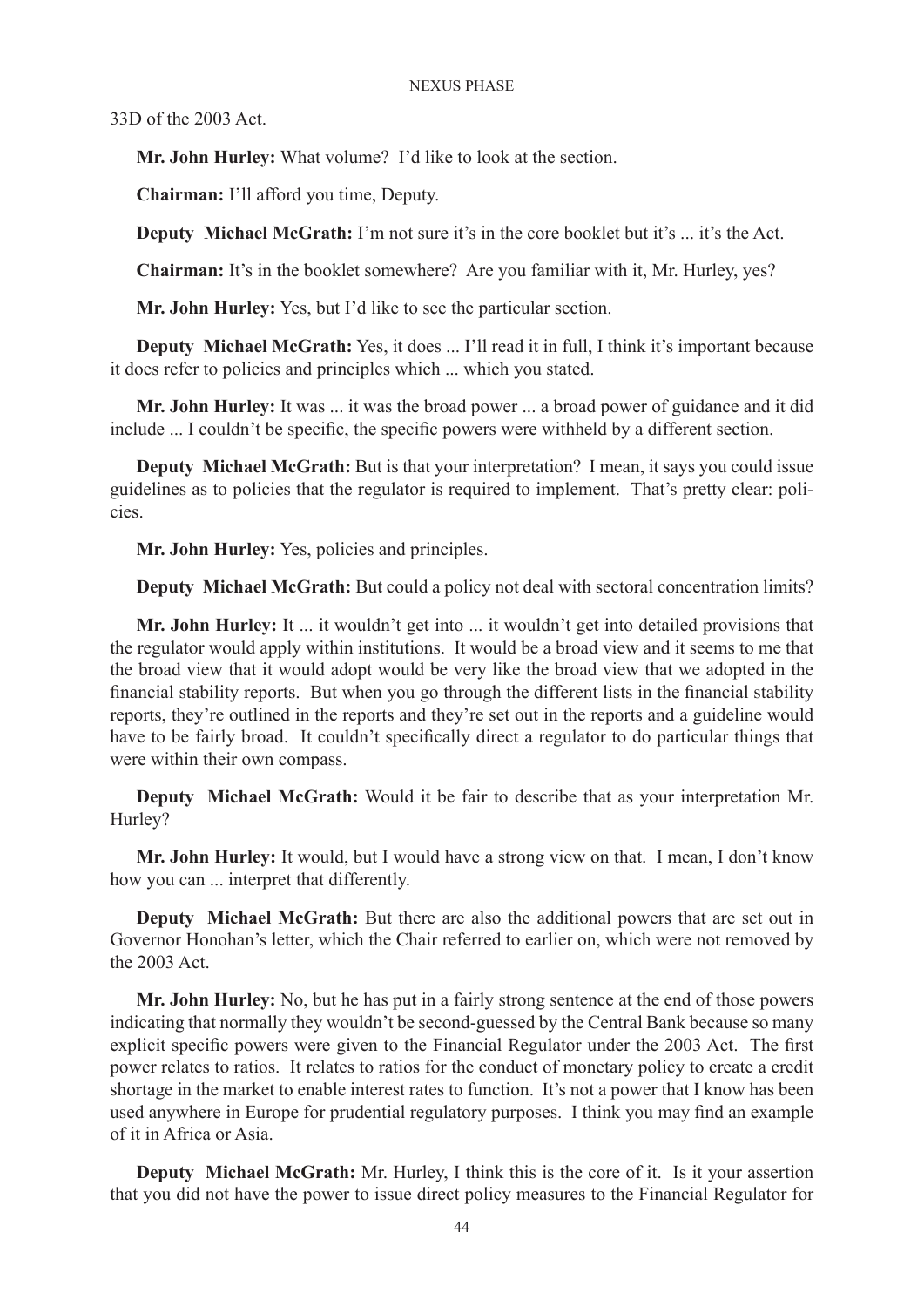33D of the 2003 Act.

**Mr. John Hurley:** What volume? I'd like to look at the section.

**Chairman:** I'll afford you time, Deputy.

**Deputy Michael McGrath:** I'm not sure it's in the core booklet but it's ... it's the Act.

**Chairman:** It's in the booklet somewhere? Are you familiar with it, Mr. Hurley, yes?

**Mr. John Hurley:** Yes, but I'd like to see the particular section.

**Deputy Michael McGrath:** Yes, it does ... I'll read it in full, I think it's important because it does refer to policies and principles which ... which you stated.

**Mr. John Hurley:** It was ... it was the broad power ... a broad power of guidance and it did include ... I couldn't be specific, the specific powers were withheld by a different section.

**Deputy Michael McGrath:** But is that your interpretation? I mean, it says you could issue guidelines as to policies that the regulator is required to implement. That's pretty clear: policies.

**Mr. John Hurley:** Yes, policies and principles.

**Deputy Michael McGrath:** But could a policy not deal with sectoral concentration limits?

**Mr. John Hurley:** It ... it wouldn't get into ... it wouldn't get into detailed provisions that the regulator would apply within institutions. It would be a broad view and it seems to me that the broad view that it would adopt would be very like the broad view that we adopted in the financial stability reports. But when you go through the different lists in the financial stability reports, they're outlined in the reports and they're set out in the reports and a guideline would have to be fairly broad. It couldn't specifically direct a regulator to do particular things that were within their own compass.

**Deputy Michael McGrath:** Would it be fair to describe that as your interpretation Mr. Hurley?

**Mr. John Hurley:** It would, but I would have a strong view on that. I mean, I don't know how you can ... interpret that differently.

**Deputy Michael McGrath:** But there are also the additional powers that are set out in Governor Honohan's letter, which the Chair referred to earlier on, which were not removed by the 2003 Act.

**Mr. John Hurley:** No, but he has put in a fairly strong sentence at the end of those powers indicating that normally they wouldn't be second-guessed by the Central Bank because so many explicit specific powers were given to the Financial Regulator under the 2003 Act. The first power relates to ratios. It relates to ratios for the conduct of monetary policy to create a credit shortage in the market to enable interest rates to function. It's not a power that I know has been used anywhere in Europe for prudential regulatory purposes. I think you may find an example of it in Africa or Asia.

**Deputy Michael McGrath:** Mr. Hurley, I think this is the core of it. Is it your assertion that you did not have the power to issue direct policy measures to the Financial Regulator for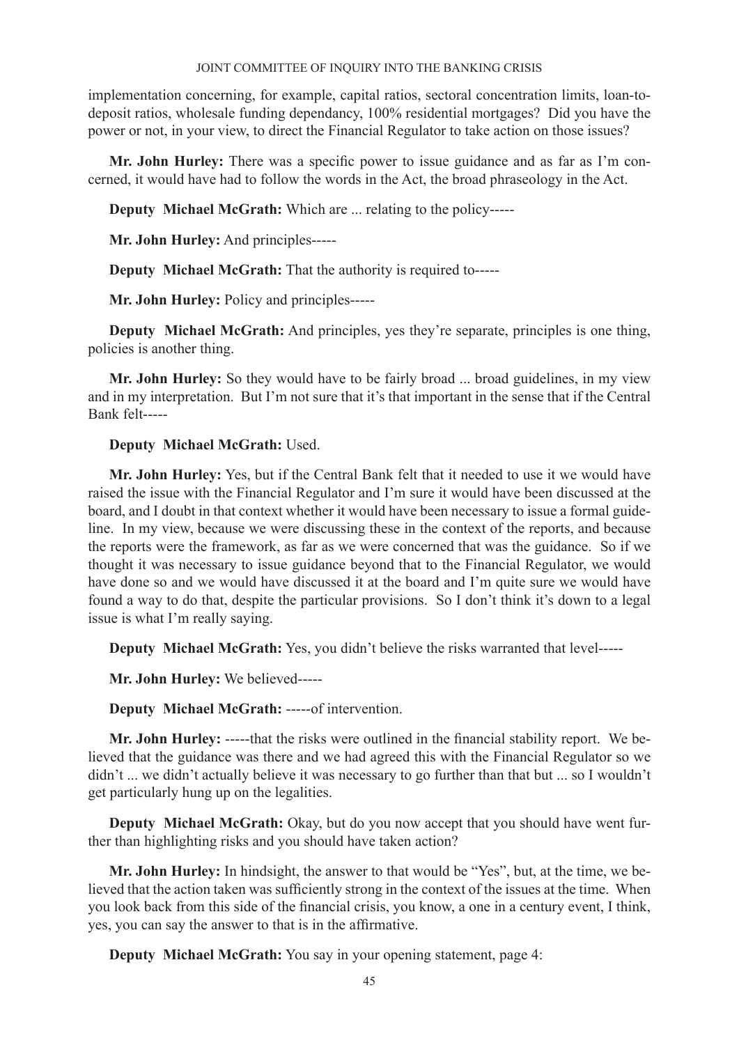implementation concerning, for example, capital ratios, sectoral concentration limits, loan-to-deposit ratios, wholesale funding dependancy, 100% residential mortgages? Did you have the power or not, in your view, to direct the Financial Regulator to take action on those issues?

**Mr. John Hurley:** There was a specific power to issue guidance and as far as I'm concerned, it would have had to follow the words in the Act, the broad phraseology in the Act.

**Deputy Michael McGrath:** Which are ... relating to the policy-----

**Mr. John Hurley:** And principles-----

**Deputy Michael McGrath:** That the authority is required to-----

**Mr. John Hurley:** Policy and principles-----

**Deputy Michael McGrath:** And principles, yes they're separate, principles is one thing, policies is another thing.

**Mr. John Hurley:** So they would have to be fairly broad ... broad guidelines, in my view and in my interpretation. But I'm not sure that it's that important in the sense that if the Central Bank felt-----

**Deputy Michael McGrath:** Used.

**Mr. John Hurley:** Yes, but if the Central Bank felt that it needed to use it we would have raised the issue with the Financial Regulator and I'm sure it would have been discussed at the board, and I doubt in that context whether it would have been necessary to issue a formal guideline. In my view, because we were discussing these in the context of the reports, and because the reports were the framework, as far as we were concerned that was the guidance. So if we thought it was necessary to issue guidance beyond that to the Financial Regulator, we would have done so and we would have discussed it at the board and I'm quite sure we would have found a way to do that, despite the particular provisions. So I don't think it's down to a legal issue is what I'm really saying.

**Deputy Michael McGrath:** Yes, you didn't believe the risks warranted that level-----

**Mr. John Hurley:** We believed-----

**Deputy Michael McGrath:** -----of intervention.

**Mr. John Hurley:** -----that the risks were outlined in the financial stability report. We believed that the guidance was there and we had agreed this with the Financial Regulator so we didn't ... we didn't actually believe it was necessary to go further than that but ... so I wouldn't get particularly hung up on the legalities.

**Deputy Michael McGrath:** Okay, but do you now accept that you should have went further than highlighting risks and you should have taken action?

**Mr. John Hurley:** In hindsight, the answer to that would be "Yes", but, at the time, we believed that the action taken was sufficiently strong in the context of the issues at the time. When you look back from this side of the financial crisis, you know, a one in a century event, I think, yes, you can say the answer to that is in the affirmative.

**Deputy Michael McGrath:** You say in your opening statement, page 4: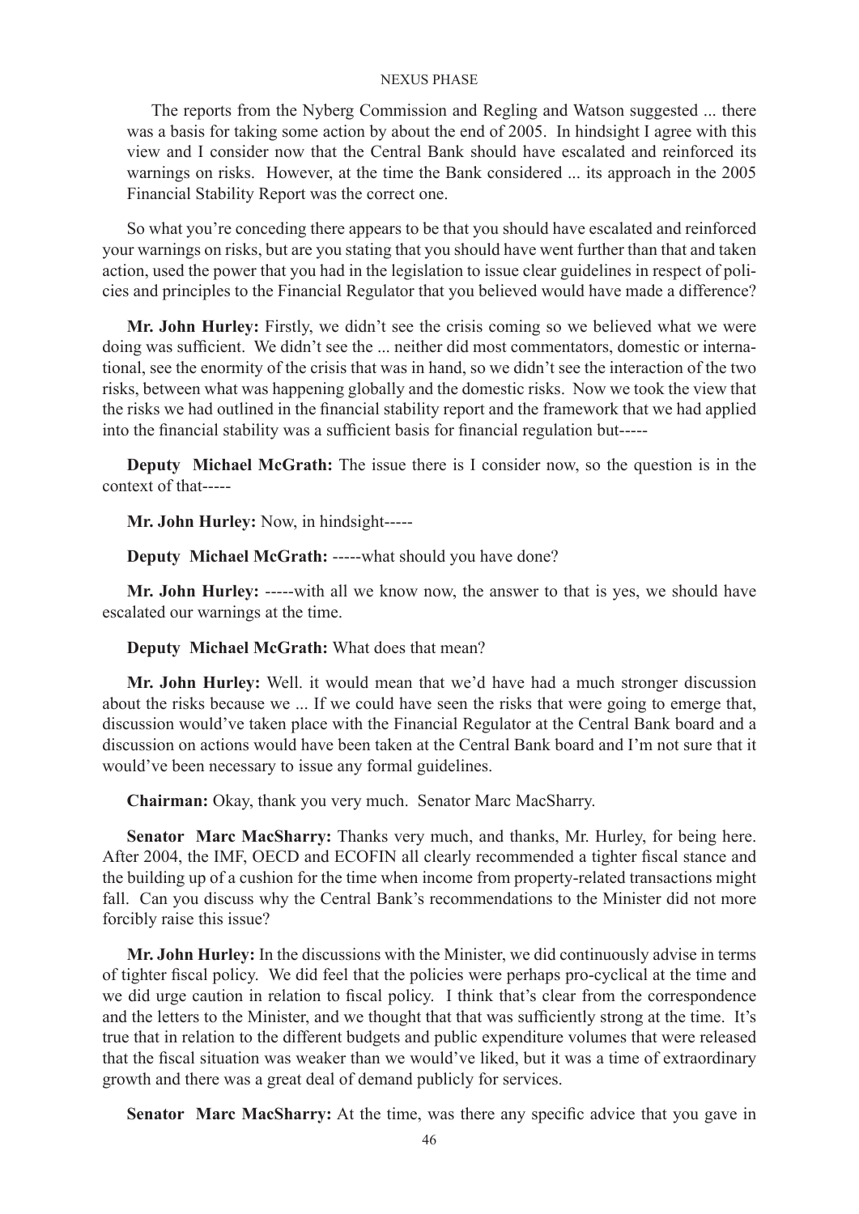The reports from the Nyberg Commission and Regling and Watson suggested ... there was a basis for taking some action by about the end of 2005. In hindsight I agree with this view and I consider now that the Central Bank should have escalated and reinforced its warnings on risks. However, at the time the Bank considered ... its approach in the 2005 Financial Stability Report was the correct one.

So what you're conceding there appears to be that you should have escalated and reinforced your warnings on risks, but are you stating that you should have went further than that and taken action, used the power that you had in the legislation to issue clear guidelines in respect of policies and principles to the Financial Regulator that you believed would have made a difference?

**Mr. John Hurley:** Firstly, we didn't see the crisis coming so we believed what we were doing was sufficient. We didn't see the ... neither did most commentators, domestic or international, see the enormity of the crisis that was in hand, so we didn't see the interaction of the two risks, between what was happening globally and the domestic risks. Now we took the view that the risks we had outlined in the financial stability report and the framework that we had applied into the financial stability was a sufficient basis for financial regulation but-----

**Deputy Michael McGrath:** The issue there is I consider now, so the question is in the context of that-----

**Mr. John Hurley:** Now, in hindsight-----

**Deputy Michael McGrath:** -----what should you have done?

**Mr. John Hurley:** -----with all we know now, the answer to that is yes, we should have escalated our warnings at the time.

**Deputy Michael McGrath:** What does that mean?

**Mr. John Hurley:** Well. it would mean that we'd have had a much stronger discussion about the risks because we ... If we could have seen the risks that were going to emerge that, discussion would've taken place with the Financial Regulator at the Central Bank board and a discussion on actions would have been taken at the Central Bank board and I'm not sure that it would've been necessary to issue any formal guidelines.

**Chairman:** Okay, thank you very much. Senator Marc MacSharry.

**Senator Marc MacSharry:** Thanks very much, and thanks, Mr. Hurley, for being here. After 2004, the IMF, OECD and ECOFIN all clearly recommended a tighter fiscal stance and the building up of a cushion for the time when income from property-related transactions might fall. Can you discuss why the Central Bank's recommendations to the Minister did not more forcibly raise this issue?

**Mr. John Hurley:** In the discussions with the Minister, we did continuously advise in terms of tighter fiscal policy. We did feel that the policies were perhaps pro-cyclical at the time and we did urge caution in relation to fiscal policy. I think that's clear from the correspondence and the letters to the Minister, and we thought that that was sufficiently strong at the time. It's true that in relation to the different budgets and public expenditure volumes that were released that the fiscal situation was weaker than we would've liked, but it was a time of extraordinary growth and there was a great deal of demand publicly for services.

**Senator Marc MacSharry:** At the time, was there any specific advice that you gave in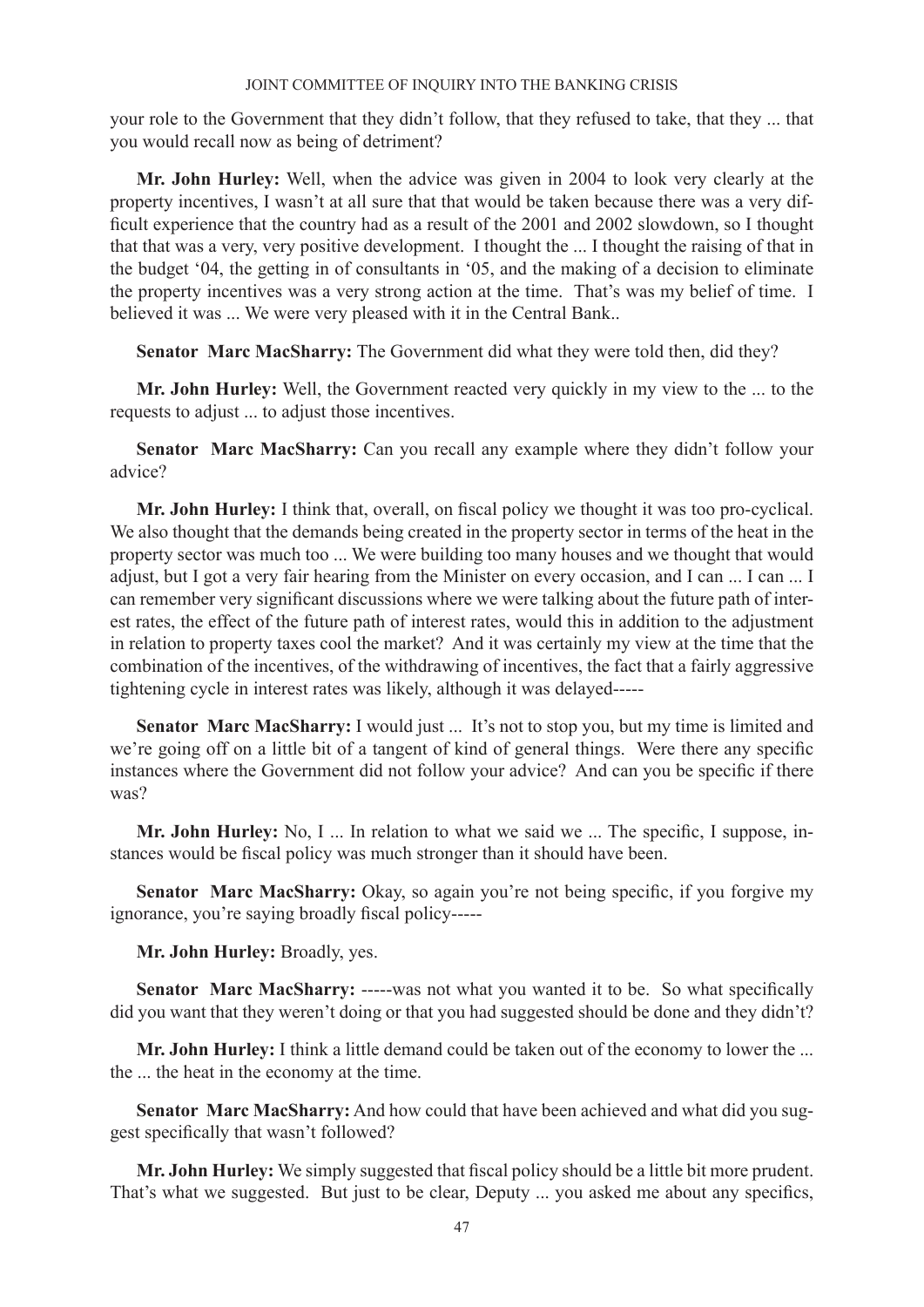your role to the Government that they didn't follow, that they refused to take, that they ... that you would recall now as being of detriment?

**Mr. John Hurley:** Well, when the advice was given in 2004 to look very clearly at the property incentives, I wasn't at all sure that that would be taken because there was a very difficult experience that the country had as a result of the 2001 and 2002 slowdown, so I thought that that was a very, very positive development. I thought the ... I thought the raising of that in the budget '04, the getting in of consultants in '05, and the making of a decision to eliminate the property incentives was a very strong action at the time. That's was my belief of time. I believed it was ... We were very pleased with it in the Central Bank..

**Senator Marc MacSharry:** The Government did what they were told then, did they?

**Mr. John Hurley:** Well, the Government reacted very quickly in my view to the ... to the requests to adjust ... to adjust those incentives.

**Senator Marc MacSharry:** Can you recall any example where they didn't follow your advice?

**Mr. John Hurley:** I think that, overall, on fiscal policy we thought it was too pro-cyclical. We also thought that the demands being created in the property sector in terms of the heat in the property sector was much too ... We were building too many houses and we thought that would adjust, but I got a very fair hearing from the Minister on every occasion, and I can ... I can ... I can remember very significant discussions where we were talking about the future path of interest rates, the effect of the future path of interest rates, would this in addition to the adjustment in relation to property taxes cool the market? And it was certainly my view at the time that the combination of the incentives, of the withdrawing of incentives, the fact that a fairly aggressive tightening cycle in interest rates was likely, although it was delayed-----

**Senator Marc MacSharry:** I would just ... It's not to stop you, but my time is limited and we're going off on a little bit of a tangent of kind of general things. Were there any specific instances where the Government did not follow your advice? And can you be specific if there was?

**Mr. John Hurley:** No, I ... In relation to what we said we ... The specific, I suppose, instances would be fiscal policy was much stronger than it should have been.

**Senator Marc MacSharry:** Okay, so again you're not being specific, if you forgive my ignorance, you're saying broadly fiscal policy-----

**Mr. John Hurley:** Broadly, yes.

**Senator Marc MacSharry:** -----was not what you wanted it to be. So what specifically did you want that they weren't doing or that you had suggested should be done and they didn't?

**Mr. John Hurley:** I think a little demand could be taken out of the economy to lower the ... the ... the heat in the economy at the time.

**Senator Marc MacSharry:** And how could that have been achieved and what did you suggest specifically that wasn't followed?

**Mr. John Hurley:** We simply suggested that fiscal policy should be a little bit more prudent. That's what we suggested. But just to be clear, Deputy ... you asked me about any specifics,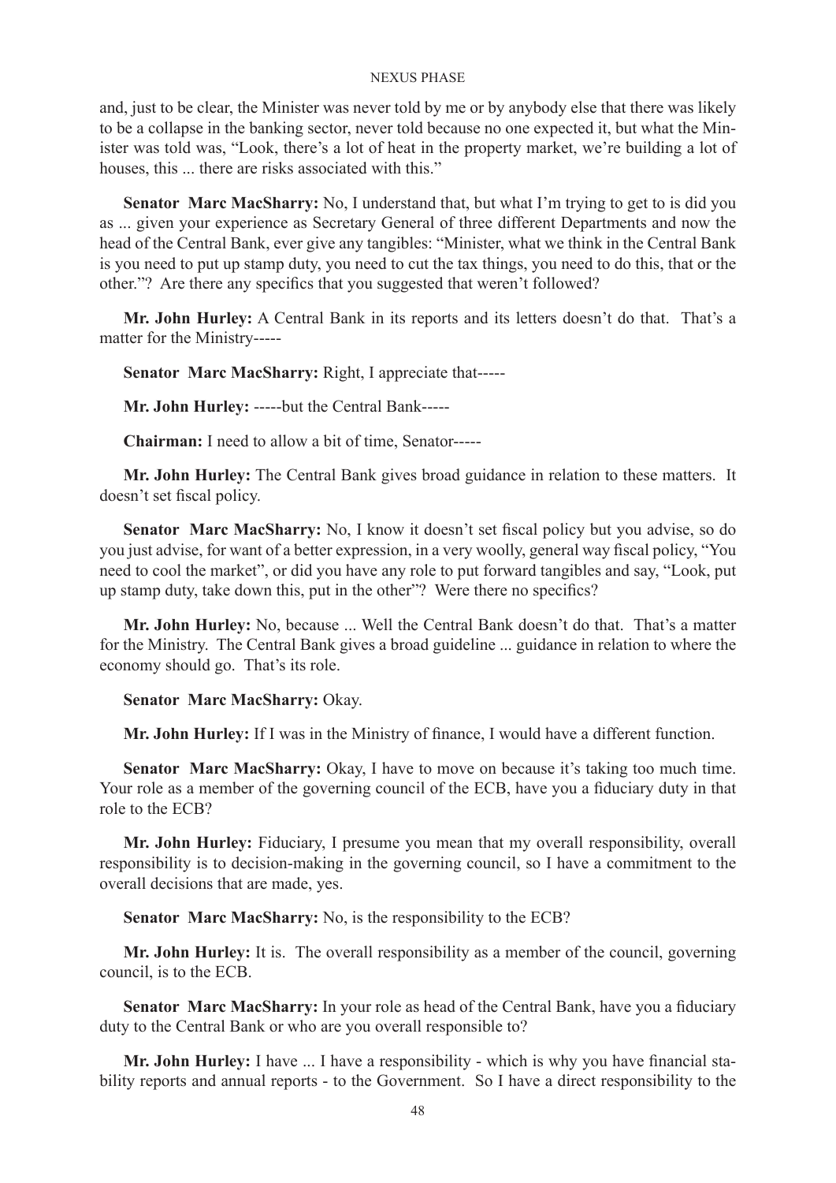and, just to be clear, the Minister was never told by me or by anybody else that there was likely to be a collapse in the banking sector, never told because no one expected it, but what the Minister was told was, "Look, there's a lot of heat in the property market, we're building a lot of houses, this ... there are risks associated with this."

**Senator Marc MacSharry:** No, I understand that, but what I'm trying to get to is did you as ... given your experience as Secretary General of three different Departments and now the head of the Central Bank, ever give any tangibles: "Minister, what we think in the Central Bank is you need to put up stamp duty, you need to cut the tax things, you need to do this, that or the other."? Are there any specifics that you suggested that weren't followed?

**Mr. John Hurley:** A Central Bank in its reports and its letters doesn't do that. That's a matter for the Ministry-----

**Senator Marc MacSharry:** Right, I appreciate that-----

**Mr. John Hurley:** -----but the Central Bank-----

**Chairman:** I need to allow a bit of time, Senator-----

**Mr. John Hurley:** The Central Bank gives broad guidance in relation to these matters. It doesn't set fiscal policy.

**Senator Marc MacSharry:** No, I know it doesn't set fiscal policy but you advise, so do you just advise, for want of a better expression, in a very woolly, general way fiscal policy, "You need to cool the market", or did you have any role to put forward tangibles and say, "Look, put up stamp duty, take down this, put in the other"? Were there no specifics?

**Mr. John Hurley:** No, because ... Well the Central Bank doesn't do that. That's a matter for the Ministry. The Central Bank gives a broad guideline ... guidance in relation to where the economy should go. That's its role.

**Senator Marc MacSharry:** Okay.

**Mr. John Hurley:** If I was in the Ministry of finance, I would have a different function.

**Senator Marc MacSharry:** Okay, I have to move on because it's taking too much time. Your role as a member of the governing council of the ECB, have you a fiduciary duty in that role to the ECB?

**Mr. John Hurley:** Fiduciary, I presume you mean that my overall responsibility, overall responsibility is to decision-making in the governing council, so I have a commitment to the overall decisions that are made, yes.

**Senator Marc MacSharry:** No, is the responsibility to the ECB?

**Mr. John Hurley:** It is. The overall responsibility as a member of the council, governing council, is to the ECB.

**Senator Marc MacSharry:** In your role as head of the Central Bank, have you a fiduciary duty to the Central Bank or who are you overall responsible to?

**Mr. John Hurley:** I have ... I have a responsibility - which is why you have financial stability reports and annual reports - to the Government. So I have a direct responsibility to the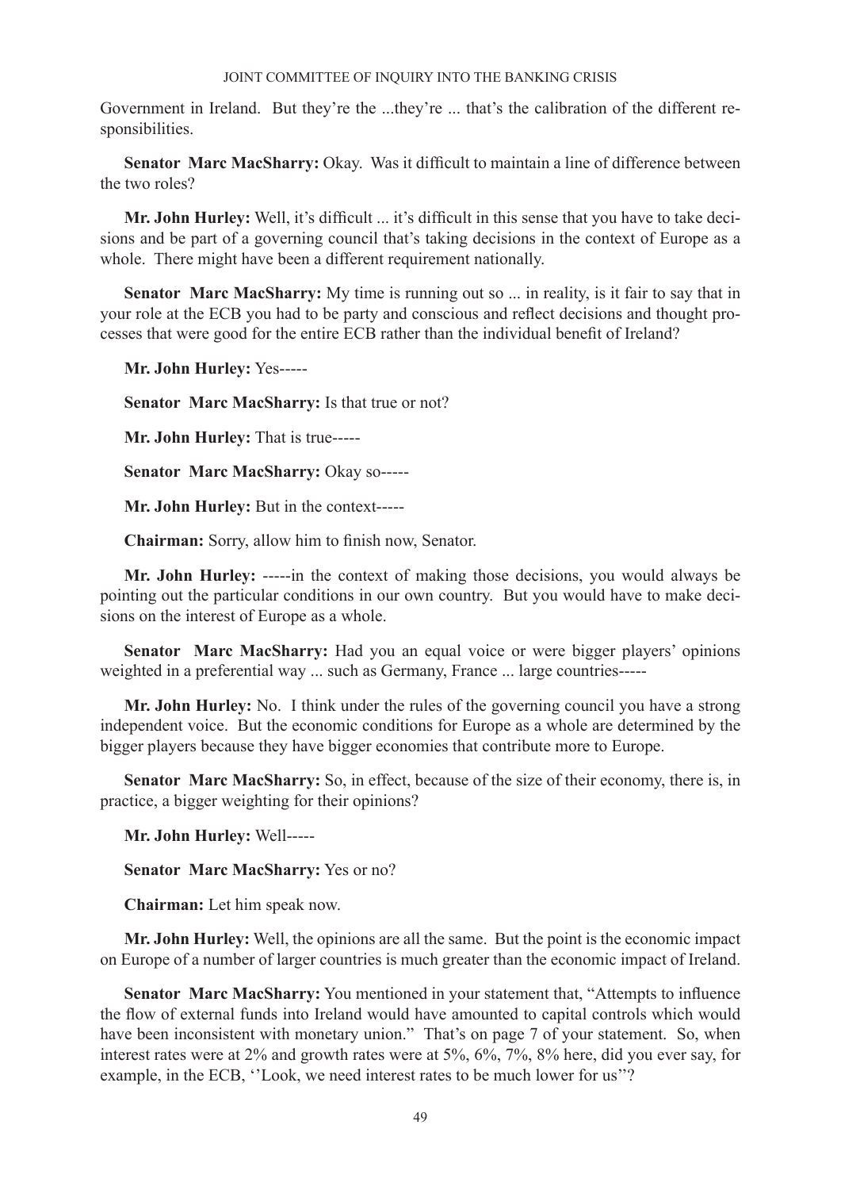Government in Ireland. But they're the ...they're ... that's the calibration of the different responsibilities.

**Senator Marc MacSharry:** Okay. Was it difficult to maintain a line of difference between the two roles?

**Mr. John Hurley:** Well, it's difficult ... it's difficult in this sense that you have to take decisions and be part of a governing council that's taking decisions in the context of Europe as a whole. There might have been a different requirement nationally.

**Senator Marc MacSharry:** My time is running out so ... in reality, is it fair to say that in your role at the ECB you had to be party and conscious and reflect decisions and thought processes that were good for the entire ECB rather than the individual benefit of Ireland?

**Mr. John Hurley:** Yes-----

**Senator Marc MacSharry:** Is that true or not?

**Mr. John Hurley:** That is true-----

**Senator Marc MacSharry:** Okay so-----

**Mr. John Hurley:** But in the context-----

**Chairman:** Sorry, allow him to finish now, Senator.

**Mr. John Hurley:** -----in the context of making those decisions, you would always be pointing out the particular conditions in our own country. But you would have to make decisions on the interest of Europe as a whole.

**Senator Marc MacSharry:** Had you an equal voice or were bigger players' opinions weighted in a preferential way ... such as Germany, France ... large countries-----

**Mr. John Hurley:** No. I think under the rules of the governing council you have a strong independent voice. But the economic conditions for Europe as a whole are determined by the bigger players because they have bigger economies that contribute more to Europe.

**Senator Marc MacSharry:** So, in effect, because of the size of their economy, there is, in practice, a bigger weighting for their opinions?

**Mr. John Hurley:** Well-----

**Senator Marc MacSharry:** Yes or no?

**Chairman:** Let him speak now.

**Mr. John Hurley:** Well, the opinions are all the same. But the point is the economic impact on Europe of a number of larger countries is much greater than the economic impact of Ireland.

**Senator Marc MacSharry:** You mentioned in your statement that, "Attempts to influence the flow of external funds into Ireland would have amounted to capital controls which would have been inconsistent with monetary union." That's on page 7 of your statement. So, when interest rates were at 2% and growth rates were at 5%, 6%, 7%, 8% here, did you ever say, for example, in the ECB, ''Look, we need interest rates to be much lower for us''?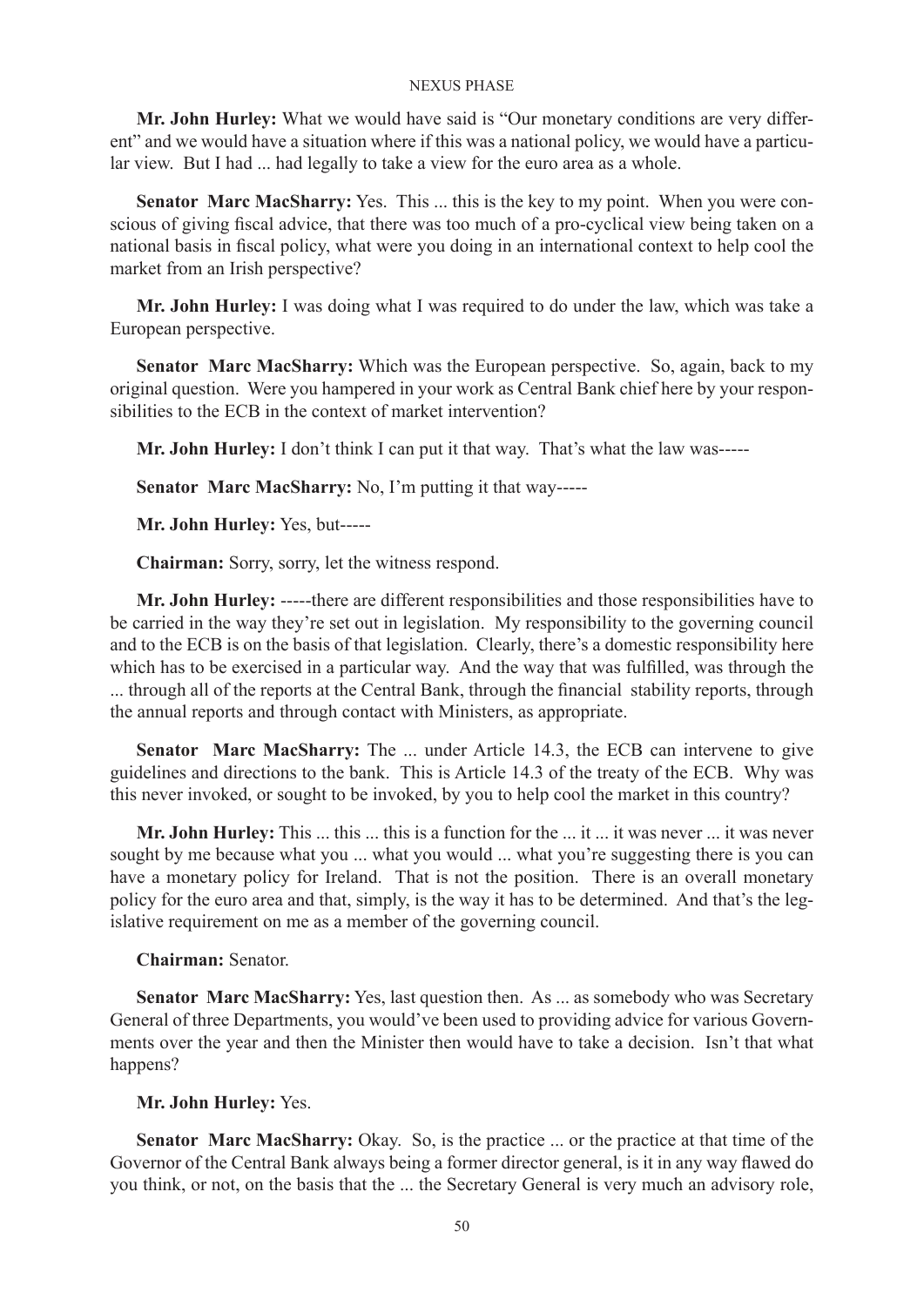**Mr. John Hurley:** What we would have said is "Our monetary conditions are very different" and we would have a situation where if this was a national policy, we would have a particular view. But I had ... had legally to take a view for the euro area as a whole.

**Senator Marc MacSharry:** Yes. This ... this is the key to my point. When you were conscious of giving fiscal advice, that there was too much of a pro-cyclical view being taken on a national basis in fiscal policy, what were you doing in an international context to help cool the market from an Irish perspective?

**Mr. John Hurley:** I was doing what I was required to do under the law, which was take a European perspective.

**Senator Marc MacSharry:** Which was the European perspective. So, again, back to my original question. Were you hampered in your work as Central Bank chief here by your responsibilities to the ECB in the context of market intervention?

**Mr. John Hurley:** I don't think I can put it that way. That's what the law was-----

**Senator Marc MacSharry:** No, I'm putting it that way-----

**Mr. John Hurley:** Yes, but-----

**Chairman:** Sorry, sorry, let the witness respond.

**Mr. John Hurley:** -----there are different responsibilities and those responsibilities have to be carried in the way they're set out in legislation. My responsibility to the governing council and to the ECB is on the basis of that legislation. Clearly, there's a domestic responsibility here which has to be exercised in a particular way. And the way that was fulfilled, was through the ... through all of the reports at the Central Bank, through the financial stability reports, through the annual reports and through contact with Ministers, as appropriate.

**Senator Marc MacSharry:** The ... under Article 14.3, the ECB can intervene to give guidelines and directions to the bank. This is Article 14.3 of the treaty of the ECB. Why was this never invoked, or sought to be invoked, by you to help cool the market in this country?

**Mr. John Hurley:** This ... this ... this is a function for the ... it ... it was never ... it was never sought by me because what you ... what you would ... what you're suggesting there is you can have a monetary policy for Ireland. That is not the position. There is an overall monetary policy for the euro area and that, simply, is the way it has to be determined. And that's the legislative requirement on me as a member of the governing council.

**Chairman:** Senator.

**Senator Marc MacSharry:** Yes, last question then. As ... as somebody who was Secretary General of three Departments, you would've been used to providing advice for various Governments over the year and then the Minister then would have to take a decision. Isn't that what happens?

**Mr. John Hurley:** Yes.

**Senator Marc MacSharry:** Okay. So, is the practice ... or the practice at that time of the Governor of the Central Bank always being a former director general, is it in any way flawed do you think, or not, on the basis that the ... the Secretary General is very much an advisory role,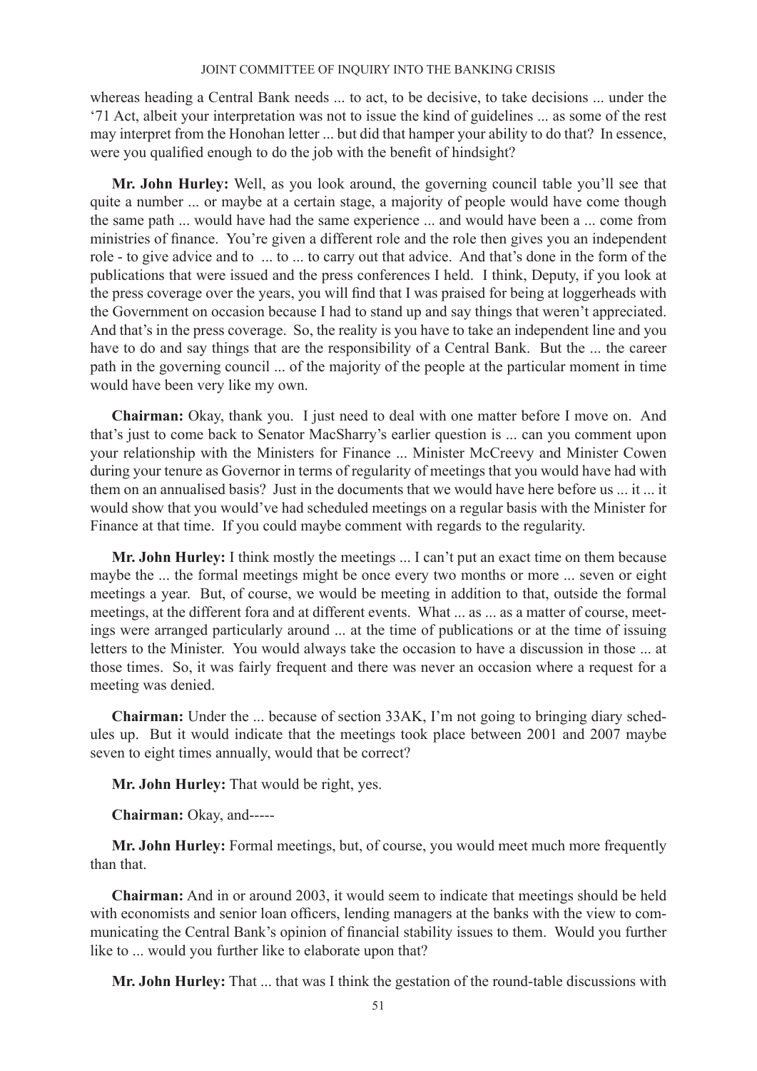whereas heading a Central Bank needs ... to act, to be decisive, to take decisions ... under the '71 Act, albeit your interpretation was not to issue the kind of guidelines ... as some of the rest may interpret from the Honohan letter ... but did that hamper your ability to do that? In essence, were you qualified enough to do the job with the benefit of hindsight?

**Mr. John Hurley:** Well, as you look around, the governing council table you'll see that quite a number ... or maybe at a certain stage, a majority of people would have come though the same path ... would have had the same experience ... and would have been a ... come from ministries of finance. You're given a different role and the role then gives you an independent role - to give advice and to ... to ... to carry out that advice. And that's done in the form of the publications that were issued and the press conferences I held. I think, Deputy, if you look at the press coverage over the years, you will find that I was praised for being at loggerheads with the Government on occasion because I had to stand up and say things that weren't appreciated. And that's in the press coverage. So, the reality is you have to take an independent line and you have to do and say things that are the responsibility of a Central Bank. But the ... the career path in the governing council ... of the majority of the people at the particular moment in time would have been very like my own.

**Chairman:** Okay, thank you. I just need to deal with one matter before I move on. And that's just to come back to Senator MacSharry's earlier question is ... can you comment upon your relationship with the Ministers for Finance ... Minister McCreevy and Minister Cowen during your tenure as Governor in terms of regularity of meetings that you would have had with them on an annualised basis? Just in the documents that we would have here before us ... it ... it would show that you would've had scheduled meetings on a regular basis with the Minister for Finance at that time. If you could maybe comment with regards to the regularity.

**Mr. John Hurley:** I think mostly the meetings ... I can't put an exact time on them because maybe the ... the formal meetings might be once every two months or more ... seven or eight meetings a year. But, of course, we would be meeting in addition to that, outside the formal meetings, at the different fora and at different events. What ... as ... as a matter of course, meetings were arranged particularly around ... at the time of publications or at the time of issuing letters to the Minister. You would always take the occasion to have a discussion in those ... at those times. So, it was fairly frequent and there was never an occasion where a request for a meeting was denied.

**Chairman:** Under the ... because of section 33AK, I'm not going to bringing diary schedules up. But it would indicate that the meetings took place between 2001 and 2007 maybe seven to eight times annually, would that be correct?

**Mr. John Hurley:** That would be right, yes.

**Chairman:** Okay, and-----

**Mr. John Hurley:** Formal meetings, but, of course, you would meet much more frequently than that.

**Chairman:** And in or around 2003, it would seem to indicate that meetings should be held with economists and senior loan officers, lending managers at the banks with the view to communicating the Central Bank's opinion of financial stability issues to them. Would you further like to ... would you further like to elaborate upon that?

**Mr. John Hurley:** That ... that was I think the gestation of the round-table discussions with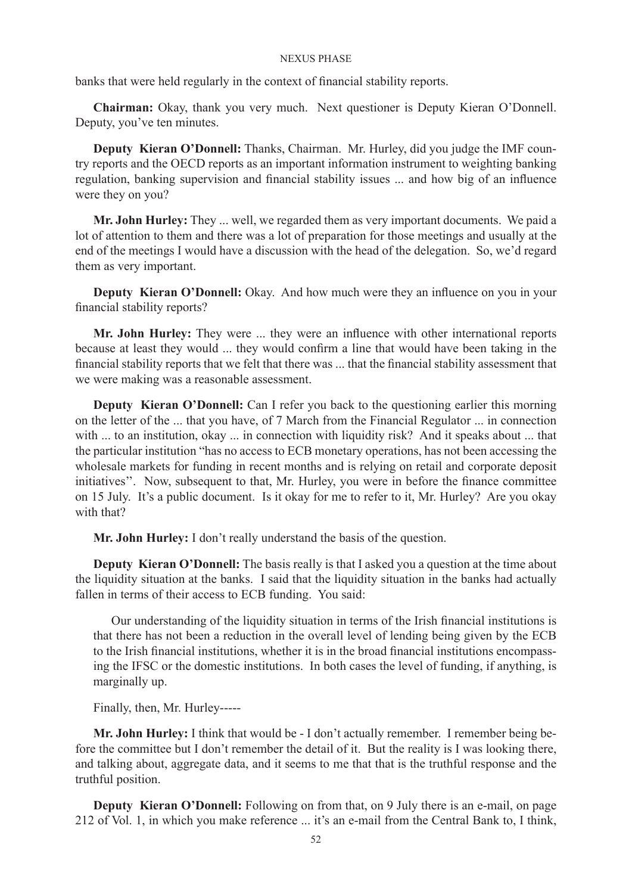banks that were held regularly in the context of financial stability reports.

**Chairman:** Okay, thank you very much. Next questioner is Deputy Kieran O'Donnell. Deputy, you've ten minutes.

**Deputy Kieran O'Donnell:** Thanks, Chairman. Mr. Hurley, did you judge the IMF country reports and the OECD reports as an important information instrument to weighting banking regulation, banking supervision and financial stability issues ... and how big of an influence were they on you?

**Mr. John Hurley:** They ... well, we regarded them as very important documents. We paid a lot of attention to them and there was a lot of preparation for those meetings and usually at the end of the meetings I would have a discussion with the head of the delegation. So, we'd regard them as very important.

**Deputy Kieran O'Donnell:** Okay. And how much were they an influence on you in your financial stability reports?

**Mr. John Hurley:** They were ... they were an influence with other international reports because at least they would ... they would confirm a line that would have been taking in the financial stability reports that we felt that there was ... that the financial stability assessment that we were making was a reasonable assessment.

**Deputy Kieran O'Donnell:** Can I refer you back to the questioning earlier this morning on the letter of the ... that you have, of 7 March from the Financial Regulator ... in connection with ... to an institution, okay ... in connection with liquidity risk? And it speaks about ... that the particular institution "has no access to ECB monetary operations, has not been accessing the wholesale markets for funding in recent months and is relying on retail and corporate deposit initiatives''. Now, subsequent to that, Mr. Hurley, you were in before the finance committee on 15 July. It's a public document. Is it okay for me to refer to it, Mr. Hurley? Are you okay with that?

**Mr. John Hurley:** I don't really understand the basis of the question.

**Deputy Kieran O'Donnell:** The basis really is that I asked you a question at the time about the liquidity situation at the banks. I said that the liquidity situation in the banks had actually fallen in terms of their access to ECB funding. You said:

> Our understanding of the liquidity situation in terms of the Irish financial institutions is that there has not been a reduction in the overall level of lending being given by the ECB to the Irish financial institutions, whether it is in the broad financial institutions encompassing the IFSC or the domestic institutions. In both cases the level of funding, if anything, is marginally up.

Finally, then, Mr. Hurley-----

**Mr. John Hurley:** I think that would be - I don't actually remember. I remember being before the committee but I don't remember the detail of it. But the reality is I was looking there, and talking about, aggregate data, and it seems to me that that is the truthful response and the truthful position.

**Deputy Kieran O'Donnell:** Following on from that, on 9 July there is an e-mail, on page 212 of Vol. 1, in which you make reference ... it's an e-mail from the Central Bank to, I think,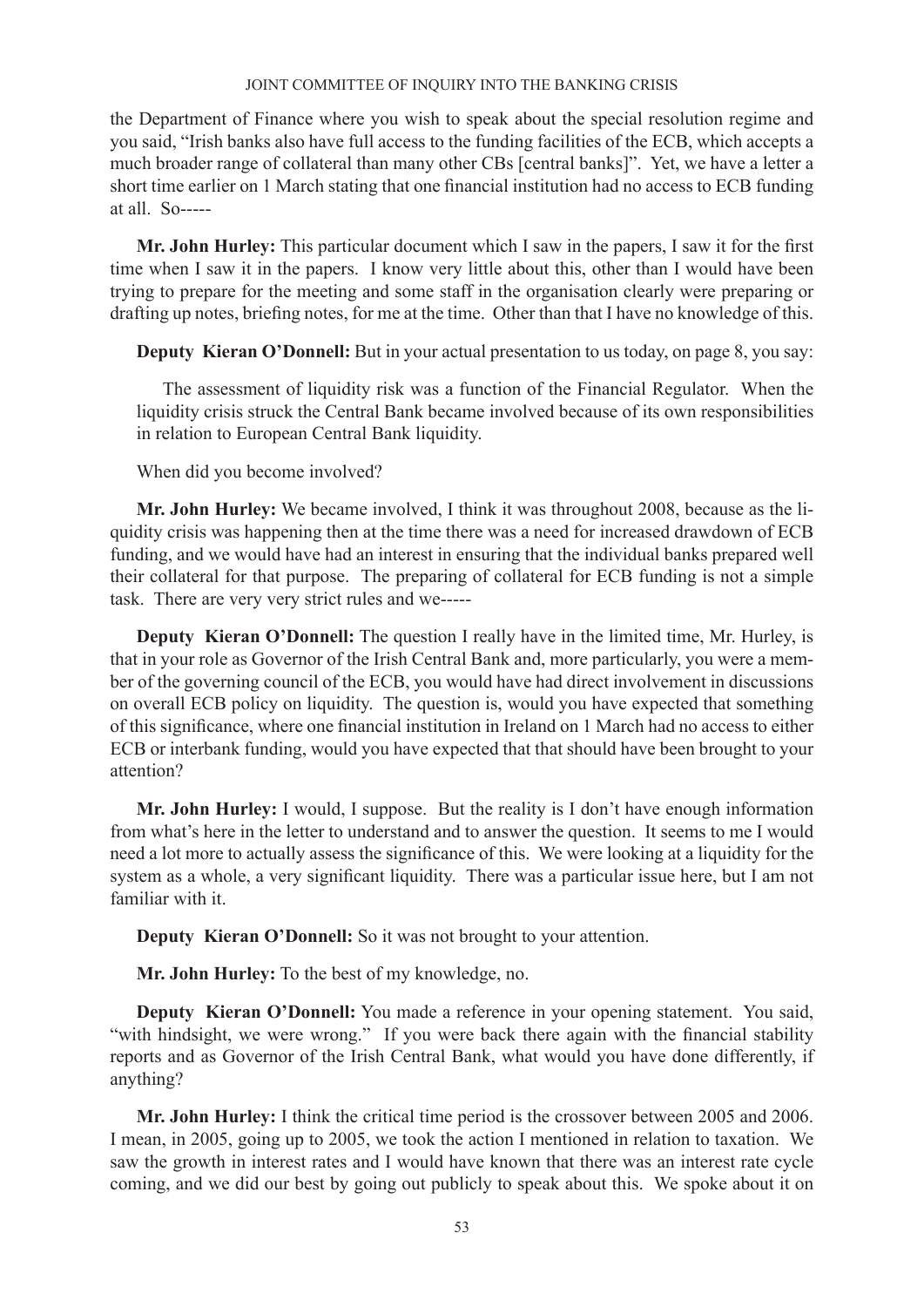the Department of Finance where you wish to speak about the special resolution regime and you said, "Irish banks also have full access to the funding facilities of the ECB, which accepts a much broader range of collateral than many other CBs [central banks]". Yet, we have a letter a short time earlier on 1 March stating that one financial institution had no access to ECB funding at all. So-----

**Mr. John Hurley:** This particular document which I saw in the papers, I saw it for the first time when I saw it in the papers. I know very little about this, other than I would have been trying to prepare for the meeting and some staff in the organisation clearly were preparing or drafting up notes, briefing notes, for me at the time. Other than that I have no knowledge of this.

**Deputy Kieran O'Donnell:** But in your actual presentation to us today, on page 8, you say:

> The assessment of liquidity risk was a function of the Financial Regulator. When the liquidity crisis struck the Central Bank became involved because of its own responsibilities in relation to European Central Bank liquidity.

When did you become involved?

**Mr. John Hurley:** We became involved, I think it was throughout 2008, because as the liquidity crisis was happening then at the time there was a need for increased drawdown of ECB funding, and we would have had an interest in ensuring that the individual banks prepared well their collateral for that purpose. The preparing of collateral for ECB funding is not a simple task. There are very very strict rules and we-----

**Deputy Kieran O'Donnell:** The question I really have in the limited time, Mr. Hurley, is that in your role as Governor of the Irish Central Bank and, more particularly, you were a member of the governing council of the ECB, you would have had direct involvement in discussions on overall ECB policy on liquidity. The question is, would you have expected that something of this significance, where one financial institution in Ireland on 1 March had no access to either ECB or interbank funding, would you have expected that that should have been brought to your attention?

**Mr. John Hurley:** I would, I suppose. But the reality is I don't have enough information from what's here in the letter to understand and to answer the question. It seems to me I would need a lot more to actually assess the significance of this. We were looking at a liquidity for the system as a whole, a very significant liquidity. There was a particular issue here, but I am not familiar with it.

**Deputy Kieran O'Donnell:** So it was not brought to your attention.

**Mr. John Hurley:** To the best of my knowledge, no.

**Deputy Kieran O'Donnell:** You made a reference in your opening statement. You said, "with hindsight, we were wrong." If you were back there again with the financial stability reports and as Governor of the Irish Central Bank, what would you have done differently, if anything?

**Mr. John Hurley:** I think the critical time period is the crossover between 2005 and 2006. I mean, in 2005, going up to 2005, we took the action I mentioned in relation to taxation. We saw the growth in interest rates and I would have known that there was an interest rate cycle coming, and we did our best by going out publicly to speak about this. We spoke about it on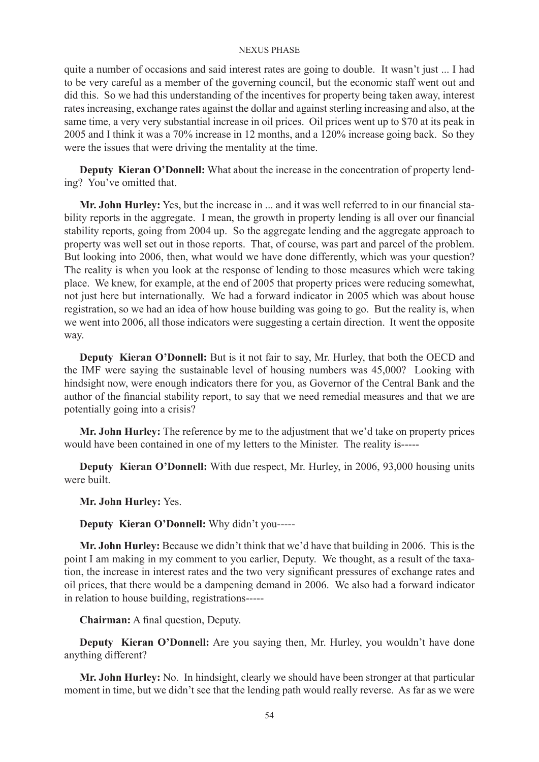quite a number of occasions and said interest rates are going to double. It wasn't just ... I had to be very careful as a member of the governing council, but the economic staff went out and did this. So we had this understanding of the incentives for property being taken away, interest rates increasing, exchange rates against the dollar and against sterling increasing and also, at the same time, a very very substantial increase in oil prices. Oil prices went up to $70 at its peak in 2005 and I think it was a 70% increase in 12 months, and a 120% increase going back. So they were the issues that were driving the mentality at the time.

**Deputy Kieran O'Donnell:** What about the increase in the concentration of property lending? You've omitted that.

**Mr. John Hurley:** Yes, but the increase in ... and it was well referred to in our financial stability reports in the aggregate. I mean, the growth in property lending is all over our financial stability reports, going from 2004 up. So the aggregate lending and the aggregate approach to property was well set out in those reports. That, of course, was part and parcel of the problem. But looking into 2006, then, what would we have done differently, which was your question? The reality is when you look at the response of lending to those measures which were taking place. We knew, for example, at the end of 2005 that property prices were reducing somewhat, not just here but internationally. We had a forward indicator in 2005 which was about house registration, so we had an idea of how house building was going to go. But the reality is, when we went into 2006, all those indicators were suggesting a certain direction. It went the opposite way.

**Deputy Kieran O'Donnell:** But is it not fair to say, Mr. Hurley, that both the OECD and the IMF were saying the sustainable level of housing numbers was 45,000? Looking with hindsight now, were enough indicators there for you, as Governor of the Central Bank and the author of the financial stability report, to say that we need remedial measures and that we are potentially going into a crisis?

**Mr. John Hurley:** The reference by me to the adjustment that we'd take on property prices would have been contained in one of my letters to the Minister. The reality is-----

**Deputy Kieran O'Donnell:** With due respect, Mr. Hurley, in 2006, 93,000 housing units were built.

**Mr. John Hurley:** Yes.

**Deputy Kieran O'Donnell:** Why didn't you-----

**Mr. John Hurley:** Because we didn't think that we'd have that building in 2006. This is the point I am making in my comment to you earlier, Deputy. We thought, as a result of the taxation, the increase in interest rates and the two very significant pressures of exchange rates and oil prices, that there would be a dampening demand in 2006. We also had a forward indicator in relation to house building, registrations-----

**Chairman:** A final question, Deputy.

**Deputy Kieran O'Donnell:** Are you saying then, Mr. Hurley, you wouldn't have done anything different?

**Mr. John Hurley:** No. In hindsight, clearly we should have been stronger at that particular moment in time, but we didn't see that the lending path would really reverse. As far as we were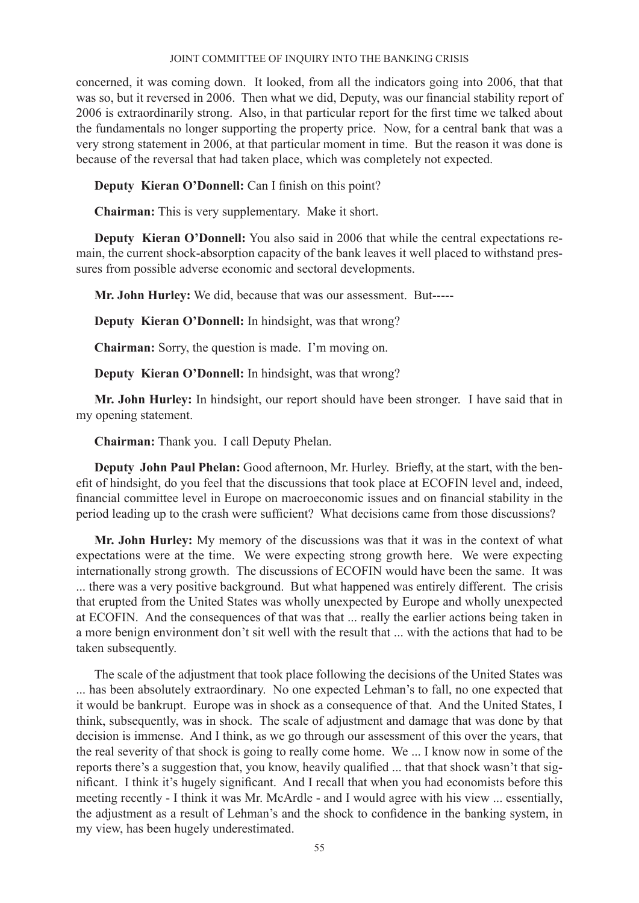concerned, it was coming down. It looked, from all the indicators going into 2006, that that was so, but it reversed in 2006. Then what we did, Deputy, was our financial stability report of 2006 is extraordinarily strong. Also, in that particular report for the first time we talked about the fundamentals no longer supporting the property price. Now, for a central bank that was a very strong statement in 2006, at that particular moment in time. But the reason it was done is because of the reversal that had taken place, which was completely not expected.

**Deputy Kieran O'Donnell:** Can I finish on this point?

**Chairman:** This is very supplementary. Make it short.

**Deputy Kieran O'Donnell:** You also said in 2006 that while the central expectations remain, the current shock-absorption capacity of the bank leaves it well placed to withstand pressures from possible adverse economic and sectoral developments.

**Mr. John Hurley:** We did, because that was our assessment. But-----

**Deputy Kieran O'Donnell:** In hindsight, was that wrong?

**Chairman:** Sorry, the question is made. I'm moving on.

**Deputy Kieran O'Donnell:** In hindsight, was that wrong?

**Mr. John Hurley:** In hindsight, our report should have been stronger. I have said that in my opening statement.

**Chairman:** Thank you. I call Deputy Phelan.

**Deputy John Paul Phelan:** Good afternoon, Mr. Hurley. Briefly, at the start, with the benefit of hindsight, do you feel that the discussions that took place at ECOFIN level and, indeed, financial committee level in Europe on macroeconomic issues and on financial stability in the period leading up to the crash were sufficient? What decisions came from those discussions?

**Mr. John Hurley:** My memory of the discussions was that it was in the context of what expectations were at the time. We were expecting strong growth here. We were expecting internationally strong growth. The discussions of ECOFIN would have been the same. It was ... there was a very positive background. But what happened was entirely different. The crisis that erupted from the United States was wholly unexpected by Europe and wholly unexpected at ECOFIN. And the consequences of that was that ... really the earlier actions being taken in a more benign environment don't sit well with the result that ... with the actions that had to be taken subsequently.

The scale of the adjustment that took place following the decisions of the United States was ... has been absolutely extraordinary. No one expected Lehman's to fall, no one expected that it would be bankrupt. Europe was in shock as a consequence of that. And the United States, I think, subsequently, was in shock. The scale of adjustment and damage that was done by that decision is immense. And I think, as we go through our assessment of this over the years, that the real severity of that shock is going to really come home. We ... I know now in some of the reports there's a suggestion that, you know, heavily qualified ... that that shock wasn't that significant. I think it's hugely significant. And I recall that when you had economists before this meeting recently - I think it was Mr. McArdle - and I would agree with his view ... essentially, the adjustment as a result of Lehman's and the shock to confidence in the banking system, in my view, has been hugely underestimated.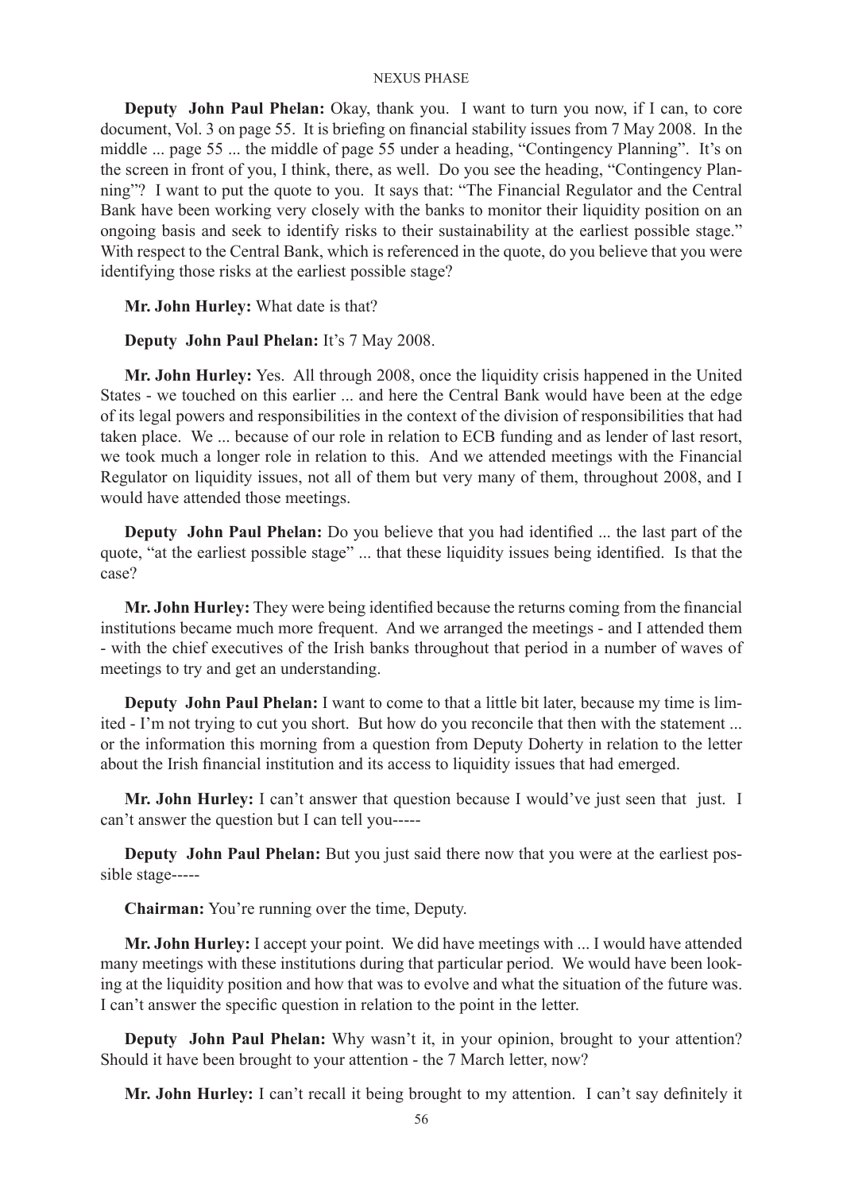**Deputy John Paul Phelan:** Okay, thank you. I want to turn you now, if I can, to core document, Vol. 3 on page 55. It is briefing on financial stability issues from 7 May 2008. In the middle ... page 55 ... the middle of page 55 under a heading, "Contingency Planning". It's on the screen in front of you, I think, there, as well. Do you see the heading, "Contingency Planning"? I want to put the quote to you. It says that: "The Financial Regulator and the Central Bank have been working very closely with the banks to monitor their liquidity position on an ongoing basis and seek to identify risks to their sustainability at the earliest possible stage." With respect to the Central Bank, which is referenced in the quote, do you believe that you were identifying those risks at the earliest possible stage?

**Mr. John Hurley:** What date is that?

**Deputy John Paul Phelan:** It's 7 May 2008.

**Mr. John Hurley:** Yes. All through 2008, once the liquidity crisis happened in the United States - we touched on this earlier ... and here the Central Bank would have been at the edge of its legal powers and responsibilities in the context of the division of responsibilities that had taken place. We ... because of our role in relation to ECB funding and as lender of last resort, we took much a longer role in relation to this. And we attended meetings with the Financial Regulator on liquidity issues, not all of them but very many of them, throughout 2008, and I would have attended those meetings.

**Deputy John Paul Phelan:** Do you believe that you had identified ... the last part of the quote, "at the earliest possible stage" ... that these liquidity issues being identified. Is that the case?

**Mr. John Hurley:** They were being identified because the returns coming from the financial institutions became much more frequent. And we arranged the meetings - and I attended them - with the chief executives of the Irish banks throughout that period in a number of waves of meetings to try and get an understanding.

**Deputy John Paul Phelan:** I want to come to that a little bit later, because my time is limited - I'm not trying to cut you short. But how do you reconcile that then with the statement ... or the information this morning from a question from Deputy Doherty in relation to the letter about the Irish financial institution and its access to liquidity issues that had emerged.

**Mr. John Hurley:** I can't answer that question because I would've just seen that just. I can't answer the question but I can tell you-----

**Deputy John Paul Phelan:** But you just said there now that you were at the earliest possible stage-----

**Chairman:** You're running over the time, Deputy.

**Mr. John Hurley:** I accept your point. We did have meetings with ... I would have attended many meetings with these institutions during that particular period. We would have been looking at the liquidity position and how that was to evolve and what the situation of the future was. I can't answer the specific question in relation to the point in the letter.

**Deputy John Paul Phelan:** Why wasn't it, in your opinion, brought to your attention? Should it have been brought to your attention - the 7 March letter, now?

**Mr. John Hurley:** I can't recall it being brought to my attention. I can't say definitely it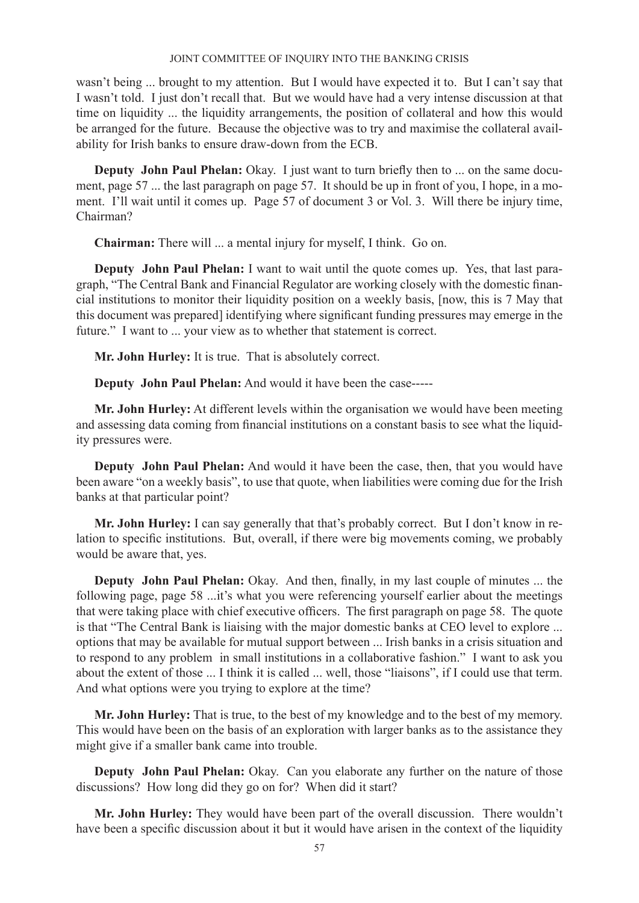wasn't being ... brought to my attention. But I would have expected it to. But I can't say that I wasn't told. I just don't recall that. But we would have had a very intense discussion at that time on liquidity ... the liquidity arrangements, the position of collateral and how this would be arranged for the future. Because the objective was to try and maximise the collateral availability for Irish banks to ensure draw-down from the ECB.

**Deputy John Paul Phelan:** Okay. I just want to turn briefly then to ... on the same document, page 57 ... the last paragraph on page 57. It should be up in front of you, I hope, in a moment. I'll wait until it comes up. Page 57 of document 3 or Vol. 3. Will there be injury time, Chairman?

**Chairman:** There will ... a mental injury for myself, I think. Go on.

**Deputy John Paul Phelan:** I want to wait until the quote comes up. Yes, that last paragraph, "The Central Bank and Financial Regulator are working closely with the domestic financial institutions to monitor their liquidity position on a weekly basis, [now, this is 7 May that this document was prepared] identifying where significant funding pressures may emerge in the future." I want to ... your view as to whether that statement is correct.

**Mr. John Hurley:** It is true. That is absolutely correct.

**Deputy John Paul Phelan:** And would it have been the case-----

**Mr. John Hurley:** At different levels within the organisation we would have been meeting and assessing data coming from financial institutions on a constant basis to see what the liquidity pressures were.

**Deputy John Paul Phelan:** And would it have been the case, then, that you would have been aware "on a weekly basis", to use that quote, when liabilities were coming due for the Irish banks at that particular point?

**Mr. John Hurley:** I can say generally that that's probably correct. But I don't know in relation to specific institutions. But, overall, if there were big movements coming, we probably would be aware that, yes.

**Deputy John Paul Phelan:** Okay. And then, finally, in my last couple of minutes ... the following page, page 58 ...it's what you were referencing yourself earlier about the meetings that were taking place with chief executive officers. The first paragraph on page 58. The quote is that "The Central Bank is liaising with the major domestic banks at CEO level to explore ... options that may be available for mutual support between ... Irish banks in a crisis situation and to respond to any problem in small institutions in a collaborative fashion." I want to ask you about the extent of those ... I think it is called ... well, those "liaisons", if I could use that term. And what options were you trying to explore at the time?

**Mr. John Hurley:** That is true, to the best of my knowledge and to the best of my memory. This would have been on the basis of an exploration with larger banks as to the assistance they might give if a smaller bank came into trouble.

**Deputy John Paul Phelan:** Okay. Can you elaborate any further on the nature of those discussions? How long did they go on for? When did it start?

**Mr. John Hurley:** They would have been part of the overall discussion. There wouldn't have been a specific discussion about it but it would have arisen in the context of the liquidity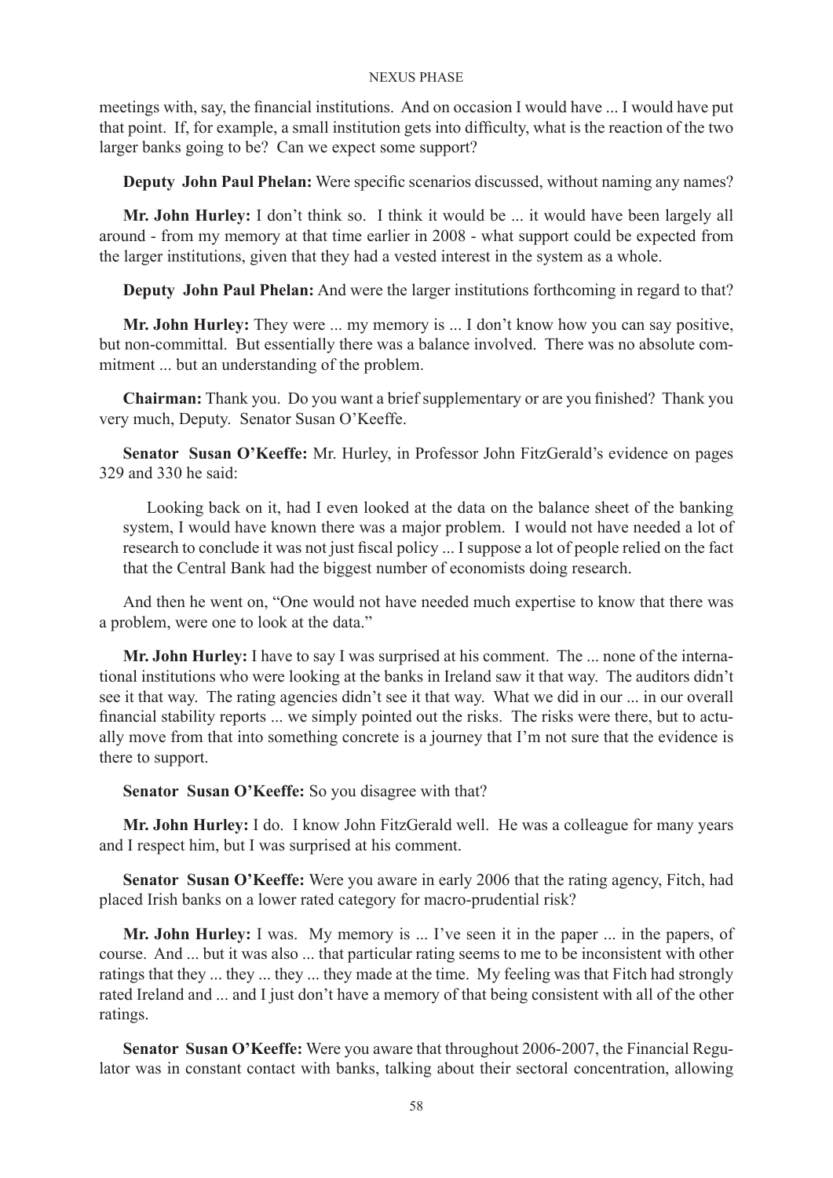meetings with, say, the financial institutions. And on occasion I would have ... I would have put that point. If, for example, a small institution gets into difficulty, what is the reaction of the two larger banks going to be? Can we expect some support?

**Deputy John Paul Phelan:** Were specific scenarios discussed, without naming any names?

**Mr. John Hurley:** I don't think so. I think it would be ... it would have been largely all around - from my memory at that time earlier in 2008 - what support could be expected from the larger institutions, given that they had a vested interest in the system as a whole.

**Deputy John Paul Phelan:** And were the larger institutions forthcoming in regard to that?

**Mr. John Hurley:** They were ... my memory is ... I don't know how you can say positive, but non-committal. But essentially there was a balance involved. There was no absolute commitment ... but an understanding of the problem.

**Chairman:** Thank you. Do you want a brief supplementary or are you finished? Thank you very much, Deputy. Senator Susan O'Keeffe.

**Senator Susan O'Keeffe:** Mr. Hurley, in Professor John FitzGerald's evidence on pages 329 and 330 he said:

> Looking back on it, had I even looked at the data on the balance sheet of the banking system, I would have known there was a major problem. I would not have needed a lot of research to conclude it was not just fiscal policy ... I suppose a lot of people relied on the fact that the Central Bank had the biggest number of economists doing research.

And then he went on, "One would not have needed much expertise to know that there was a problem, were one to look at the data."

**Mr. John Hurley:** I have to say I was surprised at his comment. The ... none of the international institutions who were looking at the banks in Ireland saw it that way. The auditors didn't see it that way. The rating agencies didn't see it that way. What we did in our ... in our overall financial stability reports ... we simply pointed out the risks. The risks were there, but to actually move from that into something concrete is a journey that I'm not sure that the evidence is there to support.

**Senator Susan O'Keeffe:** So you disagree with that?

**Mr. John Hurley:** I do. I know John FitzGerald well. He was a colleague for many years and I respect him, but I was surprised at his comment.

**Senator Susan O'Keeffe:** Were you aware in early 2006 that the rating agency, Fitch, had placed Irish banks on a lower rated category for macro-prudential risk?

**Mr. John Hurley:** I was. My memory is ... I've seen it in the paper ... in the papers, of course. And ... but it was also ... that particular rating seems to me to be inconsistent with other ratings that they ... they ... they ... they made at the time. My feeling was that Fitch had strongly rated Ireland and ... and I just don't have a memory of that being consistent with all of the other ratings.

**Senator Susan O'Keeffe:** Were you aware that throughout 2006-2007, the Financial Regulator was in constant contact with banks, talking about their sectoral concentration, allowing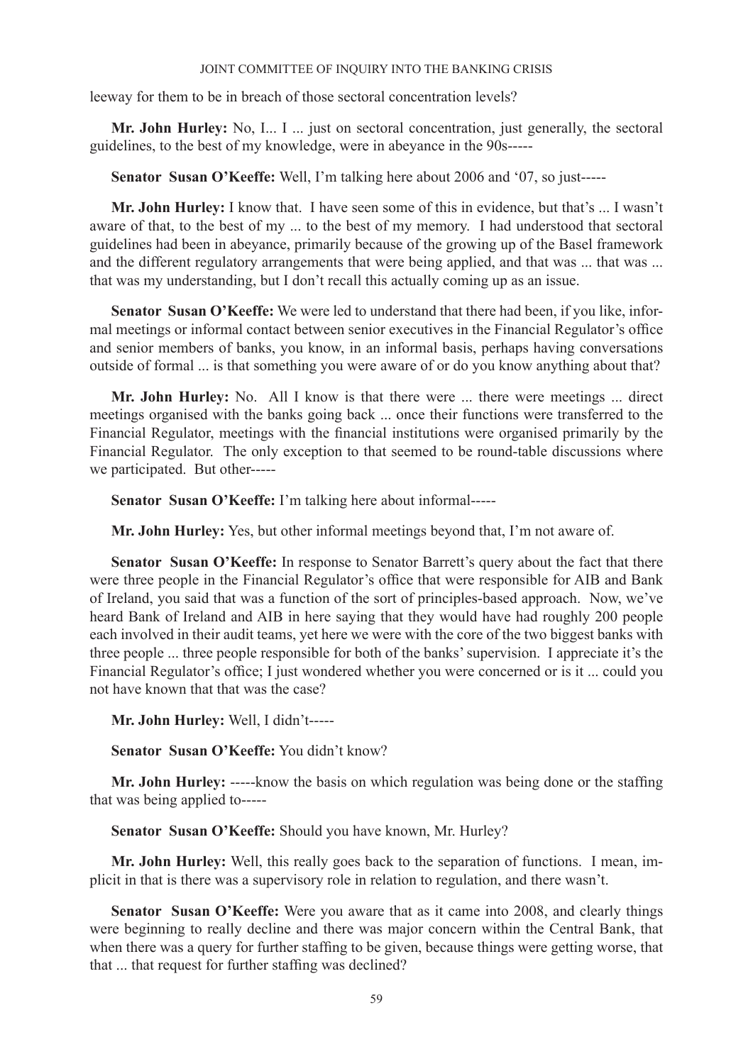leeway for them to be in breach of those sectoral concentration levels?

**Mr. John Hurley:** No, I... I ... just on sectoral concentration, just generally, the sectoral guidelines, to the best of my knowledge, were in abeyance in the 90s-----

**Senator Susan O'Keeffe:** Well, I'm talking here about 2006 and '07, so just-----

**Mr. John Hurley:** I know that. I have seen some of this in evidence, but that's ... I wasn't aware of that, to the best of my ... to the best of my memory. I had understood that sectoral guidelines had been in abeyance, primarily because of the growing up of the Basel framework and the different regulatory arrangements that were being applied, and that was ... that was ... that was my understanding, but I don't recall this actually coming up as an issue.

**Senator Susan O'Keeffe:** We were led to understand that there had been, if you like, informal meetings or informal contact between senior executives in the Financial Regulator's office and senior members of banks, you know, in an informal basis, perhaps having conversations outside of formal ... is that something you were aware of or do you know anything about that?

**Mr. John Hurley:** No. All I know is that there were ... there were meetings ... direct meetings organised with the banks going back ... once their functions were transferred to the Financial Regulator, meetings with the financial institutions were organised primarily by the Financial Regulator. The only exception to that seemed to be round-table discussions where we participated. But other-----

**Senator Susan O'Keeffe:** I'm talking here about informal-----

**Mr. John Hurley:** Yes, but other informal meetings beyond that, I'm not aware of.

**Senator Susan O'Keeffe:** In response to Senator Barrett's query about the fact that there were three people in the Financial Regulator's office that were responsible for AIB and Bank of Ireland, you said that was a function of the sort of principles-based approach. Now, we've heard Bank of Ireland and AIB in here saying that they would have had roughly 200 people each involved in their audit teams, yet here we were with the core of the two biggest banks with three people ... three people responsible for both of the banks' supervision. I appreciate it's the Financial Regulator's office; I just wondered whether you were concerned or is it ... could you not have known that that was the case?

**Mr. John Hurley:** Well, I didn't-----

**Senator Susan O'Keeffe:** You didn't know?

**Mr. John Hurley:** -----know the basis on which regulation was being done or the staffing that was being applied to-----

**Senator Susan O'Keeffe:** Should you have known, Mr. Hurley?

**Mr. John Hurley:** Well, this really goes back to the separation of functions. I mean, implicit in that is there was a supervisory role in relation to regulation, and there wasn't.

**Senator Susan O'Keeffe:** Were you aware that as it came into 2008, and clearly things were beginning to really decline and there was major concern within the Central Bank, that when there was a query for further staffing to be given, because things were getting worse, that that ... that request for further staffing was declined?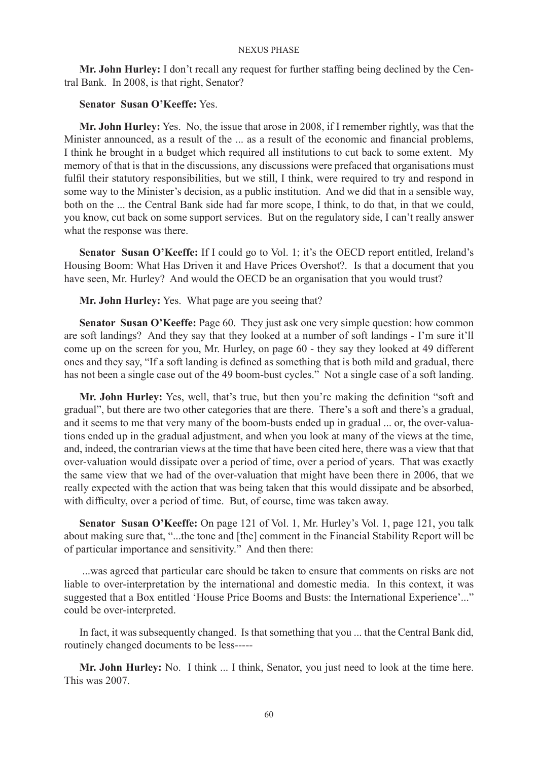**Mr. John Hurley:** I don't recall any request for further staffing being declined by the Central Bank. In 2008, is that right, Senator?

**Senator Susan O'Keeffe:** Yes.

**Mr. John Hurley:** Yes. No, the issue that arose in 2008, if I remember rightly, was that the Minister announced, as a result of the ... as a result of the economic and financial problems, I think he brought in a budget which required all institutions to cut back to some extent. My memory of that is that in the discussions, any discussions were prefaced that organisations must fulfil their statutory responsibilities, but we still, I think, were required to try and respond in some way to the Minister's decision, as a public institution. And we did that in a sensible way, both on the ... the Central Bank side had far more scope, I think, to do that, in that we could, you know, cut back on some support services. But on the regulatory side, I can't really answer what the response was there.

**Senator Susan O'Keeffe:** If I could go to Vol. 1; it's the OECD report entitled, Ireland's Housing Boom: What Has Driven it and Have Prices Overshot?. Is that a document that you have seen, Mr. Hurley? And would the OECD be an organisation that you would trust?

**Mr. John Hurley:** Yes. What page are you seeing that?

**Senator Susan O'Keeffe:** Page 60. They just ask one very simple question: how common are soft landings? And they say that they looked at a number of soft landings - I'm sure it'll come up on the screen for you, Mr. Hurley, on page 60 - they say they looked at 49 different ones and they say, "If a soft landing is defined as something that is both mild and gradual, there has not been a single case out of the 49 boom-bust cycles." Not a single case of a soft landing.

**Mr. John Hurley:** Yes, well, that's true, but then you're making the definition "soft and gradual", but there are two other categories that are there. There's a soft and there's a gradual, and it seems to me that very many of the boom-busts ended up in gradual ... or, the over-valuations ended up in the gradual adjustment, and when you look at many of the views at the time, and, indeed, the contrarian views at the time that have been cited here, there was a view that that over-valuation would dissipate over a period of time, over a period of years. That was exactly the same view that we had of the over-valuation that might have been there in 2006, that we really expected with the action that was being taken that this would dissipate and be absorbed, with difficulty, over a period of time. But, of course, time was taken away.

**Senator Susan O'Keeffe:** On page 121 of Vol. 1, Mr. Hurley's Vol. 1, page 121, you talk about making sure that, "...the tone and [the] comment in the Financial Stability Report will be of particular importance and sensitivity." And then there:

> ...was agreed that particular care should be taken to ensure that comments on risks are not liable to over-interpretation by the international and domestic media. In this context, it was suggested that a Box entitled 'House Price Booms and Busts: the International Experience'..." could be over-interpreted.

In fact, it was subsequently changed. Is that something that you ... that the Central Bank did, routinely changed documents to be less-----

**Mr. John Hurley:** No. I think ... I think, Senator, you just need to look at the time here. This was 2007.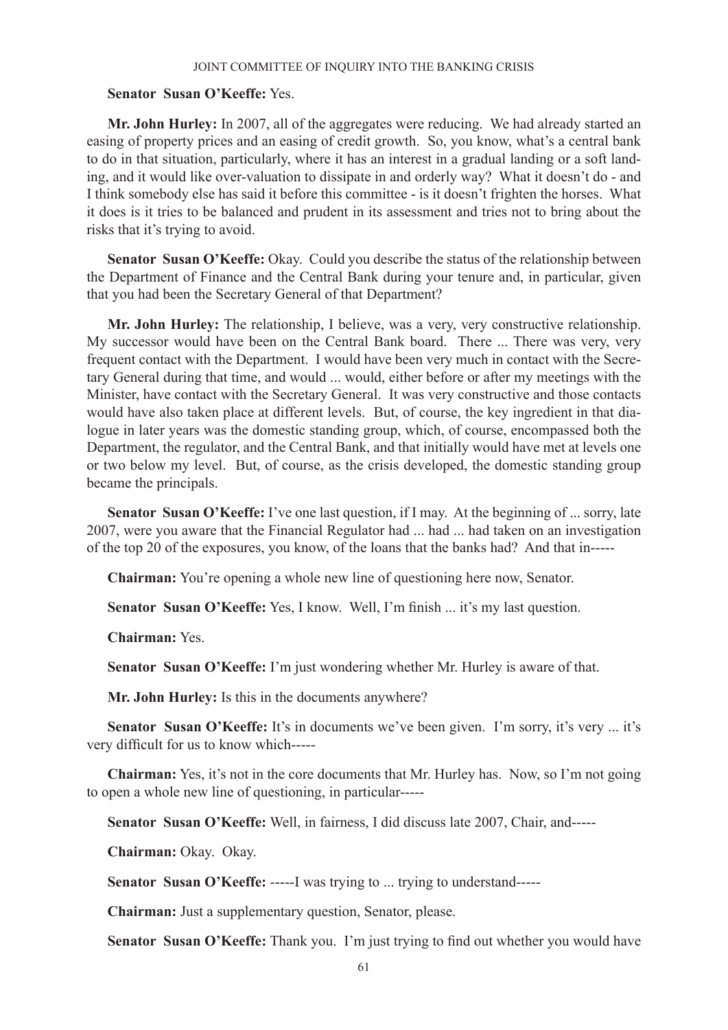**Senator Susan O'Keeffe:** Yes.

**Mr. John Hurley:** In 2007, all of the aggregates were reducing. We had already started an easing of property prices and an easing of credit growth. So, you know, what's a central bank to do in that situation, particularly, where it has an interest in a gradual landing or a soft landing, and it would like over-valuation to dissipate in and orderly way? What it doesn't do - and I think somebody else has said it before this committee - is it doesn't frighten the horses. What it does is it tries to be balanced and prudent in its assessment and tries not to bring about the risks that it's trying to avoid.

**Senator Susan O'Keeffe:** Okay. Could you describe the status of the relationship between the Department of Finance and the Central Bank during your tenure and, in particular, given that you had been the Secretary General of that Department?

**Mr. John Hurley:** The relationship, I believe, was a very, very constructive relationship. My successor would have been on the Central Bank board. There ... There was very, very frequent contact with the Department. I would have been very much in contact with the Secretary General during that time, and would ... would, either before or after my meetings with the Minister, have contact with the Secretary General. It was very constructive and those contacts would have also taken place at different levels. But, of course, the key ingredient in that dialogue in later years was the domestic standing group, which, of course, encompassed both the Department, the regulator, and the Central Bank, and that initially would have met at levels one or two below my level. But, of course, as the crisis developed, the domestic standing group became the principals.

**Senator Susan O'Keeffe:** I've one last question, if I may. At the beginning of ... sorry, late 2007, were you aware that the Financial Regulator had ... had ... had taken on an investigation of the top 20 of the exposures, you know, of the loans that the banks had? And that in-----

**Chairman:** You're opening a whole new line of questioning here now, Senator.

**Senator Susan O'Keeffe:** Yes, I know. Well, I'm finish ... it's my last question.

**Chairman:** Yes.

**Senator Susan O'Keeffe:** I'm just wondering whether Mr. Hurley is aware of that.

**Mr. John Hurley:** Is this in the documents anywhere?

**Senator Susan O'Keeffe:** It's in documents we've been given. I'm sorry, it's very ... it's very difficult for us to know which-----

**Chairman:** Yes, it's not in the core documents that Mr. Hurley has. Now, so I'm not going to open a whole new line of questioning, in particular-----

**Senator Susan O'Keeffe:** Well, in fairness, I did discuss late 2007, Chair, and-----

**Chairman:** Okay. Okay.

**Senator Susan O'Keeffe:** -----I was trying to ... trying to understand-----

**Chairman:** Just a supplementary question, Senator, please.

**Senator Susan O'Keeffe:** Thank you. I'm just trying to find out whether you would have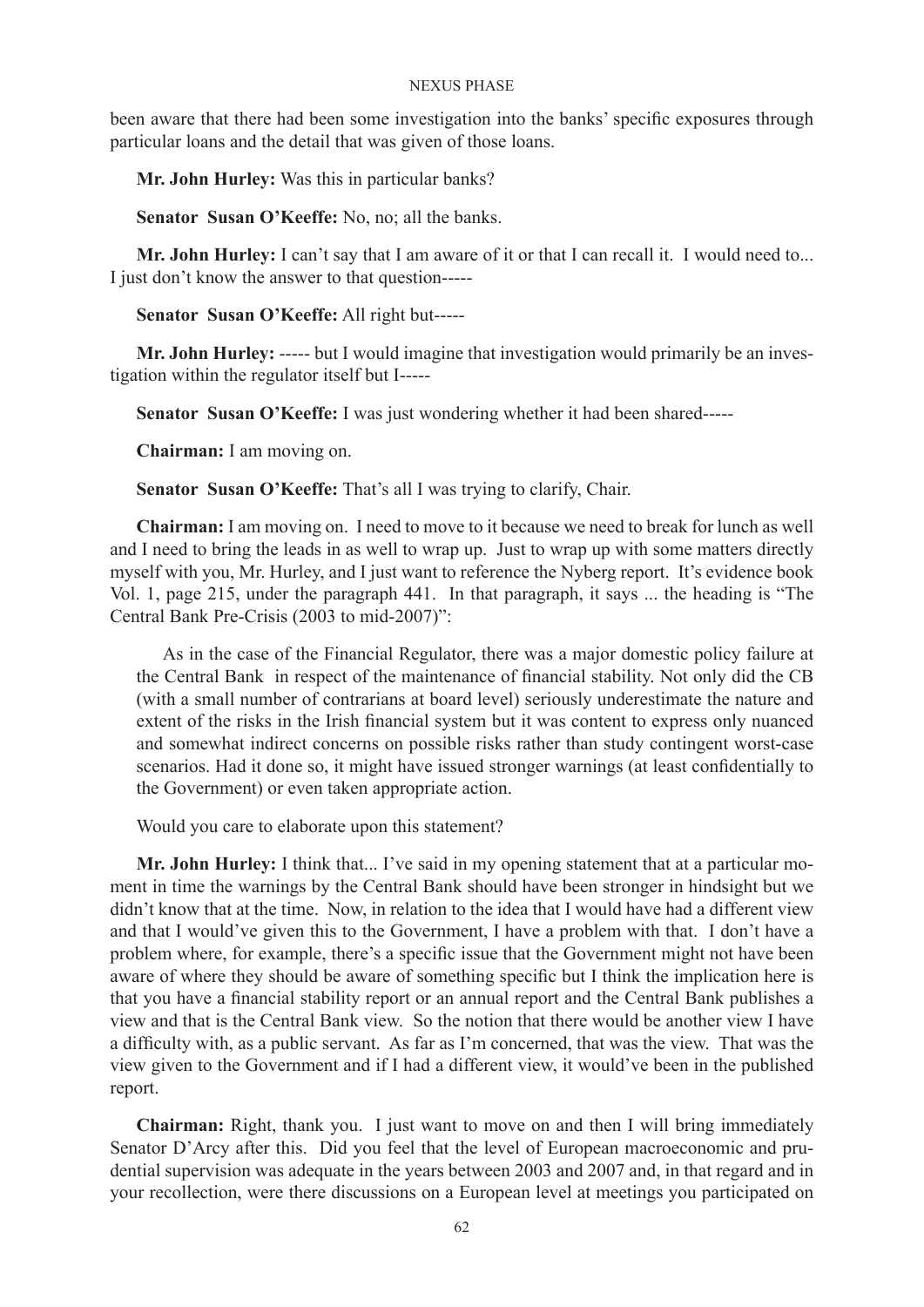been aware that there had been some investigation into the banks' specific exposures through particular loans and the detail that was given of those loans.

**Mr. John Hurley:** Was this in particular banks?

**Senator Susan O'Keeffe:** No, no; all the banks.

**Mr. John Hurley:** I can't say that I am aware of it or that I can recall it. I would need to... I just don't know the answer to that question-----

**Senator Susan O'Keeffe:** All right but-----

**Mr. John Hurley:** ----- but I would imagine that investigation would primarily be an investigation within the regulator itself but I-----

**Senator Susan O'Keeffe:** I was just wondering whether it had been shared-----

**Chairman:** I am moving on.

**Senator Susan O'Keeffe:** That's all I was trying to clarify, Chair.

**Chairman:** I am moving on. I need to move to it because we need to break for lunch as well and I need to bring the leads in as well to wrap up. Just to wrap up with some matters directly myself with you, Mr. Hurley, and I just want to reference the Nyberg report. It's evidence book Vol. 1, page 215, under the paragraph 441. In that paragraph, it says ... the heading is "The Central Bank Pre-Crisis (2003 to mid-2007)":

> As in the case of the Financial Regulator, there was a major domestic policy failure at the Central Bank in respect of the maintenance of financial stability. Not only did the CB (with a small number of contrarians at board level) seriously underestimate the nature and extent of the risks in the Irish financial system but it was content to express only nuanced and somewhat indirect concerns on possible risks rather than study contingent worst-case scenarios. Had it done so, it might have issued stronger warnings (at least confidentially to the Government) or even taken appropriate action.

Would you care to elaborate upon this statement?

**Mr. John Hurley:** I think that... I've said in my opening statement that at a particular moment in time the warnings by the Central Bank should have been stronger in hindsight but we didn't know that at the time. Now, in relation to the idea that I would have had a different view and that I would've given this to the Government, I have a problem with that. I don't have a problem where, for example, there's a specific issue that the Government might not have been aware of where they should be aware of something specific but I think the implication here is that you have a financial stability report or an annual report and the Central Bank publishes a view and that is the Central Bank view. So the notion that there would be another view I have a difficulty with, as a public servant. As far as I'm concerned, that was the view. That was the view given to the Government and if I had a different view, it would've been in the published report.

**Chairman:** Right, thank you. I just want to move on and then I will bring immediately Senator D'Arcy after this. Did you feel that the level of European macroeconomic and prudential supervision was adequate in the years between 2003 and 2007 and, in that regard and in your recollection, were there discussions on a European level at meetings you participated on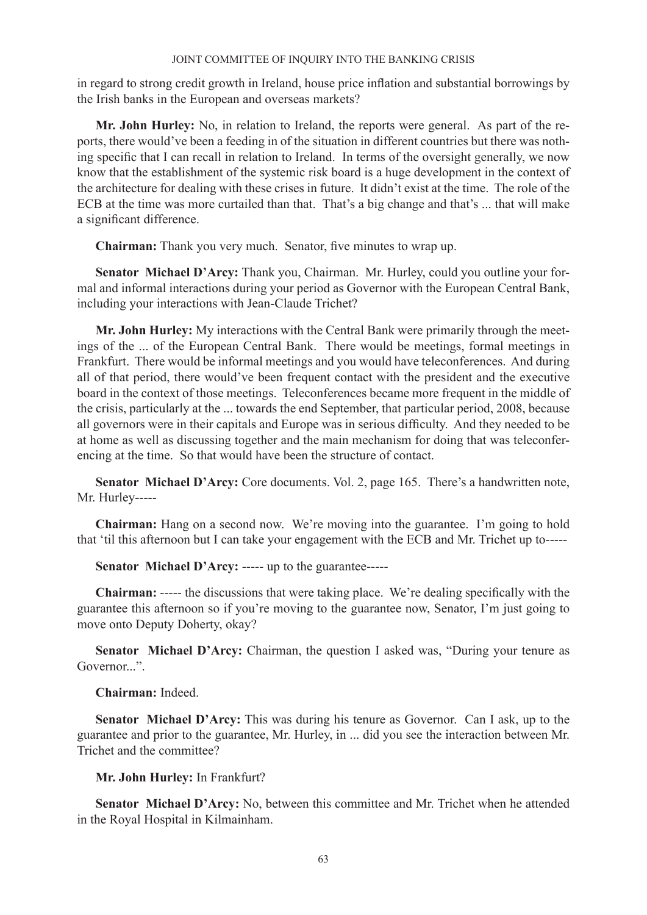in regard to strong credit growth in Ireland, house price inflation and substantial borrowings by the Irish banks in the European and overseas markets?

**Mr. John Hurley:** No, in relation to Ireland, the reports were general. As part of the reports, there would've been a feeding in of the situation in different countries but there was nothing specific that I can recall in relation to Ireland. In terms of the oversight generally, we now know that the establishment of the systemic risk board is a huge development in the context of the architecture for dealing with these crises in future. It didn't exist at the time. The role of the ECB at the time was more curtailed than that. That's a big change and that's ... that will make a significant difference.

**Chairman:** Thank you very much. Senator, five minutes to wrap up.

**Senator Michael D'Arcy:** Thank you, Chairman. Mr. Hurley, could you outline your formal and informal interactions during your period as Governor with the European Central Bank, including your interactions with Jean-Claude Trichet?

**Mr. John Hurley:** My interactions with the Central Bank were primarily through the meetings of the ... of the European Central Bank. There would be meetings, formal meetings in Frankfurt. There would be informal meetings and you would have teleconferences. And during all of that period, there would've been frequent contact with the president and the executive board in the context of those meetings. Teleconferences became more frequent in the middle of the crisis, particularly at the ... towards the end September, that particular period, 2008, because all governors were in their capitals and Europe was in serious difficulty. And they needed to be at home as well as discussing together and the main mechanism for doing that was teleconferencing at the time. So that would have been the structure of contact.

**Senator Michael D'Arcy:** Core documents. Vol. 2, page 165. There's a handwritten note, Mr. Hurley-----

**Chairman:** Hang on a second now. We're moving into the guarantee. I'm going to hold that 'til this afternoon but I can take your engagement with the ECB and Mr. Trichet up to-----

**Senator Michael D'Arcy:** ----- up to the guarantee-----

**Chairman:** ----- the discussions that were taking place. We're dealing specifically with the guarantee this afternoon so if you're moving to the guarantee now, Senator, I'm just going to move onto Deputy Doherty, okay?

**Senator Michael D'Arcy:** Chairman, the question I asked was, "During your tenure as Governor...".

**Chairman:** Indeed.

**Senator Michael D'Arcy:** This was during his tenure as Governor. Can I ask, up to the guarantee and prior to the guarantee, Mr. Hurley, in ... did you see the interaction between Mr. Trichet and the committee?

**Mr. John Hurley:** In Frankfurt?

**Senator Michael D'Arcy:** No, between this committee and Mr. Trichet when he attended in the Royal Hospital in Kilmainham.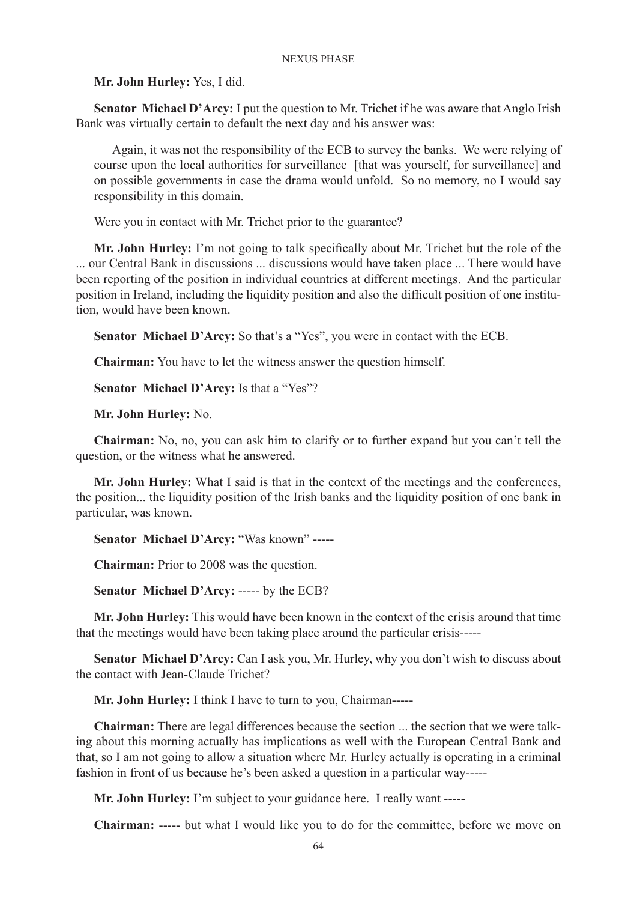**Mr. John Hurley:** Yes, I did.

**Senator Michael D'Arcy:** I put the question to Mr. Trichet if he was aware that Anglo Irish Bank was virtually certain to default the next day and his answer was:

> Again, it was not the responsibility of the ECB to survey the banks. We were relying of course upon the local authorities for surveillance [that was yourself, for surveillance] and on possible governments in case the drama would unfold. So no memory, no I would say responsibility in this domain.

Were you in contact with Mr. Trichet prior to the guarantee?

**Mr. John Hurley:** I'm not going to talk specifically about Mr. Trichet but the role of the ... our Central Bank in discussions ... discussions would have taken place ... There would have been reporting of the position in individual countries at different meetings. And the particular position in Ireland, including the liquidity position and also the difficult position of one institution, would have been known.

**Senator Michael D'Arcy:** So that's a "Yes", you were in contact with the ECB.

**Chairman:** You have to let the witness answer the question himself.

**Senator Michael D'Arcy:** Is that a "Yes"?

**Mr. John Hurley:** No.

**Chairman:** No, no, you can ask him to clarify or to further expand but you can't tell the question, or the witness what he answered.

**Mr. John Hurley:** What I said is that in the context of the meetings and the conferences, the position... the liquidity position of the Irish banks and the liquidity position of one bank in particular, was known.

**Senator Michael D'Arcy:** "Was known" -----

**Chairman:** Prior to 2008 was the question.

**Senator Michael D'Arcy:** ----- by the ECB?

**Mr. John Hurley:** This would have been known in the context of the crisis around that time that the meetings would have been taking place around the particular crisis-----

**Senator Michael D'Arcy:** Can I ask you, Mr. Hurley, why you don't wish to discuss about the contact with Jean-Claude Trichet?

**Mr. John Hurley:** I think I have to turn to you, Chairman-----

**Chairman:** There are legal differences because the section ... the section that we were talking about this morning actually has implications as well with the European Central Bank and that, so I am not going to allow a situation where Mr. Hurley actually is operating in a criminal fashion in front of us because he's been asked a question in a particular way-----

**Mr. John Hurley:** I'm subject to your guidance here. I really want -----

**Chairman:** ----- but what I would like you to do for the committee, before we move on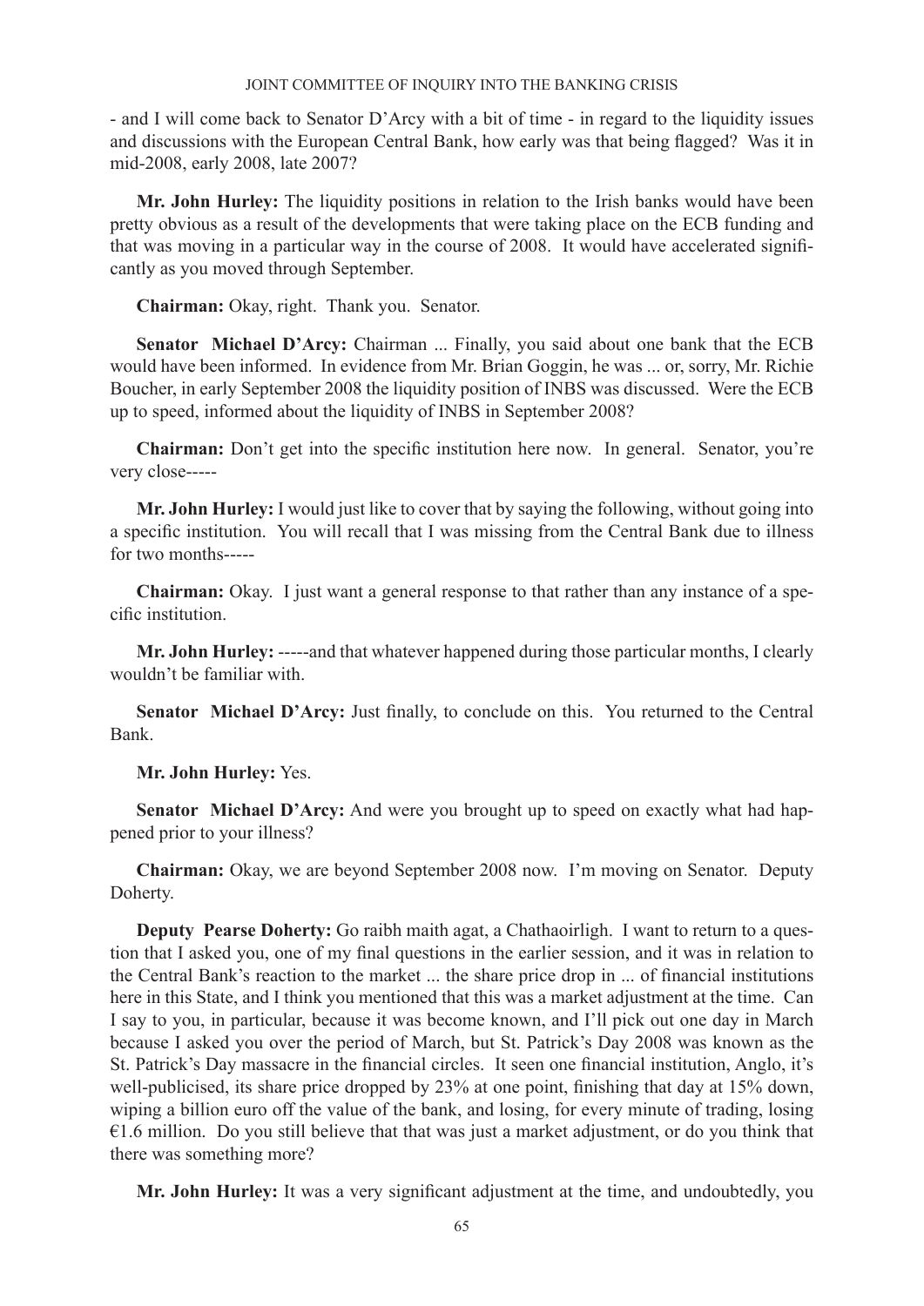- and I will come back to Senator D'Arcy with a bit of time - in regard to the liquidity issues and discussions with the European Central Bank, how early was that being flagged? Was it in mid-2008, early 2008, late 2007?

**Mr. John Hurley:** The liquidity positions in relation to the Irish banks would have been pretty obvious as a result of the developments that were taking place on the ECB funding and that was moving in a particular way in the course of 2008. It would have accelerated significantly as you moved through September.

**Chairman:** Okay, right. Thank you. Senator.

**Senator Michael D'Arcy:** Chairman ... Finally, you said about one bank that the ECB would have been informed. In evidence from Mr. Brian Goggin, he was ... or, sorry, Mr. Richie Boucher, in early September 2008 the liquidity position of INBS was discussed. Were the ECB up to speed, informed about the liquidity of INBS in September 2008?

**Chairman:** Don't get into the specific institution here now. In general. Senator, you're very close-----

**Mr. John Hurley:** I would just like to cover that by saying the following, without going into a specific institution. You will recall that I was missing from the Central Bank due to illness for two months-----

**Chairman:** Okay. I just want a general response to that rather than any instance of a specific institution.

**Mr. John Hurley:** -----and that whatever happened during those particular months, I clearly wouldn't be familiar with.

**Senator Michael D'Arcy:** Just finally, to conclude on this. You returned to the Central Bank.

**Mr. John Hurley:** Yes.

**Senator Michael D'Arcy:** And were you brought up to speed on exactly what had happened prior to your illness?

**Chairman:** Okay, we are beyond September 2008 now. I'm moving on Senator. Deputy Doherty.

**Deputy Pearse Doherty:** Go raibh maith agat, a Chathaoirligh. I want to return to a question that I asked you, one of my final questions in the earlier session, and it was in relation to the Central Bank's reaction to the market ... the share price drop in ... of financial institutions here in this State, and I think you mentioned that this was a market adjustment at the time. Can I say to you, in particular, because it was become known, and I'll pick out one day in March because I asked you over the period of March, but St. Patrick's Day 2008 was known as the St. Patrick's Day massacre in the financial circles. It seen one financial institution, Anglo, it's well-publicised, its share price dropped by 23% at one point, finishing that day at 15% down, wiping a billion euro off the value of the bank, and losing, for every minute of trading, losing €1.6 million. Do you still believe that that was just a market adjustment, or do you think that there was something more?

**Mr. John Hurley:** It was a very significant adjustment at the time, and undoubtedly, you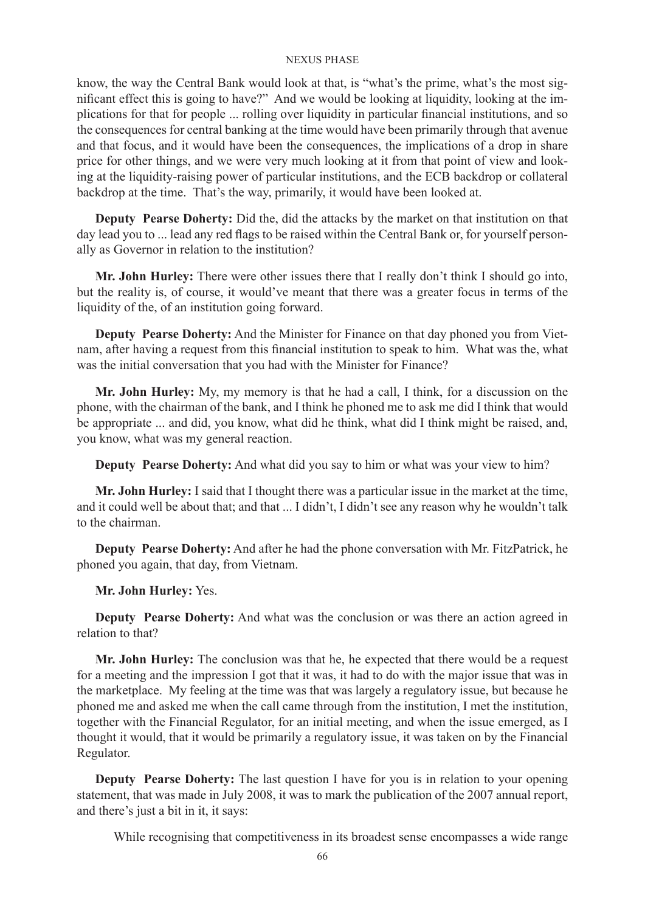know, the way the Central Bank would look at that, is "what's the prime, what's the most significant effect this is going to have?" And we would be looking at liquidity, looking at the implications for that for people ... rolling over liquidity in particular financial institutions, and so the consequences for central banking at the time would have been primarily through that avenue and that focus, and it would have been the consequences, the implications of a drop in share price for other things, and we were very much looking at it from that point of view and looking at the liquidity-raising power of particular institutions, and the ECB backdrop or collateral backdrop at the time. That's the way, primarily, it would have been looked at.

**Deputy Pearse Doherty:** Did the, did the attacks by the market on that institution on that day lead you to ... lead any red flags to be raised within the Central Bank or, for yourself personally as Governor in relation to the institution?

**Mr. John Hurley:** There were other issues there that I really don't think I should go into, but the reality is, of course, it would've meant that there was a greater focus in terms of the liquidity of the, of an institution going forward.

**Deputy Pearse Doherty:** And the Minister for Finance on that day phoned you from Vietnam, after having a request from this financial institution to speak to him. What was the, what was the initial conversation that you had with the Minister for Finance?

**Mr. John Hurley:** My, my memory is that he had a call, I think, for a discussion on the phone, with the chairman of the bank, and I think he phoned me to ask me did I think that would be appropriate ... and did, you know, what did he think, what did I think might be raised, and, you know, what was my general reaction.

**Deputy Pearse Doherty:** And what did you say to him or what was your view to him?

**Mr. John Hurley:** I said that I thought there was a particular issue in the market at the time, and it could well be about that; and that ... I didn't, I didn't see any reason why he wouldn't talk to the chairman.

**Deputy Pearse Doherty:** And after he had the phone conversation with Mr. FitzPatrick, he phoned you again, that day, from Vietnam.

**Mr. John Hurley:** Yes.

**Deputy Pearse Doherty:** And what was the conclusion or was there an action agreed in relation to that?

**Mr. John Hurley:** The conclusion was that he, he expected that there would be a request for a meeting and the impression I got that it was, it had to do with the major issue that was in the marketplace. My feeling at the time was that was largely a regulatory issue, but because he phoned me and asked me when the call came through from the institution, I met the institution, together with the Financial Regulator, for an initial meeting, and when the issue emerged, as I thought it would, that it would be primarily a regulatory issue, it was taken on by the Financial Regulator.

**Deputy Pearse Doherty:** The last question I have for you is in relation to your opening statement, that was made in July 2008, it was to mark the publication of the 2007 annual report, and there's just a bit in it, it says:

> While recognising that competitiveness in its broadest sense encompasses a wide range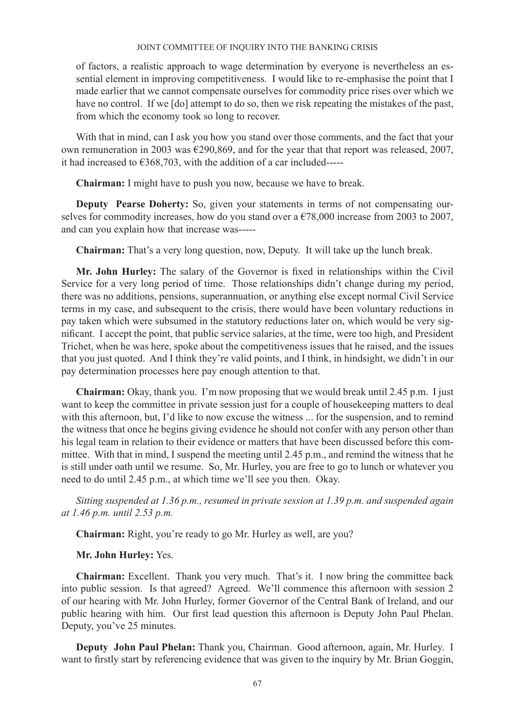of factors, a realistic approach to wage determination by everyone is nevertheless an essential element in improving competitiveness. I would like to re-emphasise the point that I made earlier that we cannot compensate ourselves for commodity price rises over which we have no control. If we [do] attempt to do so, then we risk repeating the mistakes of the past, from which the economy took so long to recover.

With that in mind, can I ask you how you stand over those comments, and the fact that your own remuneration in 2003 was €290,869, and for the year that that report was released, 2007, it had increased to €368,703, with the addition of a car included-----

**Chairman:** I might have to push you now, because we have to break.

**Deputy Pearse Doherty:** So, given your statements in terms of not compensating ourselves for commodity increases, how do you stand over a €78,000 increase from 2003 to 2007, and can you explain how that increase was-----

**Chairman:** That's a very long question, now, Deputy. It will take up the lunch break.

**Mr. John Hurley:** The salary of the Governor is fixed in relationships within the Civil Service for a very long period of time. Those relationships didn't change during my period, there was no additions, pensions, superannuation, or anything else except normal Civil Service terms in my case, and subsequent to the crisis, there would have been voluntary reductions in pay taken which were subsumed in the statutory reductions later on, which would be very significant. I accept the point, that public service salaries, at the time, were too high, and President Trichet, when he was here, spoke about the competitiveness issues that he raised, and the issues that you just quoted. And I think they're valid points, and I think, in hindsight, we didn't in our pay determination processes here pay enough attention to that.

**Chairman:** Okay, thank you. I'm now proposing that we would break until 2.45 p.m. I just want to keep the committee in private session just for a couple of housekeeping matters to deal with this afternoon, but, I'd like to now excuse the witness ... for the suspension, and to remind the witness that once he begins giving evidence he should not confer with any person other than his legal team in relation to their evidence or matters that have been discussed before this committee. With that in mind, I suspend the meeting until 2.45 p.m., and remind the witness that he is still under oath until we resume. So, Mr. Hurley, you are free to go to lunch or whatever you need to do until 2.45 p.m., at which time we'll see you then. Okay.

*Sitting suspended at 1.36 p.m., resumed in private session at 1.39 p.m. and suspended again at 1.46 p.m. until 2.53 p.m.*

**Chairman:** Right, you're ready to go Mr. Hurley as well, are you?

**Mr. John Hurley:** Yes.

**Chairman:** Excellent. Thank you very much. That's it. I now bring the committee back into public session. Is that agreed? Agreed. We'll commence this afternoon with session 2 of our hearing with Mr. John Hurley, former Governor of the Central Bank of Ireland, and our public hearing with him. Our first lead question this afternoon is Deputy John Paul Phelan. Deputy, you've 25 minutes.

**Deputy John Paul Phelan:** Thank you, Chairman. Good afternoon, again, Mr. Hurley. I want to firstly start by referencing evidence that was given to the inquiry by Mr. Brian Goggin,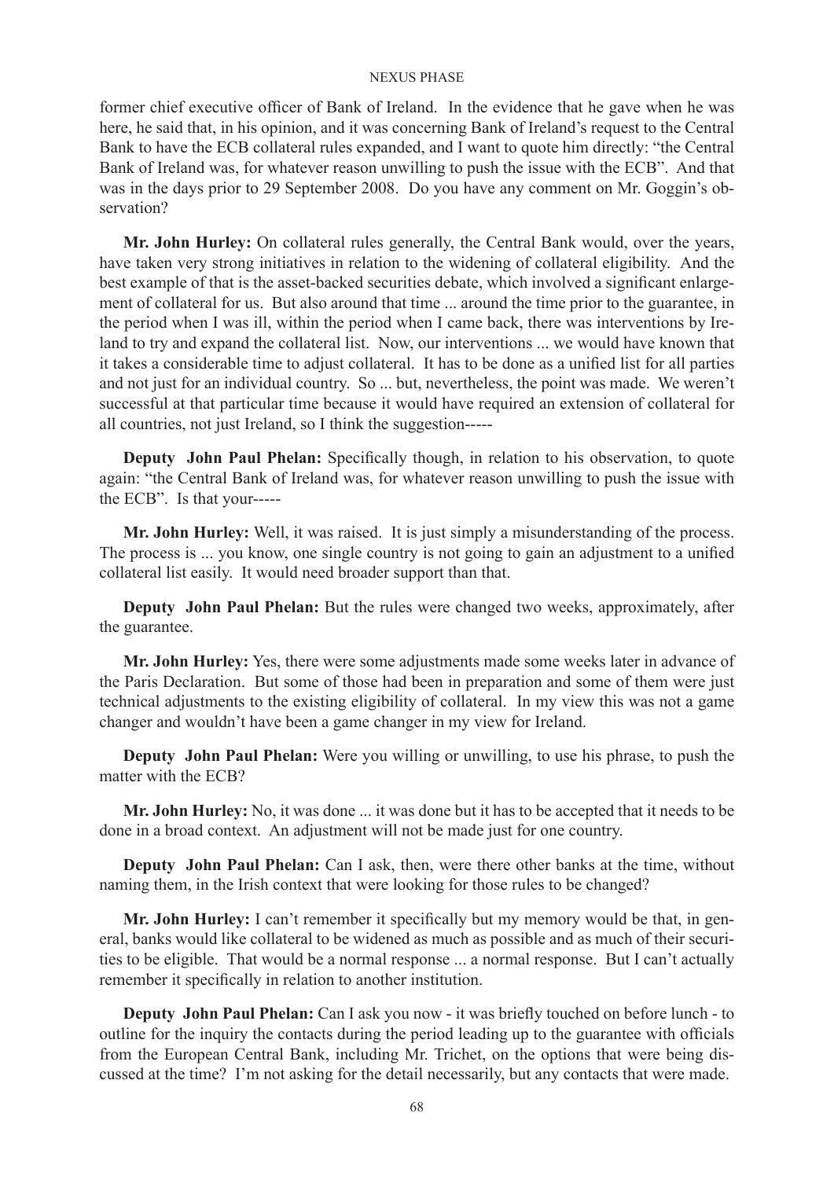former chief executive officer of Bank of Ireland. In the evidence that he gave when he was here, he said that, in his opinion, and it was concerning Bank of Ireland's request to the Central Bank to have the ECB collateral rules expanded, and I want to quote him directly: "the Central Bank of Ireland was, for whatever reason unwilling to push the issue with the ECB". And that was in the days prior to 29 September 2008. Do you have any comment on Mr. Goggin's observation?

**Mr. John Hurley:** On collateral rules generally, the Central Bank would, over the years, have taken very strong initiatives in relation to the widening of collateral eligibility. And the best example of that is the asset-backed securities debate, which involved a significant enlargement of collateral for us. But also around that time ... around the time prior to the guarantee, in the period when I was ill, within the period when I came back, there was interventions by Ireland to try and expand the collateral list. Now, our interventions ... we would have known that it takes a considerable time to adjust collateral. It has to be done as a unified list for all parties and not just for an individual country. So ... but, nevertheless, the point was made. We weren't successful at that particular time because it would have required an extension of collateral for all countries, not just Ireland, so I think the suggestion-----

**Deputy John Paul Phelan:** Specifically though, in relation to his observation, to quote again: "the Central Bank of Ireland was, for whatever reason unwilling to push the issue with the ECB". Is that your-----

**Mr. John Hurley:** Well, it was raised. It is just simply a misunderstanding of the process. The process is ... you know, one single country is not going to gain an adjustment to a unified collateral list easily. It would need broader support than that.

**Deputy John Paul Phelan:** But the rules were changed two weeks, approximately, after the guarantee.

**Mr. John Hurley:** Yes, there were some adjustments made some weeks later in advance of the Paris Declaration. But some of those had been in preparation and some of them were just technical adjustments to the existing eligibility of collateral. In my view this was not a game changer and wouldn't have been a game changer in my view for Ireland.

**Deputy John Paul Phelan:** Were you willing or unwilling, to use his phrase, to push the matter with the ECB?

**Mr. John Hurley:** No, it was done ... it was done but it has to be accepted that it needs to be done in a broad context. An adjustment will not be made just for one country.

**Deputy John Paul Phelan:** Can I ask, then, were there other banks at the time, without naming them, in the Irish context that were looking for those rules to be changed?

**Mr. John Hurley:** I can't remember it specifically but my memory would be that, in general, banks would like collateral to be widened as much as possible and as much of their securities to be eligible. That would be a normal response ... a normal response. But I can't actually remember it specifically in relation to another institution.

**Deputy John Paul Phelan:** Can I ask you now - it was briefly touched on before lunch - to outline for the inquiry the contacts during the period leading up to the guarantee with officials from the European Central Bank, including Mr. Trichet, on the options that were being discussed at the time? I'm not asking for the detail necessarily, but any contacts that were made.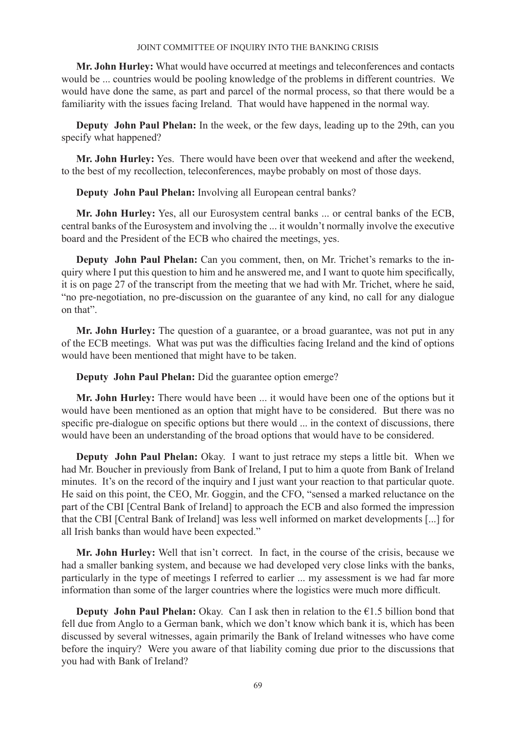**Mr. John Hurley:** What would have occurred at meetings and teleconferences and contacts would be ... countries would be pooling knowledge of the problems in different countries. We would have done the same, as part and parcel of the normal process, so that there would be a familiarity with the issues facing Ireland. That would have happened in the normal way.

**Deputy John Paul Phelan:** In the week, or the few days, leading up to the 29th, can you specify what happened?

**Mr. John Hurley:** Yes. There would have been over that weekend and after the weekend, to the best of my recollection, teleconferences, maybe probably on most of those days.

**Deputy John Paul Phelan:** Involving all European central banks?

**Mr. John Hurley:** Yes, all our Eurosystem central banks ... or central banks of the ECB, central banks of the Eurosystem and involving the ... it wouldn't normally involve the executive board and the President of the ECB who chaired the meetings, yes.

**Deputy John Paul Phelan:** Can you comment, then, on Mr. Trichet's remarks to the inquiry where I put this question to him and he answered me, and I want to quote him specifically, it is on page 27 of the transcript from the meeting that we had with Mr. Trichet, where he said, "no pre-negotiation, no pre-discussion on the guarantee of any kind, no call for any dialogue on that".

**Mr. John Hurley:** The question of a guarantee, or a broad guarantee, was not put in any of the ECB meetings. What was put was the difficulties facing Ireland and the kind of options would have been mentioned that might have to be taken.

**Deputy John Paul Phelan:** Did the guarantee option emerge?

**Mr. John Hurley:** There would have been ... it would have been one of the options but it would have been mentioned as an option that might have to be considered. But there was no specific pre-dialogue on specific options but there would ... in the context of discussions, there would have been an understanding of the broad options that would have to be considered.

**Deputy John Paul Phelan:** Okay. I want to just retrace my steps a little bit. When we had Mr. Boucher in previously from Bank of Ireland, I put to him a quote from Bank of Ireland minutes. It's on the record of the inquiry and I just want your reaction to that particular quote. He said on this point, the CEO, Mr. Goggin, and the CFO, "sensed a marked reluctance on the part of the CBI [Central Bank of Ireland] to approach the ECB and also formed the impression that the CBI [Central Bank of Ireland] was less well informed on market developments [...] for all Irish banks than would have been expected."

**Mr. John Hurley:** Well that isn't correct. In fact, in the course of the crisis, because we had a smaller banking system, and because we had developed very close links with the banks, particularly in the type of meetings I referred to earlier ... my assessment is we had far more information than some of the larger countries where the logistics were much more difficult.

**Deputy John Paul Phelan:** Okay. Can I ask then in relation to the €1.5 billion bond that fell due from Anglo to a German bank, which we don't know which bank it is, which has been discussed by several witnesses, again primarily the Bank of Ireland witnesses who have come before the inquiry? Were you aware of that liability coming due prior to the discussions that you had with Bank of Ireland?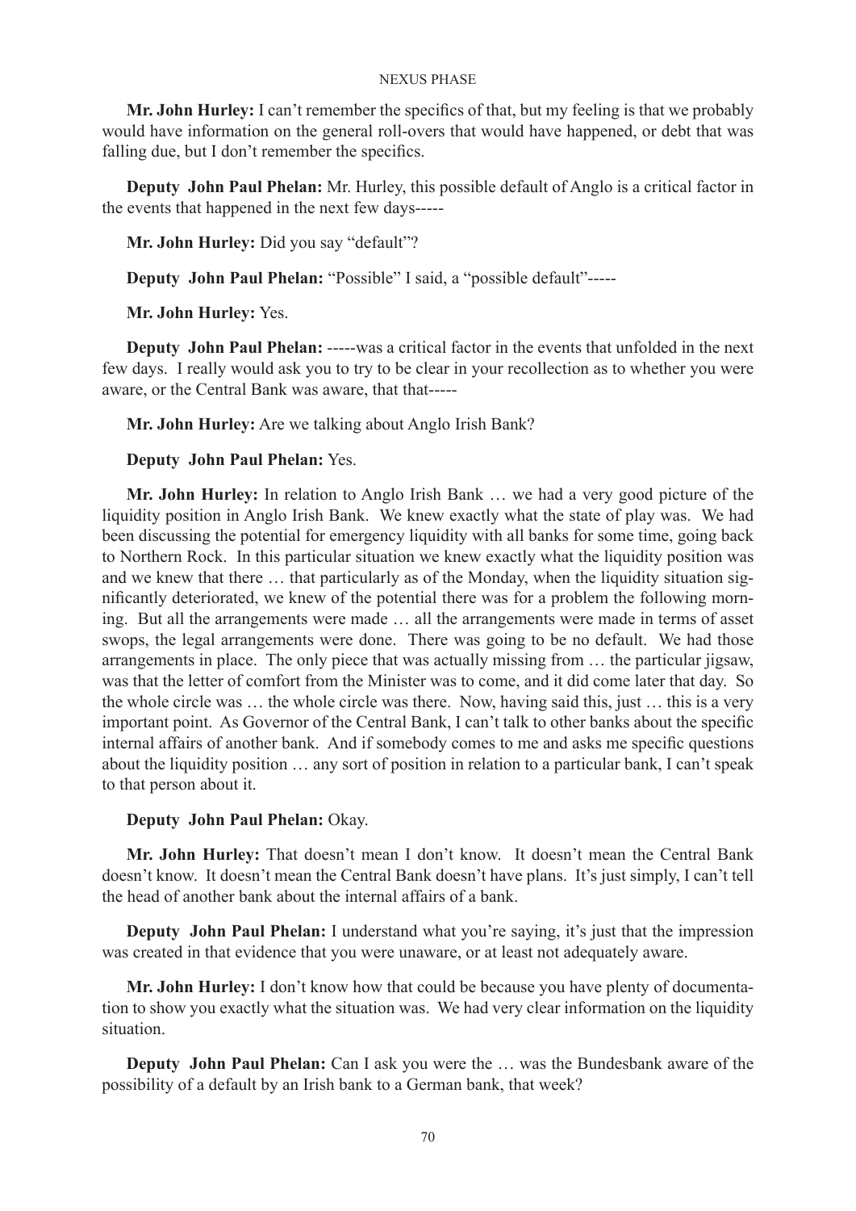**Mr. John Hurley:** I can't remember the specifics of that, but my feeling is that we probably would have information on the general roll-overs that would have happened, or debt that was falling due, but I don't remember the specifics.

**Deputy John Paul Phelan:** Mr. Hurley, this possible default of Anglo is a critical factor in the events that happened in the next few days-----

**Mr. John Hurley:** Did you say "default"?

**Deputy John Paul Phelan:** "Possible" I said, a "possible default"-----

**Mr. John Hurley:** Yes.

**Deputy John Paul Phelan:** -----was a critical factor in the events that unfolded in the next few days. I really would ask you to try to be clear in your recollection as to whether you were aware, or the Central Bank was aware, that that-----

**Mr. John Hurley:** Are we talking about Anglo Irish Bank?

**Deputy John Paul Phelan:** Yes.

**Mr. John Hurley:** In relation to Anglo Irish Bank … we had a very good picture of the liquidity position in Anglo Irish Bank. We knew exactly what the state of play was. We had been discussing the potential for emergency liquidity with all banks for some time, going back to Northern Rock. In this particular situation we knew exactly what the liquidity position was and we knew that there … that particularly as of the Monday, when the liquidity situation significantly deteriorated, we knew of the potential there was for a problem the following morning. But all the arrangements were made … all the arrangements were made in terms of asset swops, the legal arrangements were done. There was going to be no default. We had those arrangements in place. The only piece that was actually missing from … the particular jigsaw, was that the letter of comfort from the Minister was to come, and it did come later that day. So the whole circle was … the whole circle was there. Now, having said this, just … this is a very important point. As Governor of the Central Bank, I can't talk to other banks about the specific internal affairs of another bank. And if somebody comes to me and asks me specific questions about the liquidity position … any sort of position in relation to a particular bank, I can't speak to that person about it.

**Deputy John Paul Phelan:** Okay.

**Mr. John Hurley:** That doesn't mean I don't know. It doesn't mean the Central Bank doesn't know. It doesn't mean the Central Bank doesn't have plans. It's just simply, I can't tell the head of another bank about the internal affairs of a bank.

**Deputy John Paul Phelan:** I understand what you're saying, it's just that the impression was created in that evidence that you were unaware, or at least not adequately aware.

**Mr. John Hurley:** I don't know how that could be because you have plenty of documentation to show you exactly what the situation was. We had very clear information on the liquidity situation.

**Deputy John Paul Phelan:** Can I ask you were the … was the Bundesbank aware of the possibility of a default by an Irish bank to a German bank, that week?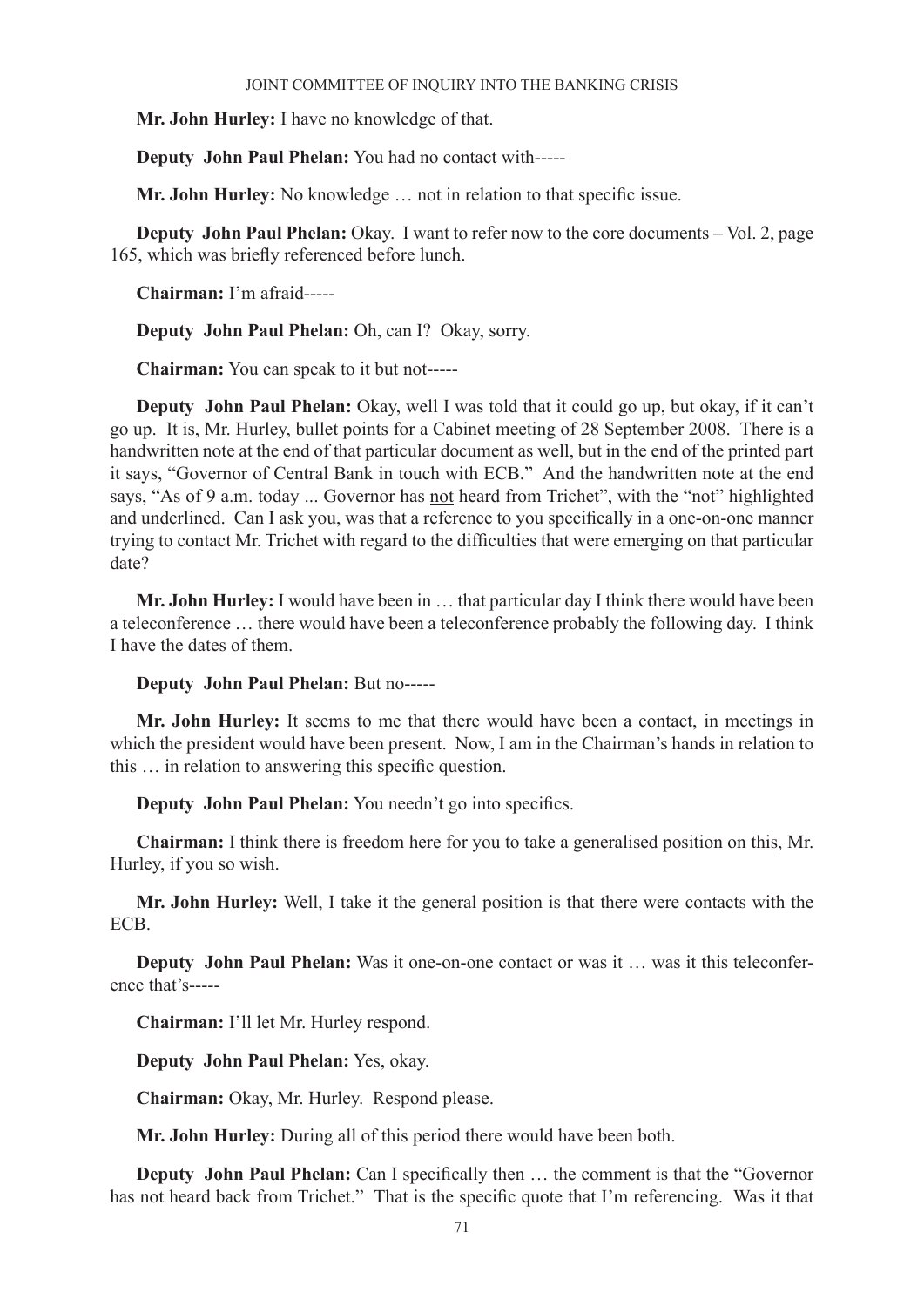**Mr. John Hurley:** I have no knowledge of that.

**Deputy John Paul Phelan:** You had no contact with-----

**Mr. John Hurley:** No knowledge … not in relation to that specific issue.

**Deputy John Paul Phelan:** Okay. I want to refer now to the core documents – Vol. 2, page 165, which was briefly referenced before lunch.

**Chairman:** I'm afraid-----

**Deputy John Paul Phelan:** Oh, can I? Okay, sorry.

**Chairman:** You can speak to it but not-----

**Deputy John Paul Phelan:** Okay, well I was told that it could go up, but okay, if it can't go up. It is, Mr. Hurley, bullet points for a Cabinet meeting of 28 September 2008. There is a handwritten note at the end of that particular document as well, but in the end of the printed part it says, "Governor of Central Bank in touch with ECB." And the handwritten note at the end says, "As of 9 a.m. today ... Governor has <u>not</u> heard from Trichet", with the "not" highlighted and underlined. Can I ask you, was that a reference to you specifically in a one-on-one manner trying to contact Mr. Trichet with regard to the difficulties that were emerging on that particular date?

**Mr. John Hurley:** I would have been in … that particular day I think there would have been a teleconference … there would have been a teleconference probably the following day. I think I have the dates of them.

**Deputy John Paul Phelan:** But no-----

**Mr. John Hurley:** It seems to me that there would have been a contact, in meetings in which the president would have been present. Now, I am in the Chairman's hands in relation to this … in relation to answering this specific question.

**Deputy John Paul Phelan:** You needn't go into specifics.

**Chairman:** I think there is freedom here for you to take a generalised position on this, Mr. Hurley, if you so wish.

**Mr. John Hurley:** Well, I take it the general position is that there were contacts with the ECB.

**Deputy John Paul Phelan:** Was it one-on-one contact or was it … was it this teleconference that's-----

**Chairman:** I'll let Mr. Hurley respond.

**Deputy John Paul Phelan:** Yes, okay.

**Chairman:** Okay, Mr. Hurley. Respond please.

**Mr. John Hurley:** During all of this period there would have been both.

**Deputy John Paul Phelan:** Can I specifically then … the comment is that the "Governor has not heard back from Trichet." That is the specific quote that I'm referencing. Was it that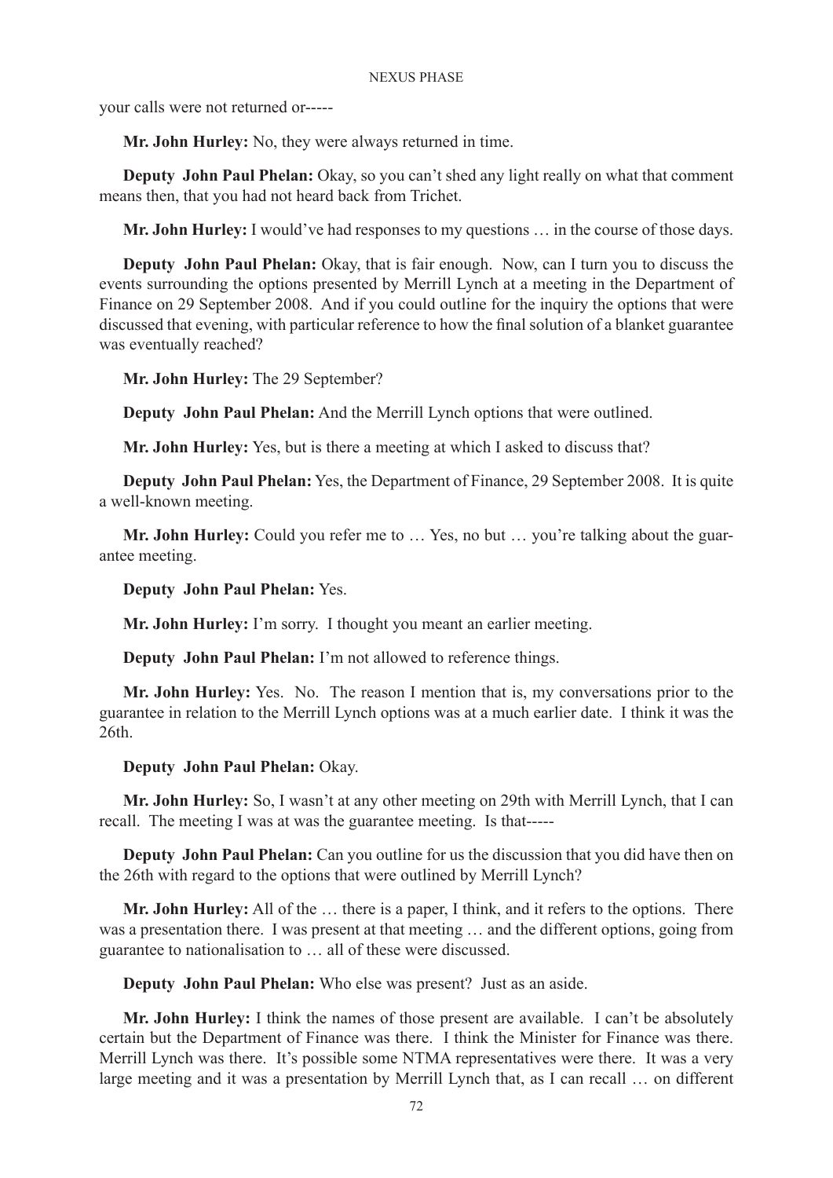your calls were not returned or-----

**Mr. John Hurley:** No, they were always returned in time.

**Deputy John Paul Phelan:** Okay, so you can't shed any light really on what that comment means then, that you had not heard back from Trichet.

**Mr. John Hurley:** I would've had responses to my questions … in the course of those days.

**Deputy John Paul Phelan:** Okay, that is fair enough. Now, can I turn you to discuss the events surrounding the options presented by Merrill Lynch at a meeting in the Department of Finance on 29 September 2008. And if you could outline for the inquiry the options that were discussed that evening, with particular reference to how the final solution of a blanket guarantee was eventually reached?

**Mr. John Hurley:** The 29 September?

**Deputy John Paul Phelan:** And the Merrill Lynch options that were outlined.

**Mr. John Hurley:** Yes, but is there a meeting at which I asked to discuss that?

**Deputy John Paul Phelan:** Yes, the Department of Finance, 29 September 2008. It is quite a well-known meeting.

**Mr. John Hurley:** Could you refer me to … Yes, no but … you're talking about the guarantee meeting.

**Deputy John Paul Phelan:** Yes.

**Mr. John Hurley:** I'm sorry. I thought you meant an earlier meeting.

**Deputy John Paul Phelan:** I'm not allowed to reference things.

**Mr. John Hurley:** Yes. No. The reason I mention that is, my conversations prior to the guarantee in relation to the Merrill Lynch options was at a much earlier date. I think it was the 26th.

**Deputy John Paul Phelan:** Okay.

**Mr. John Hurley:** So, I wasn't at any other meeting on 29th with Merrill Lynch, that I can recall. The meeting I was at was the guarantee meeting. Is that-----

**Deputy John Paul Phelan:** Can you outline for us the discussion that you did have then on the 26th with regard to the options that were outlined by Merrill Lynch?

**Mr. John Hurley:** All of the … there is a paper, I think, and it refers to the options. There was a presentation there. I was present at that meeting … and the different options, going from guarantee to nationalisation to … all of these were discussed.

**Deputy John Paul Phelan:** Who else was present? Just as an aside.

**Mr. John Hurley:** I think the names of those present are available. I can't be absolutely certain but the Department of Finance was there. I think the Minister for Finance was there. Merrill Lynch was there. It's possible some NTMA representatives were there. It was a very large meeting and it was a presentation by Merrill Lynch that, as I can recall … on different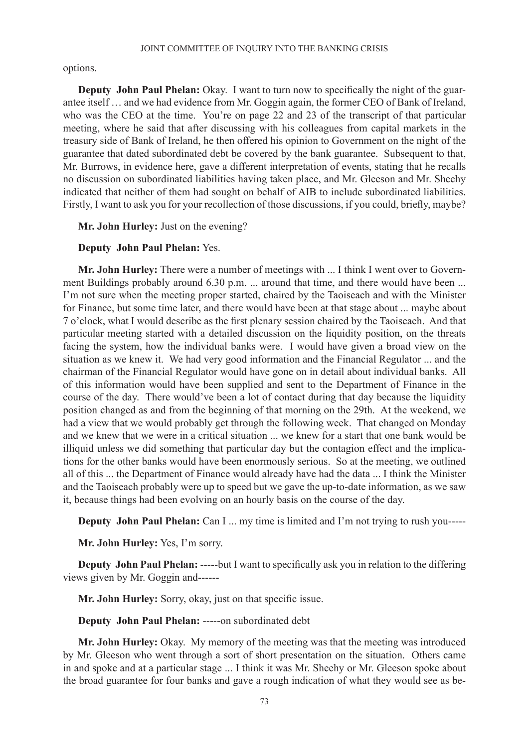options.

**Deputy John Paul Phelan:** Okay. I want to turn now to specifically the night of the guarantee itself … and we had evidence from Mr. Goggin again, the former CEO of Bank of Ireland, who was the CEO at the time. You're on page 22 and 23 of the transcript of that particular meeting, where he said that after discussing with his colleagues from capital markets in the treasury side of Bank of Ireland, he then offered his opinion to Government on the night of the guarantee that dated subordinated debt be covered by the bank guarantee. Subsequent to that, Mr. Burrows, in evidence here, gave a different interpretation of events, stating that he recalls no discussion on subordinated liabilities having taken place, and Mr. Gleeson and Mr. Sheehy indicated that neither of them had sought on behalf of AIB to include subordinated liabilities. Firstly, I want to ask you for your recollection of those discussions, if you could, briefly, maybe?

**Mr. John Hurley:** Just on the evening?

**Deputy John Paul Phelan:** Yes.

**Mr. John Hurley:** There were a number of meetings with ... I think I went over to Government Buildings probably around 6.30 p.m. ... around that time, and there would have been ... I'm not sure when the meeting proper started, chaired by the Taoiseach and with the Minister for Finance, but some time later, and there would have been at that stage about ... maybe about 7 o'clock, what I would describe as the first plenary session chaired by the Taoiseach. And that particular meeting started with a detailed discussion on the liquidity position, on the threats facing the system, how the individual banks were. I would have given a broad view on the situation as we knew it. We had very good information and the Financial Regulator ... and the chairman of the Financial Regulator would have gone on in detail about individual banks. All of this information would have been supplied and sent to the Department of Finance in the course of the day. There would've been a lot of contact during that day because the liquidity position changed as and from the beginning of that morning on the 29th. At the weekend, we had a view that we would probably get through the following week. That changed on Monday and we knew that we were in a critical situation ... we knew for a start that one bank would be illiquid unless we did something that particular day but the contagion effect and the implications for the other banks would have been enormously serious. So at the meeting, we outlined all of this ... the Department of Finance would already have had the data ... I think the Minister and the Taoiseach probably were up to speed but we gave the up-to-date information, as we saw it, because things had been evolving on an hourly basis on the course of the day.

**Deputy John Paul Phelan:** Can I ... my time is limited and I'm not trying to rush you-----

**Mr. John Hurley:** Yes, I'm sorry.

**Deputy John Paul Phelan:** -----but I want to specifically ask you in relation to the differing views given by Mr. Goggin and------

**Mr. John Hurley:** Sorry, okay, just on that specific issue.

**Deputy John Paul Phelan:** -----on subordinated debt

**Mr. John Hurley:** Okay. My memory of the meeting was that the meeting was introduced by Mr. Gleeson who went through a sort of short presentation on the situation. Others came in and spoke and at a particular stage ... I think it was Mr. Sheehy or Mr. Gleeson spoke about the broad guarantee for four banks and gave a rough indication of what they would see as be-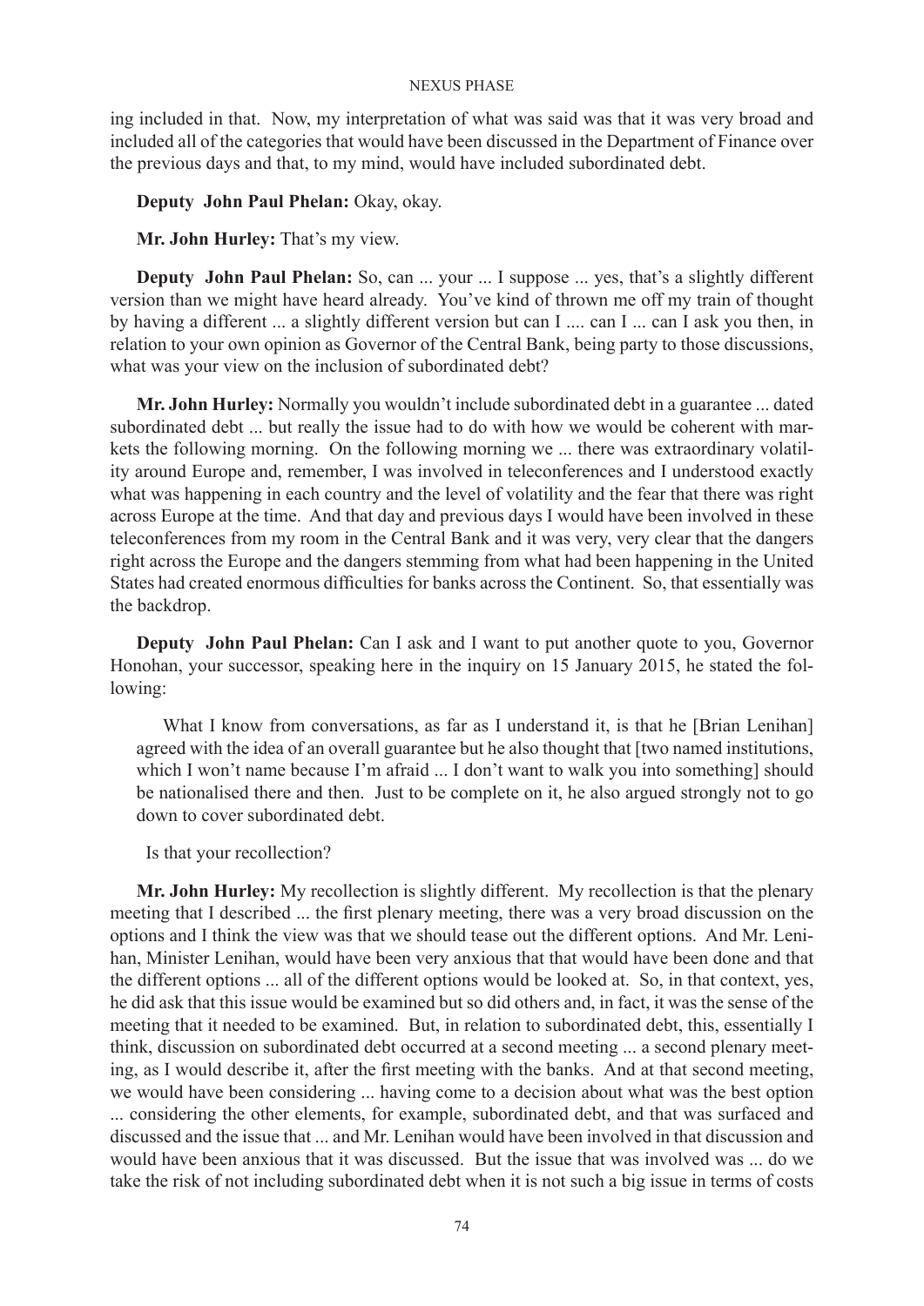ing included in that. Now, my interpretation of what was said was that it was very broad and included all of the categories that would have been discussed in the Department of Finance over the previous days and that, to my mind, would have included subordinated debt.

**Deputy John Paul Phelan:** Okay, okay.

**Mr. John Hurley:** That's my view.

**Deputy John Paul Phelan:** So, can ... your ... I suppose ... yes, that's a slightly different version than we might have heard already. You've kind of thrown me off my train of thought by having a different ... a slightly different version but can I .... can I ... can I ask you then, in relation to your own opinion as Governor of the Central Bank, being party to those discussions, what was your view on the inclusion of subordinated debt?

**Mr. John Hurley:** Normally you wouldn't include subordinated debt in a guarantee ... dated subordinated debt ... but really the issue had to do with how we would be coherent with markets the following morning. On the following morning we ... there was extraordinary volatility around Europe and, remember, I was involved in teleconferences and I understood exactly what was happening in each country and the level of volatility and the fear that there was right across Europe at the time. And that day and previous days I would have been involved in these teleconferences from my room in the Central Bank and it was very, very clear that the dangers right across the Europe and the dangers stemming from what had been happening in the United States had created enormous difficulties for banks across the Continent. So, that essentially was the backdrop.

**Deputy John Paul Phelan:** Can I ask and I want to put another quote to you, Governor Honohan, your successor, speaking here in the inquiry on 15 January 2015, he stated the following:

> What I know from conversations, as far as I understand it, is that he [Brian Lenihan] agreed with the idea of an overall guarantee but he also thought that [two named institutions, which I won't name because I'm afraid ... I don't want to walk you into something] should be nationalised there and then. Just to be complete on it, he also argued strongly not to go down to cover subordinated debt.

Is that your recollection?

**Mr. John Hurley:** My recollection is slightly different. My recollection is that the plenary meeting that I described ... the first plenary meeting, there was a very broad discussion on the options and I think the view was that we should tease out the different options. And Mr. Lenihan, Minister Lenihan, would have been very anxious that that would have been done and that the different options ... all of the different options would be looked at. So, in that context, yes, he did ask that this issue would be examined but so did others and, in fact, it was the sense of the meeting that it needed to be examined. But, in relation to subordinated debt, this, essentially I think, discussion on subordinated debt occurred at a second meeting ... a second plenary meeting, as I would describe it, after the first meeting with the banks. And at that second meeting, we would have been considering ... having come to a decision about what was the best option ... considering the other elements, for example, subordinated debt, and that was surfaced and discussed and the issue that ... and Mr. Lenihan would have been involved in that discussion and would have been anxious that it was discussed. But the issue that was involved was ... do we take the risk of not including subordinated debt when it is not such a big issue in terms of costs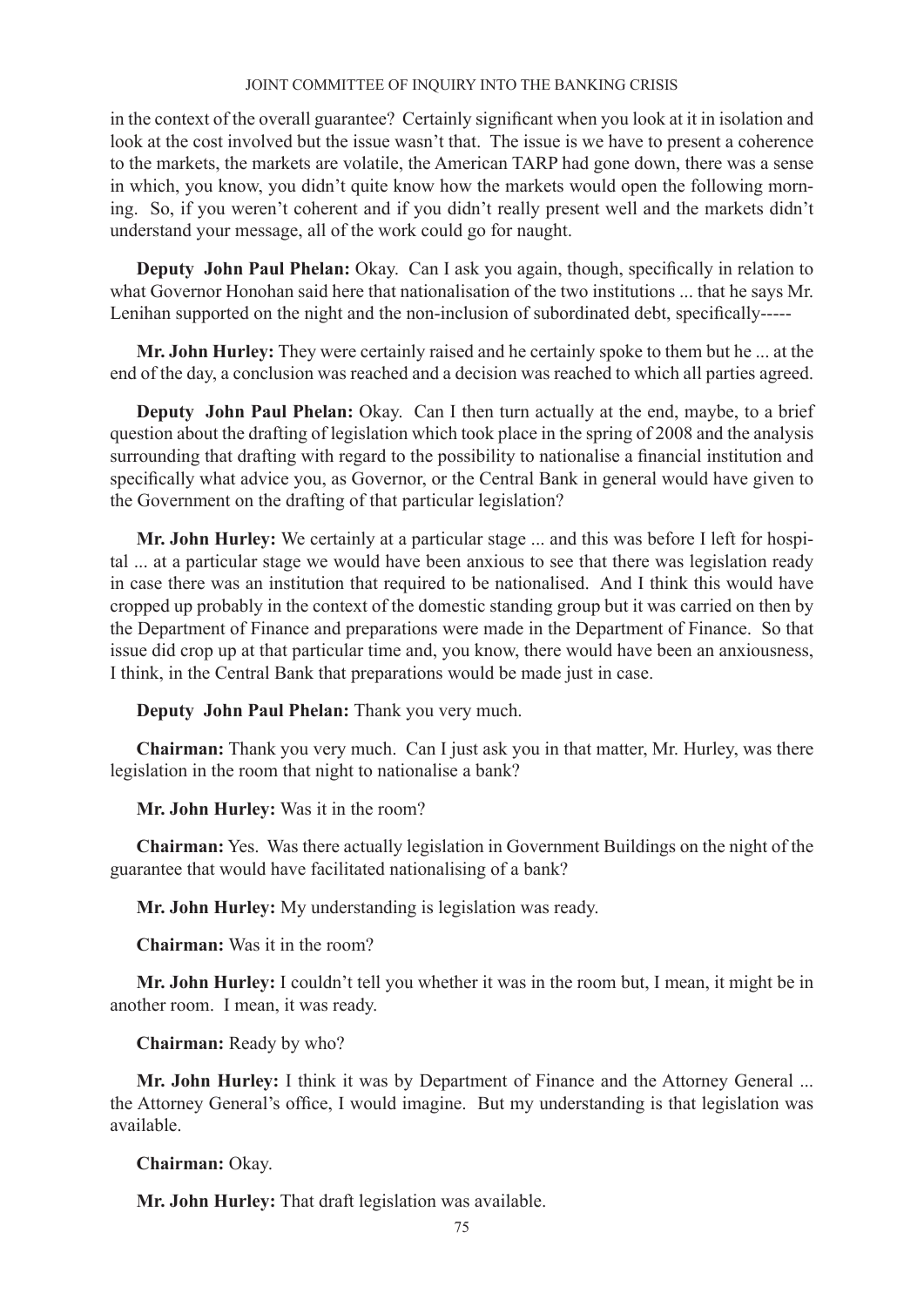in the context of the overall guarantee? Certainly significant when you look at it in isolation and look at the cost involved but the issue wasn't that. The issue is we have to present a coherence to the markets, the markets are volatile, the American TARP had gone down, there was a sense in which, you know, you didn't quite know how the markets would open the following morning. So, if you weren't coherent and if you didn't really present well and the markets didn't understand your message, all of the work could go for naught.

**Deputy John Paul Phelan:** Okay. Can I ask you again, though, specifically in relation to what Governor Honohan said here that nationalisation of the two institutions ... that he says Mr. Lenihan supported on the night and the non-inclusion of subordinated debt, specifically-----

**Mr. John Hurley:** They were certainly raised and he certainly spoke to them but he ... at the end of the day, a conclusion was reached and a decision was reached to which all parties agreed.

**Deputy John Paul Phelan:** Okay. Can I then turn actually at the end, maybe, to a brief question about the drafting of legislation which took place in the spring of 2008 and the analysis surrounding that drafting with regard to the possibility to nationalise a financial institution and specifically what advice you, as Governor, or the Central Bank in general would have given to the Government on the drafting of that particular legislation?

**Mr. John Hurley:** We certainly at a particular stage ... and this was before I left for hospital ... at a particular stage we would have been anxious to see that there was legislation ready in case there was an institution that required to be nationalised. And I think this would have cropped up probably in the context of the domestic standing group but it was carried on then by the Department of Finance and preparations were made in the Department of Finance. So that issue did crop up at that particular time and, you know, there would have been an anxiousness, I think, in the Central Bank that preparations would be made just in case.

**Deputy John Paul Phelan:** Thank you very much.

**Chairman:** Thank you very much. Can I just ask you in that matter, Mr. Hurley, was there legislation in the room that night to nationalise a bank?

**Mr. John Hurley:** Was it in the room?

**Chairman:** Yes. Was there actually legislation in Government Buildings on the night of the guarantee that would have facilitated nationalising of a bank?

**Mr. John Hurley:** My understanding is legislation was ready.

**Chairman:** Was it in the room?

**Mr. John Hurley:** I couldn't tell you whether it was in the room but, I mean, it might be in another room. I mean, it was ready.

**Chairman:** Ready by who?

**Mr. John Hurley:** I think it was by Department of Finance and the Attorney General ... the Attorney General's office, I would imagine. But my understanding is that legislation was available.

**Chairman:** Okay.

**Mr. John Hurley:** That draft legislation was available.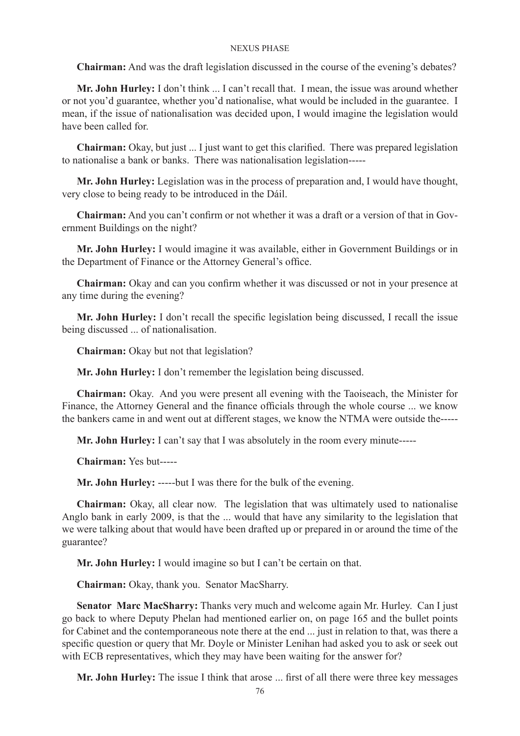**Chairman:** And was the draft legislation discussed in the course of the evening's debates?

**Mr. John Hurley:** I don't think ... I can't recall that. I mean, the issue was around whether or not you'd guarantee, whether you'd nationalise, what would be included in the guarantee. I mean, if the issue of nationalisation was decided upon, I would imagine the legislation would have been called for.

**Chairman:** Okay, but just ... I just want to get this clarified. There was prepared legislation to nationalise a bank or banks. There was nationalisation legislation-----

**Mr. John Hurley:** Legislation was in the process of preparation and, I would have thought, very close to being ready to be introduced in the Dáil.

**Chairman:** And you can't confirm or not whether it was a draft or a version of that in Government Buildings on the night?

**Mr. John Hurley:** I would imagine it was available, either in Government Buildings or in the Department of Finance or the Attorney General's office.

**Chairman:** Okay and can you confirm whether it was discussed or not in your presence at any time during the evening?

**Mr. John Hurley:** I don't recall the specific legislation being discussed, I recall the issue being discussed ... of nationalisation.

**Chairman:** Okay but not that legislation?

**Mr. John Hurley:** I don't remember the legislation being discussed.

**Chairman:** Okay. And you were present all evening with the Taoiseach, the Minister for Finance, the Attorney General and the finance officials through the whole course ... we know the bankers came in and went out at different stages, we know the NTMA were outside the-----

**Mr. John Hurley:** I can't say that I was absolutely in the room every minute-----

**Chairman:** Yes but-----

**Mr. John Hurley:** -----but I was there for the bulk of the evening.

**Chairman:** Okay, all clear now. The legislation that was ultimately used to nationalise Anglo bank in early 2009, is that the ... would that have any similarity to the legislation that we were talking about that would have been drafted up or prepared in or around the time of the guarantee?

**Mr. John Hurley:** I would imagine so but I can't be certain on that.

**Chairman:** Okay, thank you. Senator MacSharry.

**Senator Marc MacSharry:** Thanks very much and welcome again Mr. Hurley. Can I just go back to where Deputy Phelan had mentioned earlier on, on page 165 and the bullet points for Cabinet and the contemporaneous note there at the end ... just in relation to that, was there a specific question or query that Mr. Doyle or Minister Lenihan had asked you to ask or seek out with ECB representatives, which they may have been waiting for the answer for?

**Mr. John Hurley:** The issue I think that arose ... first of all there were three key messages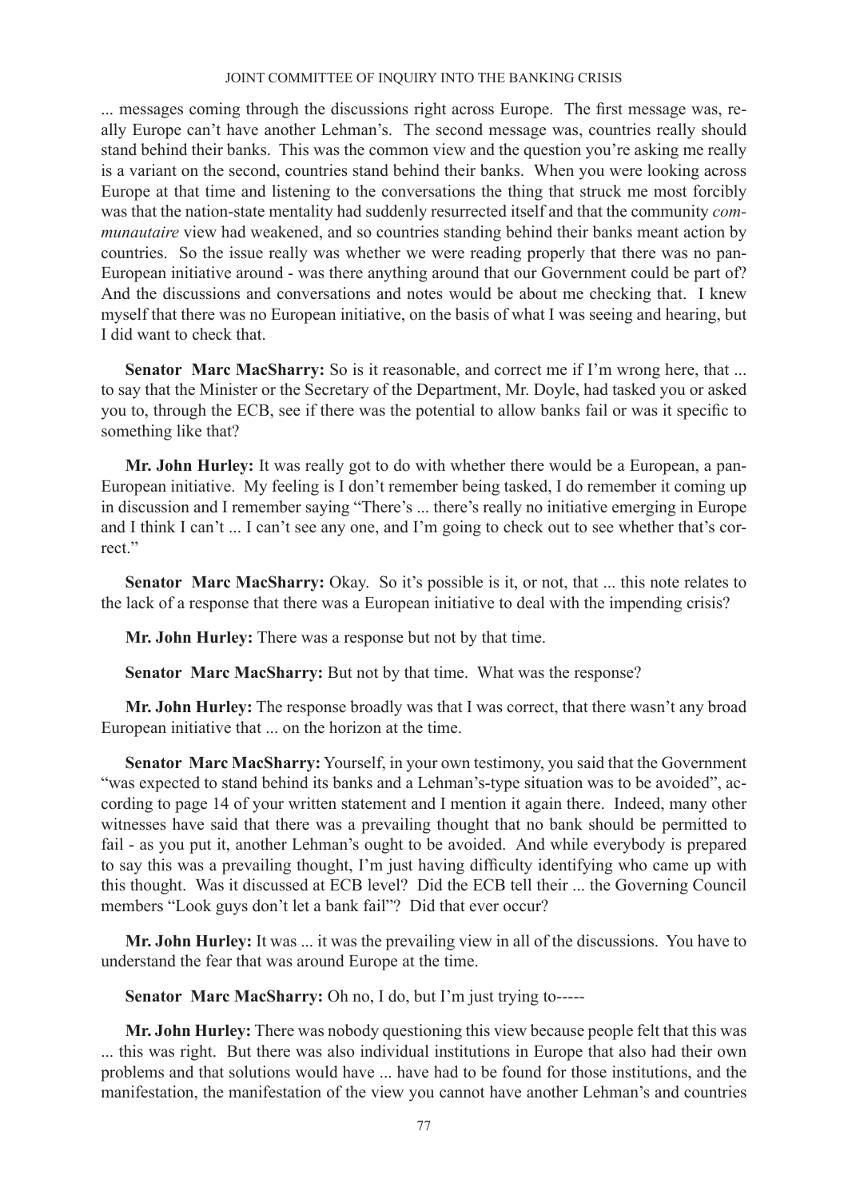... messages coming through the discussions right across Europe. The first message was, really Europe can't have another Lehman's. The second message was, countries really should stand behind their banks. This was the common view and the question you're asking me really is a variant on the second, countries stand behind their banks. When you were looking across Europe at that time and listening to the conversations the thing that struck me most forcibly was that the nation-state mentality had suddenly resurrected itself and that the community *communautaire* view had weakened, and so countries standing behind their banks meant action by countries. So the issue really was whether we were reading properly that there was no pan-European initiative around - was there anything around that our Government could be part of? And the discussions and conversations and notes would be about me checking that. I knew myself that there was no European initiative, on the basis of what I was seeing and hearing, but I did want to check that.

**Senator Marc MacSharry:** So is it reasonable, and correct me if I'm wrong here, that ... to say that the Minister or the Secretary of the Department, Mr. Doyle, had tasked you or asked you to, through the ECB, see if there was the potential to allow banks fail or was it specific to something like that?

**Mr. John Hurley:** It was really got to do with whether there would be a European, a pan-European initiative. My feeling is I don't remember being tasked, I do remember it coming up in discussion and I remember saying "There's ... there's really no initiative emerging in Europe and I think I can't ... I can't see any one, and I'm going to check out to see whether that's correct."

**Senator Marc MacSharry:** Okay. So it's possible is it, or not, that ... this note relates to the lack of a response that there was a European initiative to deal with the impending crisis?

**Mr. John Hurley:** There was a response but not by that time.

**Senator Marc MacSharry:** But not by that time. What was the response?

**Mr. John Hurley:** The response broadly was that I was correct, that there wasn't any broad European initiative that ... on the horizon at the time.

**Senator Marc MacSharry:** Yourself, in your own testimony, you said that the Government "was expected to stand behind its banks and a Lehman's-type situation was to be avoided", according to page 14 of your written statement and I mention it again there. Indeed, many other witnesses have said that there was a prevailing thought that no bank should be permitted to fail - as you put it, another Lehman's ought to be avoided. And while everybody is prepared to say this was a prevailing thought, I'm just having difficulty identifying who came up with this thought. Was it discussed at ECB level? Did the ECB tell their ... the Governing Council members "Look guys don't let a bank fail"? Did that ever occur?

**Mr. John Hurley:** It was ... it was the prevailing view in all of the discussions. You have to understand the fear that was around Europe at the time.

**Senator Marc MacSharry:** Oh no, I do, but I'm just trying to-----

**Mr. John Hurley:** There was nobody questioning this view because people felt that this was ... this was right. But there was also individual institutions in Europe that also had their own problems and that solutions would have ... have had to be found for those institutions, and the manifestation, the manifestation of the view you cannot have another Lehman's and countries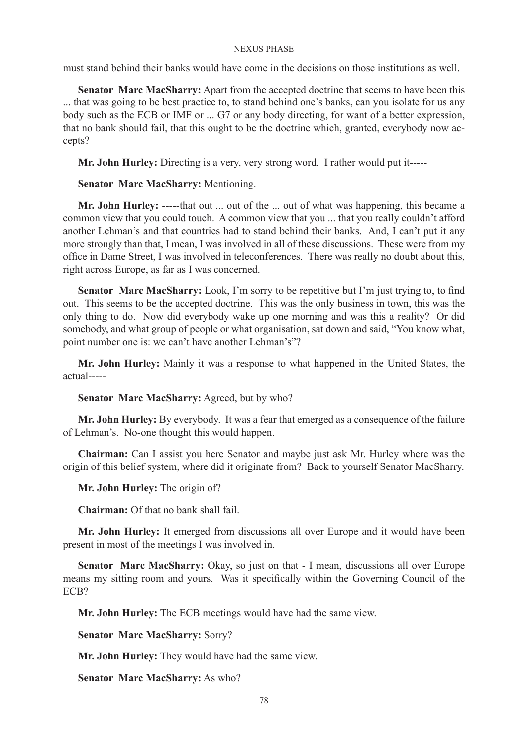must stand behind their banks would have come in the decisions on those institutions as well.

**Senator Marc MacSharry:** Apart from the accepted doctrine that seems to have been this ... that was going to be best practice to, to stand behind one's banks, can you isolate for us any body such as the ECB or IMF or ... G7 or any body directing, for want of a better expression, that no bank should fail, that this ought to be the doctrine which, granted, everybody now accepts?

**Mr. John Hurley:** Directing is a very, very strong word. I rather would put it-----

**Senator Marc MacSharry:** Mentioning.

**Mr. John Hurley:** -----that out ... out of the ... out of what was happening, this became a common view that you could touch. A common view that you ... that you really couldn't afford another Lehman's and that countries had to stand behind their banks. And, I can't put it any more strongly than that, I mean, I was involved in all of these discussions. These were from my office in Dame Street, I was involved in teleconferences. There was really no doubt about this, right across Europe, as far as I was concerned.

**Senator Marc MacSharry:** Look, I'm sorry to be repetitive but I'm just trying to, to find out. This seems to be the accepted doctrine. This was the only business in town, this was the only thing to do. Now did everybody wake up one morning and was this a reality? Or did somebody, and what group of people or what organisation, sat down and said, "You know what, point number one is: we can't have another Lehman's"?

**Mr. John Hurley:** Mainly it was a response to what happened in the United States, the actual-----

**Senator Marc MacSharry:** Agreed, but by who?

**Mr. John Hurley:** By everybody. It was a fear that emerged as a consequence of the failure of Lehman's. No-one thought this would happen.

**Chairman:** Can I assist you here Senator and maybe just ask Mr. Hurley where was the origin of this belief system, where did it originate from? Back to yourself Senator MacSharry.

**Mr. John Hurley:** The origin of?

**Chairman:** Of that no bank shall fail.

**Mr. John Hurley:** It emerged from discussions all over Europe and it would have been present in most of the meetings I was involved in.

**Senator Marc MacSharry:** Okay, so just on that - I mean, discussions all over Europe means my sitting room and yours. Was it specifically within the Governing Council of the ECB?

**Mr. John Hurley:** The ECB meetings would have had the same view.

**Senator Marc MacSharry:** Sorry?

**Mr. John Hurley:** They would have had the same view.

**Senator Marc MacSharry:** As who?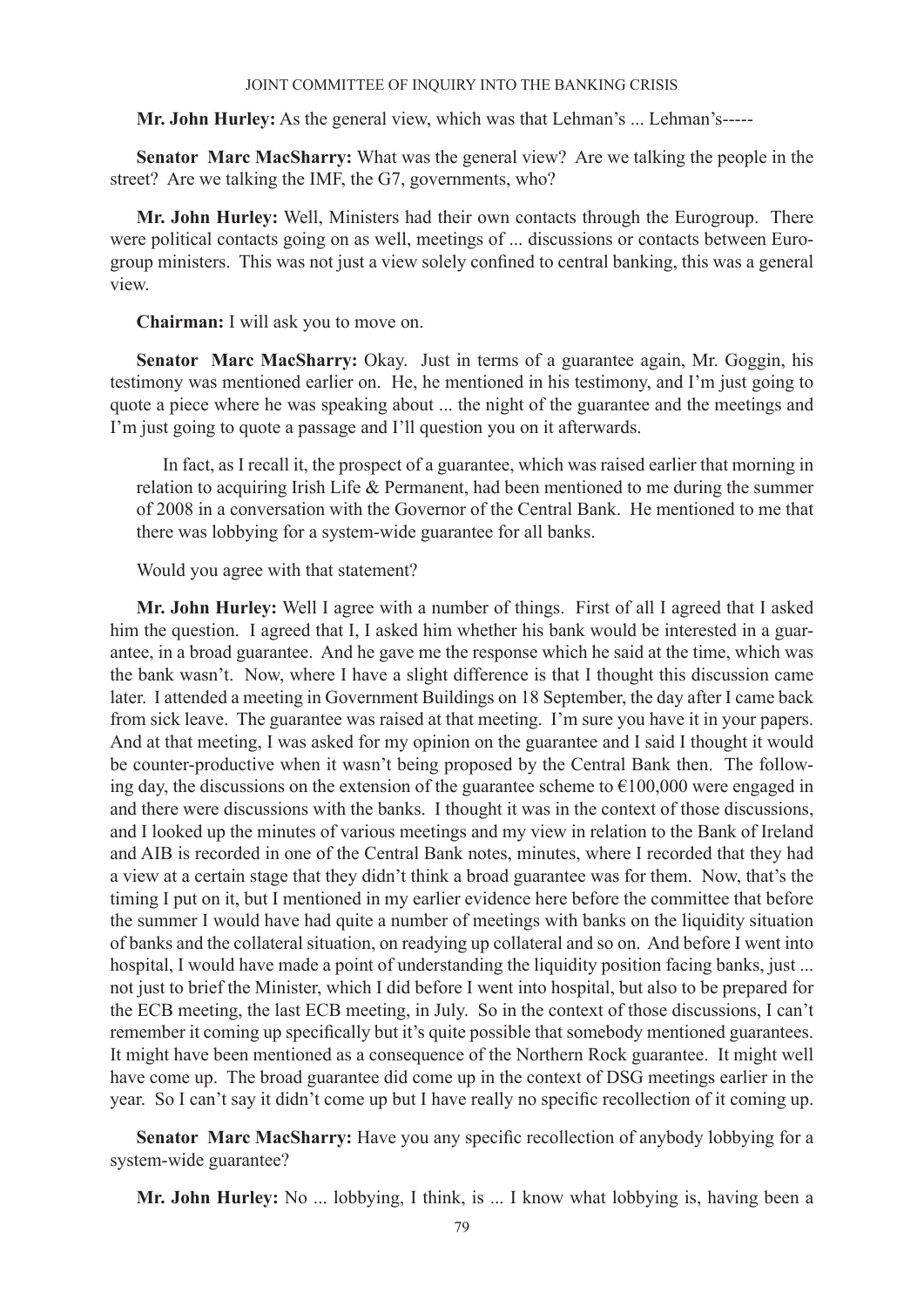**Mr. John Hurley:** As the general view, which was that Lehman's ... Lehman's-----

**Senator Marc MacSharry:** What was the general view? Are we talking the people in the street? Are we talking the IMF, the G7, governments, who?

**Mr. John Hurley:** Well, Ministers had their own contacts through the Eurogroup. There were political contacts going on as well, meetings of ... discussions or contacts between Eurogroup ministers. This was not just a view solely confined to central banking, this was a general view.

**Chairman:** I will ask you to move on.

**Senator Marc MacSharry:** Okay. Just in terms of a guarantee again, Mr. Goggin, his testimony was mentioned earlier on. He, he mentioned in his testimony, and I'm just going to quote a piece where he was speaking about ... the night of the guarantee and the meetings and I'm just going to quote a passage and I'll question you on it afterwards.

> In fact, as I recall it, the prospect of a guarantee, which was raised earlier that morning in relation to acquiring Irish Life & Permanent, had been mentioned to me during the summer of 2008 in a conversation with the Governor of the Central Bank. He mentioned to me that there was lobbying for a system-wide guarantee for all banks.

Would you agree with that statement?

**Mr. John Hurley:** Well I agree with a number of things. First of all I agreed that I asked him the question. I agreed that I, I asked him whether his bank would be interested in a guarantee, in a broad guarantee. And he gave me the response which he said at the time, which was the bank wasn't. Now, where I have a slight difference is that I thought this discussion came later. I attended a meeting in Government Buildings on 18 September, the day after I came back from sick leave. The guarantee was raised at that meeting. I'm sure you have it in your papers. And at that meeting, I was asked for my opinion on the guarantee and I said I thought it would be counter-productive when it wasn't being proposed by the Central Bank then. The following day, the discussions on the extension of the guarantee scheme to €100,000 were engaged in and there were discussions with the banks. I thought it was in the context of those discussions, and I looked up the minutes of various meetings and my view in relation to the Bank of Ireland and AIB is recorded in one of the Central Bank notes, minutes, where I recorded that they had a view at a certain stage that they didn't think a broad guarantee was for them. Now, that's the timing I put on it, but I mentioned in my earlier evidence here before the committee that before the summer I would have had quite a number of meetings with banks on the liquidity situation of banks and the collateral situation, on readying up collateral and so on. And before I went into hospital, I would have made a point of understanding the liquidity position facing banks, just ... not just to brief the Minister, which I did before I went into hospital, but also to be prepared for the ECB meeting, the last ECB meeting, in July. So in the context of those discussions, I can't remember it coming up specifically but it's quite possible that somebody mentioned guarantees. It might have been mentioned as a consequence of the Northern Rock guarantee. It might well have come up. The broad guarantee did come up in the context of DSG meetings earlier in the year. So I can't say it didn't come up but I have really no specific recollection of it coming up.

**Senator Marc MacSharry:** Have you any specific recollection of anybody lobbying for a system-wide guarantee?

**Mr. John Hurley:** No ... lobbying, I think, is ... I know what lobbying is, having been a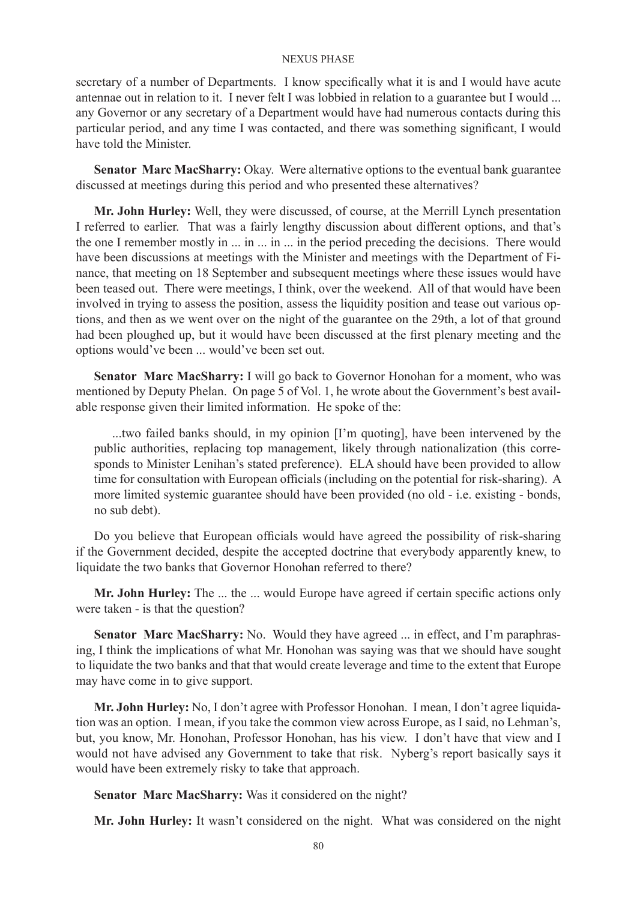secretary of a number of Departments. I know specifically what it is and I would have acute antennae out in relation to it. I never felt I was lobbied in relation to a guarantee but I would ... any Governor or any secretary of a Department would have had numerous contacts during this particular period, and any time I was contacted, and there was something significant, I would have told the Minister.

**Senator Marc MacSharry:** Okay. Were alternative options to the eventual bank guarantee discussed at meetings during this period and who presented these alternatives?

**Mr. John Hurley:** Well, they were discussed, of course, at the Merrill Lynch presentation I referred to earlier. That was a fairly lengthy discussion about different options, and that's the one I remember mostly in ... in ... in ... in the period preceding the decisions. There would have been discussions at meetings with the Minister and meetings with the Department of Finance, that meeting on 18 September and subsequent meetings where these issues would have been teased out. There were meetings, I think, over the weekend. All of that would have been involved in trying to assess the position, assess the liquidity position and tease out various options, and then as we went over on the night of the guarantee on the 29th, a lot of that ground had been ploughed up, but it would have been discussed at the first plenary meeting and the options would've been ... would've been set out.

**Senator Marc MacSharry:** I will go back to Governor Honohan for a moment, who was mentioned by Deputy Phelan. On page 5 of Vol. 1, he wrote about the Government's best available response given their limited information. He spoke of the:

> ...two failed banks should, in my opinion [I'm quoting], have been intervened by the public authorities, replacing top management, likely through nationalization (this corresponds to Minister Lenihan's stated preference). ELA should have been provided to allow time for consultation with European officials (including on the potential for risk-sharing). A more limited systemic guarantee should have been provided (no old - i.e. existing - bonds, no sub debt).

Do you believe that European officials would have agreed the possibility of risk-sharing if the Government decided, despite the accepted doctrine that everybody apparently knew, to liquidate the two banks that Governor Honohan referred to there?

**Mr. John Hurley:** The ... the ... would Europe have agreed if certain specific actions only were taken - is that the question?

**Senator Marc MacSharry:** No. Would they have agreed ... in effect, and I'm paraphrasing, I think the implications of what Mr. Honohan was saying was that we should have sought to liquidate the two banks and that that would create leverage and time to the extent that Europe may have come in to give support.

**Mr. John Hurley:** No, I don't agree with Professor Honohan. I mean, I don't agree liquidation was an option. I mean, if you take the common view across Europe, as I said, no Lehman's, but, you know, Mr. Honohan, Professor Honohan, has his view. I don't have that view and I would not have advised any Government to take that risk. Nyberg's report basically says it would have been extremely risky to take that approach.

**Senator Marc MacSharry:** Was it considered on the night?

**Mr. John Hurley:** It wasn't considered on the night. What was considered on the night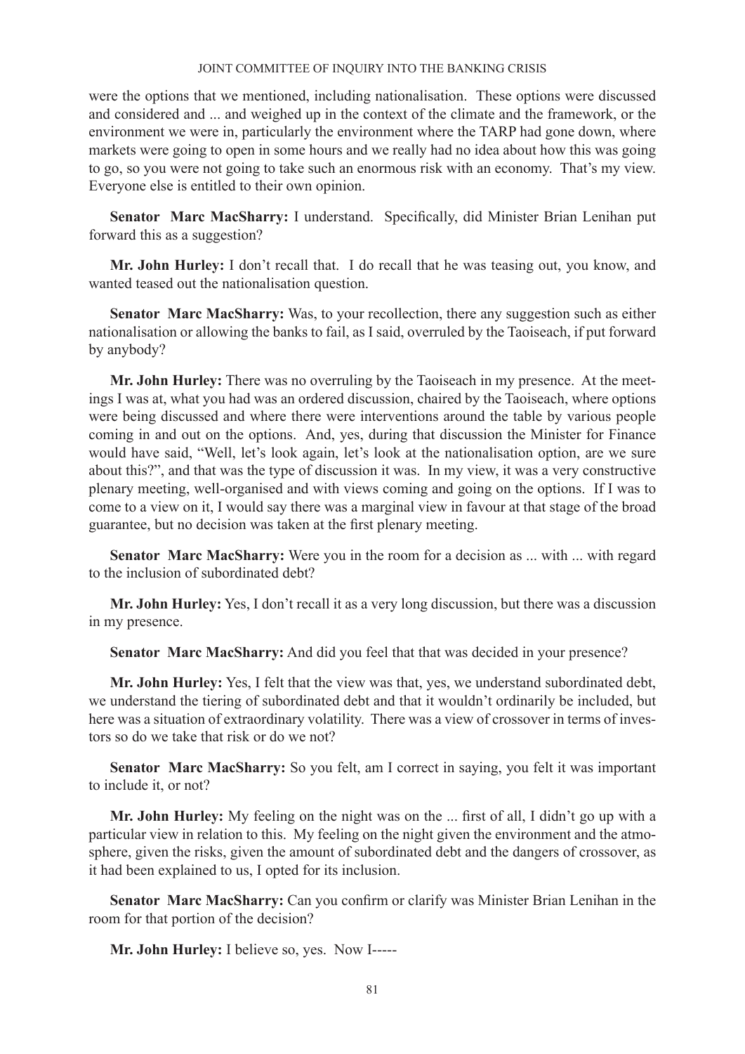were the options that we mentioned, including nationalisation. These options were discussed and considered and ... and weighed up in the context of the climate and the framework, or the environment we were in, particularly the environment where the TARP had gone down, where markets were going to open in some hours and we really had no idea about how this was going to go, so you were not going to take such an enormous risk with an economy. That's my view. Everyone else is entitled to their own opinion.

**Senator Marc MacSharry:** I understand. Specifically, did Minister Brian Lenihan put forward this as a suggestion?

**Mr. John Hurley:** I don't recall that. I do recall that he was teasing out, you know, and wanted teased out the nationalisation question.

**Senator Marc MacSharry:** Was, to your recollection, there any suggestion such as either nationalisation or allowing the banks to fail, as I said, overruled by the Taoiseach, if put forward by anybody?

**Mr. John Hurley:** There was no overruling by the Taoiseach in my presence. At the meetings I was at, what you had was an ordered discussion, chaired by the Taoiseach, where options were being discussed and where there were interventions around the table by various people coming in and out on the options. And, yes, during that discussion the Minister for Finance would have said, "Well, let's look again, let's look at the nationalisation option, are we sure about this?", and that was the type of discussion it was. In my view, it was a very constructive plenary meeting, well-organised and with views coming and going on the options. If I was to come to a view on it, I would say there was a marginal view in favour at that stage of the broad guarantee, but no decision was taken at the first plenary meeting.

**Senator Marc MacSharry:** Were you in the room for a decision as ... with ... with regard to the inclusion of subordinated debt?

**Mr. John Hurley:** Yes, I don't recall it as a very long discussion, but there was a discussion in my presence.

**Senator Marc MacSharry:** And did you feel that that was decided in your presence?

**Mr. John Hurley:** Yes, I felt that the view was that, yes, we understand subordinated debt, we understand the tiering of subordinated debt and that it wouldn't ordinarily be included, but here was a situation of extraordinary volatility. There was a view of crossover in terms of investors so do we take that risk or do we not?

**Senator Marc MacSharry:** So you felt, am I correct in saying, you felt it was important to include it, or not?

**Mr. John Hurley:** My feeling on the night was on the ... first of all, I didn't go up with a particular view in relation to this. My feeling on the night given the environment and the atmosphere, given the risks, given the amount of subordinated debt and the dangers of crossover, as it had been explained to us, I opted for its inclusion.

**Senator Marc MacSharry:** Can you confirm or clarify was Minister Brian Lenihan in the room for that portion of the decision?

**Mr. John Hurley:** I believe so, yes. Now I-----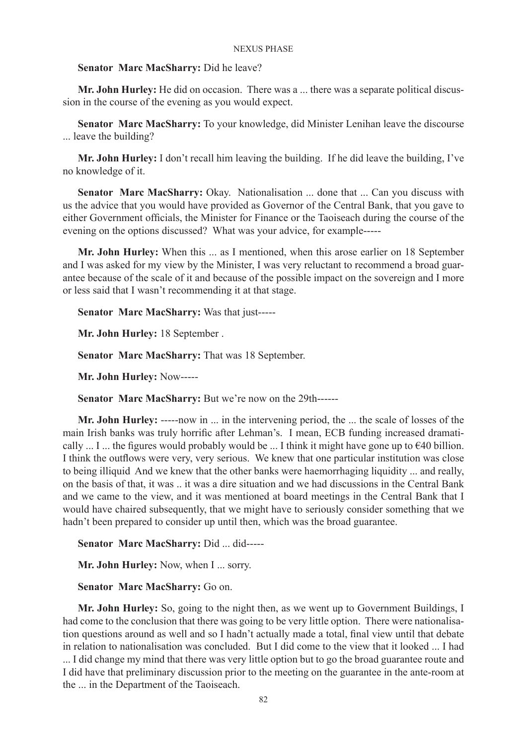**Senator Marc MacSharry:** Did he leave?

**Mr. John Hurley:** He did on occasion. There was a ... there was a separate political discussion in the course of the evening as you would expect.

**Senator Marc MacSharry:** To your knowledge, did Minister Lenihan leave the discourse ... leave the building?

**Mr. John Hurley:** I don't recall him leaving the building. If he did leave the building, I've no knowledge of it.

**Senator Marc MacSharry:** Okay. Nationalisation ... done that ... Can you discuss with us the advice that you would have provided as Governor of the Central Bank, that you gave to either Government officials, the Minister for Finance or the Taoiseach during the course of the evening on the options discussed? What was your advice, for example-----

**Mr. John Hurley:** When this ... as I mentioned, when this arose earlier on 18 September and I was asked for my view by the Minister, I was very reluctant to recommend a broad guarantee because of the scale of it and because of the possible impact on the sovereign and I more or less said that I wasn't recommending it at that stage.

**Senator Marc MacSharry:** Was that just-----

**Mr. John Hurley:** 18 September .

**Senator Marc MacSharry:** That was 18 September.

**Mr. John Hurley:** Now-----

**Senator Marc MacSharry:** But we're now on the 29th------

**Mr. John Hurley:** -----now in ... in the intervening period, the ... the scale of losses of the main Irish banks was truly horrific after Lehman's. I mean, ECB funding increased dramatically ... I ... the figures would probably would be ... I think it might have gone up to €40 billion. I think the outflows were very, very serious. We knew that one particular institution was close to being illiquid And we knew that the other banks were haemorrhaging liquidity ... and really, on the basis of that, it was .. it was a dire situation and we had discussions in the Central Bank and we came to the view, and it was mentioned at board meetings in the Central Bank that I would have chaired subsequently, that we might have to seriously consider something that we hadn't been prepared to consider up until then, which was the broad guarantee.

**Senator Marc MacSharry:** Did ... did-----

**Mr. John Hurley:** Now, when I ... sorry.

**Senator Marc MacSharry:** Go on.

**Mr. John Hurley:** So, going to the night then, as we went up to Government Buildings, I had come to the conclusion that there was going to be very little option. There were nationalisation questions around as well and so I hadn't actually made a total, final view until that debate in relation to nationalisation was concluded. But I did come to the view that it looked ... I had ... I did change my mind that there was very little option but to go the broad guarantee route and I did have that preliminary discussion prior to the meeting on the guarantee in the ante-room at the ... in the Department of the Taoiseach.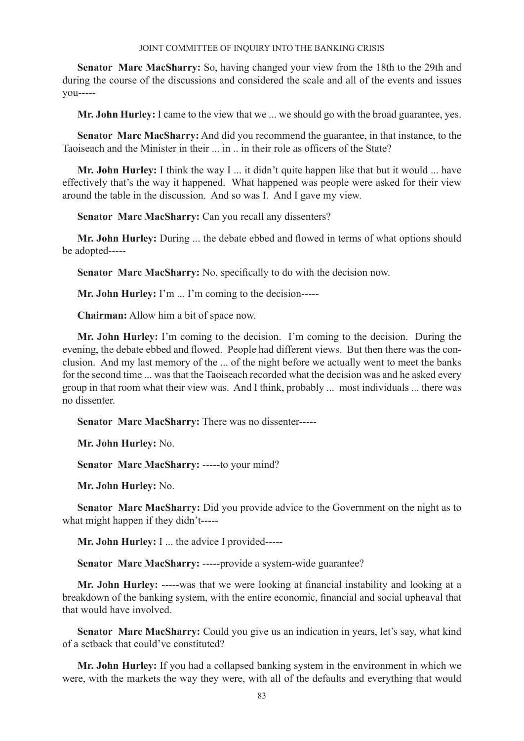**Senator Marc MacSharry:** So, having changed your view from the 18th to the 29th and during the course of the discussions and considered the scale and all of the events and issues you-----

**Mr. John Hurley:** I came to the view that we ... we should go with the broad guarantee, yes.

**Senator Marc MacSharry:** And did you recommend the guarantee, in that instance, to the Taoiseach and the Minister in their ... in .. in their role as officers of the State?

**Mr. John Hurley:** I think the way I ... it didn't quite happen like that but it would ... have effectively that's the way it happened. What happened was people were asked for their view around the table in the discussion. And so was I. And I gave my view.

**Senator Marc MacSharry:** Can you recall any dissenters?

**Mr. John Hurley:** During ... the debate ebbed and flowed in terms of what options should be adopted-----

**Senator Marc MacSharry:** No, specifically to do with the decision now.

**Mr. John Hurley:** I'm ... I'm coming to the decision-----

**Chairman:** Allow him a bit of space now.

**Mr. John Hurley:** I'm coming to the decision. I'm coming to the decision. During the evening, the debate ebbed and flowed. People had different views. But then there was the conclusion. And my last memory of the ... of the night before we actually went to meet the banks for the second time ... was that the Taoiseach recorded what the decision was and he asked every group in that room what their view was. And I think, probably ... most individuals ... there was no dissenter.

**Senator Marc MacSharry:** There was no dissenter-----

**Mr. John Hurley:** No.

**Senator Marc MacSharry:** -----to your mind?

**Mr. John Hurley:** No.

**Senator Marc MacSharry:** Did you provide advice to the Government on the night as to what might happen if they didn't-----

**Mr. John Hurley:** I ... the advice I provided-----

**Senator Marc MacSharry:** -----provide a system-wide guarantee?

**Mr. John Hurley:** -----was that we were looking at financial instability and looking at a breakdown of the banking system, with the entire economic, financial and social upheaval that that would have involved.

**Senator Marc MacSharry:** Could you give us an indication in years, let's say, what kind of a setback that could've constituted?

**Mr. John Hurley:** If you had a collapsed banking system in the environment in which we were, with the markets the way they were, with all of the defaults and everything that would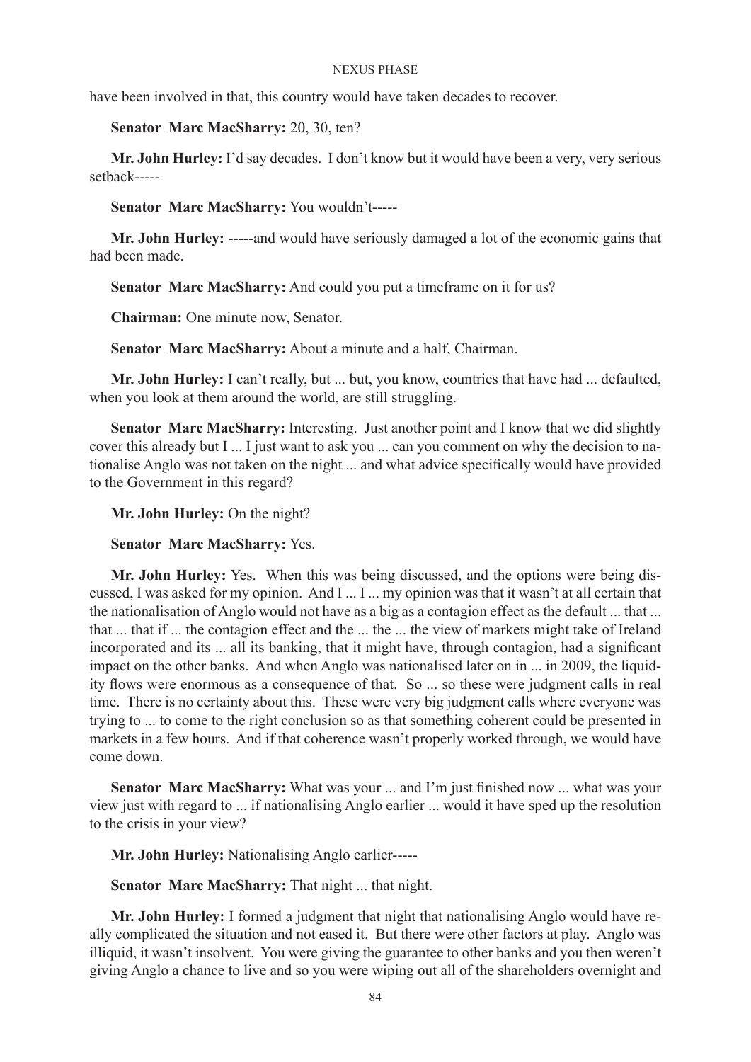have been involved in that, this country would have taken decades to recover.

**Senator Marc MacSharry:** 20, 30, ten?

**Mr. John Hurley:** I'd say decades. I don't know but it would have been a very, very serious setback-----

**Senator Marc MacSharry:** You wouldn't-----

**Mr. John Hurley:** -----and would have seriously damaged a lot of the economic gains that had been made.

**Senator Marc MacSharry:** And could you put a timeframe on it for us?

**Chairman:** One minute now, Senator.

**Senator Marc MacSharry:** About a minute and a half, Chairman.

**Mr. John Hurley:** I can't really, but ... but, you know, countries that have had ... defaulted, when you look at them around the world, are still struggling.

**Senator Marc MacSharry:** Interesting. Just another point and I know that we did slightly cover this already but I ... I just want to ask you ... can you comment on why the decision to nationalise Anglo was not taken on the night ... and what advice specifically would have provided to the Government in this regard?

**Mr. John Hurley:** On the night?

**Senator Marc MacSharry:** Yes.

**Mr. John Hurley:** Yes. When this was being discussed, and the options were being discussed, I was asked for my opinion. And I ... I ... my opinion was that it wasn't at all certain that the nationalisation of Anglo would not have as a big as a contagion effect as the default ... that ... that ... that if ... the contagion effect and the ... the ... the view of markets might take of Ireland incorporated and its ... all its banking, that it might have, through contagion, had a significant impact on the other banks. And when Anglo was nationalised later on in ... in 2009, the liquidity flows were enormous as a consequence of that. So ... so these were judgment calls in real time. There is no certainty about this. These were very big judgment calls where everyone was trying to ... to come to the right conclusion so as that something coherent could be presented in markets in a few hours. And if that coherence wasn't properly worked through, we would have come down.

**Senator Marc MacSharry:** What was your ... and I'm just finished now ... what was your view just with regard to ... if nationalising Anglo earlier ... would it have sped up the resolution to the crisis in your view?

**Mr. John Hurley:** Nationalising Anglo earlier-----

**Senator Marc MacSharry:** That night ... that night.

**Mr. John Hurley:** I formed a judgment that night that nationalising Anglo would have really complicated the situation and not eased it. But there were other factors at play. Anglo was illiquid, it wasn't insolvent. You were giving the guarantee to other banks and you then weren't giving Anglo a chance to live and so you were wiping out all of the shareholders overnight and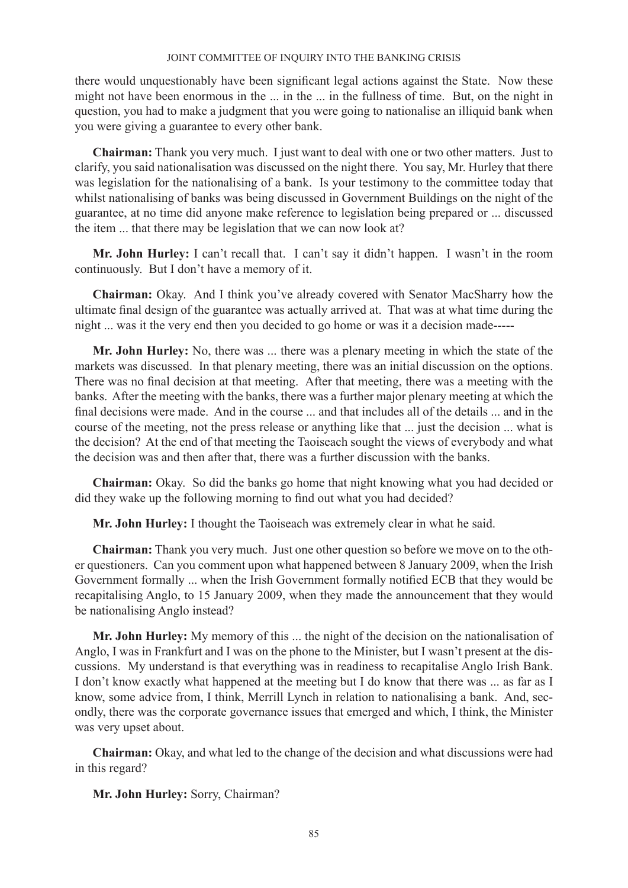there would unquestionably have been significant legal actions against the State. Now these might not have been enormous in the ... in the ... in the fullness of time. But, on the night in question, you had to make a judgment that you were going to nationalise an illiquid bank when you were giving a guarantee to every other bank.

**Chairman:** Thank you very much. I just want to deal with one or two other matters. Just to clarify, you said nationalisation was discussed on the night there. You say, Mr. Hurley that there was legislation for the nationalising of a bank. Is your testimony to the committee today that whilst nationalising of banks was being discussed in Government Buildings on the night of the guarantee, at no time did anyone make reference to legislation being prepared or ... discussed the item ... that there may be legislation that we can now look at?

**Mr. John Hurley:** I can't recall that. I can't say it didn't happen. I wasn't in the room continuously. But I don't have a memory of it.

**Chairman:** Okay. And I think you've already covered with Senator MacSharry how the ultimate final design of the guarantee was actually arrived at. That was at what time during the night ... was it the very end then you decided to go home or was it a decision made-----

**Mr. John Hurley:** No, there was ... there was a plenary meeting in which the state of the markets was discussed. In that plenary meeting, there was an initial discussion on the options. There was no final decision at that meeting. After that meeting, there was a meeting with the banks. After the meeting with the banks, there was a further major plenary meeting at which the final decisions were made. And in the course ... and that includes all of the details ... and in the course of the meeting, not the press release or anything like that ... just the decision ... what is the decision? At the end of that meeting the Taoiseach sought the views of everybody and what the decision was and then after that, there was a further discussion with the banks.

**Chairman:** Okay. So did the banks go home that night knowing what you had decided or did they wake up the following morning to find out what you had decided?

**Mr. John Hurley:** I thought the Taoiseach was extremely clear in what he said.

**Chairman:** Thank you very much. Just one other question so before we move on to the other questioners. Can you comment upon what happened between 8 January 2009, when the Irish Government formally ... when the Irish Government formally notified ECB that they would be recapitalising Anglo, to 15 January 2009, when they made the announcement that they would be nationalising Anglo instead?

**Mr. John Hurley:** My memory of this ... the night of the decision on the nationalisation of Anglo, I was in Frankfurt and I was on the phone to the Minister, but I wasn't present at the discussions. My understand is that everything was in readiness to recapitalise Anglo Irish Bank. I don't know exactly what happened at the meeting but I do know that there was ... as far as I know, some advice from, I think, Merrill Lynch in relation to nationalising a bank. And, secondly, there was the corporate governance issues that emerged and which, I think, the Minister was very upset about.

**Chairman:** Okay, and what led to the change of the decision and what discussions were had in this regard?

**Mr. John Hurley:** Sorry, Chairman?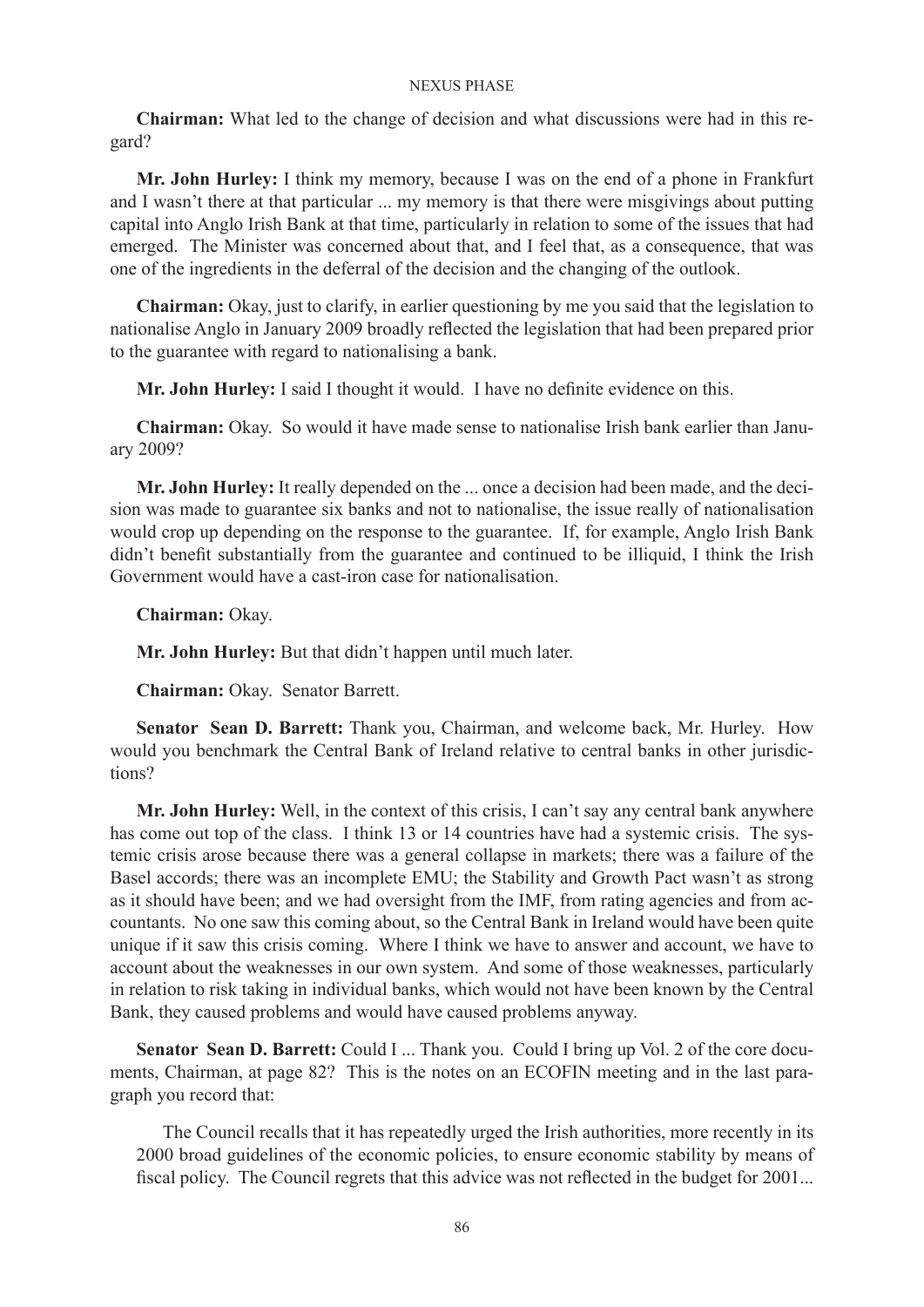**Chairman:** What led to the change of decision and what discussions were had in this regard?

**Mr. John Hurley:** I think my memory, because I was on the end of a phone in Frankfurt and I wasn't there at that particular ... my memory is that there were misgivings about putting capital into Anglo Irish Bank at that time, particularly in relation to some of the issues that had emerged. The Minister was concerned about that, and I feel that, as a consequence, that was one of the ingredients in the deferral of the decision and the changing of the outlook.

**Chairman:** Okay, just to clarify, in earlier questioning by me you said that the legislation to nationalise Anglo in January 2009 broadly reflected the legislation that had been prepared prior to the guarantee with regard to nationalising a bank.

**Mr. John Hurley:** I said I thought it would. I have no definite evidence on this.

**Chairman:** Okay. So would it have made sense to nationalise Irish bank earlier than January 2009?

**Mr. John Hurley:** It really depended on the ... once a decision had been made, and the decision was made to guarantee six banks and not to nationalise, the issue really of nationalisation would crop up depending on the response to the guarantee. If, for example, Anglo Irish Bank didn't benefit substantially from the guarantee and continued to be illiquid, I think the Irish Government would have a cast-iron case for nationalisation.

**Chairman:** Okay.

**Mr. John Hurley:** But that didn't happen until much later.

**Chairman:** Okay. Senator Barrett.

**Senator Sean D. Barrett:** Thank you, Chairman, and welcome back, Mr. Hurley. How would you benchmark the Central Bank of Ireland relative to central banks in other jurisdictions?

**Mr. John Hurley:** Well, in the context of this crisis, I can't say any central bank anywhere has come out top of the class. I think 13 or 14 countries have had a systemic crisis. The systemic crisis arose because there was a general collapse in markets; there was a failure of the Basel accords; there was an incomplete EMU; the Stability and Growth Pact wasn't as strong as it should have been; and we had oversight from the IMF, from rating agencies and from accountants. No one saw this coming about, so the Central Bank in Ireland would have been quite unique if it saw this crisis coming. Where I think we have to answer and account, we have to account about the weaknesses in our own system. And some of those weaknesses, particularly in relation to risk taking in individual banks, which would not have been known by the Central Bank, they caused problems and would have caused problems anyway.

**Senator Sean D. Barrett:** Could I ... Thank you. Could I bring up Vol. 2 of the core documents, Chairman, at page 82? This is the notes on an ECOFIN meeting and in the last paragraph you record that:

> The Council recalls that it has repeatedly urged the Irish authorities, more recently in its 2000 broad guidelines of the economic policies, to ensure economic stability by means of fiscal policy. The Council regrets that this advice was not reflected in the budget for 2001...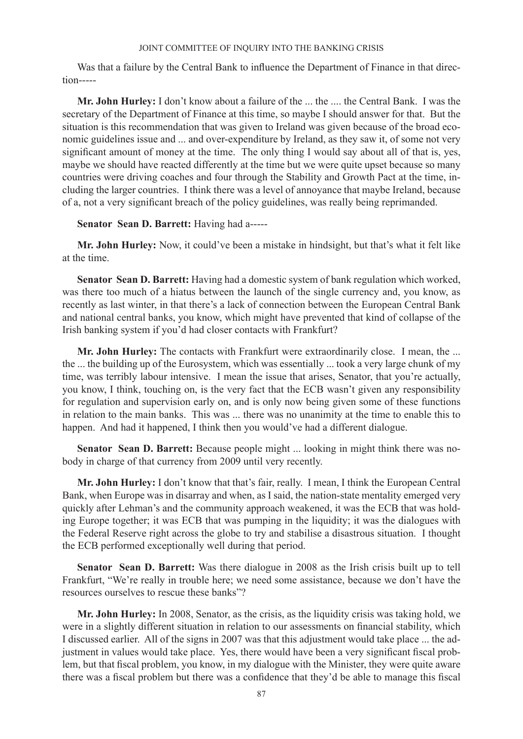Was that a failure by the Central Bank to influence the Department of Finance in that direction-----

**Mr. John Hurley:** I don't know about a failure of the ... the .... the Central Bank. I was the secretary of the Department of Finance at this time, so maybe I should answer for that. But the situation is this recommendation that was given to Ireland was given because of the broad economic guidelines issue and ... and over-expenditure by Ireland, as they saw it, of some not very significant amount of money at the time. The only thing I would say about all of that is, yes, maybe we should have reacted differently at the time but we were quite upset because so many countries were driving coaches and four through the Stability and Growth Pact at the time, including the larger countries. I think there was a level of annoyance that maybe Ireland, because of a, not a very significant breach of the policy guidelines, was really being reprimanded.

**Senator Sean D. Barrett:** Having had a-----

**Mr. John Hurley:** Now, it could've been a mistake in hindsight, but that's what it felt like at the time.

**Senator Sean D. Barrett:** Having had a domestic system of bank regulation which worked, was there too much of a hiatus between the launch of the single currency and, you know, as recently as last winter, in that there's a lack of connection between the European Central Bank and national central banks, you know, which might have prevented that kind of collapse of the Irish banking system if you'd had closer contacts with Frankfurt?

**Mr. John Hurley:** The contacts with Frankfurt were extraordinarily close. I mean, the ... the ... the building up of the Eurosystem, which was essentially ... took a very large chunk of my time, was terribly labour intensive. I mean the issue that arises, Senator, that you're actually, you know, I think, touching on, is the very fact that the ECB wasn't given any responsibility for regulation and supervision early on, and is only now being given some of these functions in relation to the main banks. This was ... there was no unanimity at the time to enable this to happen. And had it happened, I think then you would've had a different dialogue.

**Senator Sean D. Barrett:** Because people might ... looking in might think there was nobody in charge of that currency from 2009 until very recently.

**Mr. John Hurley:** I don't know that that's fair, really. I mean, I think the European Central Bank, when Europe was in disarray and when, as I said, the nation-state mentality emerged very quickly after Lehman's and the community approach weakened, it was the ECB that was holding Europe together; it was ECB that was pumping in the liquidity; it was the dialogues with the Federal Reserve right across the globe to try and stabilise a disastrous situation. I thought the ECB performed exceptionally well during that period.

**Senator Sean D. Barrett:** Was there dialogue in 2008 as the Irish crisis built up to tell Frankfurt, "We're really in trouble here; we need some assistance, because we don't have the resources ourselves to rescue these banks"?

**Mr. John Hurley:** In 2008, Senator, as the crisis, as the liquidity crisis was taking hold, we were in a slightly different situation in relation to our assessments on financial stability, which I discussed earlier. All of the signs in 2007 was that this adjustment would take place ... the adjustment in values would take place. Yes, there would have been a very significant fiscal problem, but that fiscal problem, you know, in my dialogue with the Minister, they were quite aware there was a fiscal problem but there was a confidence that they'd be able to manage this fiscal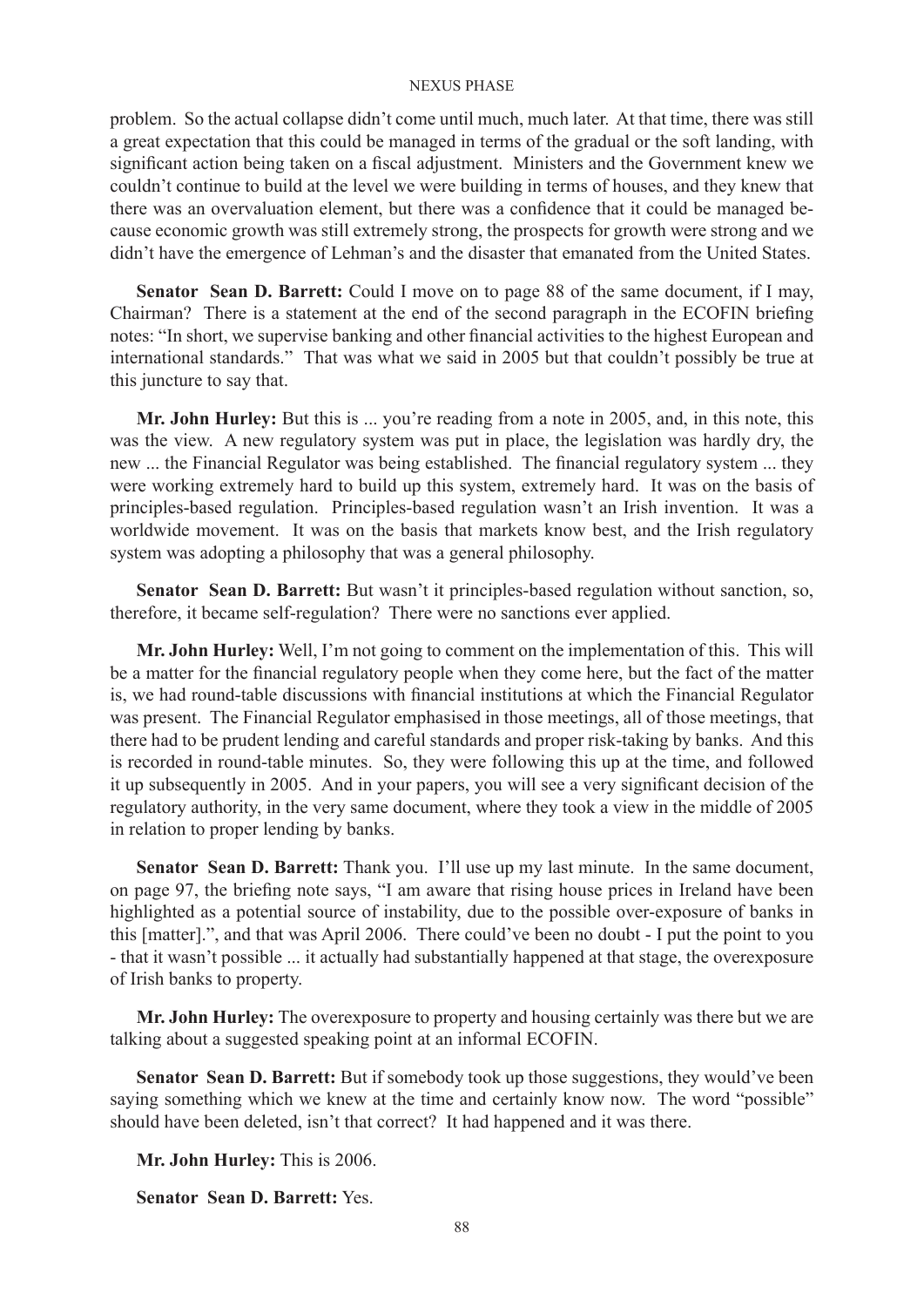problem. So the actual collapse didn't come until much, much later. At that time, there was still a great expectation that this could be managed in terms of the gradual or the soft landing, with significant action being taken on a fiscal adjustment. Ministers and the Government knew we couldn't continue to build at the level we were building in terms of houses, and they knew that there was an overvaluation element, but there was a confidence that it could be managed because economic growth was still extremely strong, the prospects for growth were strong and we didn't have the emergence of Lehman's and the disaster that emanated from the United States.

**Senator Sean D. Barrett:** Could I move on to page 88 of the same document, if I may, Chairman? There is a statement at the end of the second paragraph in the ECOFIN briefing notes: "In short, we supervise banking and other financial activities to the highest European and international standards." That was what we said in 2005 but that couldn't possibly be true at this juncture to say that.

**Mr. John Hurley:** But this is ... you're reading from a note in 2005, and, in this note, this was the view. A new regulatory system was put in place, the legislation was hardly dry, the new ... the Financial Regulator was being established. The financial regulatory system ... they were working extremely hard to build up this system, extremely hard. It was on the basis of principles-based regulation. Principles-based regulation wasn't an Irish invention. It was a worldwide movement. It was on the basis that markets know best, and the Irish regulatory system was adopting a philosophy that was a general philosophy.

**Senator Sean D. Barrett:** But wasn't it principles-based regulation without sanction, so, therefore, it became self-regulation? There were no sanctions ever applied.

**Mr. John Hurley:** Well, I'm not going to comment on the implementation of this. This will be a matter for the financial regulatory people when they come here, but the fact of the matter is, we had round-table discussions with financial institutions at which the Financial Regulator was present. The Financial Regulator emphasised in those meetings, all of those meetings, that there had to be prudent lending and careful standards and proper risk-taking by banks. And this is recorded in round-table minutes. So, they were following this up at the time, and followed it up subsequently in 2005. And in your papers, you will see a very significant decision of the regulatory authority, in the very same document, where they took a view in the middle of 2005 in relation to proper lending by banks.

**Senator Sean D. Barrett:** Thank you. I'll use up my last minute. In the same document, on page 97, the briefing note says, "I am aware that rising house prices in Ireland have been highlighted as a potential source of instability, due to the possible over-exposure of banks in this [matter].", and that was April 2006. There could've been no doubt - I put the point to you - that it wasn't possible ... it actually had substantially happened at that stage, the overexposure of Irish banks to property.

**Mr. John Hurley:** The overexposure to property and housing certainly was there but we are talking about a suggested speaking point at an informal ECOFIN.

**Senator Sean D. Barrett:** But if somebody took up those suggestions, they would've been saying something which we knew at the time and certainly know now. The word "possible" should have been deleted, isn't that correct? It had happened and it was there.

**Mr. John Hurley:** This is 2006.

**Senator Sean D. Barrett:** Yes.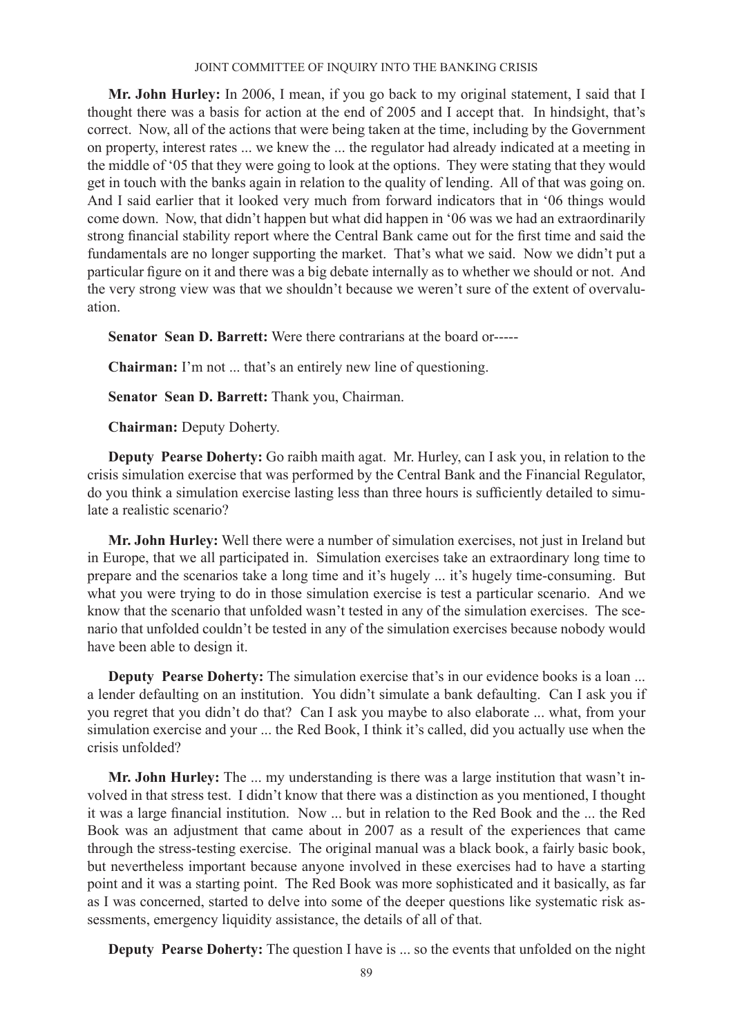**Mr. John Hurley:** In 2006, I mean, if you go back to my original statement, I said that I thought there was a basis for action at the end of 2005 and I accept that. In hindsight, that's correct. Now, all of the actions that were being taken at the time, including by the Government on property, interest rates ... we knew the ... the regulator had already indicated at a meeting in the middle of '05 that they were going to look at the options. They were stating that they would get in touch with the banks again in relation to the quality of lending. All of that was going on. And I said earlier that it looked very much from forward indicators that in '06 things would come down. Now, that didn't happen but what did happen in '06 was we had an extraordinarily strong financial stability report where the Central Bank came out for the first time and said the fundamentals are no longer supporting the market. That's what we said. Now we didn't put a particular figure on it and there was a big debate internally as to whether we should or not. And the very strong view was that we shouldn't because we weren't sure of the extent of overvaluation.

**Senator Sean D. Barrett:** Were there contrarians at the board or-----

**Chairman:** I'm not ... that's an entirely new line of questioning.

**Senator Sean D. Barrett:** Thank you, Chairman.

**Chairman:** Deputy Doherty.

**Deputy Pearse Doherty:** Go raibh maith agat. Mr. Hurley, can I ask you, in relation to the crisis simulation exercise that was performed by the Central Bank and the Financial Regulator, do you think a simulation exercise lasting less than three hours is sufficiently detailed to simulate a realistic scenario?

**Mr. John Hurley:** Well there were a number of simulation exercises, not just in Ireland but in Europe, that we all participated in. Simulation exercises take an extraordinary long time to prepare and the scenarios take a long time and it's hugely ... it's hugely time-consuming. But what you were trying to do in those simulation exercise is test a particular scenario. And we know that the scenario that unfolded wasn't tested in any of the simulation exercises. The scenario that unfolded couldn't be tested in any of the simulation exercises because nobody would have been able to design it.

**Deputy Pearse Doherty:** The simulation exercise that's in our evidence books is a loan ... a lender defaulting on an institution. You didn't simulate a bank defaulting. Can I ask you if you regret that you didn't do that? Can I ask you maybe to also elaborate ... what, from your simulation exercise and your ... the Red Book, I think it's called, did you actually use when the crisis unfolded?

**Mr. John Hurley:** The ... my understanding is there was a large institution that wasn't involved in that stress test. I didn't know that there was a distinction as you mentioned, I thought it was a large financial institution. Now ... but in relation to the Red Book and the ... the Red Book was an adjustment that came about in 2007 as a result of the experiences that came through the stress-testing exercise. The original manual was a black book, a fairly basic book, but nevertheless important because anyone involved in these exercises had to have a starting point and it was a starting point. The Red Book was more sophisticated and it basically, as far as I was concerned, started to delve into some of the deeper questions like systematic risk assessments, emergency liquidity assistance, the details of all of that.

**Deputy Pearse Doherty:** The question I have is ... so the events that unfolded on the night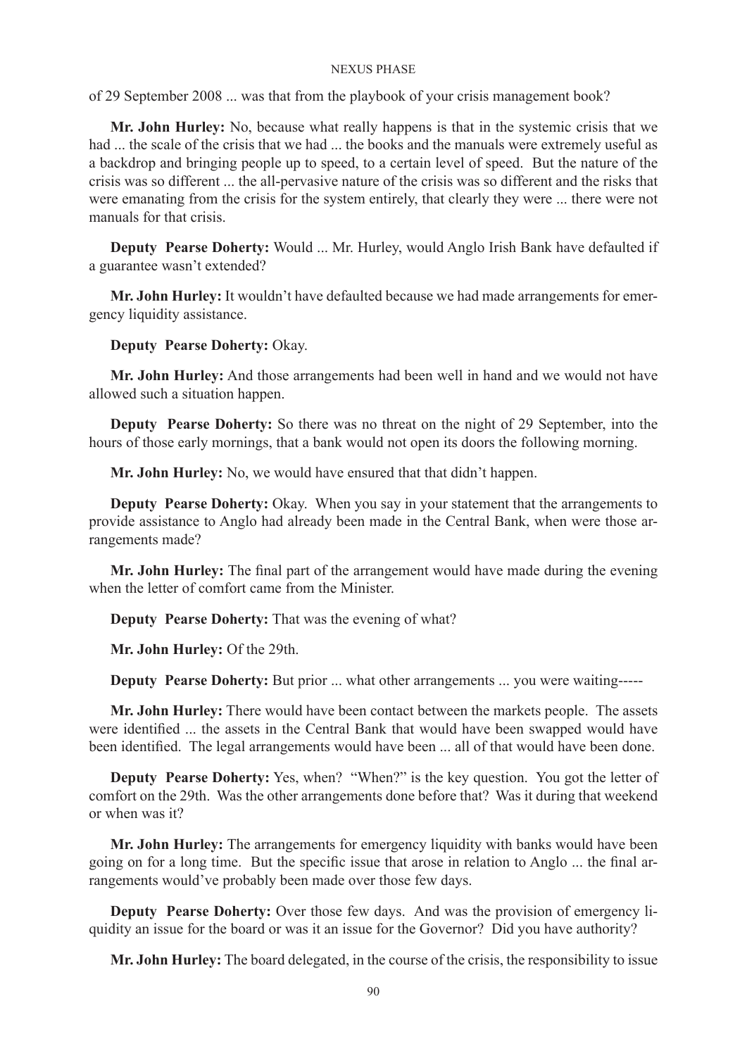of 29 September 2008 ... was that from the playbook of your crisis management book?

**Mr. John Hurley:** No, because what really happens is that in the systemic crisis that we had ... the scale of the crisis that we had ... the books and the manuals were extremely useful as a backdrop and bringing people up to speed, to a certain level of speed. But the nature of the crisis was so different ... the all-pervasive nature of the crisis was so different and the risks that were emanating from the crisis for the system entirely, that clearly they were ... there were not manuals for that crisis.

**Deputy Pearse Doherty:** Would ... Mr. Hurley, would Anglo Irish Bank have defaulted if a guarantee wasn't extended?

**Mr. John Hurley:** It wouldn't have defaulted because we had made arrangements for emergency liquidity assistance.

**Deputy Pearse Doherty:** Okay.

**Mr. John Hurley:** And those arrangements had been well in hand and we would not have allowed such a situation happen.

**Deputy Pearse Doherty:** So there was no threat on the night of 29 September, into the hours of those early mornings, that a bank would not open its doors the following morning.

**Mr. John Hurley:** No, we would have ensured that that didn't happen.

**Deputy Pearse Doherty:** Okay. When you say in your statement that the arrangements to provide assistance to Anglo had already been made in the Central Bank, when were those arrangements made?

**Mr. John Hurley:** The final part of the arrangement would have made during the evening when the letter of comfort came from the Minister.

**Deputy Pearse Doherty:** That was the evening of what?

**Mr. John Hurley:** Of the 29th.

**Deputy Pearse Doherty:** But prior ... what other arrangements ... you were waiting-----

**Mr. John Hurley:** There would have been contact between the markets people. The assets were identified ... the assets in the Central Bank that would have been swapped would have been identified. The legal arrangements would have been ... all of that would have been done.

**Deputy Pearse Doherty:** Yes, when? "When?" is the key question. You got the letter of comfort on the 29th. Was the other arrangements done before that? Was it during that weekend or when was it?

**Mr. John Hurley:** The arrangements for emergency liquidity with banks would have been going on for a long time. But the specific issue that arose in relation to Anglo ... the final arrangements would've probably been made over those few days.

**Deputy Pearse Doherty:** Over those few days. And was the provision of emergency liquidity an issue for the board or was it an issue for the Governor? Did you have authority?

**Mr. John Hurley:** The board delegated, in the course of the crisis, the responsibility to issue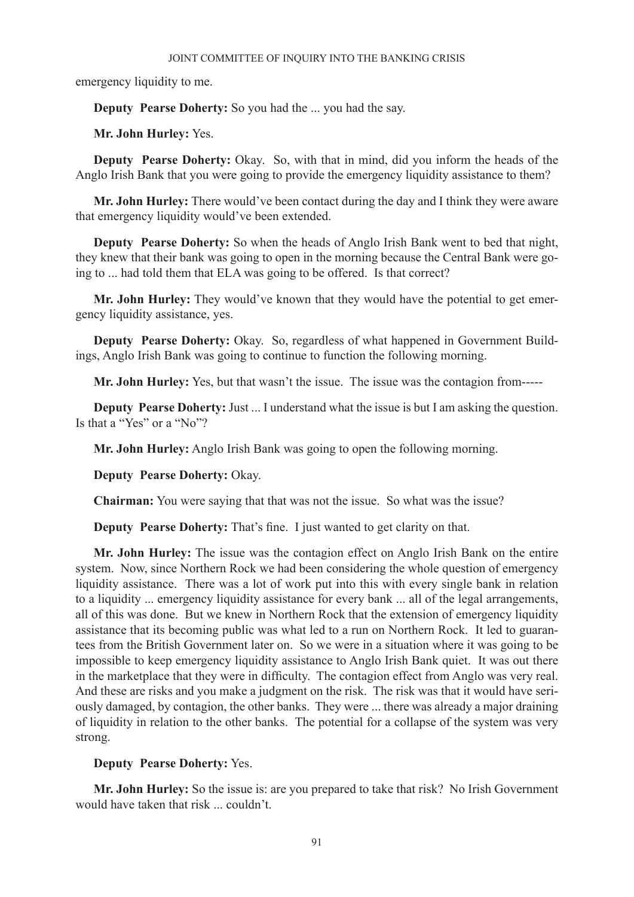emergency liquidity to me.

**Deputy Pearse Doherty:** So you had the ... you had the say.

**Mr. John Hurley:** Yes.

**Deputy Pearse Doherty:** Okay. So, with that in mind, did you inform the heads of the Anglo Irish Bank that you were going to provide the emergency liquidity assistance to them?

**Mr. John Hurley:** There would've been contact during the day and I think they were aware that emergency liquidity would've been extended.

**Deputy Pearse Doherty:** So when the heads of Anglo Irish Bank went to bed that night, they knew that their bank was going to open in the morning because the Central Bank were going to ... had told them that ELA was going to be offered. Is that correct?

**Mr. John Hurley:** They would've known that they would have the potential to get emergency liquidity assistance, yes.

**Deputy Pearse Doherty:** Okay. So, regardless of what happened in Government Buildings, Anglo Irish Bank was going to continue to function the following morning.

**Mr. John Hurley:** Yes, but that wasn't the issue. The issue was the contagion from-----

**Deputy Pearse Doherty:** Just ... I understand what the issue is but I am asking the question. Is that a "Yes" or a "No"?

**Mr. John Hurley:** Anglo Irish Bank was going to open the following morning.

**Deputy Pearse Doherty:** Okay.

**Chairman:** You were saying that that was not the issue. So what was the issue?

**Deputy Pearse Doherty:** That's fine. I just wanted to get clarity on that.

**Mr. John Hurley:** The issue was the contagion effect on Anglo Irish Bank on the entire system. Now, since Northern Rock we had been considering the whole question of emergency liquidity assistance. There was a lot of work put into this with every single bank in relation to a liquidity ... emergency liquidity assistance for every bank ... all of the legal arrangements, all of this was done. But we knew in Northern Rock that the extension of emergency liquidity assistance that its becoming public was what led to a run on Northern Rock. It led to guarantees from the British Government later on. So we were in a situation where it was going to be impossible to keep emergency liquidity assistance to Anglo Irish Bank quiet. It was out there in the marketplace that they were in difficulty. The contagion effect from Anglo was very real. And these are risks and you make a judgment on the risk. The risk was that it would have seriously damaged, by contagion, the other banks. They were ... there was already a major draining of liquidity in relation to the other banks. The potential for a collapse of the system was very strong.

**Deputy Pearse Doherty:** Yes.

**Mr. John Hurley:** So the issue is: are you prepared to take that risk? No Irish Government would have taken that risk ... couldn't.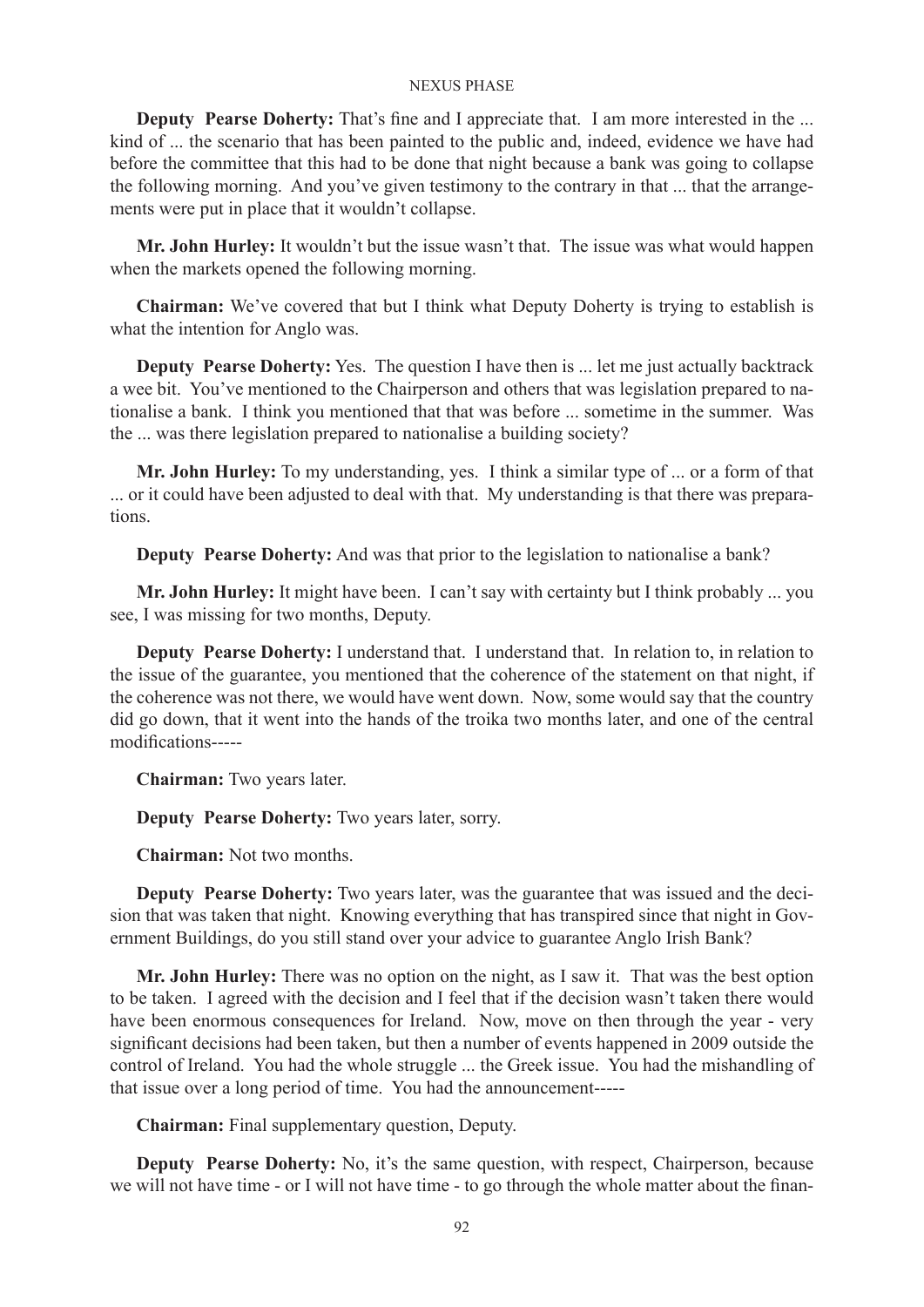**Deputy Pearse Doherty:** That's fine and I appreciate that. I am more interested in the ... kind of ... the scenario that has been painted to the public and, indeed, evidence we have had before the committee that this had to be done that night because a bank was going to collapse the following morning. And you've given testimony to the contrary in that ... that the arrangements were put in place that it wouldn't collapse.

**Mr. John Hurley:** It wouldn't but the issue wasn't that. The issue was what would happen when the markets opened the following morning.

**Chairman:** We've covered that but I think what Deputy Doherty is trying to establish is what the intention for Anglo was.

**Deputy Pearse Doherty:** Yes. The question I have then is ... let me just actually backtrack a wee bit. You've mentioned to the Chairperson and others that was legislation prepared to nationalise a bank. I think you mentioned that that was before ... sometime in the summer. Was the ... was there legislation prepared to nationalise a building society?

**Mr. John Hurley:** To my understanding, yes. I think a similar type of ... or a form of that ... or it could have been adjusted to deal with that. My understanding is that there was preparations.

**Deputy Pearse Doherty:** And was that prior to the legislation to nationalise a bank?

**Mr. John Hurley:** It might have been. I can't say with certainty but I think probably ... you see, I was missing for two months, Deputy.

**Deputy Pearse Doherty:** I understand that. I understand that. In relation to, in relation to the issue of the guarantee, you mentioned that the coherence of the statement on that night, if the coherence was not there, we would have went down. Now, some would say that the country did go down, that it went into the hands of the troika two months later, and one of the central modifications-----

**Chairman:** Two years later.

**Deputy Pearse Doherty:** Two years later, sorry.

**Chairman:** Not two months.

**Deputy Pearse Doherty:** Two years later, was the guarantee that was issued and the decision that was taken that night. Knowing everything that has transpired since that night in Government Buildings, do you still stand over your advice to guarantee Anglo Irish Bank?

**Mr. John Hurley:** There was no option on the night, as I saw it. That was the best option to be taken. I agreed with the decision and I feel that if the decision wasn't taken there would have been enormous consequences for Ireland. Now, move on then through the year - very significant decisions had been taken, but then a number of events happened in 2009 outside the control of Ireland. You had the whole struggle ... the Greek issue. You had the mishandling of that issue over a long period of time. You had the announcement-----

**Chairman:** Final supplementary question, Deputy.

**Deputy Pearse Doherty:** No, it's the same question, with respect, Chairperson, because we will not have time - or I will not have time - to go through the whole matter about the finan-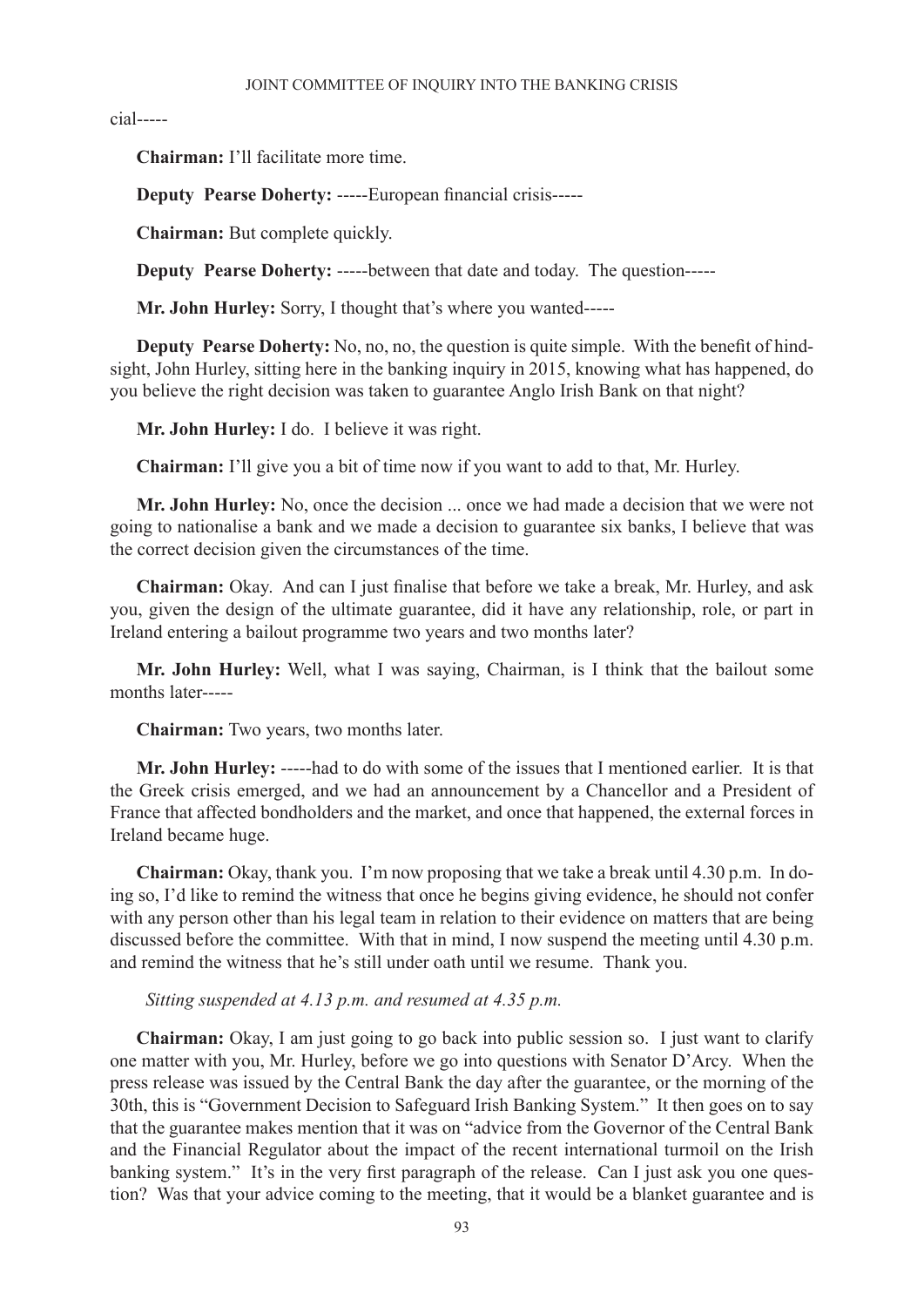cial-----

**Chairman:** I'll facilitate more time.

**Deputy Pearse Doherty:** -----European financial crisis-----

**Chairman:** But complete quickly.

**Deputy Pearse Doherty:** -----between that date and today. The question-----

**Mr. John Hurley:** Sorry, I thought that's where you wanted-----

**Deputy Pearse Doherty:** No, no, no, the question is quite simple. With the benefit of hindsight, John Hurley, sitting here in the banking inquiry in 2015, knowing what has happened, do you believe the right decision was taken to guarantee Anglo Irish Bank on that night?

**Mr. John Hurley:** I do. I believe it was right.

**Chairman:** I'll give you a bit of time now if you want to add to that, Mr. Hurley.

**Mr. John Hurley:** No, once the decision ... once we had made a decision that we were not going to nationalise a bank and we made a decision to guarantee six banks, I believe that was the correct decision given the circumstances of the time.

**Chairman:** Okay. And can I just finalise that before we take a break, Mr. Hurley, and ask you, given the design of the ultimate guarantee, did it have any relationship, role, or part in Ireland entering a bailout programme two years and two months later?

**Mr. John Hurley:** Well, what I was saying, Chairman, is I think that the bailout some months later-----

**Chairman:** Two years, two months later.

**Mr. John Hurley:** -----had to do with some of the issues that I mentioned earlier. It is that the Greek crisis emerged, and we had an announcement by a Chancellor and a President of France that affected bondholders and the market, and once that happened, the external forces in Ireland became huge.

**Chairman:** Okay, thank you. I'm now proposing that we take a break until 4.30 p.m. In doing so, I'd like to remind the witness that once he begins giving evidence, he should not confer with any person other than his legal team in relation to their evidence on matters that are being discussed before the committee. With that in mind, I now suspend the meeting until 4.30 p.m. and remind the witness that he's still under oath until we resume. Thank you.

*Sitting suspended at 4.13 p.m. and resumed at 4.35 p.m.*

**Chairman:** Okay, I am just going to go back into public session so. I just want to clarify one matter with you, Mr. Hurley, before we go into questions with Senator D'Arcy. When the press release was issued by the Central Bank the day after the guarantee, or the morning of the 30th, this is "Government Decision to Safeguard Irish Banking System." It then goes on to say that the guarantee makes mention that it was on "advice from the Governor of the Central Bank and the Financial Regulator about the impact of the recent international turmoil on the Irish banking system." It's in the very first paragraph of the release. Can I just ask you one question? Was that your advice coming to the meeting, that it would be a blanket guarantee and is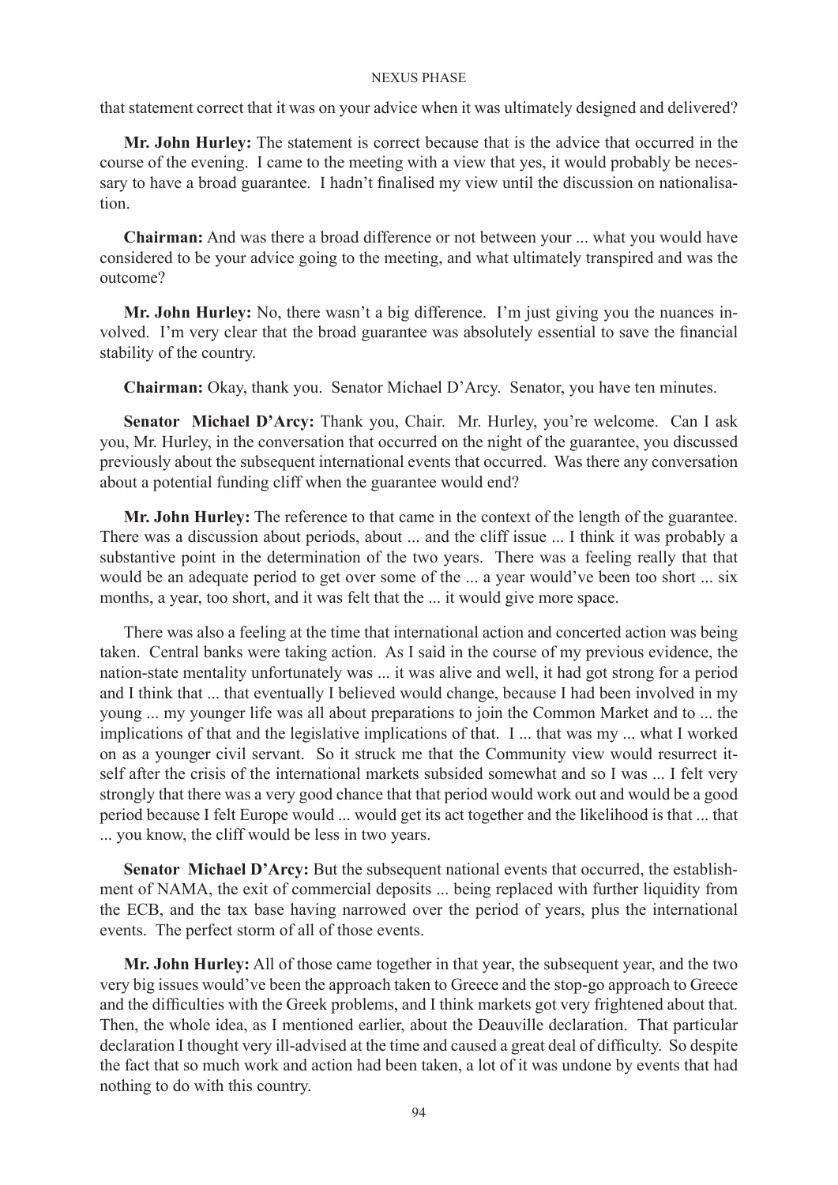that statement correct that it was on your advice when it was ultimately designed and delivered?

**Mr. John Hurley:** The statement is correct because that is the advice that occurred in the course of the evening. I came to the meeting with a view that yes, it would probably be necessary to have a broad guarantee. I hadn't finalised my view until the discussion on nationalisation.

**Chairman:** And was there a broad difference or not between your ... what you would have considered to be your advice going to the meeting, and what ultimately transpired and was the outcome?

**Mr. John Hurley:** No, there wasn't a big difference. I'm just giving you the nuances involved. I'm very clear that the broad guarantee was absolutely essential to save the financial stability of the country.

**Chairman:** Okay, thank you. Senator Michael D'Arcy. Senator, you have ten minutes.

**Senator Michael D'Arcy:** Thank you, Chair. Mr. Hurley, you're welcome. Can I ask you, Mr. Hurley, in the conversation that occurred on the night of the guarantee, you discussed previously about the subsequent international events that occurred. Was there any conversation about a potential funding cliff when the guarantee would end?

**Mr. John Hurley:** The reference to that came in the context of the length of the guarantee. There was a discussion about periods, about ... and the cliff issue ... I think it was probably a substantive point in the determination of the two years. There was a feeling really that that would be an adequate period to get over some of the ... a year would've been too short ... six months, a year, too short, and it was felt that the ... it would give more space.

There was also a feeling at the time that international action and concerted action was being taken. Central banks were taking action. As I said in the course of my previous evidence, the nation-state mentality unfortunately was ... it was alive and well, it had got strong for a period and I think that ... that eventually I believed would change, because I had been involved in my young ... my younger life was all about preparations to join the Common Market and to ... the implications of that and the legislative implications of that. I ... that was my ... what I worked on as a younger civil servant. So it struck me that the Community view would resurrect itself after the crisis of the international markets subsided somewhat and so I was ... I felt very strongly that there was a very good chance that that period would work out and would be a good period because I felt Europe would ... would get its act together and the likelihood is that ... that ... you know, the cliff would be less in two years.

**Senator Michael D'Arcy:** But the subsequent national events that occurred, the establishment of NAMA, the exit of commercial deposits ... being replaced with further liquidity from the ECB, and the tax base having narrowed over the period of years, plus the international events. The perfect storm of all of those events.

**Mr. John Hurley:** All of those came together in that year, the subsequent year, and the two very big issues would've been the approach taken to Greece and the stop-go approach to Greece and the difficulties with the Greek problems, and I think markets got very frightened about that. Then, the whole idea, as I mentioned earlier, about the Deauville declaration. That particular declaration I thought very ill-advised at the time and caused a great deal of difficulty. So despite the fact that so much work and action had been taken, a lot of it was undone by events that had nothing to do with this country.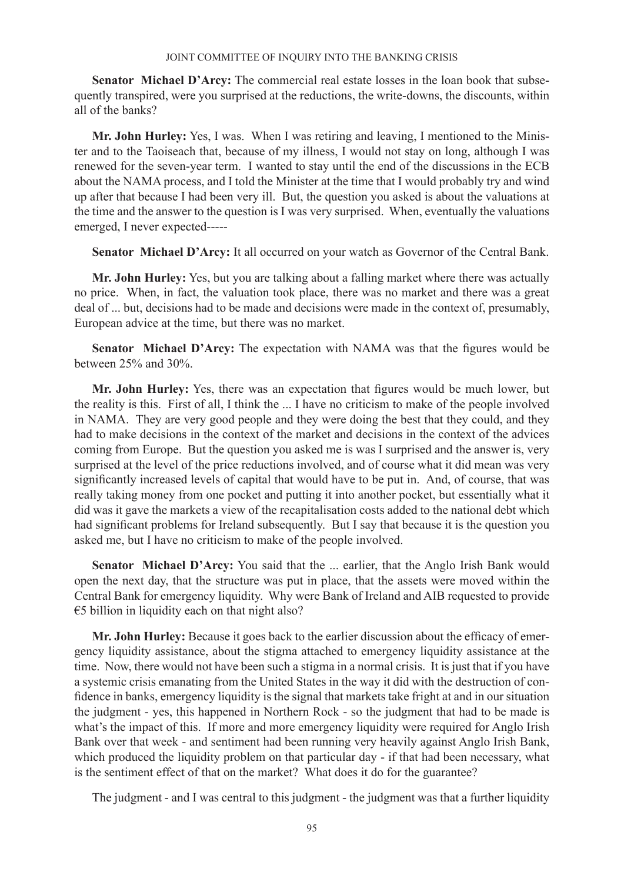**Senator Michael D'Arcy:** The commercial real estate losses in the loan book that subsequently transpired, were you surprised at the reductions, the write-downs, the discounts, within all of the banks?

**Mr. John Hurley:** Yes, I was. When I was retiring and leaving, I mentioned to the Minister and to the Taoiseach that, because of my illness, I would not stay on long, although I was renewed for the seven-year term. I wanted to stay until the end of the discussions in the ECB about the NAMA process, and I told the Minister at the time that I would probably try and wind up after that because I had been very ill. But, the question you asked is about the valuations at the time and the answer to the question is I was very surprised. When, eventually the valuations emerged, I never expected-----

**Senator Michael D'Arcy:** It all occurred on your watch as Governor of the Central Bank.

**Mr. John Hurley:** Yes, but you are talking about a falling market where there was actually no price. When, in fact, the valuation took place, there was no market and there was a great deal of ... but, decisions had to be made and decisions were made in the context of, presumably, European advice at the time, but there was no market.

**Senator Michael D'Arcy:** The expectation with NAMA was that the figures would be between 25% and 30%.

**Mr. John Hurley:** Yes, there was an expectation that figures would be much lower, but the reality is this. First of all, I think the ... I have no criticism to make of the people involved in NAMA. They are very good people and they were doing the best that they could, and they had to make decisions in the context of the market and decisions in the context of the advices coming from Europe. But the question you asked me is was I surprised and the answer is, very surprised at the level of the price reductions involved, and of course what it did mean was very significantly increased levels of capital that would have to be put in. And, of course, that was really taking money from one pocket and putting it into another pocket, but essentially what it did was it gave the markets a view of the recapitalisation costs added to the national debt which had significant problems for Ireland subsequently. But I say that because it is the question you asked me, but I have no criticism to make of the people involved.

**Senator Michael D'Arcy:** You said that the ... earlier, that the Anglo Irish Bank would open the next day, that the structure was put in place, that the assets were moved within the Central Bank for emergency liquidity. Why were Bank of Ireland and AIB requested to provide €5 billion in liquidity each on that night also?

**Mr. John Hurley:** Because it goes back to the earlier discussion about the efficacy of emergency liquidity assistance, about the stigma attached to emergency liquidity assistance at the time. Now, there would not have been such a stigma in a normal crisis. It is just that if you have a systemic crisis emanating from the United States in the way it did with the destruction of confidence in banks, emergency liquidity is the signal that markets take fright at and in our situation the judgment - yes, this happened in Northern Rock - so the judgment that had to be made is what's the impact of this. If more and more emergency liquidity were required for Anglo Irish Bank over that week - and sentiment had been running very heavily against Anglo Irish Bank, which produced the liquidity problem on that particular day - if that had been necessary, what is the sentiment effect of that on the market? What does it do for the guarantee?

The judgment - and I was central to this judgment - the judgment was that a further liquidity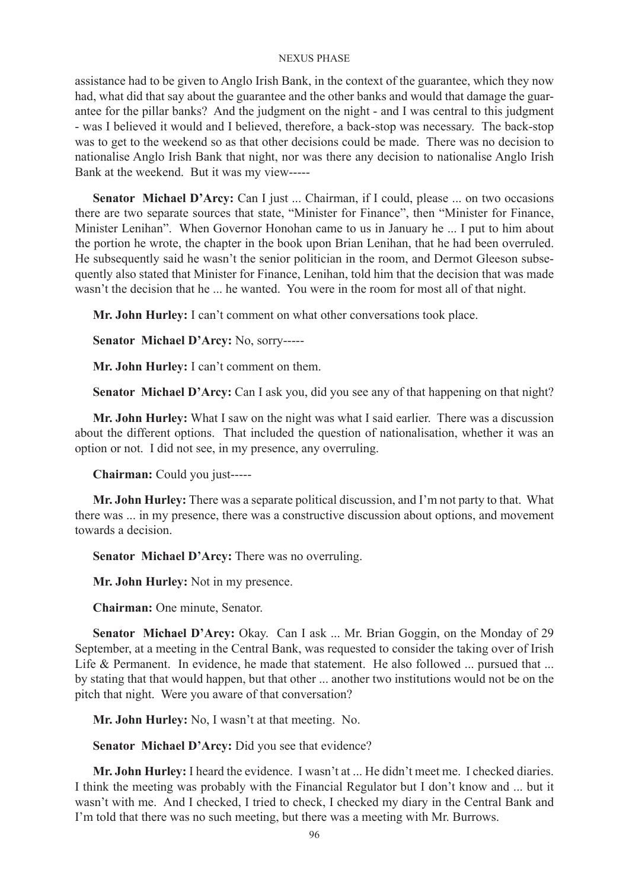assistance had to be given to Anglo Irish Bank, in the context of the guarantee, which they now had, what did that say about the guarantee and the other banks and would that damage the guarantee for the pillar banks? And the judgment on the night - and I was central to this judgment - was I believed it would and I believed, therefore, a back-stop was necessary. The back-stop was to get to the weekend so as that other decisions could be made. There was no decision to nationalise Anglo Irish Bank that night, nor was there any decision to nationalise Anglo Irish Bank at the weekend. But it was my view-----

**Senator Michael D'Arcy:** Can I just ... Chairman, if I could, please ... on two occasions there are two separate sources that state, "Minister for Finance", then "Minister for Finance, Minister Lenihan". When Governor Honohan came to us in January he ... I put to him about the portion he wrote, the chapter in the book upon Brian Lenihan, that he had been overruled. He subsequently said he wasn't the senior politician in the room, and Dermot Gleeson subsequently also stated that Minister for Finance, Lenihan, told him that the decision that was made wasn't the decision that he ... he wanted. You were in the room for most all of that night.

**Mr. John Hurley:** I can't comment on what other conversations took place.

**Senator Michael D'Arcy:** No, sorry-----

**Mr. John Hurley:** I can't comment on them.

**Senator Michael D'Arcy:** Can I ask you, did you see any of that happening on that night?

**Mr. John Hurley:** What I saw on the night was what I said earlier. There was a discussion about the different options. That included the question of nationalisation, whether it was an option or not. I did not see, in my presence, any overruling.

**Chairman:** Could you just-----

**Mr. John Hurley:** There was a separate political discussion, and I'm not party to that. What there was ... in my presence, there was a constructive discussion about options, and movement towards a decision.

**Senator Michael D'Arcy:** There was no overruling.

**Mr. John Hurley:** Not in my presence.

**Chairman:** One minute, Senator.

**Senator Michael D'Arcy:** Okay. Can I ask ... Mr. Brian Goggin, on the Monday of 29 September, at a meeting in the Central Bank, was requested to consider the taking over of Irish Life & Permanent. In evidence, he made that statement. He also followed ... pursued that ... by stating that that would happen, but that other ... another two institutions would not be on the pitch that night. Were you aware of that conversation?

**Mr. John Hurley:** No, I wasn't at that meeting. No.

**Senator Michael D'Arcy:** Did you see that evidence?

**Mr. John Hurley:** I heard the evidence. I wasn't at ... He didn't meet me. I checked diaries. I think the meeting was probably with the Financial Regulator but I don't know and ... but it wasn't with me. And I checked, I tried to check, I checked my diary in the Central Bank and I'm told that there was no such meeting, but there was a meeting with Mr. Burrows.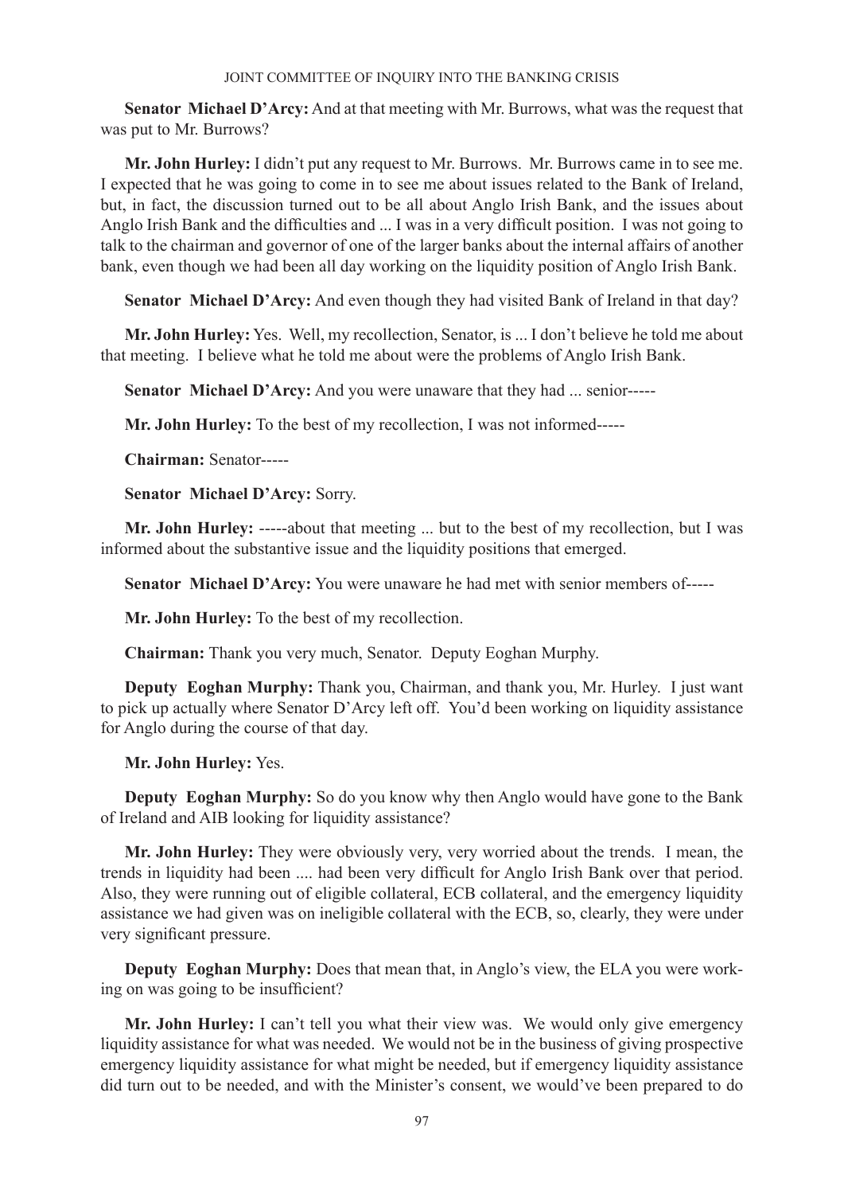**Senator Michael D'Arcy:** And at that meeting with Mr. Burrows, what was the request that was put to Mr. Burrows?

**Mr. John Hurley:** I didn't put any request to Mr. Burrows. Mr. Burrows came in to see me. I expected that he was going to come in to see me about issues related to the Bank of Ireland, but, in fact, the discussion turned out to be all about Anglo Irish Bank, and the issues about Anglo Irish Bank and the difficulties and ... I was in a very difficult position. I was not going to talk to the chairman and governor of one of the larger banks about the internal affairs of another bank, even though we had been all day working on the liquidity position of Anglo Irish Bank.

**Senator Michael D'Arcy:** And even though they had visited Bank of Ireland in that day?

**Mr. John Hurley:** Yes. Well, my recollection, Senator, is ... I don't believe he told me about that meeting. I believe what he told me about were the problems of Anglo Irish Bank.

**Senator Michael D'Arcy:** And you were unaware that they had ... senior-----

**Mr. John Hurley:** To the best of my recollection, I was not informed-----

**Chairman:** Senator-----

**Senator Michael D'Arcy:** Sorry.

**Mr. John Hurley:** -----about that meeting ... but to the best of my recollection, but I was informed about the substantive issue and the liquidity positions that emerged.

**Senator Michael D'Arcy:** You were unaware he had met with senior members of-----

**Mr. John Hurley:** To the best of my recollection.

**Chairman:** Thank you very much, Senator. Deputy Eoghan Murphy.

**Deputy Eoghan Murphy:** Thank you, Chairman, and thank you, Mr. Hurley. I just want to pick up actually where Senator D'Arcy left off. You'd been working on liquidity assistance for Anglo during the course of that day.

**Mr. John Hurley:** Yes.

**Deputy Eoghan Murphy:** So do you know why then Anglo would have gone to the Bank of Ireland and AIB looking for liquidity assistance?

**Mr. John Hurley:** They were obviously very, very worried about the trends. I mean, the trends in liquidity had been .... had been very difficult for Anglo Irish Bank over that period. Also, they were running out of eligible collateral, ECB collateral, and the emergency liquidity assistance we had given was on ineligible collateral with the ECB, so, clearly, they were under very significant pressure.

**Deputy Eoghan Murphy:** Does that mean that, in Anglo's view, the ELA you were working on was going to be insufficient?

**Mr. John Hurley:** I can't tell you what their view was. We would only give emergency liquidity assistance for what was needed. We would not be in the business of giving prospective emergency liquidity assistance for what might be needed, but if emergency liquidity assistance did turn out to be needed, and with the Minister's consent, we would've been prepared to do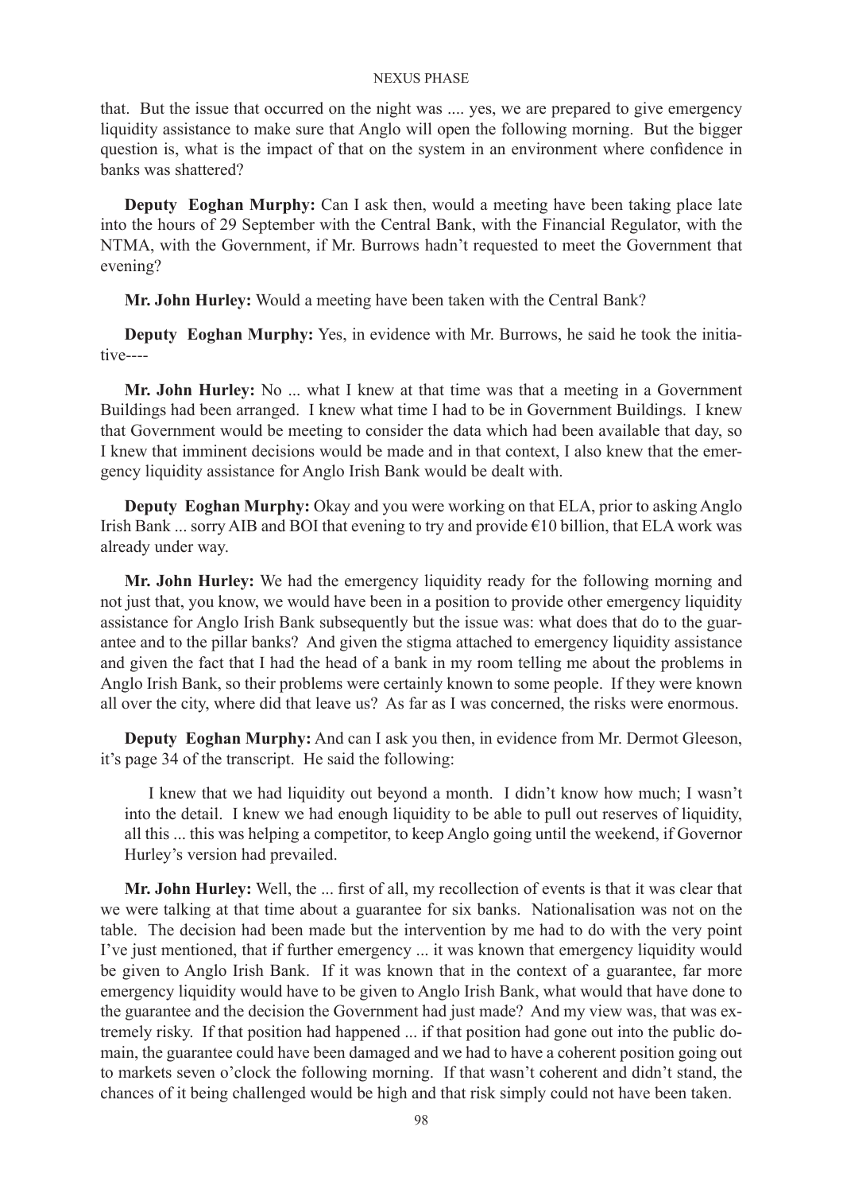that. But the issue that occurred on the night was .... yes, we are prepared to give emergency liquidity assistance to make sure that Anglo will open the following morning. But the bigger question is, what is the impact of that on the system in an environment where confidence in banks was shattered?

**Deputy Eoghan Murphy:** Can I ask then, would a meeting have been taking place late into the hours of 29 September with the Central Bank, with the Financial Regulator, with the NTMA, with the Government, if Mr. Burrows hadn't requested to meet the Government that evening?

**Mr. John Hurley:** Would a meeting have been taken with the Central Bank?

**Deputy Eoghan Murphy:** Yes, in evidence with Mr. Burrows, he said he took the initiative----

**Mr. John Hurley:** No ... what I knew at that time was that a meeting in a Government Buildings had been arranged. I knew what time I had to be in Government Buildings. I knew that Government would be meeting to consider the data which had been available that day, so I knew that imminent decisions would be made and in that context, I also knew that the emergency liquidity assistance for Anglo Irish Bank would be dealt with.

**Deputy Eoghan Murphy:** Okay and you were working on that ELA, prior to asking Anglo Irish Bank ... sorry AIB and BOI that evening to try and provide €10 billion, that ELA work was already under way.

**Mr. John Hurley:** We had the emergency liquidity ready for the following morning and not just that, you know, we would have been in a position to provide other emergency liquidity assistance for Anglo Irish Bank subsequently but the issue was: what does that do to the guarantee and to the pillar banks? And given the stigma attached to emergency liquidity assistance and given the fact that I had the head of a bank in my room telling me about the problems in Anglo Irish Bank, so their problems were certainly known to some people. If they were known all over the city, where did that leave us? As far as I was concerned, the risks were enormous.

**Deputy Eoghan Murphy:** And can I ask you then, in evidence from Mr. Dermot Gleeson, it's page 34 of the transcript. He said the following:

> I knew that we had liquidity out beyond a month. I didn't know how much; I wasn't into the detail. I knew we had enough liquidity to be able to pull out reserves of liquidity, all this ... this was helping a competitor, to keep Anglo going until the weekend, if Governor Hurley's version had prevailed.

**Mr. John Hurley:** Well, the ... first of all, my recollection of events is that it was clear that we were talking at that time about a guarantee for six banks. Nationalisation was not on the table. The decision had been made but the intervention by me had to do with the very point I've just mentioned, that if further emergency ... it was known that emergency liquidity would be given to Anglo Irish Bank. If it was known that in the context of a guarantee, far more emergency liquidity would have to be given to Anglo Irish Bank, what would that have done to the guarantee and the decision the Government had just made? And my view was, that was extremely risky. If that position had happened ... if that position had gone out into the public domain, the guarantee could have been damaged and we had to have a coherent position going out to markets seven o'clock the following morning. If that wasn't coherent and didn't stand, the chances of it being challenged would be high and that risk simply could not have been taken.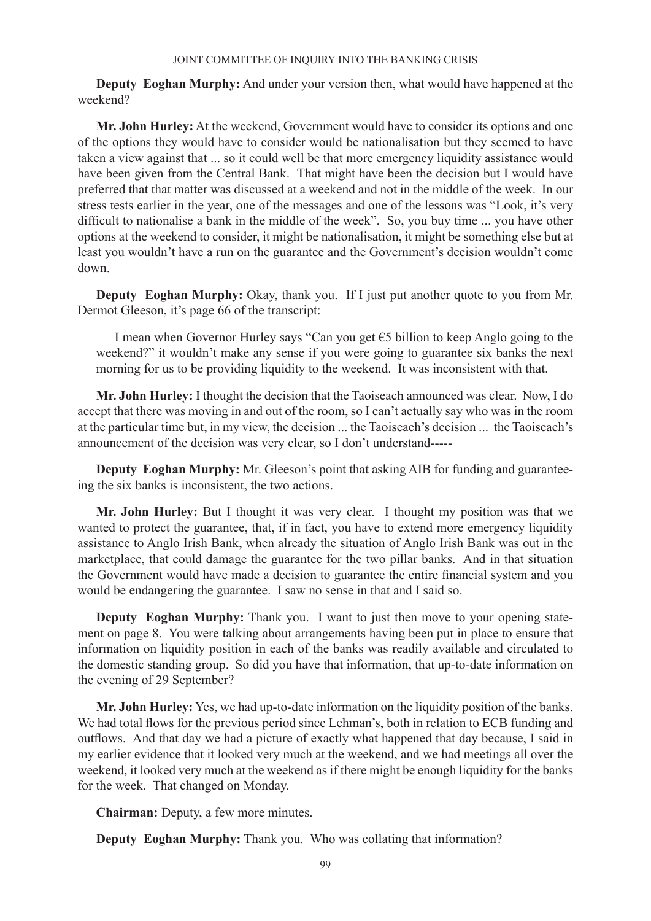**Deputy Eoghan Murphy:** And under your version then, what would have happened at the weekend?

**Mr. John Hurley:** At the weekend, Government would have to consider its options and one of the options they would have to consider would be nationalisation but they seemed to have taken a view against that ... so it could well be that more emergency liquidity assistance would have been given from the Central Bank. That might have been the decision but I would have preferred that that matter was discussed at a weekend and not in the middle of the week. In our stress tests earlier in the year, one of the messages and one of the lessons was "Look, it's very difficult to nationalise a bank in the middle of the week". So, you buy time ... you have other options at the weekend to consider, it might be nationalisation, it might be something else but at least you wouldn't have a run on the guarantee and the Government's decision wouldn't come down.

**Deputy Eoghan Murphy:** Okay, thank you. If I just put another quote to you from Mr. Dermot Gleeson, it's page 66 of the transcript:

> I mean when Governor Hurley says "Can you get €5 billion to keep Anglo going to the weekend?" it wouldn't make any sense if you were going to guarantee six banks the next morning for us to be providing liquidity to the weekend. It was inconsistent with that.

**Mr. John Hurley:** I thought the decision that the Taoiseach announced was clear. Now, I do accept that there was moving in and out of the room, so I can't actually say who was in the room at the particular time but, in my view, the decision ... the Taoiseach's decision ... the Taoiseach's announcement of the decision was very clear, so I don't understand-----

**Deputy Eoghan Murphy:** Mr. Gleeson's point that asking AIB for funding and guaranteeing the six banks is inconsistent, the two actions.

**Mr. John Hurley:** But I thought it was very clear. I thought my position was that we wanted to protect the guarantee, that, if in fact, you have to extend more emergency liquidity assistance to Anglo Irish Bank, when already the situation of Anglo Irish Bank was out in the marketplace, that could damage the guarantee for the two pillar banks. And in that situation the Government would have made a decision to guarantee the entire financial system and you would be endangering the guarantee. I saw no sense in that and I said so.

**Deputy Eoghan Murphy:** Thank you. I want to just then move to your opening statement on page 8. You were talking about arrangements having been put in place to ensure that information on liquidity position in each of the banks was readily available and circulated to the domestic standing group. So did you have that information, that up-to-date information on the evening of 29 September?

**Mr. John Hurley:** Yes, we had up-to-date information on the liquidity position of the banks. We had total flows for the previous period since Lehman's, both in relation to ECB funding and outflows. And that day we had a picture of exactly what happened that day because, I said in my earlier evidence that it looked very much at the weekend, and we had meetings all over the weekend, it looked very much at the weekend as if there might be enough liquidity for the banks for the week. That changed on Monday.

**Chairman:** Deputy, a few more minutes.

**Deputy Eoghan Murphy:** Thank you. Who was collating that information?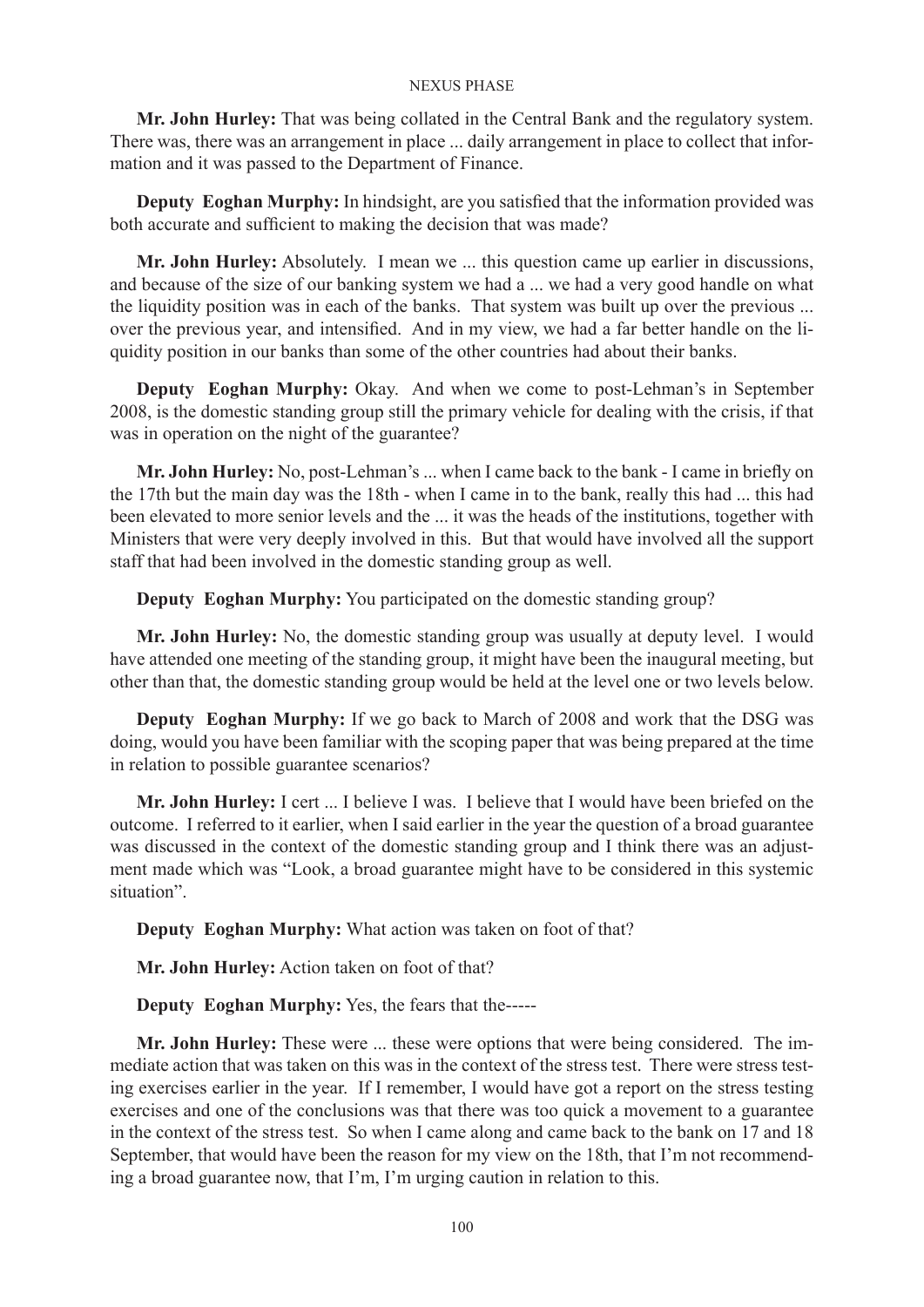**Mr. John Hurley:** That was being collated in the Central Bank and the regulatory system. There was, there was an arrangement in place ... daily arrangement in place to collect that information and it was passed to the Department of Finance.

**Deputy Eoghan Murphy:** In hindsight, are you satisfied that the information provided was both accurate and sufficient to making the decision that was made?

**Mr. John Hurley:** Absolutely. I mean we ... this question came up earlier in discussions, and because of the size of our banking system we had a ... we had a very good handle on what the liquidity position was in each of the banks. That system was built up over the previous ... over the previous year, and intensified. And in my view, we had a far better handle on the liquidity position in our banks than some of the other countries had about their banks.

**Deputy Eoghan Murphy:** Okay. And when we come to post-Lehman's in September 2008, is the domestic standing group still the primary vehicle for dealing with the crisis, if that was in operation on the night of the guarantee?

**Mr. John Hurley:** No, post-Lehman's ... when I came back to the bank - I came in briefly on the 17th but the main day was the 18th - when I came in to the bank, really this had ... this had been elevated to more senior levels and the ... it was the heads of the institutions, together with Ministers that were very deeply involved in this. But that would have involved all the support staff that had been involved in the domestic standing group as well.

**Deputy Eoghan Murphy:** You participated on the domestic standing group?

**Mr. John Hurley:** No, the domestic standing group was usually at deputy level. I would have attended one meeting of the standing group, it might have been the inaugural meeting, but other than that, the domestic standing group would be held at the level one or two levels below.

**Deputy Eoghan Murphy:** If we go back to March of 2008 and work that the DSG was doing, would you have been familiar with the scoping paper that was being prepared at the time in relation to possible guarantee scenarios?

**Mr. John Hurley:** I cert ... I believe I was. I believe that I would have been briefed on the outcome. I referred to it earlier, when I said earlier in the year the question of a broad guarantee was discussed in the context of the domestic standing group and I think there was an adjustment made which was "Look, a broad guarantee might have to be considered in this systemic situation".

**Deputy Eoghan Murphy:** What action was taken on foot of that?

**Mr. John Hurley:** Action taken on foot of that?

**Deputy Eoghan Murphy:** Yes, the fears that the-----

**Mr. John Hurley:** These were ... these were options that were being considered. The immediate action that was taken on this was in the context of the stress test. There were stress testing exercises earlier in the year. If I remember, I would have got a report on the stress testing exercises and one of the conclusions was that there was too quick a movement to a guarantee in the context of the stress test. So when I came along and came back to the bank on 17 and 18 September, that would have been the reason for my view on the 18th, that I'm not recommending a broad guarantee now, that I'm, I'm urging caution in relation to this.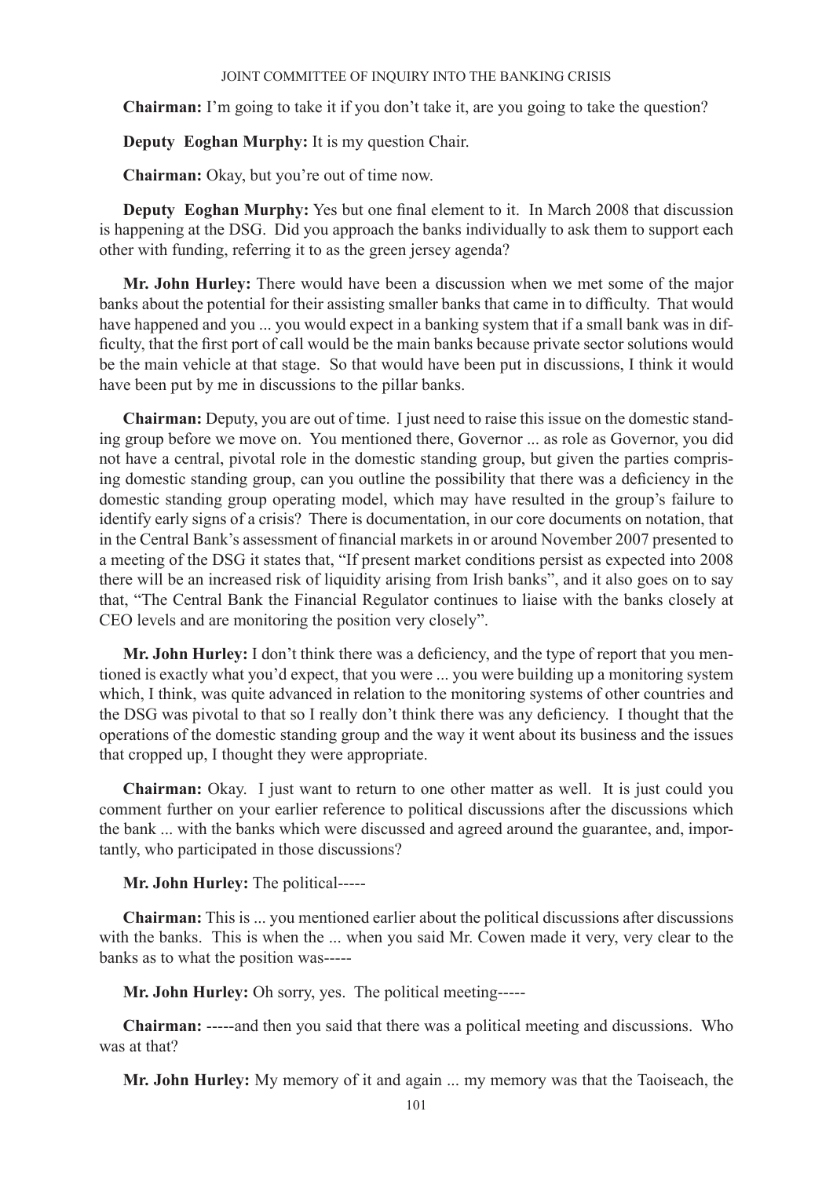**Chairman:** I'm going to take it if you don't take it, are you going to take the question?

**Deputy Eoghan Murphy:** It is my question Chair.

**Chairman:** Okay, but you're out of time now.

**Deputy Eoghan Murphy:** Yes but one final element to it. In March 2008 that discussion is happening at the DSG. Did you approach the banks individually to ask them to support each other with funding, referring it to as the green jersey agenda?

**Mr. John Hurley:** There would have been a discussion when we met some of the major banks about the potential for their assisting smaller banks that came in to difficulty. That would have happened and you ... you would expect in a banking system that if a small bank was in difficulty, that the first port of call would be the main banks because private sector solutions would be the main vehicle at that stage. So that would have been put in discussions, I think it would have been put by me in discussions to the pillar banks.

**Chairman:** Deputy, you are out of time. I just need to raise this issue on the domestic standing group before we move on. You mentioned there, Governor ... as role as Governor, you did not have a central, pivotal role in the domestic standing group, but given the parties comprising domestic standing group, can you outline the possibility that there was a deficiency in the domestic standing group operating model, which may have resulted in the group's failure to identify early signs of a crisis? There is documentation, in our core documents on notation, that in the Central Bank's assessment of financial markets in or around November 2007 presented to a meeting of the DSG it states that, "If present market conditions persist as expected into 2008 there will be an increased risk of liquidity arising from Irish banks", and it also goes on to say that, "The Central Bank the Financial Regulator continues to liaise with the banks closely at CEO levels and are monitoring the position very closely".

**Mr. John Hurley:** I don't think there was a deficiency, and the type of report that you mentioned is exactly what you'd expect, that you were ... you were building up a monitoring system which, I think, was quite advanced in relation to the monitoring systems of other countries and the DSG was pivotal to that so I really don't think there was any deficiency. I thought that the operations of the domestic standing group and the way it went about its business and the issues that cropped up, I thought they were appropriate.

**Chairman:** Okay. I just want to return to one other matter as well. It is just could you comment further on your earlier reference to political discussions after the discussions which the bank ... with the banks which were discussed and agreed around the guarantee, and, importantly, who participated in those discussions?

**Mr. John Hurley:** The political-----

**Chairman:** This is ... you mentioned earlier about the political discussions after discussions with the banks. This is when the ... when you said Mr. Cowen made it very, very clear to the banks as to what the position was-----

**Mr. John Hurley:** Oh sorry, yes. The political meeting-----

**Chairman:** -----and then you said that there was a political meeting and discussions. Who was at that?

**Mr. John Hurley:** My memory of it and again ... my memory was that the Taoiseach, the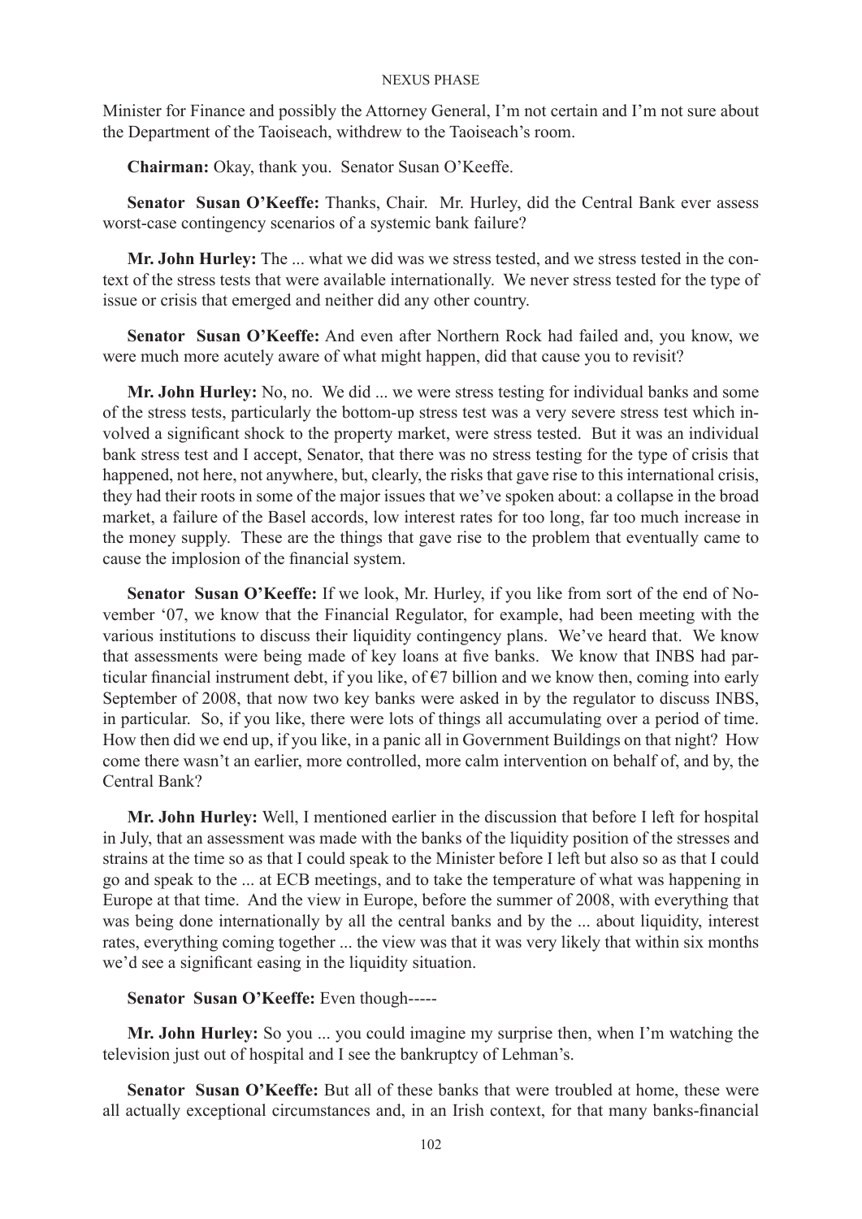Minister for Finance and possibly the Attorney General, I'm not certain and I'm not sure about the Department of the Taoiseach, withdrew to the Taoiseach's room.

**Chairman:** Okay, thank you. Senator Susan O'Keeffe.

**Senator Susan O'Keeffe:** Thanks, Chair. Mr. Hurley, did the Central Bank ever assess worst-case contingency scenarios of a systemic bank failure?

**Mr. John Hurley:** The ... what we did was we stress tested, and we stress tested in the context of the stress tests that were available internationally. We never stress tested for the type of issue or crisis that emerged and neither did any other country.

**Senator Susan O'Keeffe:** And even after Northern Rock had failed and, you know, we were much more acutely aware of what might happen, did that cause you to revisit?

**Mr. John Hurley:** No, no. We did ... we were stress testing for individual banks and some of the stress tests, particularly the bottom-up stress test was a very severe stress test which involved a significant shock to the property market, were stress tested. But it was an individual bank stress test and I accept, Senator, that there was no stress testing for the type of crisis that happened, not here, not anywhere, but, clearly, the risks that gave rise to this international crisis, they had their roots in some of the major issues that we've spoken about: a collapse in the broad market, a failure of the Basel accords, low interest rates for too long, far too much increase in the money supply. These are the things that gave rise to the problem that eventually came to cause the implosion of the financial system.

**Senator Susan O'Keeffe:** If we look, Mr. Hurley, if you like from sort of the end of November '07, we know that the Financial Regulator, for example, had been meeting with the various institutions to discuss their liquidity contingency plans. We've heard that. We know that assessments were being made of key loans at five banks. We know that INBS had particular financial instrument debt, if you like, of €7 billion and we know then, coming into early September of 2008, that now two key banks were asked in by the regulator to discuss INBS, in particular. So, if you like, there were lots of things all accumulating over a period of time. How then did we end up, if you like, in a panic all in Government Buildings on that night? How come there wasn't an earlier, more controlled, more calm intervention on behalf of, and by, the Central Bank?

**Mr. John Hurley:** Well, I mentioned earlier in the discussion that before I left for hospital in July, that an assessment was made with the banks of the liquidity position of the stresses and strains at the time so as that I could speak to the Minister before I left but also so as that I could go and speak to the ... at ECB meetings, and to take the temperature of what was happening in Europe at that time. And the view in Europe, before the summer of 2008, with everything that was being done internationally by all the central banks and by the ... about liquidity, interest rates, everything coming together ... the view was that it was very likely that within six months we'd see a significant easing in the liquidity situation.

**Senator Susan O'Keeffe:** Even though-----

**Mr. John Hurley:** So you ... you could imagine my surprise then, when I'm watching the television just out of hospital and I see the bankruptcy of Lehman's.

**Senator Susan O'Keeffe:** But all of these banks that were troubled at home, these were all actually exceptional circumstances and, in an Irish context, for that many banks-financial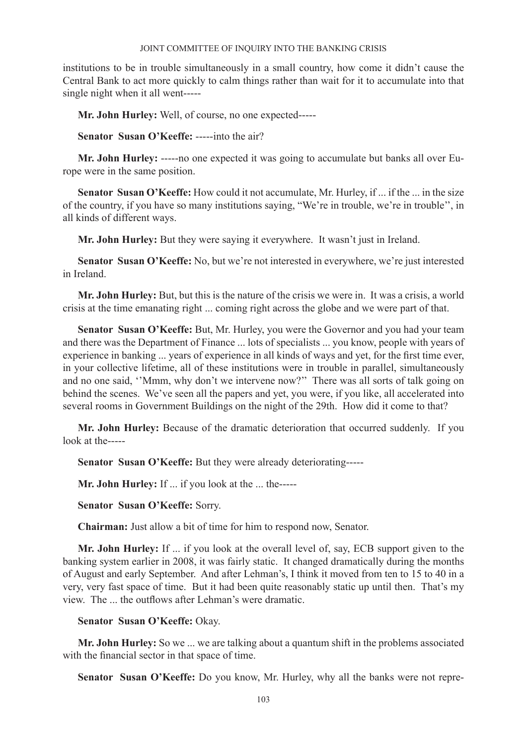institutions to be in trouble simultaneously in a small country, how come it didn't cause the Central Bank to act more quickly to calm things rather than wait for it to accumulate into that single night when it all went-----

**Mr. John Hurley:** Well, of course, no one expected-----

**Senator Susan O'Keeffe:** -----into the air?

**Mr. John Hurley:** -----no one expected it was going to accumulate but banks all over Europe were in the same position.

**Senator Susan O'Keeffe:** How could it not accumulate, Mr. Hurley, if ... if the ... in the size of the country, if you have so many institutions saying, "We're in trouble, we're in trouble'', in all kinds of different ways.

**Mr. John Hurley:** But they were saying it everywhere. It wasn't just in Ireland.

**Senator Susan O'Keeffe:** No, but we're not interested in everywhere, we're just interested in Ireland.

**Mr. John Hurley:** But, but this is the nature of the crisis we were in. It was a crisis, a world crisis at the time emanating right ... coming right across the globe and we were part of that.

**Senator Susan O'Keeffe:** But, Mr. Hurley, you were the Governor and you had your team and there was the Department of Finance ... lots of specialists ... you know, people with years of experience in banking ... years of experience in all kinds of ways and yet, for the first time ever, in your collective lifetime, all of these institutions were in trouble in parallel, simultaneously and no one said, ''Mmm, why don't we intervene now?'' There was all sorts of talk going on behind the scenes. We've seen all the papers and yet, you were, if you like, all accelerated into several rooms in Government Buildings on the night of the 29th. How did it come to that?

**Mr. John Hurley:** Because of the dramatic deterioration that occurred suddenly. If you look at the-----

**Senator Susan O'Keeffe:** But they were already deteriorating-----

**Mr. John Hurley:** If ... if you look at the ... the-----

**Senator Susan O'Keeffe:** Sorry.

**Chairman:** Just allow a bit of time for him to respond now, Senator.

**Mr. John Hurley:** If ... if you look at the overall level of, say, ECB support given to the banking system earlier in 2008, it was fairly static. It changed dramatically during the months of August and early September. And after Lehman's, I think it moved from ten to 15 to 40 in a very, very fast space of time. But it had been quite reasonably static up until then. That's my view. The ... the outflows after Lehman's were dramatic.

**Senator Susan O'Keeffe:** Okay.

**Mr. John Hurley:** So we ... we are talking about a quantum shift in the problems associated with the financial sector in that space of time.

**Senator Susan O'Keeffe:** Do you know, Mr. Hurley, why all the banks were not repre-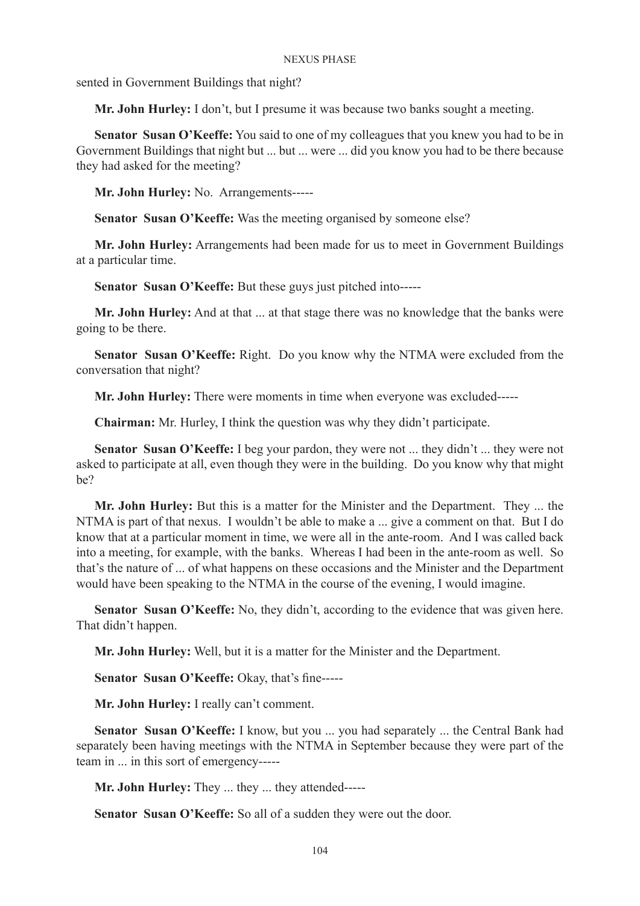sented in Government Buildings that night?

**Mr. John Hurley:** I don't, but I presume it was because two banks sought a meeting.

**Senator Susan O'Keeffe:** You said to one of my colleagues that you knew you had to be in Government Buildings that night but ... but ... were ... did you know you had to be there because they had asked for the meeting?

**Mr. John Hurley:** No. Arrangements-----

**Senator Susan O'Keeffe:** Was the meeting organised by someone else?

**Mr. John Hurley:** Arrangements had been made for us to meet in Government Buildings at a particular time.

**Senator Susan O'Keeffe:** But these guys just pitched into-----

**Mr. John Hurley:** And at that ... at that stage there was no knowledge that the banks were going to be there.

**Senator Susan O'Keeffe:** Right. Do you know why the NTMA were excluded from the conversation that night?

**Mr. John Hurley:** There were moments in time when everyone was excluded-----

**Chairman:** Mr. Hurley, I think the question was why they didn't participate.

**Senator Susan O'Keeffe:** I beg your pardon, they were not ... they didn't ... they were not asked to participate at all, even though they were in the building. Do you know why that might be?

**Mr. John Hurley:** But this is a matter for the Minister and the Department. They ... the NTMA is part of that nexus. I wouldn't be able to make a ... give a comment on that. But I do know that at a particular moment in time, we were all in the ante-room. And I was called back into a meeting, for example, with the banks. Whereas I had been in the ante-room as well. So that's the nature of ... of what happens on these occasions and the Minister and the Department would have been speaking to the NTMA in the course of the evening, I would imagine.

**Senator Susan O'Keeffe:** No, they didn't, according to the evidence that was given here. That didn't happen.

**Mr. John Hurley:** Well, but it is a matter for the Minister and the Department.

**Senator Susan O'Keeffe:** Okay, that's fine-----

**Mr. John Hurley:** I really can't comment.

**Senator Susan O'Keeffe:** I know, but you ... you had separately ... the Central Bank had separately been having meetings with the NTMA in September because they were part of the team in ... in this sort of emergency-----

**Mr. John Hurley:** They ... they ... they attended-----

**Senator Susan O'Keeffe:** So all of a sudden they were out the door.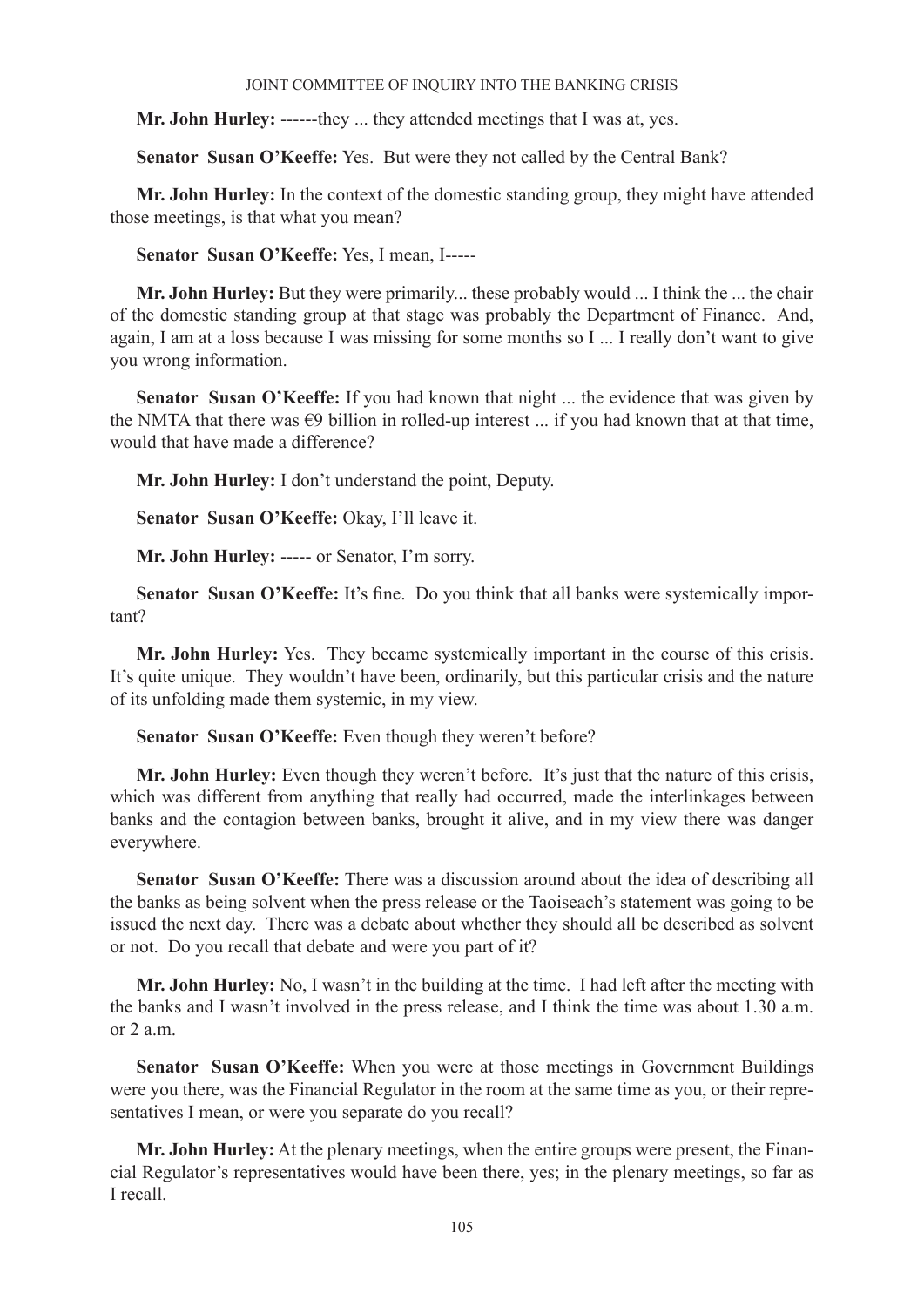**Mr. John Hurley:** ------they ... they attended meetings that I was at, yes.

**Senator Susan O'Keeffe:** Yes. But were they not called by the Central Bank?

**Mr. John Hurley:** In the context of the domestic standing group, they might have attended those meetings, is that what you mean?

**Senator Susan O'Keeffe:** Yes, I mean, I-----

**Mr. John Hurley:** But they were primarily... these probably would ... I think the ... the chair of the domestic standing group at that stage was probably the Department of Finance. And, again, I am at a loss because I was missing for some months so I ... I really don't want to give you wrong information.

**Senator Susan O'Keeffe:** If you had known that night ... the evidence that was given by the NMTA that there was €9 billion in rolled-up interest ... if you had known that at that time, would that have made a difference?

**Mr. John Hurley:** I don't understand the point, Deputy.

**Senator Susan O'Keeffe:** Okay, I'll leave it.

**Mr. John Hurley:** ----- or Senator, I'm sorry.

**Senator Susan O'Keeffe:** It's fine. Do you think that all banks were systemically important?

**Mr. John Hurley:** Yes. They became systemically important in the course of this crisis. It's quite unique. They wouldn't have been, ordinarily, but this particular crisis and the nature of its unfolding made them systemic, in my view.

**Senator Susan O'Keeffe:** Even though they weren't before?

**Mr. John Hurley:** Even though they weren't before. It's just that the nature of this crisis, which was different from anything that really had occurred, made the interlinkages between banks and the contagion between banks, brought it alive, and in my view there was danger everywhere.

**Senator Susan O'Keeffe:** There was a discussion around about the idea of describing all the banks as being solvent when the press release or the Taoiseach's statement was going to be issued the next day. There was a debate about whether they should all be described as solvent or not. Do you recall that debate and were you part of it?

**Mr. John Hurley:** No, I wasn't in the building at the time. I had left after the meeting with the banks and I wasn't involved in the press release, and I think the time was about 1.30 a.m. or 2 a.m.

**Senator Susan O'Keeffe:** When you were at those meetings in Government Buildings were you there, was the Financial Regulator in the room at the same time as you, or their representatives I mean, or were you separate do you recall?

**Mr. John Hurley:** At the plenary meetings, when the entire groups were present, the Financial Regulator's representatives would have been there, yes; in the plenary meetings, so far as I recall.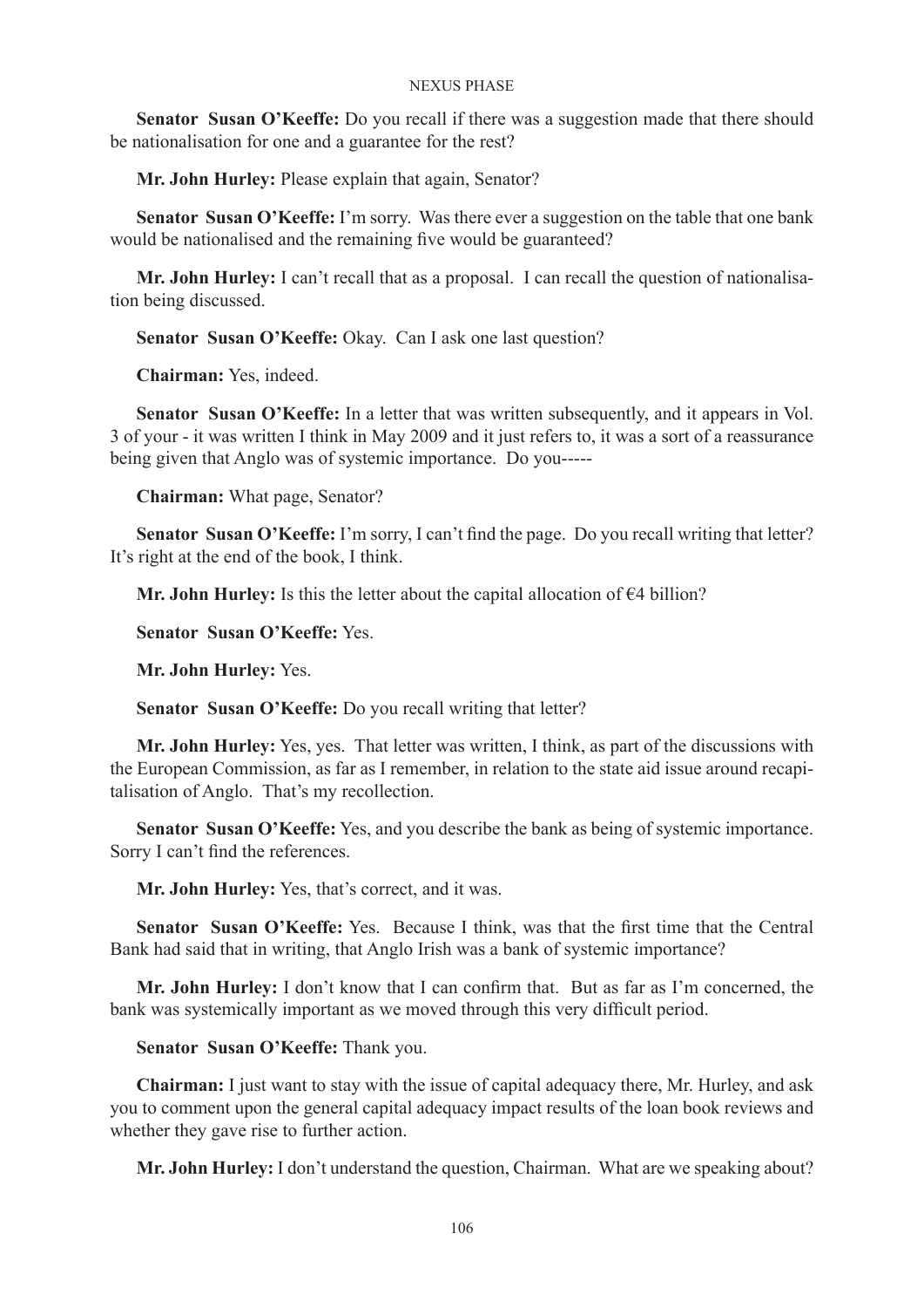**Senator Susan O'Keeffe:** Do you recall if there was a suggestion made that there should be nationalisation for one and a guarantee for the rest?

**Mr. John Hurley:** Please explain that again, Senator?

**Senator Susan O'Keeffe:** I'm sorry. Was there ever a suggestion on the table that one bank would be nationalised and the remaining five would be guaranteed?

**Mr. John Hurley:** I can't recall that as a proposal. I can recall the question of nationalisation being discussed.

**Senator Susan O'Keeffe:** Okay. Can I ask one last question?

**Chairman:** Yes, indeed.

**Senator Susan O'Keeffe:** In a letter that was written subsequently, and it appears in Vol. 3 of your - it was written I think in May 2009 and it just refers to, it was a sort of a reassurance being given that Anglo was of systemic importance. Do you-----

**Chairman:** What page, Senator?

**Senator Susan O'Keeffe:** I'm sorry, I can't find the page. Do you recall writing that letter? It's right at the end of the book, I think.

**Mr. John Hurley:** Is this the letter about the capital allocation of €4 billion?

**Senator Susan O'Keeffe:** Yes.

**Mr. John Hurley:** Yes.

**Senator Susan O'Keeffe:** Do you recall writing that letter?

**Mr. John Hurley:** Yes, yes. That letter was written, I think, as part of the discussions with the European Commission, as far as I remember, in relation to the state aid issue around recapitalisation of Anglo. That's my recollection.

**Senator Susan O'Keeffe:** Yes, and you describe the bank as being of systemic importance. Sorry I can't find the references.

**Mr. John Hurley:** Yes, that's correct, and it was.

**Senator Susan O'Keeffe:** Yes. Because I think, was that the first time that the Central Bank had said that in writing, that Anglo Irish was a bank of systemic importance?

**Mr. John Hurley:** I don't know that I can confirm that. But as far as I'm concerned, the bank was systemically important as we moved through this very difficult period.

**Senator Susan O'Keeffe:** Thank you.

**Chairman:** I just want to stay with the issue of capital adequacy there, Mr. Hurley, and ask you to comment upon the general capital adequacy impact results of the loan book reviews and whether they gave rise to further action.

**Mr. John Hurley:** I don't understand the question, Chairman. What are we speaking about?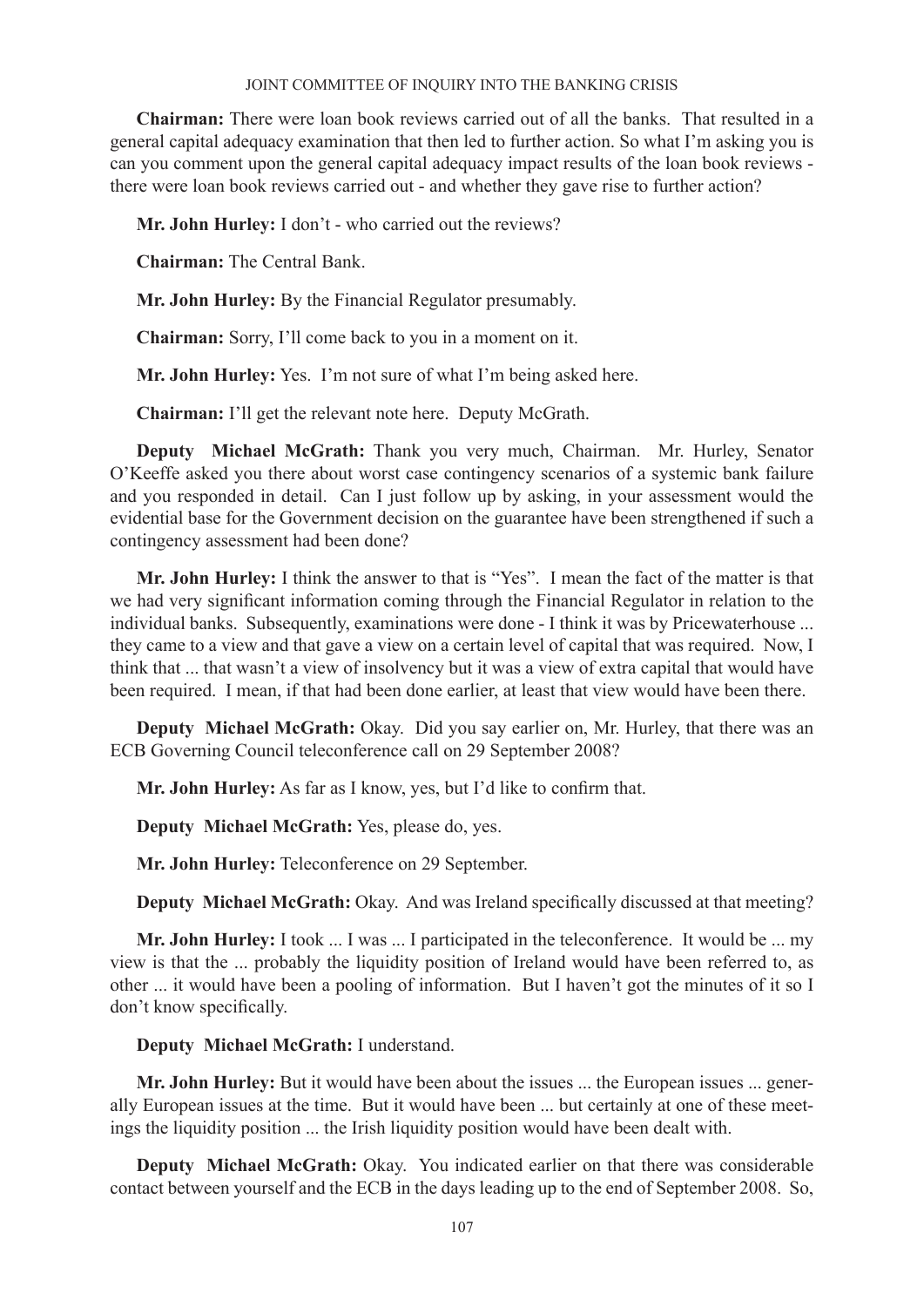**Chairman:** There were loan book reviews carried out of all the banks. That resulted in a general capital adequacy examination that then led to further action. So what I'm asking you is can you comment upon the general capital adequacy impact results of the loan book reviews - there were loan book reviews carried out - and whether they gave rise to further action?

**Mr. John Hurley:** I don't - who carried out the reviews?

**Chairman:** The Central Bank.

**Mr. John Hurley:** By the Financial Regulator presumably.

**Chairman:** Sorry, I'll come back to you in a moment on it.

**Mr. John Hurley:** Yes. I'm not sure of what I'm being asked here.

**Chairman:** I'll get the relevant note here. Deputy McGrath.

**Deputy Michael McGrath:** Thank you very much, Chairman. Mr. Hurley, Senator O'Keeffe asked you there about worst case contingency scenarios of a systemic bank failure and you responded in detail. Can I just follow up by asking, in your assessment would the evidential base for the Government decision on the guarantee have been strengthened if such a contingency assessment had been done?

**Mr. John Hurley:** I think the answer to that is "Yes". I mean the fact of the matter is that we had very significant information coming through the Financial Regulator in relation to the individual banks. Subsequently, examinations were done - I think it was by Pricewaterhouse ... they came to a view and that gave a view on a certain level of capital that was required. Now, I think that ... that wasn't a view of insolvency but it was a view of extra capital that would have been required. I mean, if that had been done earlier, at least that view would have been there.

**Deputy Michael McGrath:** Okay. Did you say earlier on, Mr. Hurley, that there was an ECB Governing Council teleconference call on 29 September 2008?

**Mr. John Hurley:** As far as I know, yes, but I'd like to confirm that.

**Deputy Michael McGrath:** Yes, please do, yes.

**Mr. John Hurley:** Teleconference on 29 September.

**Deputy Michael McGrath:** Okay. And was Ireland specifically discussed at that meeting?

**Mr. John Hurley:** I took ... I was ... I participated in the teleconference. It would be ... my view is that the ... probably the liquidity position of Ireland would have been referred to, as other ... it would have been a pooling of information. But I haven't got the minutes of it so I don't know specifically.

**Deputy Michael McGrath:** I understand.

**Mr. John Hurley:** But it would have been about the issues ... the European issues ... generally European issues at the time. But it would have been ... but certainly at one of these meetings the liquidity position ... the Irish liquidity position would have been dealt with.

**Deputy Michael McGrath:** Okay. You indicated earlier on that there was considerable contact between yourself and the ECB in the days leading up to the end of September 2008. So,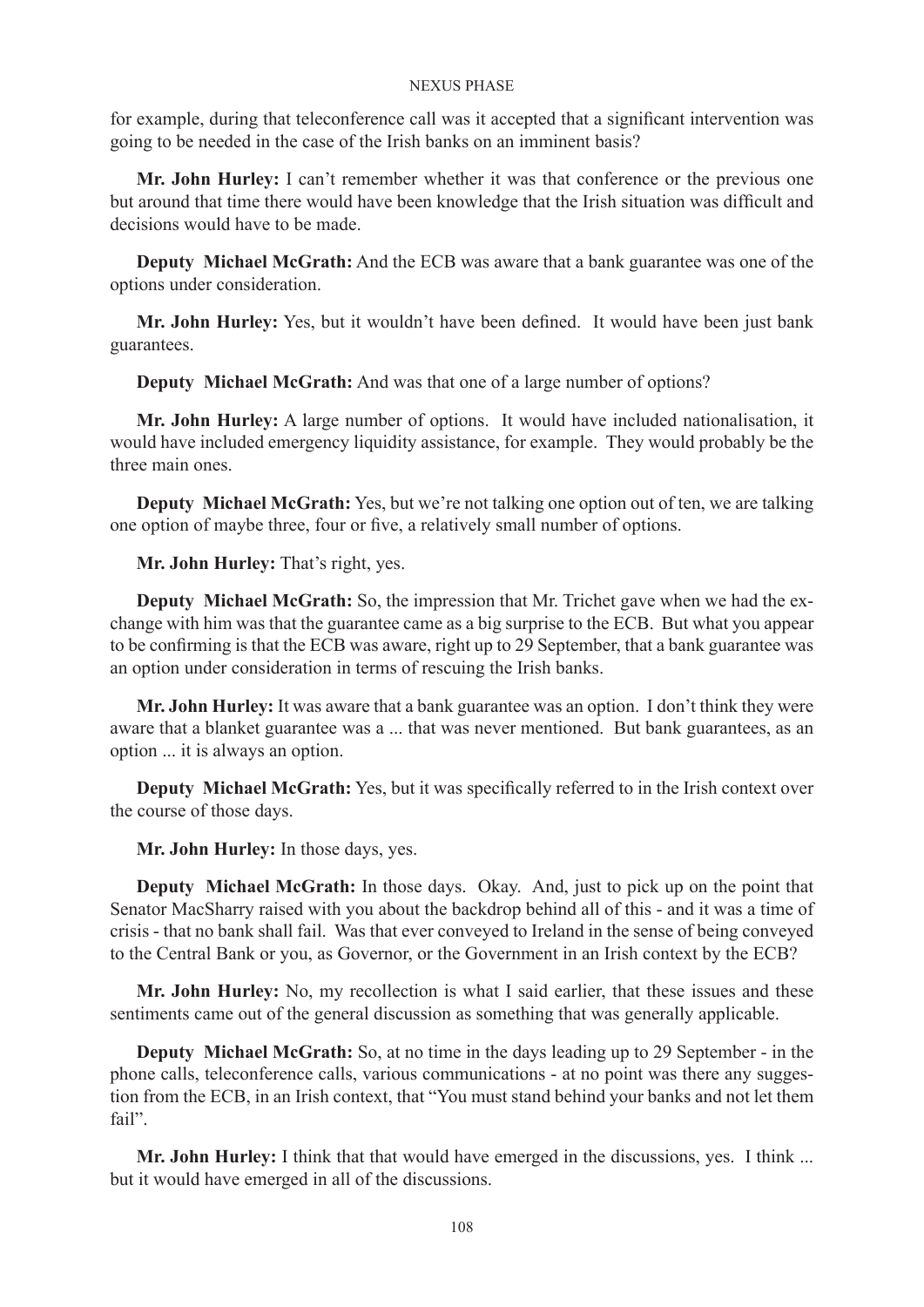for example, during that teleconference call was it accepted that a significant intervention was going to be needed in the case of the Irish banks on an imminent basis?

**Mr. John Hurley:** I can't remember whether it was that conference or the previous one but around that time there would have been knowledge that the Irish situation was difficult and decisions would have to be made.

**Deputy Michael McGrath:** And the ECB was aware that a bank guarantee was one of the options under consideration.

**Mr. John Hurley:** Yes, but it wouldn't have been defined. It would have been just bank guarantees.

**Deputy Michael McGrath:** And was that one of a large number of options?

**Mr. John Hurley:** A large number of options. It would have included nationalisation, it would have included emergency liquidity assistance, for example. They would probably be the three main ones.

**Deputy Michael McGrath:** Yes, but we're not talking one option out of ten, we are talking one option of maybe three, four or five, a relatively small number of options.

**Mr. John Hurley:** That's right, yes.

**Deputy Michael McGrath:** So, the impression that Mr. Trichet gave when we had the exchange with him was that the guarantee came as a big surprise to the ECB. But what you appear to be confirming is that the ECB was aware, right up to 29 September, that a bank guarantee was an option under consideration in terms of rescuing the Irish banks.

**Mr. John Hurley:** It was aware that a bank guarantee was an option. I don't think they were aware that a blanket guarantee was a ... that was never mentioned. But bank guarantees, as an option ... it is always an option.

**Deputy Michael McGrath:** Yes, but it was specifically referred to in the Irish context over the course of those days.

**Mr. John Hurley:** In those days, yes.

**Deputy Michael McGrath:** In those days. Okay. And, just to pick up on the point that Senator MacSharry raised with you about the backdrop behind all of this - and it was a time of crisis - that no bank shall fail. Was that ever conveyed to Ireland in the sense of being conveyed to the Central Bank or you, as Governor, or the Government in an Irish context by the ECB?

**Mr. John Hurley:** No, my recollection is what I said earlier, that these issues and these sentiments came out of the general discussion as something that was generally applicable.

**Deputy Michael McGrath:** So, at no time in the days leading up to 29 September - in the phone calls, teleconference calls, various communications - at no point was there any suggestion from the ECB, in an Irish context, that "You must stand behind your banks and not let them fail".

**Mr. John Hurley:** I think that that would have emerged in the discussions, yes. I think ... but it would have emerged in all of the discussions.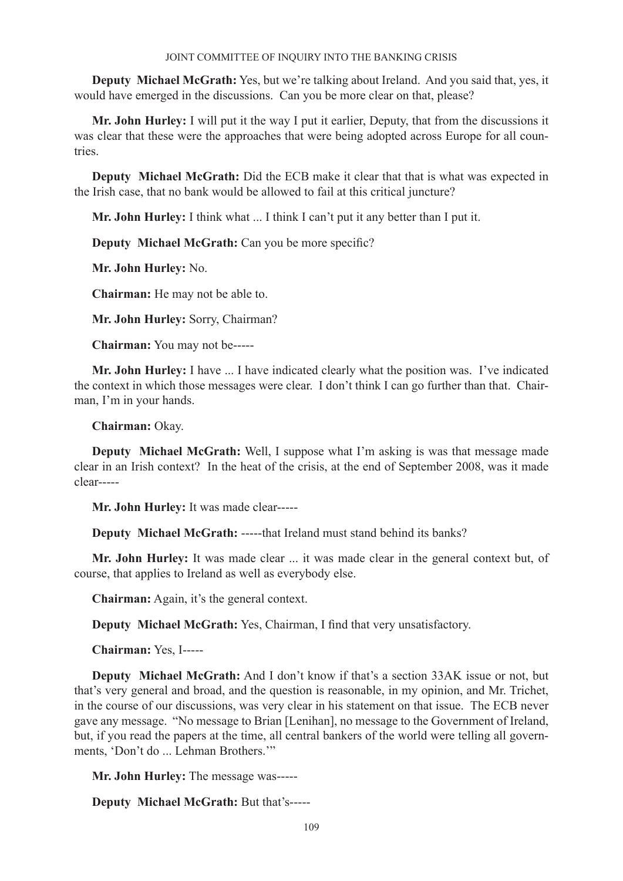**Deputy Michael McGrath:** Yes, but we're talking about Ireland. And you said that, yes, it would have emerged in the discussions. Can you be more clear on that, please?

**Mr. John Hurley:** I will put it the way I put it earlier, Deputy, that from the discussions it was clear that these were the approaches that were being adopted across Europe for all countries.

**Deputy Michael McGrath:** Did the ECB make it clear that that is what was expected in the Irish case, that no bank would be allowed to fail at this critical juncture?

**Mr. John Hurley:** I think what ... I think I can't put it any better than I put it.

**Deputy Michael McGrath:** Can you be more specific?

**Mr. John Hurley:** No.

**Chairman:** He may not be able to.

**Mr. John Hurley:** Sorry, Chairman?

**Chairman:** You may not be-----

**Mr. John Hurley:** I have ... I have indicated clearly what the position was. I've indicated the context in which those messages were clear. I don't think I can go further than that. Chairman, I'm in your hands.

**Chairman:** Okay.

**Deputy Michael McGrath:** Well, I suppose what I'm asking is was that message made clear in an Irish context? In the heat of the crisis, at the end of September 2008, was it made clear-----

**Mr. John Hurley:** It was made clear-----

**Deputy Michael McGrath:** -----that Ireland must stand behind its banks?

**Mr. John Hurley:** It was made clear ... it was made clear in the general context but, of course, that applies to Ireland as well as everybody else.

**Chairman:** Again, it's the general context.

**Deputy Michael McGrath:** Yes, Chairman, I find that very unsatisfactory.

**Chairman:** Yes, I-----

**Deputy Michael McGrath:** And I don't know if that's a section 33AK issue or not, but that's very general and broad, and the question is reasonable, in my opinion, and Mr. Trichet, in the course of our discussions, was very clear in his statement on that issue. The ECB never gave any message. "No message to Brian [Lenihan], no message to the Government of Ireland, but, if you read the papers at the time, all central bankers of the world were telling all governments, 'Don't do ... Lehman Brothers.'"

**Mr. John Hurley:** The message was-----

**Deputy Michael McGrath:** But that's-----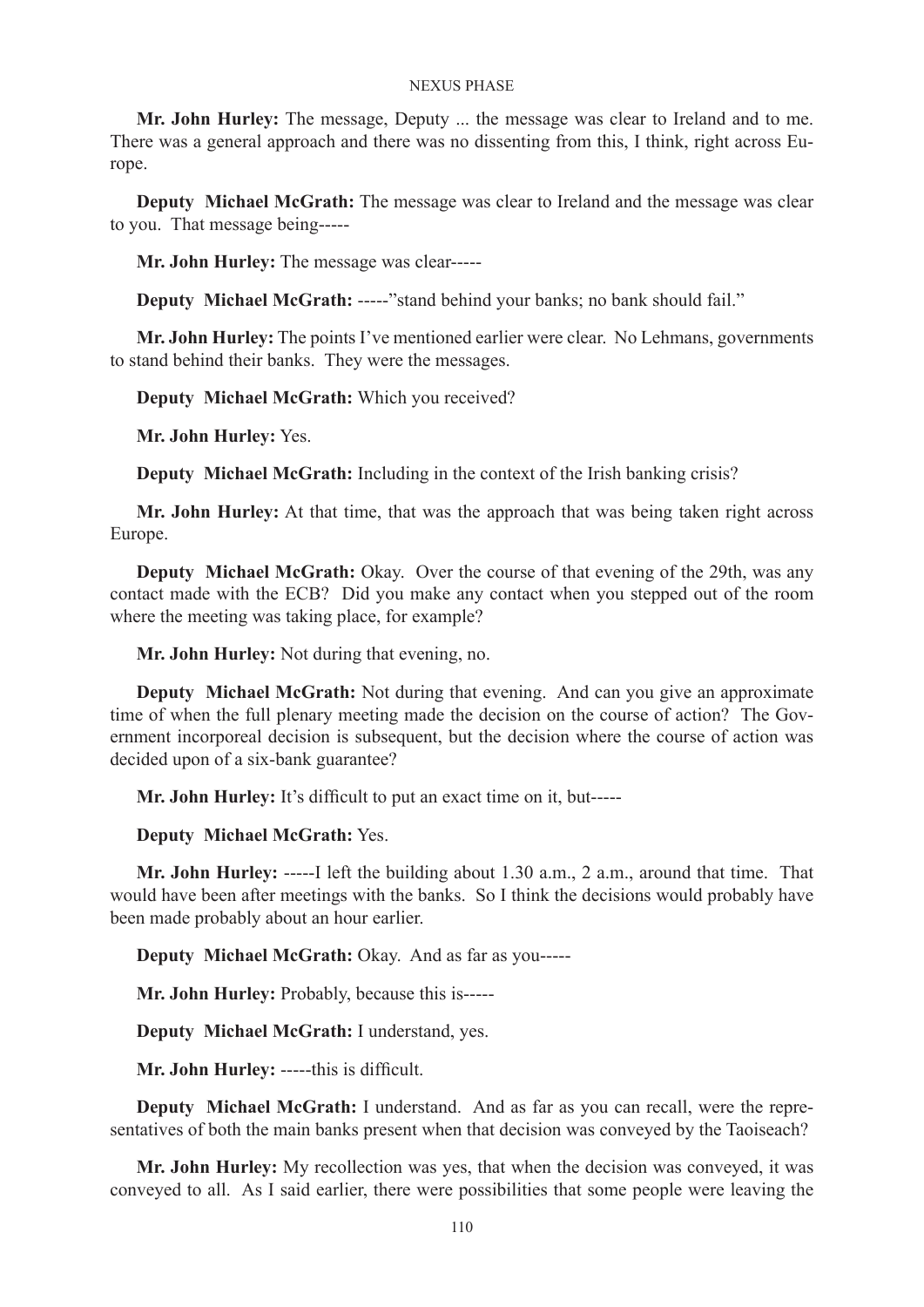**Mr. John Hurley:** The message, Deputy ... the message was clear to Ireland and to me. There was a general approach and there was no dissenting from this, I think, right across Europe.

**Deputy Michael McGrath:** The message was clear to Ireland and the message was clear to you. That message being-----

**Mr. John Hurley:** The message was clear-----

**Deputy Michael McGrath:** -----"stand behind your banks; no bank should fail."

**Mr. John Hurley:** The points I've mentioned earlier were clear. No Lehmans, governments to stand behind their banks. They were the messages.

**Deputy Michael McGrath:** Which you received?

**Mr. John Hurley:** Yes.

**Deputy Michael McGrath:** Including in the context of the Irish banking crisis?

**Mr. John Hurley:** At that time, that was the approach that was being taken right across Europe.

**Deputy Michael McGrath:** Okay. Over the course of that evening of the 29th, was any contact made with the ECB? Did you make any contact when you stepped out of the room where the meeting was taking place, for example?

**Mr. John Hurley:** Not during that evening, no.

**Deputy Michael McGrath:** Not during that evening. And can you give an approximate time of when the full plenary meeting made the decision on the course of action? The Government incorporeal decision is subsequent, but the decision where the course of action was decided upon of a six-bank guarantee?

**Mr. John Hurley:** It's difficult to put an exact time on it, but-----

**Deputy Michael McGrath:** Yes.

**Mr. John Hurley:** -----I left the building about 1.30 a.m., 2 a.m., around that time. That would have been after meetings with the banks. So I think the decisions would probably have been made probably about an hour earlier.

**Deputy Michael McGrath:** Okay. And as far as you-----

**Mr. John Hurley:** Probably, because this is-----

**Deputy Michael McGrath:** I understand, yes.

**Mr. John Hurley:** -----this is difficult.

**Deputy Michael McGrath:** I understand. And as far as you can recall, were the representatives of both the main banks present when that decision was conveyed by the Taoiseach?

**Mr. John Hurley:** My recollection was yes, that when the decision was conveyed, it was conveyed to all. As I said earlier, there were possibilities that some people were leaving the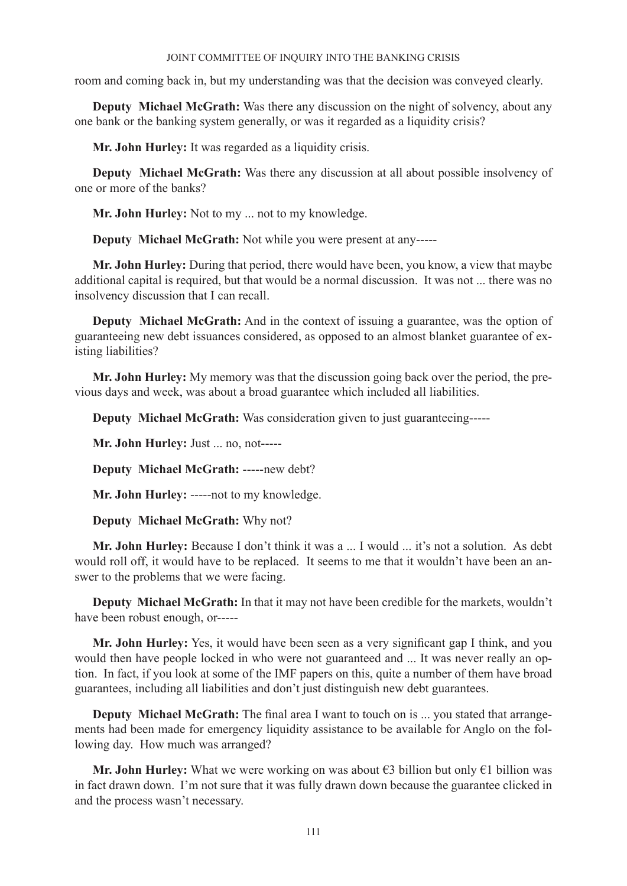room and coming back in, but my understanding was that the decision was conveyed clearly.

**Deputy Michael McGrath:** Was there any discussion on the night of solvency, about any one bank or the banking system generally, or was it regarded as a liquidity crisis?

**Mr. John Hurley:** It was regarded as a liquidity crisis.

**Deputy Michael McGrath:** Was there any discussion at all about possible insolvency of one or more of the banks?

**Mr. John Hurley:** Not to my ... not to my knowledge.

**Deputy Michael McGrath:** Not while you were present at any-----

**Mr. John Hurley:** During that period, there would have been, you know, a view that maybe additional capital is required, but that would be a normal discussion. It was not ... there was no insolvency discussion that I can recall.

**Deputy Michael McGrath:** And in the context of issuing a guarantee, was the option of guaranteeing new debt issuances considered, as opposed to an almost blanket guarantee of existing liabilities?

**Mr. John Hurley:** My memory was that the discussion going back over the period, the previous days and week, was about a broad guarantee which included all liabilities.

**Deputy Michael McGrath:** Was consideration given to just guaranteeing-----

**Mr. John Hurley:** Just ... no, not-----

**Deputy Michael McGrath:** -----new debt?

**Mr. John Hurley:** -----not to my knowledge.

**Deputy Michael McGrath:** Why not?

**Mr. John Hurley:** Because I don't think it was a ... I would ... it's not a solution. As debt would roll off, it would have to be replaced. It seems to me that it wouldn't have been an answer to the problems that we were facing.

**Deputy Michael McGrath:** In that it may not have been credible for the markets, wouldn't have been robust enough, or-----

**Mr. John Hurley:** Yes, it would have been seen as a very significant gap I think, and you would then have people locked in who were not guaranteed and ... It was never really an option. In fact, if you look at some of the IMF papers on this, quite a number of them have broad guarantees, including all liabilities and don't just distinguish new debt guarantees.

**Deputy Michael McGrath:** The final area I want to touch on is ... you stated that arrangements had been made for emergency liquidity assistance to be available for Anglo on the following day. How much was arranged?

**Mr. John Hurley:** What we were working on was about €3 billion but only €1 billion was in fact drawn down. I'm not sure that it was fully drawn down because the guarantee clicked in and the process wasn't necessary.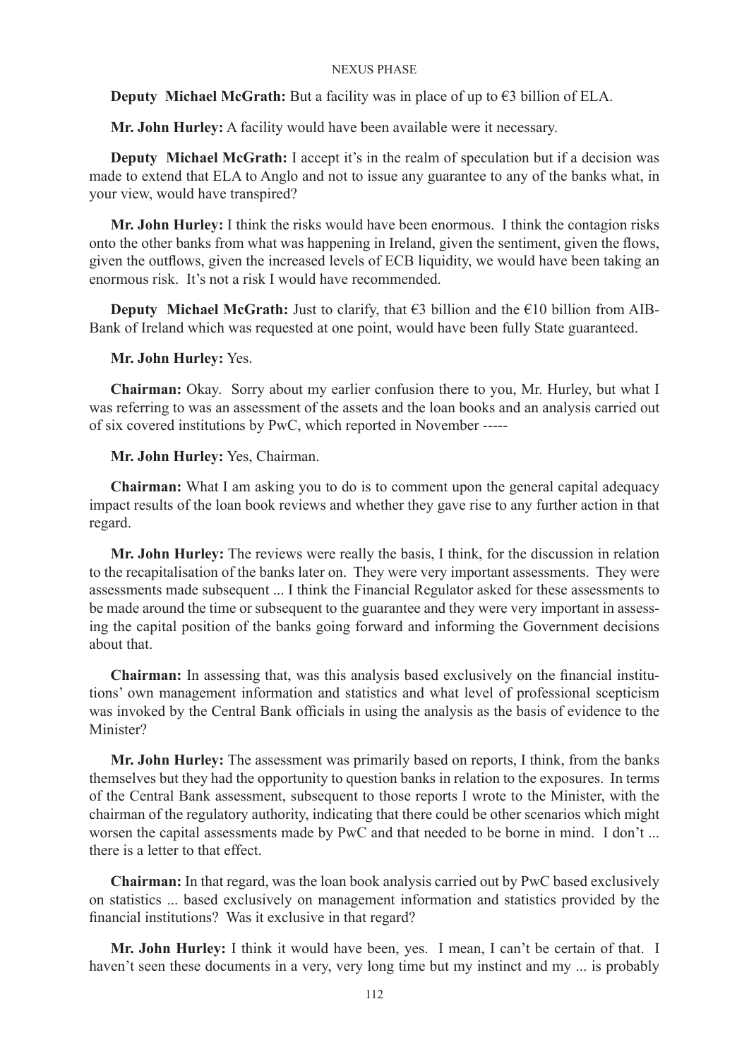**Deputy Michael McGrath:** But a facility was in place of up to €3 billion of ELA.

**Mr. John Hurley:** A facility would have been available were it necessary.

**Deputy Michael McGrath:** I accept it's in the realm of speculation but if a decision was made to extend that ELA to Anglo and not to issue any guarantee to any of the banks what, in your view, would have transpired?

**Mr. John Hurley:** I think the risks would have been enormous. I think the contagion risks onto the other banks from what was happening in Ireland, given the sentiment, given the flows, given the outflows, given the increased levels of ECB liquidity, we would have been taking an enormous risk. It's not a risk I would have recommended.

**Deputy Michael McGrath:** Just to clarify, that €3 billion and the €10 billion from AIB-Bank of Ireland which was requested at one point, would have been fully State guaranteed.

**Mr. John Hurley:** Yes.

**Chairman:** Okay. Sorry about my earlier confusion there to you, Mr. Hurley, but what I was referring to was an assessment of the assets and the loan books and an analysis carried out of six covered institutions by PwC, which reported in November -----

**Mr. John Hurley:** Yes, Chairman.

**Chairman:** What I am asking you to do is to comment upon the general capital adequacy impact results of the loan book reviews and whether they gave rise to any further action in that regard.

**Mr. John Hurley:** The reviews were really the basis, I think, for the discussion in relation to the recapitalisation of the banks later on. They were very important assessments. They were assessments made subsequent ... I think the Financial Regulator asked for these assessments to be made around the time or subsequent to the guarantee and they were very important in assessing the capital position of the banks going forward and informing the Government decisions about that.

**Chairman:** In assessing that, was this analysis based exclusively on the financial institutions' own management information and statistics and what level of professional scepticism was invoked by the Central Bank officials in using the analysis as the basis of evidence to the Minister?

**Mr. John Hurley:** The assessment was primarily based on reports, I think, from the banks themselves but they had the opportunity to question banks in relation to the exposures. In terms of the Central Bank assessment, subsequent to those reports I wrote to the Minister, with the chairman of the regulatory authority, indicating that there could be other scenarios which might worsen the capital assessments made by PwC and that needed to be borne in mind. I don't ... there is a letter to that effect.

**Chairman:** In that regard, was the loan book analysis carried out by PwC based exclusively on statistics ... based exclusively on management information and statistics provided by the financial institutions? Was it exclusive in that regard?

**Mr. John Hurley:** I think it would have been, yes. I mean, I can't be certain of that. I haven't seen these documents in a very, very long time but my instinct and my ... is probably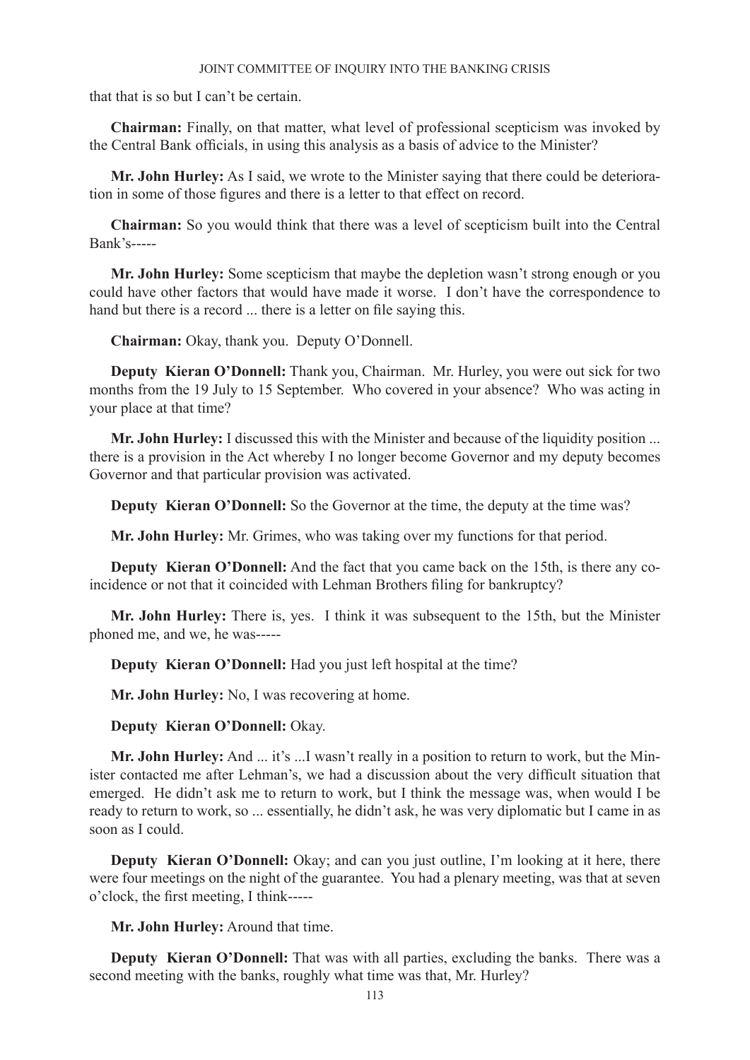that that is so but I can't be certain.

**Chairman:** Finally, on that matter, what level of professional scepticism was invoked by the Central Bank officials, in using this analysis as a basis of advice to the Minister?

**Mr. John Hurley:** As I said, we wrote to the Minister saying that there could be deterioration in some of those figures and there is a letter to that effect on record.

**Chairman:** So you would think that there was a level of scepticism built into the Central Bank's-----

**Mr. John Hurley:** Some scepticism that maybe the depletion wasn't strong enough or you could have other factors that would have made it worse. I don't have the correspondence to hand but there is a record ... there is a letter on file saying this.

**Chairman:** Okay, thank you. Deputy O'Donnell.

**Deputy Kieran O'Donnell:** Thank you, Chairman. Mr. Hurley, you were out sick for two months from the 19 July to 15 September. Who covered in your absence? Who was acting in your place at that time?

**Mr. John Hurley:** I discussed this with the Minister and because of the liquidity position ... there is a provision in the Act whereby I no longer become Governor and my deputy becomes Governor and that particular provision was activated.

**Deputy Kieran O'Donnell:** So the Governor at the time, the deputy at the time was?

**Mr. John Hurley:** Mr. Grimes, who was taking over my functions for that period.

**Deputy Kieran O'Donnell:** And the fact that you came back on the 15th, is there any co-incidence or not that it coincided with Lehman Brothers filing for bankruptcy?

**Mr. John Hurley:** There is, yes. I think it was subsequent to the 15th, but the Minister phoned me, and we, he was-----

**Deputy Kieran O'Donnell:** Had you just left hospital at the time?

**Mr. John Hurley:** No, I was recovering at home.

**Deputy Kieran O'Donnell:** Okay.

**Mr. John Hurley:** And ... it's ...I wasn't really in a position to return to work, but the Minister contacted me after Lehman's, we had a discussion about the very difficult situation that emerged. He didn't ask me to return to work, but I think the message was, when would I be ready to return to work, so ... essentially, he didn't ask, he was very diplomatic but I came in as soon as I could.

**Deputy Kieran O'Donnell:** Okay; and can you just outline, I'm looking at it here, there were four meetings on the night of the guarantee. You had a plenary meeting, was that at seven o'clock, the first meeting, I think-----

**Mr. John Hurley:** Around that time.

**Deputy Kieran O'Donnell:** That was with all parties, excluding the banks. There was a second meeting with the banks, roughly what time was that, Mr. Hurley?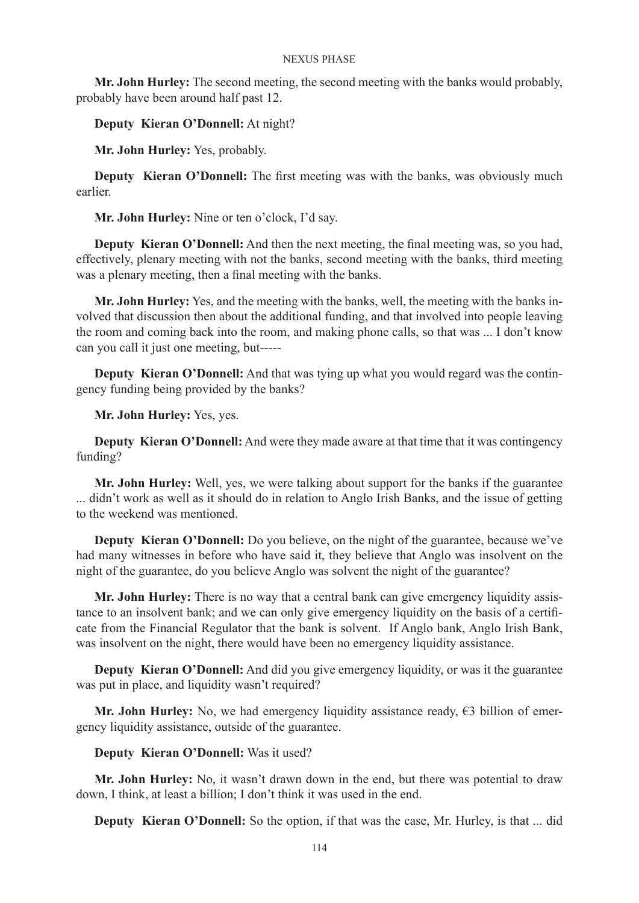**Mr. John Hurley:** The second meeting, the second meeting with the banks would probably, probably have been around half past 12.

**Deputy Kieran O'Donnell:** At night?

**Mr. John Hurley:** Yes, probably.

**Deputy Kieran O'Donnell:** The first meeting was with the banks, was obviously much earlier.

**Mr. John Hurley:** Nine or ten o'clock, I'd say.

**Deputy Kieran O'Donnell:** And then the next meeting, the final meeting was, so you had, effectively, plenary meeting with not the banks, second meeting with the banks, third meeting was a plenary meeting, then a final meeting with the banks.

**Mr. John Hurley:** Yes, and the meeting with the banks, well, the meeting with the banks involved that discussion then about the additional funding, and that involved into people leaving the room and coming back into the room, and making phone calls, so that was ... I don't know can you call it just one meeting, but-----

**Deputy Kieran O'Donnell:** And that was tying up what you would regard was the contingency funding being provided by the banks?

**Mr. John Hurley:** Yes, yes.

**Deputy Kieran O'Donnell:** And were they made aware at that time that it was contingency funding?

**Mr. John Hurley:** Well, yes, we were talking about support for the banks if the guarantee ... didn't work as well as it should do in relation to Anglo Irish Banks, and the issue of getting to the weekend was mentioned.

**Deputy Kieran O'Donnell:** Do you believe, on the night of the guarantee, because we've had many witnesses in before who have said it, they believe that Anglo was insolvent on the night of the guarantee, do you believe Anglo was solvent the night of the guarantee?

**Mr. John Hurley:** There is no way that a central bank can give emergency liquidity assistance to an insolvent bank; and we can only give emergency liquidity on the basis of a certificate from the Financial Regulator that the bank is solvent. If Anglo bank, Anglo Irish Bank, was insolvent on the night, there would have been no emergency liquidity assistance.

**Deputy Kieran O'Donnell:** And did you give emergency liquidity, or was it the guarantee was put in place, and liquidity wasn't required?

**Mr. John Hurley:** No, we had emergency liquidity assistance ready, €3 billion of emergency liquidity assistance, outside of the guarantee.

**Deputy Kieran O'Donnell:** Was it used?

**Mr. John Hurley:** No, it wasn't drawn down in the end, but there was potential to draw down, I think, at least a billion; I don't think it was used in the end.

**Deputy Kieran O'Donnell:** So the option, if that was the case, Mr. Hurley, is that ... did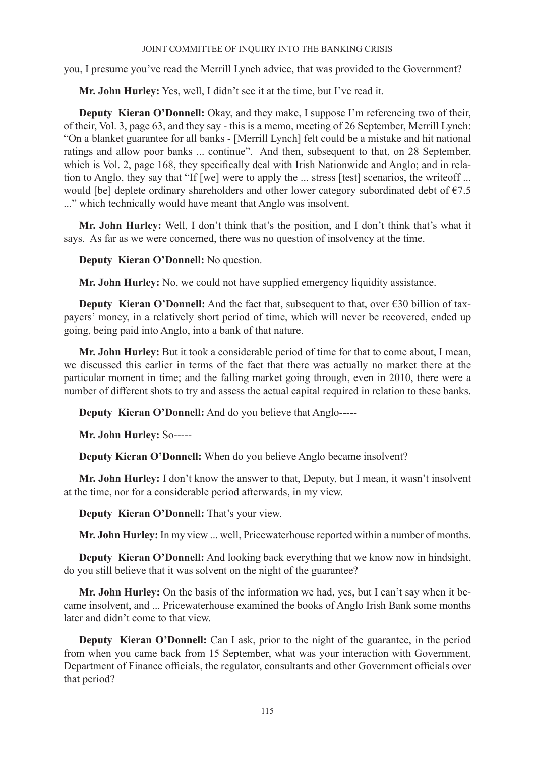you, I presume you've read the Merrill Lynch advice, that was provided to the Government?

**Mr. John Hurley:** Yes, well, I didn't see it at the time, but I've read it.

**Deputy Kieran O'Donnell:** Okay, and they make, I suppose I'm referencing two of their, of their, Vol. 3, page 63, and they say - this is a memo, meeting of 26 September, Merrill Lynch: "On a blanket guarantee for all banks - [Merrill Lynch] felt could be a mistake and hit national ratings and allow poor banks ... continue". And then, subsequent to that, on 28 September, which is Vol. 2, page 168, they specifically deal with Irish Nationwide and Anglo; and in relation to Anglo, they say that "If [we] were to apply the ... stress [test] scenarios, the writeoff ... would [be] deplete ordinary shareholders and other lower category subordinated debt of €7.5 ..." which technically would have meant that Anglo was insolvent.

**Mr. John Hurley:** Well, I don't think that's the position, and I don't think that's what it says. As far as we were concerned, there was no question of insolvency at the time.

**Deputy Kieran O'Donnell:** No question.

**Mr. John Hurley:** No, we could not have supplied emergency liquidity assistance.

**Deputy Kieran O'Donnell:** And the fact that, subsequent to that, over €30 billion of taxpayers' money, in a relatively short period of time, which will never be recovered, ended up going, being paid into Anglo, into a bank of that nature.

**Mr. John Hurley:** But it took a considerable period of time for that to come about, I mean, we discussed this earlier in terms of the fact that there was actually no market there at the particular moment in time; and the falling market going through, even in 2010, there were a number of different shots to try and assess the actual capital required in relation to these banks.

**Deputy Kieran O'Donnell:** And do you believe that Anglo-----

**Mr. John Hurley:** So-----

**Deputy Kieran O'Donnell:** When do you believe Anglo became insolvent?

**Mr. John Hurley:** I don't know the answer to that, Deputy, but I mean, it wasn't insolvent at the time, nor for a considerable period afterwards, in my view.

**Deputy Kieran O'Donnell:** That's your view.

**Mr. John Hurley:** In my view ... well, Pricewaterhouse reported within a number of months.

**Deputy Kieran O'Donnell:** And looking back everything that we know now in hindsight, do you still believe that it was solvent on the night of the guarantee?

**Mr. John Hurley:** On the basis of the information we had, yes, but I can't say when it became insolvent, and ... Pricewaterhouse examined the books of Anglo Irish Bank some months later and didn't come to that view.

**Deputy Kieran O'Donnell:** Can I ask, prior to the night of the guarantee, in the period from when you came back from 15 September, what was your interaction with Government, Department of Finance officials, the regulator, consultants and other Government officials over that period?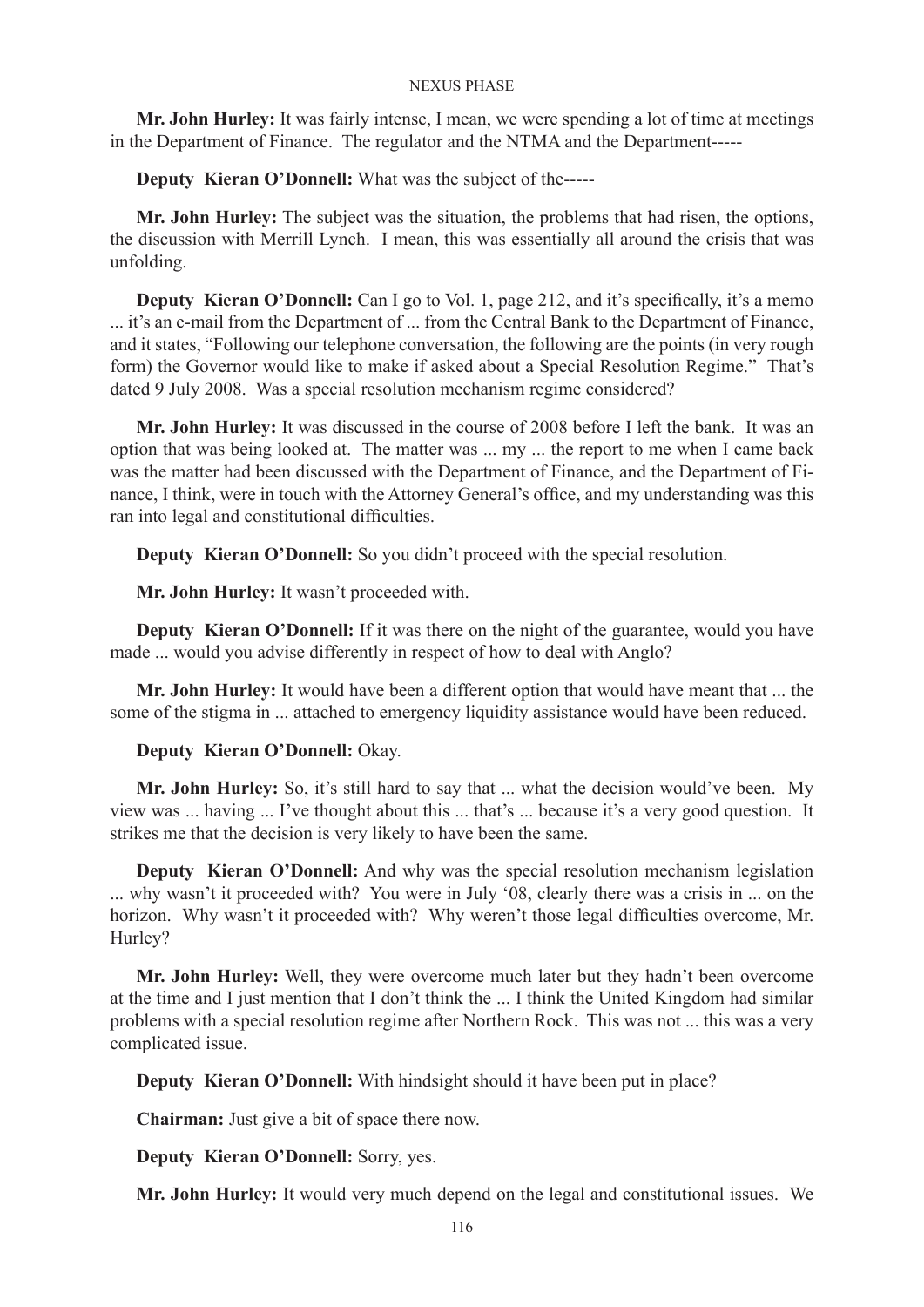**Mr. John Hurley:** It was fairly intense, I mean, we were spending a lot of time at meetings in the Department of Finance. The regulator and the NTMA and the Department-----

**Deputy Kieran O'Donnell:** What was the subject of the-----

**Mr. John Hurley:** The subject was the situation, the problems that had risen, the options, the discussion with Merrill Lynch. I mean, this was essentially all around the crisis that was unfolding.

**Deputy Kieran O'Donnell:** Can I go to Vol. 1, page 212, and it's specifically, it's a memo ... it's an e-mail from the Department of ... from the Central Bank to the Department of Finance, and it states, "Following our telephone conversation, the following are the points (in very rough form) the Governor would like to make if asked about a Special Resolution Regime." That's dated 9 July 2008. Was a special resolution mechanism regime considered?

**Mr. John Hurley:** It was discussed in the course of 2008 before I left the bank. It was an option that was being looked at. The matter was ... my ... the report to me when I came back was the matter had been discussed with the Department of Finance, and the Department of Finance, I think, were in touch with the Attorney General's office, and my understanding was this ran into legal and constitutional difficulties.

**Deputy Kieran O'Donnell:** So you didn't proceed with the special resolution.

**Mr. John Hurley:** It wasn't proceeded with.

**Deputy Kieran O'Donnell:** If it was there on the night of the guarantee, would you have made ... would you advise differently in respect of how to deal with Anglo?

**Mr. John Hurley:** It would have been a different option that would have meant that ... the some of the stigma in ... attached to emergency liquidity assistance would have been reduced.

**Deputy Kieran O'Donnell:** Okay.

**Mr. John Hurley:** So, it's still hard to say that ... what the decision would've been. My view was ... having ... I've thought about this ... that's ... because it's a very good question. It strikes me that the decision is very likely to have been the same.

**Deputy Kieran O'Donnell:** And why was the special resolution mechanism legislation ... why wasn't it proceeded with? You were in July '08, clearly there was a crisis in ... on the horizon. Why wasn't it proceeded with? Why weren't those legal difficulties overcome, Mr. Hurley?

**Mr. John Hurley:** Well, they were overcome much later but they hadn't been overcome at the time and I just mention that I don't think the ... I think the United Kingdom had similar problems with a special resolution regime after Northern Rock. This was not ... this was a very complicated issue.

**Deputy Kieran O'Donnell:** With hindsight should it have been put in place?

**Chairman:** Just give a bit of space there now.

**Deputy Kieran O'Donnell:** Sorry, yes.

**Mr. John Hurley:** It would very much depend on the legal and constitutional issues. We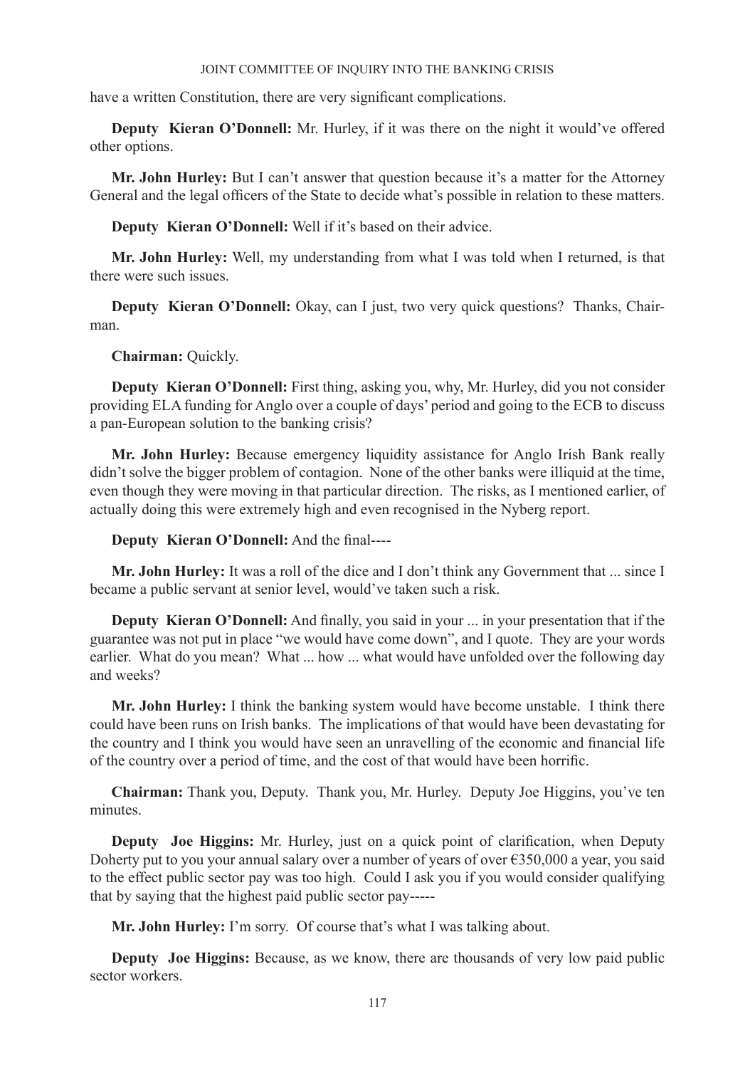have a written Constitution, there are very significant complications.

**Deputy Kieran O'Donnell:** Mr. Hurley, if it was there on the night it would've offered other options.

**Mr. John Hurley:** But I can't answer that question because it's a matter for the Attorney General and the legal officers of the State to decide what's possible in relation to these matters.

**Deputy Kieran O'Donnell:** Well if it's based on their advice.

**Mr. John Hurley:** Well, my understanding from what I was told when I returned, is that there were such issues.

**Deputy Kieran O'Donnell:** Okay, can I just, two very quick questions? Thanks, Chairman.

**Chairman:** Quickly.

**Deputy Kieran O'Donnell:** First thing, asking you, why, Mr. Hurley, did you not consider providing ELA funding for Anglo over a couple of days' period and going to the ECB to discuss a pan-European solution to the banking crisis?

**Mr. John Hurley:** Because emergency liquidity assistance for Anglo Irish Bank really didn't solve the bigger problem of contagion. None of the other banks were illiquid at the time, even though they were moving in that particular direction. The risks, as I mentioned earlier, of actually doing this were extremely high and even recognised in the Nyberg report.

**Deputy Kieran O'Donnell:** And the final----

**Mr. John Hurley:** It was a roll of the dice and I don't think any Government that ... since I became a public servant at senior level, would've taken such a risk.

**Deputy Kieran O'Donnell:** And finally, you said in your ... in your presentation that if the guarantee was not put in place "we would have come down", and I quote. They are your words earlier. What do you mean? What ... how ... what would have unfolded over the following day and weeks?

**Mr. John Hurley:** I think the banking system would have become unstable. I think there could have been runs on Irish banks. The implications of that would have been devastating for the country and I think you would have seen an unravelling of the economic and financial life of the country over a period of time, and the cost of that would have been horrific.

**Chairman:** Thank you, Deputy. Thank you, Mr. Hurley. Deputy Joe Higgins, you've ten minutes.

**Deputy Joe Higgins:** Mr. Hurley, just on a quick point of clarification, when Deputy Doherty put to you your annual salary over a number of years of over €350,000 a year, you said to the effect public sector pay was too high. Could I ask you if you would consider qualifying that by saying that the highest paid public sector pay-----

**Mr. John Hurley:** I'm sorry. Of course that's what I was talking about.

**Deputy Joe Higgins:** Because, as we know, there are thousands of very low paid public sector workers.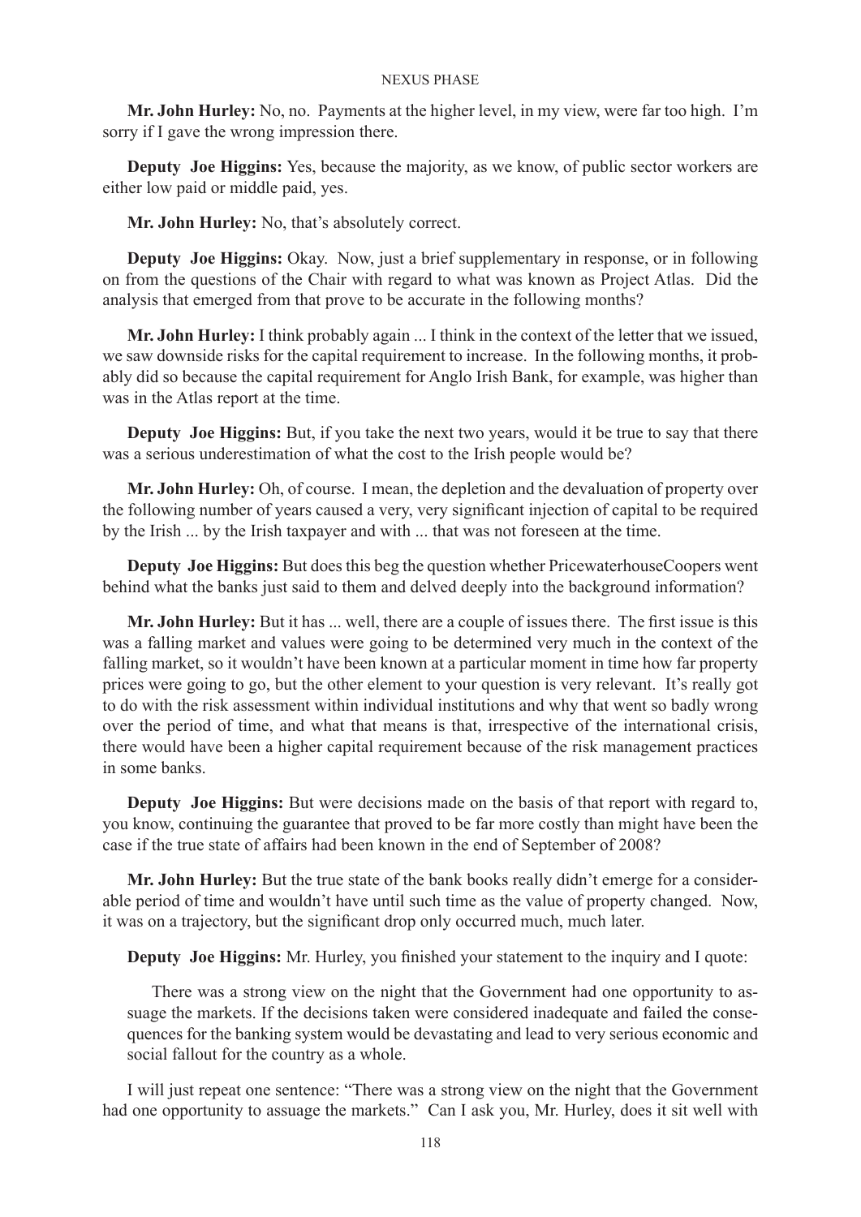**Mr. John Hurley:** No, no. Payments at the higher level, in my view, were far too high. I'm sorry if I gave the wrong impression there.

**Deputy Joe Higgins:** Yes, because the majority, as we know, of public sector workers are either low paid or middle paid, yes.

**Mr. John Hurley:** No, that's absolutely correct.

**Deputy Joe Higgins:** Okay. Now, just a brief supplementary in response, or in following on from the questions of the Chair with regard to what was known as Project Atlas. Did the analysis that emerged from that prove to be accurate in the following months?

**Mr. John Hurley:** I think probably again ... I think in the context of the letter that we issued, we saw downside risks for the capital requirement to increase. In the following months, it probably did so because the capital requirement for Anglo Irish Bank, for example, was higher than was in the Atlas report at the time.

**Deputy Joe Higgins:** But, if you take the next two years, would it be true to say that there was a serious underestimation of what the cost to the Irish people would be?

**Mr. John Hurley:** Oh, of course. I mean, the depletion and the devaluation of property over the following number of years caused a very, very significant injection of capital to be required by the Irish ... by the Irish taxpayer and with ... that was not foreseen at the time.

**Deputy Joe Higgins:** But does this beg the question whether PricewaterhouseCoopers went behind what the banks just said to them and delved deeply into the background information?

**Mr. John Hurley:** But it has ... well, there are a couple of issues there. The first issue is this was a falling market and values were going to be determined very much in the context of the falling market, so it wouldn't have been known at a particular moment in time how far property prices were going to go, but the other element to your question is very relevant. It's really got to do with the risk assessment within individual institutions and why that went so badly wrong over the period of time, and what that means is that, irrespective of the international crisis, there would have been a higher capital requirement because of the risk management practices in some banks.

**Deputy Joe Higgins:** But were decisions made on the basis of that report with regard to, you know, continuing the guarantee that proved to be far more costly than might have been the case if the true state of affairs had been known in the end of September of 2008?

**Mr. John Hurley:** But the true state of the bank books really didn't emerge for a considerable period of time and wouldn't have until such time as the value of property changed. Now, it was on a trajectory, but the significant drop only occurred much, much later.

**Deputy Joe Higgins:** Mr. Hurley, you finished your statement to the inquiry and I quote:

> There was a strong view on the night that the Government had one opportunity to assuage the markets. If the decisions taken were considered inadequate and failed the consequences for the banking system would be devastating and lead to very serious economic and social fallout for the country as a whole.

I will just repeat one sentence: "There was a strong view on the night that the Government had one opportunity to assuage the markets." Can I ask you, Mr. Hurley, does it sit well with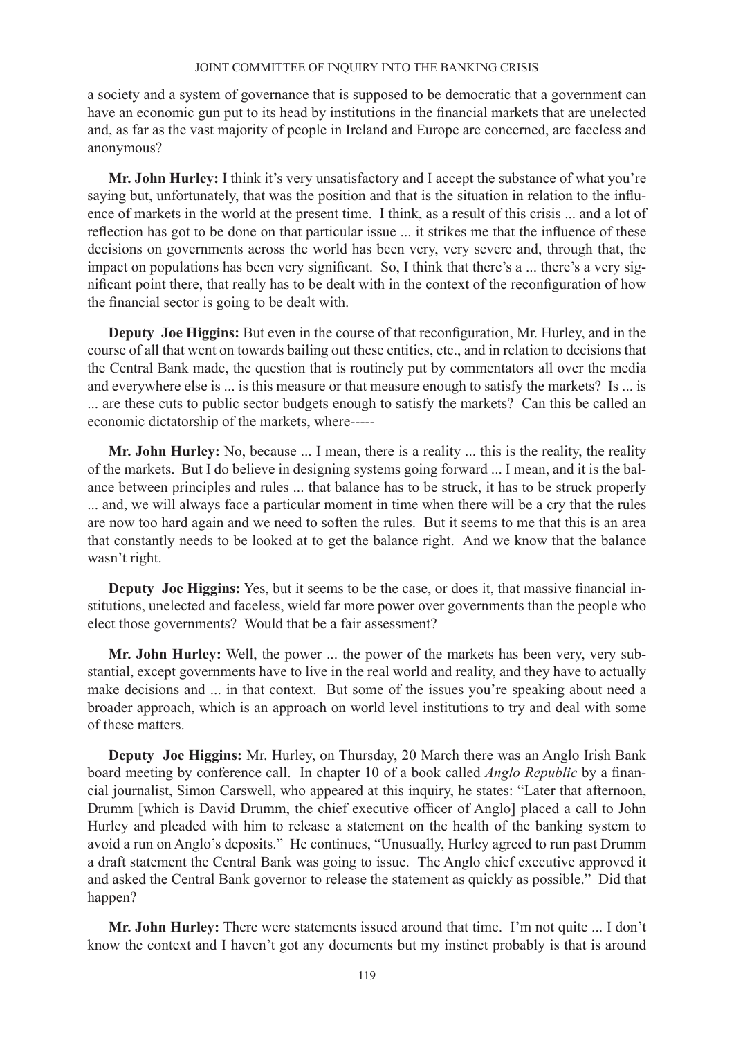a society and a system of governance that is supposed to be democratic that a government can have an economic gun put to its head by institutions in the financial markets that are unelected and, as far as the vast majority of people in Ireland and Europe are concerned, are faceless and anonymous?

**Mr. John Hurley:** I think it's very unsatisfactory and I accept the substance of what you're saying but, unfortunately, that was the position and that is the situation in relation to the influence of markets in the world at the present time. I think, as a result of this crisis ... and a lot of reflection has got to be done on that particular issue ... it strikes me that the influence of these decisions on governments across the world has been very, very severe and, through that, the impact on populations has been very significant. So, I think that there's a ... there's a very significant point there, that really has to be dealt with in the context of the reconfiguration of how the financial sector is going to be dealt with.

**Deputy Joe Higgins:** But even in the course of that reconfiguration, Mr. Hurley, and in the course of all that went on towards bailing out these entities, etc., and in relation to decisions that the Central Bank made, the question that is routinely put by commentators all over the media and everywhere else is ... is this measure or that measure enough to satisfy the markets? Is ... is ... are these cuts to public sector budgets enough to satisfy the markets? Can this be called an economic dictatorship of the markets, where-----

**Mr. John Hurley:** No, because ... I mean, there is a reality ... this is the reality, the reality of the markets. But I do believe in designing systems going forward ... I mean, and it is the balance between principles and rules ... that balance has to be struck, it has to be struck properly ... and, we will always face a particular moment in time when there will be a cry that the rules are now too hard again and we need to soften the rules. But it seems to me that this is an area that constantly needs to be looked at to get the balance right. And we know that the balance wasn't right.

**Deputy Joe Higgins:** Yes, but it seems to be the case, or does it, that massive financial institutions, unelected and faceless, wield far more power over governments than the people who elect those governments? Would that be a fair assessment?

**Mr. John Hurley:** Well, the power ... the power of the markets has been very, very substantial, except governments have to live in the real world and reality, and they have to actually make decisions and ... in that context. But some of the issues you're speaking about need a broader approach, which is an approach on world level institutions to try and deal with some of these matters.

**Deputy Joe Higgins:** Mr. Hurley, on Thursday, 20 March there was an Anglo Irish Bank board meeting by conference call. In chapter 10 of a book called *Anglo Republic* by a financial journalist, Simon Carswell, who appeared at this inquiry, he states: "Later that afternoon, Drumm [which is David Drumm, the chief executive officer of Anglo] placed a call to John Hurley and pleaded with him to release a statement on the health of the banking system to avoid a run on Anglo's deposits." He continues, "Unusually, Hurley agreed to run past Drumm a draft statement the Central Bank was going to issue. The Anglo chief executive approved it and asked the Central Bank governor to release the statement as quickly as possible." Did that happen?

**Mr. John Hurley:** There were statements issued around that time. I'm not quite ... I don't know the context and I haven't got any documents but my instinct probably is that is around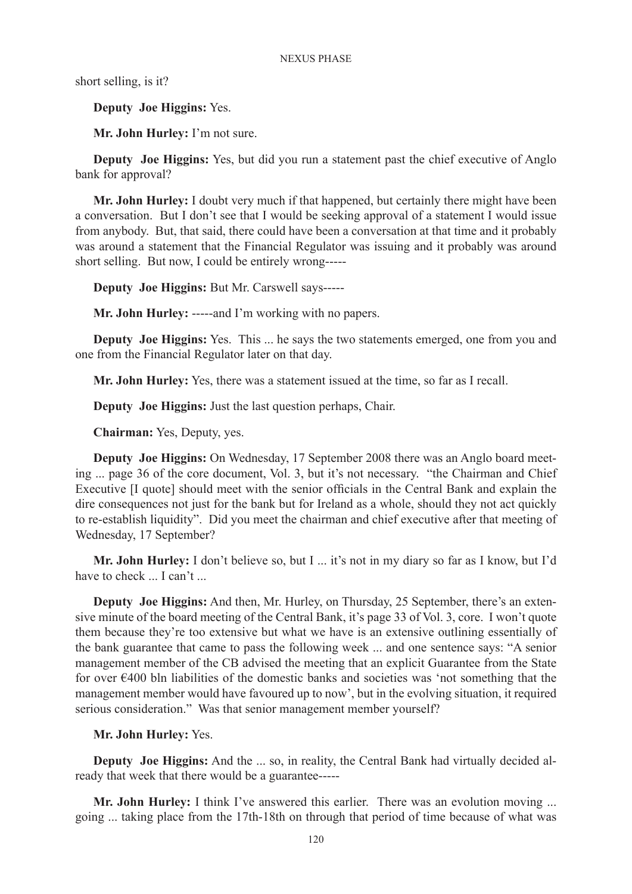short selling, is it?

**Deputy Joe Higgins:** Yes.

**Mr. John Hurley:** I'm not sure.

**Deputy Joe Higgins:** Yes, but did you run a statement past the chief executive of Anglo bank for approval?

**Mr. John Hurley:** I doubt very much if that happened, but certainly there might have been a conversation. But I don't see that I would be seeking approval of a statement I would issue from anybody. But, that said, there could have been a conversation at that time and it probably was around a statement that the Financial Regulator was issuing and it probably was around short selling. But now, I could be entirely wrong-----

**Deputy Joe Higgins:** But Mr. Carswell says-----

**Mr. John Hurley:** -----and I'm working with no papers.

**Deputy Joe Higgins:** Yes. This ... he says the two statements emerged, one from you and one from the Financial Regulator later on that day.

**Mr. John Hurley:** Yes, there was a statement issued at the time, so far as I recall.

**Deputy Joe Higgins:** Just the last question perhaps, Chair.

**Chairman:** Yes, Deputy, yes.

**Deputy Joe Higgins:** On Wednesday, 17 September 2008 there was an Anglo board meeting ... page 36 of the core document, Vol. 3, but it's not necessary. "the Chairman and Chief Executive [I quote] should meet with the senior officials in the Central Bank and explain the dire consequences not just for the bank but for Ireland as a whole, should they not act quickly to re-establish liquidity". Did you meet the chairman and chief executive after that meeting of Wednesday, 17 September?

**Mr. John Hurley:** I don't believe so, but I ... it's not in my diary so far as I know, but I'd have to check ... I can't ...

**Deputy Joe Higgins:** And then, Mr. Hurley, on Thursday, 25 September, there's an extensive minute of the board meeting of the Central Bank, it's page 33 of Vol. 3, core. I won't quote them because they're too extensive but what we have is an extensive outlining essentially of the bank guarantee that came to pass the following week ... and one sentence says: "A senior management member of the CB advised the meeting that an explicit Guarantee from the State for over €400 bln liabilities of the domestic banks and societies was 'not something that the management member would have favoured up to now', but in the evolving situation, it required serious consideration." Was that senior management member yourself?

**Mr. John Hurley:** Yes.

**Deputy Joe Higgins:** And the ... so, in reality, the Central Bank had virtually decided already that week that there would be a guarantee-----

**Mr. John Hurley:** I think I've answered this earlier. There was an evolution moving ... going ... taking place from the 17th-18th on through that period of time because of what was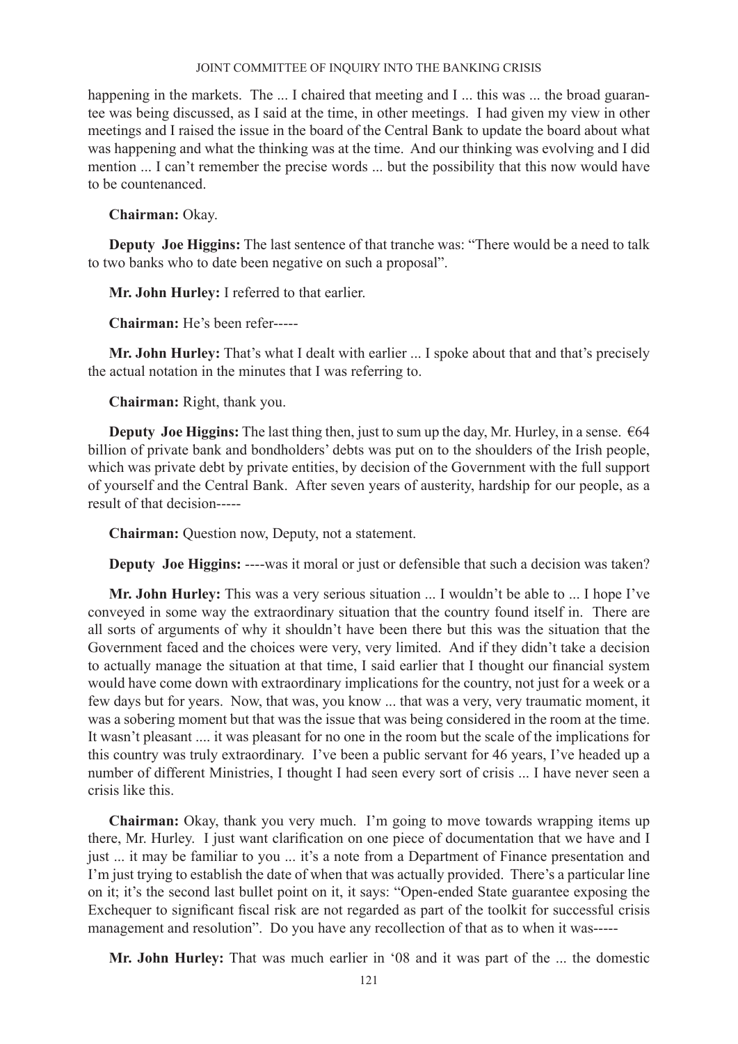happening in the markets. The ... I chaired that meeting and I ... this was ... the broad guarantee was being discussed, as I said at the time, in other meetings. I had given my view in other meetings and I raised the issue in the board of the Central Bank to update the board about what was happening and what the thinking was at the time. And our thinking was evolving and I did mention ... I can't remember the precise words ... but the possibility that this now would have to be countenanced.

**Chairman:** Okay.

**Deputy Joe Higgins:** The last sentence of that tranche was: "There would be a need to talk to two banks who to date been negative on such a proposal".

**Mr. John Hurley:** I referred to that earlier.

**Chairman:** He's been refer-----

**Mr. John Hurley:** That's what I dealt with earlier ... I spoke about that and that's precisely the actual notation in the minutes that I was referring to.

**Chairman:** Right, thank you.

**Deputy Joe Higgins:** The last thing then, just to sum up the day, Mr. Hurley, in a sense. €64 billion of private bank and bondholders' debts was put on to the shoulders of the Irish people, which was private debt by private entities, by decision of the Government with the full support of yourself and the Central Bank. After seven years of austerity, hardship for our people, as a result of that decision-----

**Chairman:** Question now, Deputy, not a statement.

**Deputy Joe Higgins:** ----was it moral or just or defensible that such a decision was taken?

**Mr. John Hurley:** This was a very serious situation ... I wouldn't be able to ... I hope I've conveyed in some way the extraordinary situation that the country found itself in. There are all sorts of arguments of why it shouldn't have been there but this was the situation that the Government faced and the choices were very, very limited. And if they didn't take a decision to actually manage the situation at that time, I said earlier that I thought our financial system would have come down with extraordinary implications for the country, not just for a week or a few days but for years. Now, that was, you know ... that was a very, very traumatic moment, it was a sobering moment but that was the issue that was being considered in the room at the time. It wasn't pleasant .... it was pleasant for no one in the room but the scale of the implications for this country was truly extraordinary. I've been a public servant for 46 years, I've headed up a number of different Ministries, I thought I had seen every sort of crisis ... I have never seen a crisis like this.

**Chairman:** Okay, thank you very much. I'm going to move towards wrapping items up there, Mr. Hurley. I just want clarification on one piece of documentation that we have and I just ... it may be familiar to you ... it's a note from a Department of Finance presentation and I'm just trying to establish the date of when that was actually provided. There's a particular line on it; it's the second last bullet point on it, it says: "Open-ended State guarantee exposing the Exchequer to significant fiscal risk are not regarded as part of the toolkit for successful crisis management and resolution". Do you have any recollection of that as to when it was-----

**Mr. John Hurley:** That was much earlier in '08 and it was part of the ... the domestic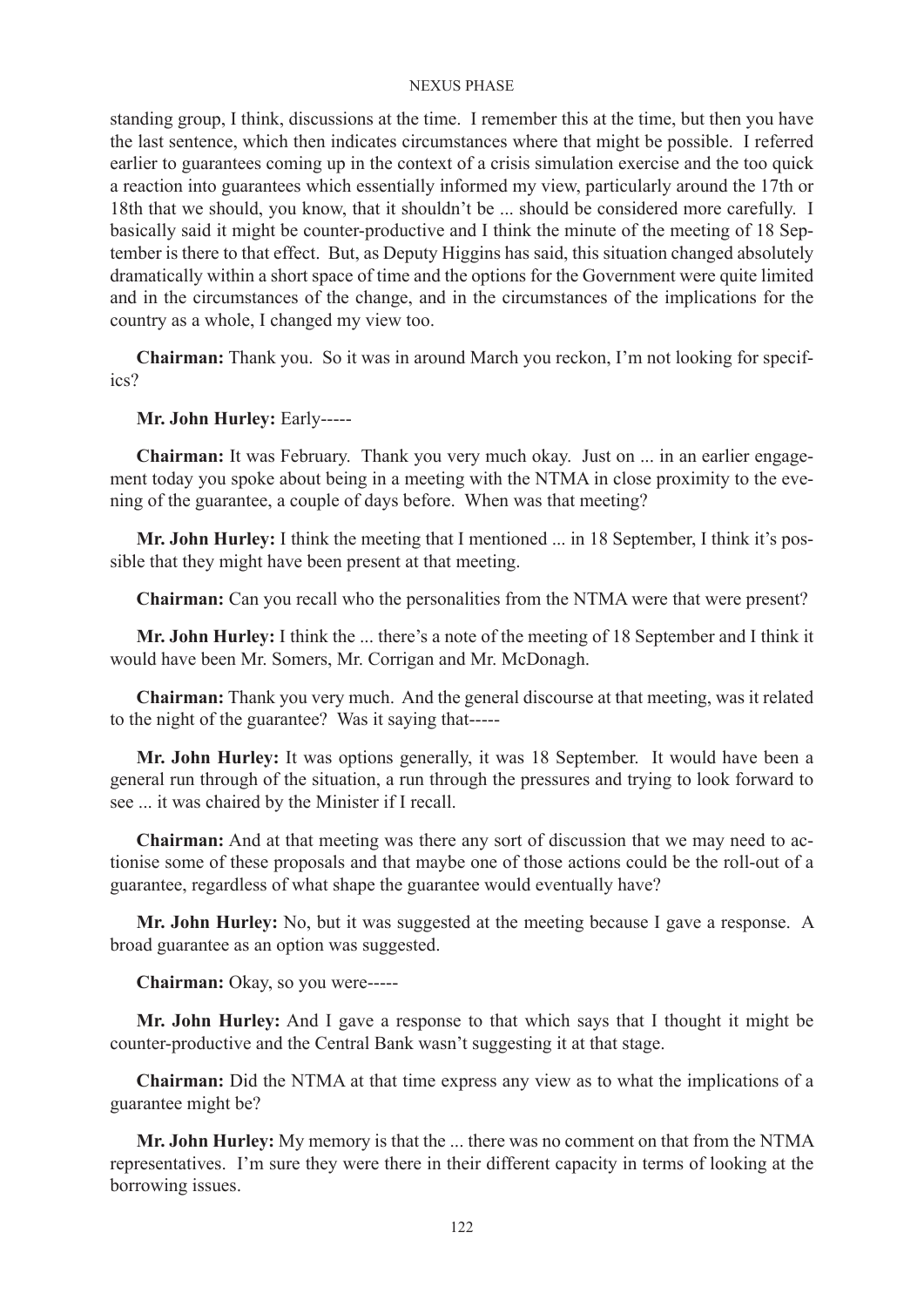standing group, I think, discussions at the time. I remember this at the time, but then you have the last sentence, which then indicates circumstances where that might be possible. I referred earlier to guarantees coming up in the context of a crisis simulation exercise and the too quick a reaction into guarantees which essentially informed my view, particularly around the 17th or 18th that we should, you know, that it shouldn't be ... should be considered more carefully. I basically said it might be counter-productive and I think the minute of the meeting of 18 September is there to that effect. But, as Deputy Higgins has said, this situation changed absolutely dramatically within a short space of time and the options for the Government were quite limited and in the circumstances of the change, and in the circumstances of the implications for the country as a whole, I changed my view too.

**Chairman:** Thank you. So it was in around March you reckon, I'm not looking for specifics?

**Mr. John Hurley:** Early-----

**Chairman:** It was February. Thank you very much okay. Just on ... in an earlier engagement today you spoke about being in a meeting with the NTMA in close proximity to the evening of the guarantee, a couple of days before. When was that meeting?

**Mr. John Hurley:** I think the meeting that I mentioned ... in 18 September, I think it's possible that they might have been present at that meeting.

**Chairman:** Can you recall who the personalities from the NTMA were that were present?

**Mr. John Hurley:** I think the ... there's a note of the meeting of 18 September and I think it would have been Mr. Somers, Mr. Corrigan and Mr. McDonagh.

**Chairman:** Thank you very much. And the general discourse at that meeting, was it related to the night of the guarantee? Was it saying that-----

**Mr. John Hurley:** It was options generally, it was 18 September. It would have been a general run through of the situation, a run through the pressures and trying to look forward to see ... it was chaired by the Minister if I recall.

**Chairman:** And at that meeting was there any sort of discussion that we may need to actionise some of these proposals and that maybe one of those actions could be the roll-out of a guarantee, regardless of what shape the guarantee would eventually have?

**Mr. John Hurley:** No, but it was suggested at the meeting because I gave a response. A broad guarantee as an option was suggested.

**Chairman:** Okay, so you were-----

**Mr. John Hurley:** And I gave a response to that which says that I thought it might be counter-productive and the Central Bank wasn't suggesting it at that stage.

**Chairman:** Did the NTMA at that time express any view as to what the implications of a guarantee might be?

**Mr. John Hurley:** My memory is that the ... there was no comment on that from the NTMA representatives. I'm sure they were there in their different capacity in terms of looking at the borrowing issues.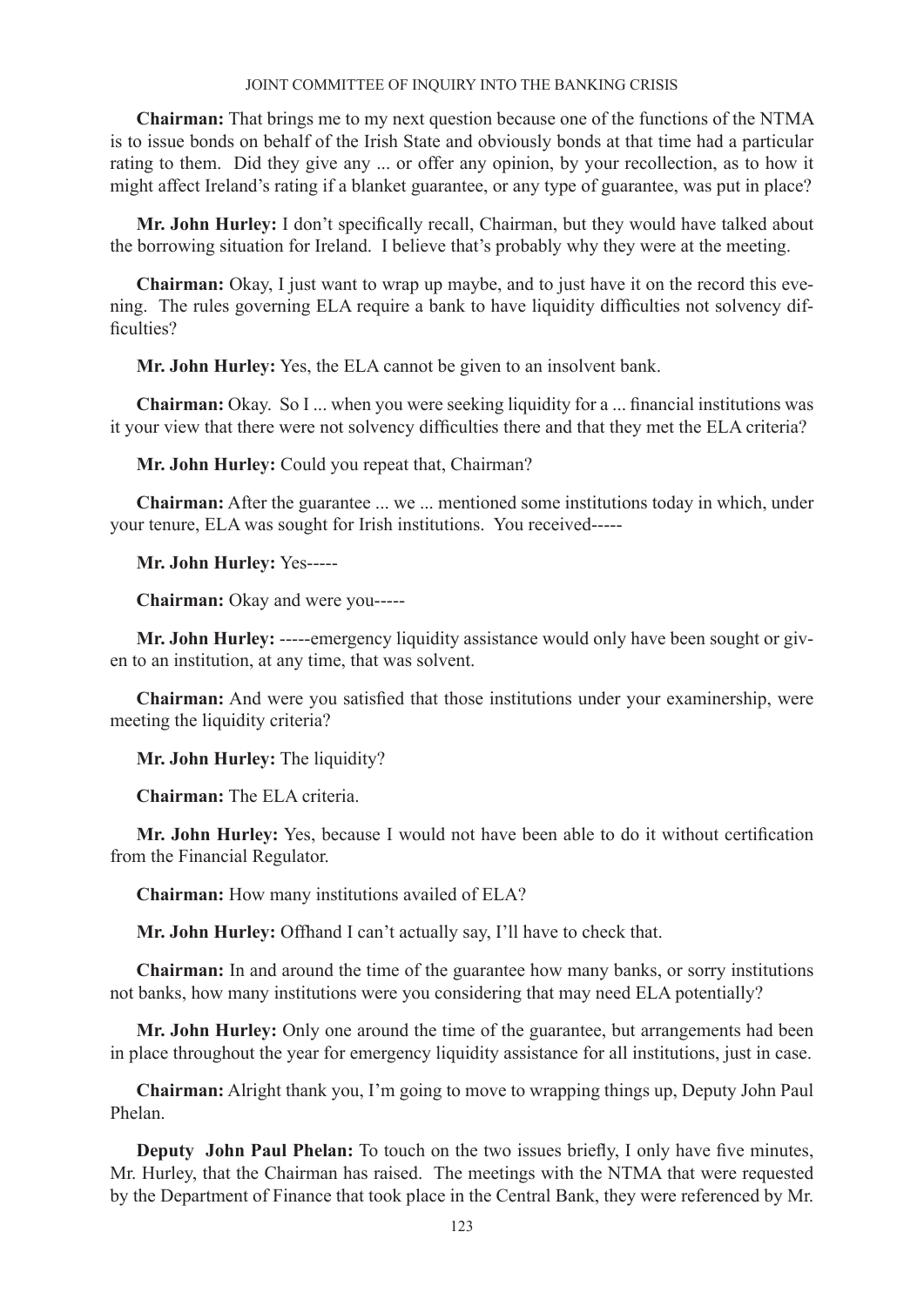**Chairman:** That brings me to my next question because one of the functions of the NTMA is to issue bonds on behalf of the Irish State and obviously bonds at that time had a particular rating to them. Did they give any ... or offer any opinion, by your recollection, as to how it might affect Ireland's rating if a blanket guarantee, or any type of guarantee, was put in place?

**Mr. John Hurley:** I don't specifically recall, Chairman, but they would have talked about the borrowing situation for Ireland. I believe that's probably why they were at the meeting.

**Chairman:** Okay, I just want to wrap up maybe, and to just have it on the record this evening. The rules governing ELA require a bank to have liquidity difficulties not solvency difficulties?

**Mr. John Hurley:** Yes, the ELA cannot be given to an insolvent bank.

**Chairman:** Okay. So I ... when you were seeking liquidity for a ... financial institutions was it your view that there were not solvency difficulties there and that they met the ELA criteria?

**Mr. John Hurley:** Could you repeat that, Chairman?

**Chairman:** After the guarantee ... we ... mentioned some institutions today in which, under your tenure, ELA was sought for Irish institutions. You received-----

**Mr. John Hurley:** Yes-----

**Chairman:** Okay and were you-----

**Mr. John Hurley:** -----emergency liquidity assistance would only have been sought or given to an institution, at any time, that was solvent.

**Chairman:** And were you satisfied that those institutions under your examinership, were meeting the liquidity criteria?

**Mr. John Hurley:** The liquidity?

**Chairman:** The ELA criteria.

**Mr. John Hurley:** Yes, because I would not have been able to do it without certification from the Financial Regulator.

**Chairman:** How many institutions availed of ELA?

**Mr. John Hurley:** Offhand I can't actually say, I'll have to check that.

**Chairman:** In and around the time of the guarantee how many banks, or sorry institutions not banks, how many institutions were you considering that may need ELA potentially?

**Mr. John Hurley:** Only one around the time of the guarantee, but arrangements had been in place throughout the year for emergency liquidity assistance for all institutions, just in case.

**Chairman:** Alright thank you, I'm going to move to wrapping things up, Deputy John Paul Phelan.

**Deputy John Paul Phelan:** To touch on the two issues briefly, I only have five minutes, Mr. Hurley, that the Chairman has raised. The meetings with the NTMA that were requested by the Department of Finance that took place in the Central Bank, they were referenced by Mr.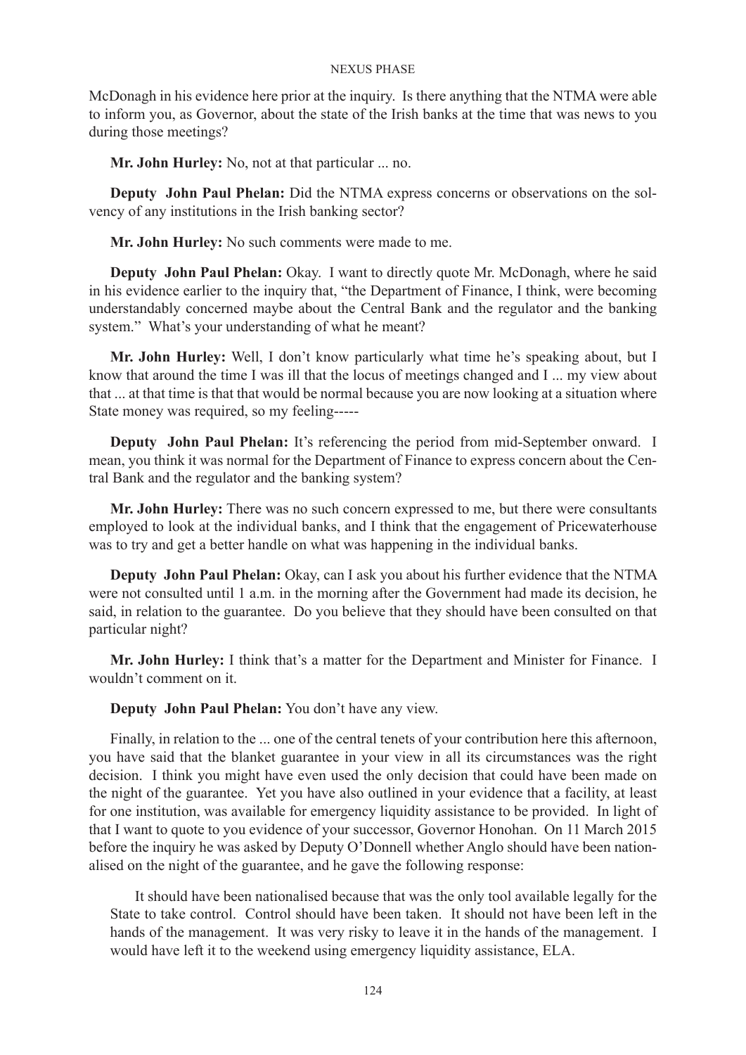McDonagh in his evidence here prior at the inquiry. Is there anything that the NTMA were able to inform you, as Governor, about the state of the Irish banks at the time that was news to you during those meetings?

**Mr. John Hurley:** No, not at that particular ... no.

**Deputy John Paul Phelan:** Did the NTMA express concerns or observations on the solvency of any institutions in the Irish banking sector?

**Mr. John Hurley:** No such comments were made to me.

**Deputy John Paul Phelan:** Okay. I want to directly quote Mr. McDonagh, where he said in his evidence earlier to the inquiry that, "the Department of Finance, I think, were becoming understandably concerned maybe about the Central Bank and the regulator and the banking system." What's your understanding of what he meant?

**Mr. John Hurley:** Well, I don't know particularly what time he's speaking about, but I know that around the time I was ill that the locus of meetings changed and I ... my view about that ... at that time is that that would be normal because you are now looking at a situation where State money was required, so my feeling-----

**Deputy John Paul Phelan:** It's referencing the period from mid-September onward. I mean, you think it was normal for the Department of Finance to express concern about the Central Bank and the regulator and the banking system?

**Mr. John Hurley:** There was no such concern expressed to me, but there were consultants employed to look at the individual banks, and I think that the engagement of Pricewaterhouse was to try and get a better handle on what was happening in the individual banks.

**Deputy John Paul Phelan:** Okay, can I ask you about his further evidence that the NTMA were not consulted until 1 a.m. in the morning after the Government had made its decision, he said, in relation to the guarantee. Do you believe that they should have been consulted on that particular night?

**Mr. John Hurley:** I think that's a matter for the Department and Minister for Finance. I wouldn't comment on it.

**Deputy John Paul Phelan:** You don't have any view.

Finally, in relation to the ... one of the central tenets of your contribution here this afternoon, you have said that the blanket guarantee in your view in all its circumstances was the right decision. I think you might have even used the only decision that could have been made on the night of the guarantee. Yet you have also outlined in your evidence that a facility, at least for one institution, was available for emergency liquidity assistance to be provided. In light of that I want to quote to you evidence of your successor, Governor Honohan. On 11 March 2015 before the inquiry he was asked by Deputy O'Donnell whether Anglo should have been nationalised on the night of the guarantee, and he gave the following response:

> It should have been nationalised because that was the only tool available legally for the State to take control. Control should have been taken. It should not have been left in the hands of the management. It was very risky to leave it in the hands of the management. I would have left it to the weekend using emergency liquidity assistance, ELA.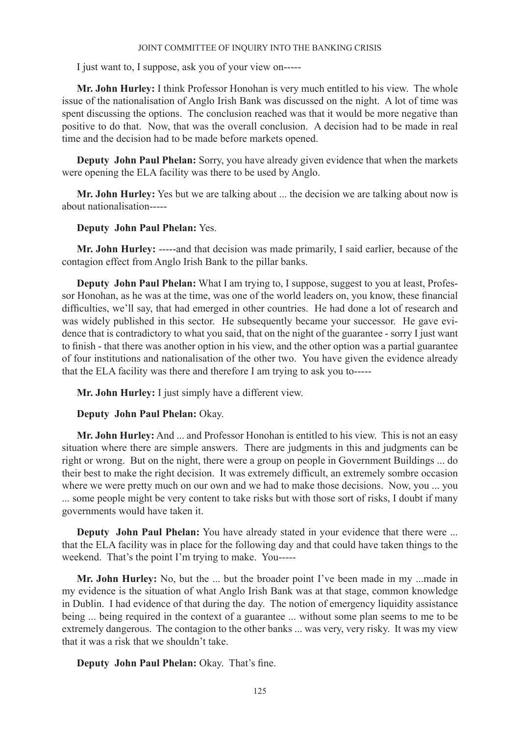I just want to, I suppose, ask you of your view on-----

**Mr. John Hurley:** I think Professor Honohan is very much entitled to his view. The whole issue of the nationalisation of Anglo Irish Bank was discussed on the night. A lot of time was spent discussing the options. The conclusion reached was that it would be more negative than positive to do that. Now, that was the overall conclusion. A decision had to be made in real time and the decision had to be made before markets opened.

**Deputy John Paul Phelan:** Sorry, you have already given evidence that when the markets were opening the ELA facility was there to be used by Anglo.

**Mr. John Hurley:** Yes but we are talking about ... the decision we are talking about now is about nationalisation-----

**Deputy John Paul Phelan:** Yes.

**Mr. John Hurley:** -----and that decision was made primarily, I said earlier, because of the contagion effect from Anglo Irish Bank to the pillar banks.

**Deputy John Paul Phelan:** What I am trying to, I suppose, suggest to you at least, Professor Honohan, as he was at the time, was one of the world leaders on, you know, these financial difficulties, we'll say, that had emerged in other countries. He had done a lot of research and was widely published in this sector. He subsequently became your successor. He gave evidence that is contradictory to what you said, that on the night of the guarantee - sorry I just want to finish - that there was another option in his view, and the other option was a partial guarantee of four institutions and nationalisation of the other two. You have given the evidence already that the ELA facility was there and therefore I am trying to ask you to-----

**Mr. John Hurley:** I just simply have a different view.

**Deputy John Paul Phelan:** Okay.

**Mr. John Hurley:** And ... and Professor Honohan is entitled to his view. This is not an easy situation where there are simple answers. There are judgments in this and judgments can be right or wrong. But on the night, there were a group on people in Government Buildings ... do their best to make the right decision. It was extremely difficult, an extremely sombre occasion where we were pretty much on our own and we had to make those decisions. Now, you ... you ... some people might be very content to take risks but with those sort of risks, I doubt if many governments would have taken it.

**Deputy John Paul Phelan:** You have already stated in your evidence that there were ... that the ELA facility was in place for the following day and that could have taken things to the weekend. That's the point I'm trying to make. You-----

**Mr. John Hurley:** No, but the ... but the broader point I've been made in my ...made in my evidence is the situation of what Anglo Irish Bank was at that stage, common knowledge in Dublin. I had evidence of that during the day. The notion of emergency liquidity assistance being ... being required in the context of a guarantee ... without some plan seems to me to be extremely dangerous. The contagion to the other banks ... was very, very risky. It was my view that it was a risk that we shouldn't take.

**Deputy John Paul Phelan:** Okay. That's fine.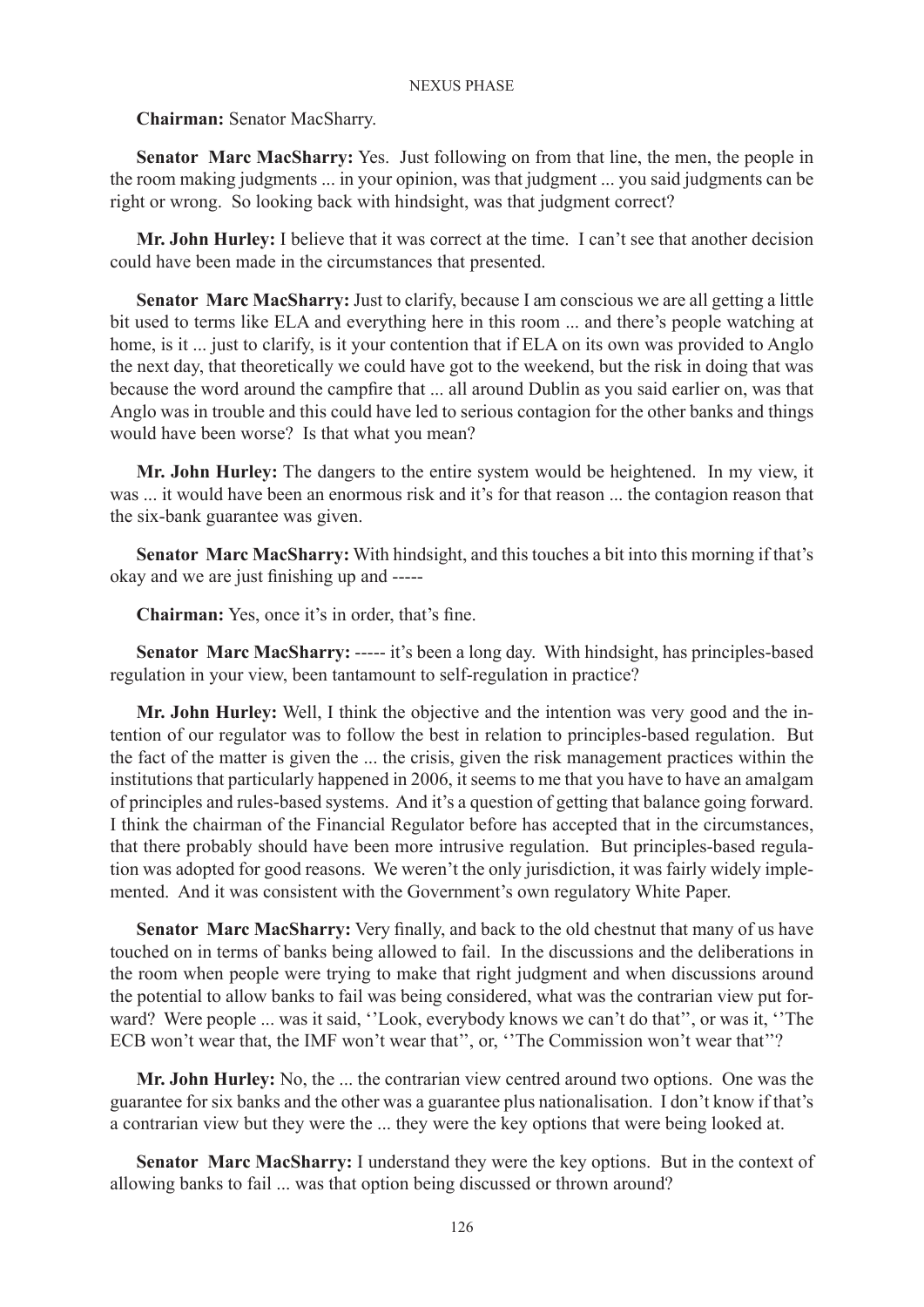**Chairman:** Senator MacSharry.

**Senator Marc MacSharry:** Yes. Just following on from that line, the men, the people in the room making judgments ... in your opinion, was that judgment ... you said judgments can be right or wrong. So looking back with hindsight, was that judgment correct?

**Mr. John Hurley:** I believe that it was correct at the time. I can't see that another decision could have been made in the circumstances that presented.

**Senator Marc MacSharry:** Just to clarify, because I am conscious we are all getting a little bit used to terms like ELA and everything here in this room ... and there's people watching at home, is it ... just to clarify, is it your contention that if ELA on its own was provided to Anglo the next day, that theoretically we could have got to the weekend, but the risk in doing that was because the word around the campfire that ... all around Dublin as you said earlier on, was that Anglo was in trouble and this could have led to serious contagion for the other banks and things would have been worse? Is that what you mean?

**Mr. John Hurley:** The dangers to the entire system would be heightened. In my view, it was ... it would have been an enormous risk and it's for that reason ... the contagion reason that the six-bank guarantee was given.

**Senator Marc MacSharry:** With hindsight, and this touches a bit into this morning if that's okay and we are just finishing up and -----

**Chairman:** Yes, once it's in order, that's fine.

**Senator Marc MacSharry:** ----- it's been a long day. With hindsight, has principles-based regulation in your view, been tantamount to self-regulation in practice?

**Mr. John Hurley:** Well, I think the objective and the intention was very good and the intention of our regulator was to follow the best in relation to principles-based regulation. But the fact of the matter is given the ... the crisis, given the risk management practices within the institutions that particularly happened in 2006, it seems to me that you have to have an amalgam of principles and rules-based systems. And it's a question of getting that balance going forward. I think the chairman of the Financial Regulator before has accepted that in the circumstances, that there probably should have been more intrusive regulation. But principles-based regulation was adopted for good reasons. We weren't the only jurisdiction, it was fairly widely implemented. And it was consistent with the Government's own regulatory White Paper.

**Senator Marc MacSharry:** Very finally, and back to the old chestnut that many of us have touched on in terms of banks being allowed to fail. In the discussions and the deliberations in the room when people were trying to make that right judgment and when discussions around the potential to allow banks to fail was being considered, what was the contrarian view put forward? Were people ... was it said, ''Look, everybody knows we can't do that'', or was it, ''The ECB won't wear that, the IMF won't wear that'', or, ''The Commission won't wear that''?

**Mr. John Hurley:** No, the ... the contrarian view centred around two options. One was the guarantee for six banks and the other was a guarantee plus nationalisation. I don't know if that's a contrarian view but they were the ... they were the key options that were being looked at.

**Senator Marc MacSharry:** I understand they were the key options. But in the context of allowing banks to fail ... was that option being discussed or thrown around?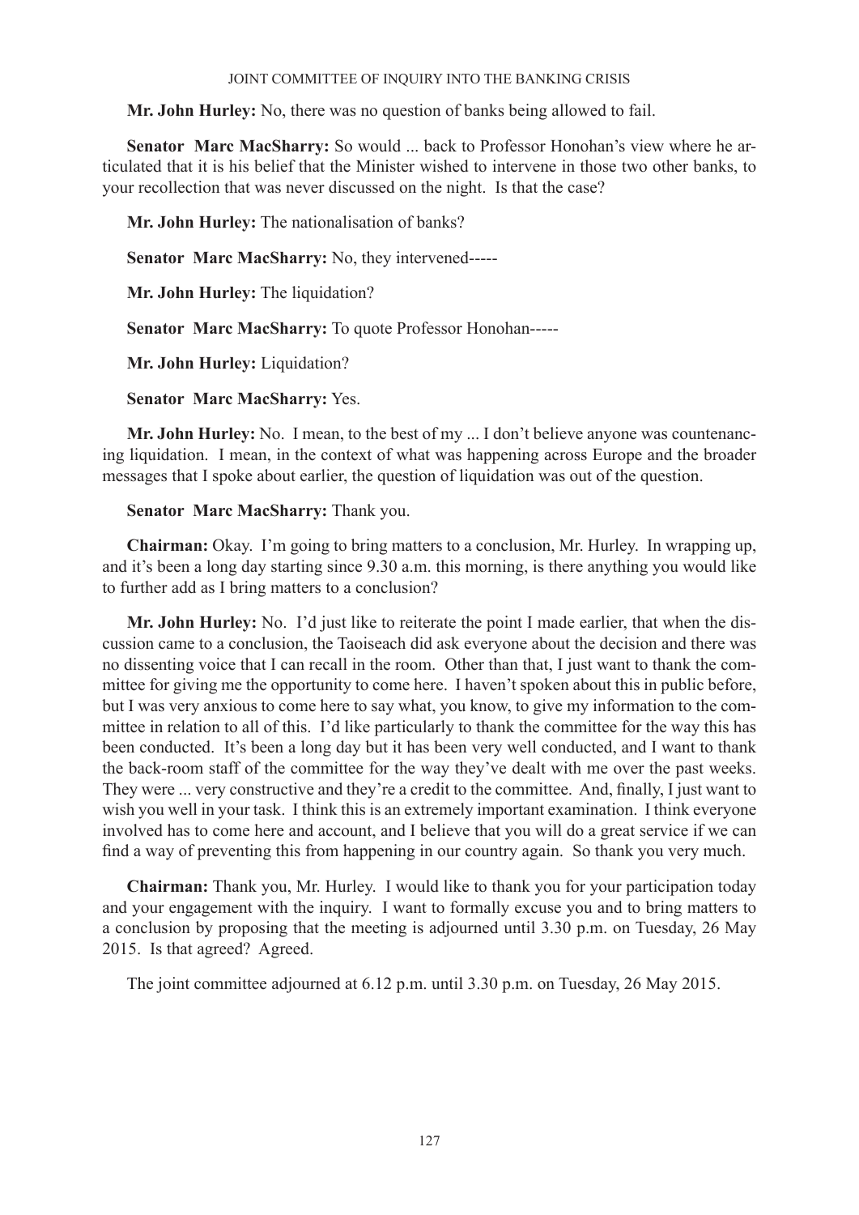**Mr. John Hurley:** No, there was no question of banks being allowed to fail.

**Senator Marc MacSharry:** So would ... back to Professor Honohan's view where he articulated that it is his belief that the Minister wished to intervene in those two other banks, to your recollection that was never discussed on the night. Is that the case?

**Mr. John Hurley:** The nationalisation of banks?

**Senator Marc MacSharry:** No, they intervened-----

**Mr. John Hurley:** The liquidation?

**Senator Marc MacSharry:** To quote Professor Honohan-----

**Mr. John Hurley:** Liquidation?

**Senator Marc MacSharry:** Yes.

**Mr. John Hurley:** No. I mean, to the best of my ... I don't believe anyone was countenancing liquidation. I mean, in the context of what was happening across Europe and the broader messages that I spoke about earlier, the question of liquidation was out of the question.

**Senator Marc MacSharry:** Thank you.

**Chairman:** Okay. I'm going to bring matters to a conclusion, Mr. Hurley. In wrapping up, and it's been a long day starting since 9.30 a.m. this morning, is there anything you would like to further add as I bring matters to a conclusion?

**Mr. John Hurley:** No. I'd just like to reiterate the point I made earlier, that when the discussion came to a conclusion, the Taoiseach did ask everyone about the decision and there was no dissenting voice that I can recall in the room. Other than that, I just want to thank the committee for giving me the opportunity to come here. I haven't spoken about this in public before, but I was very anxious to come here to say what, you know, to give my information to the committee in relation to all of this. I'd like particularly to thank the committee for the way this has been conducted. It's been a long day but it has been very well conducted, and I want to thank the back-room staff of the committee for the way they've dealt with me over the past weeks. They were ... very constructive and they're a credit to the committee. And, finally, I just want to wish you well in your task. I think this is an extremely important examination. I think everyone involved has to come here and account, and I believe that you will do a great service if we can find a way of preventing this from happening in our country again. So thank you very much.

**Chairman:** Thank you, Mr. Hurley. I would like to thank you for your participation today and your engagement with the inquiry. I want to formally excuse you and to bring matters to a conclusion by proposing that the meeting is adjourned until 3.30 p.m. on Tuesday, 26 May 2015. Is that agreed? Agreed.

The joint committee adjourned at 6.12 p.m. until 3.30 p.m. on Tuesday, 26 May 2015.